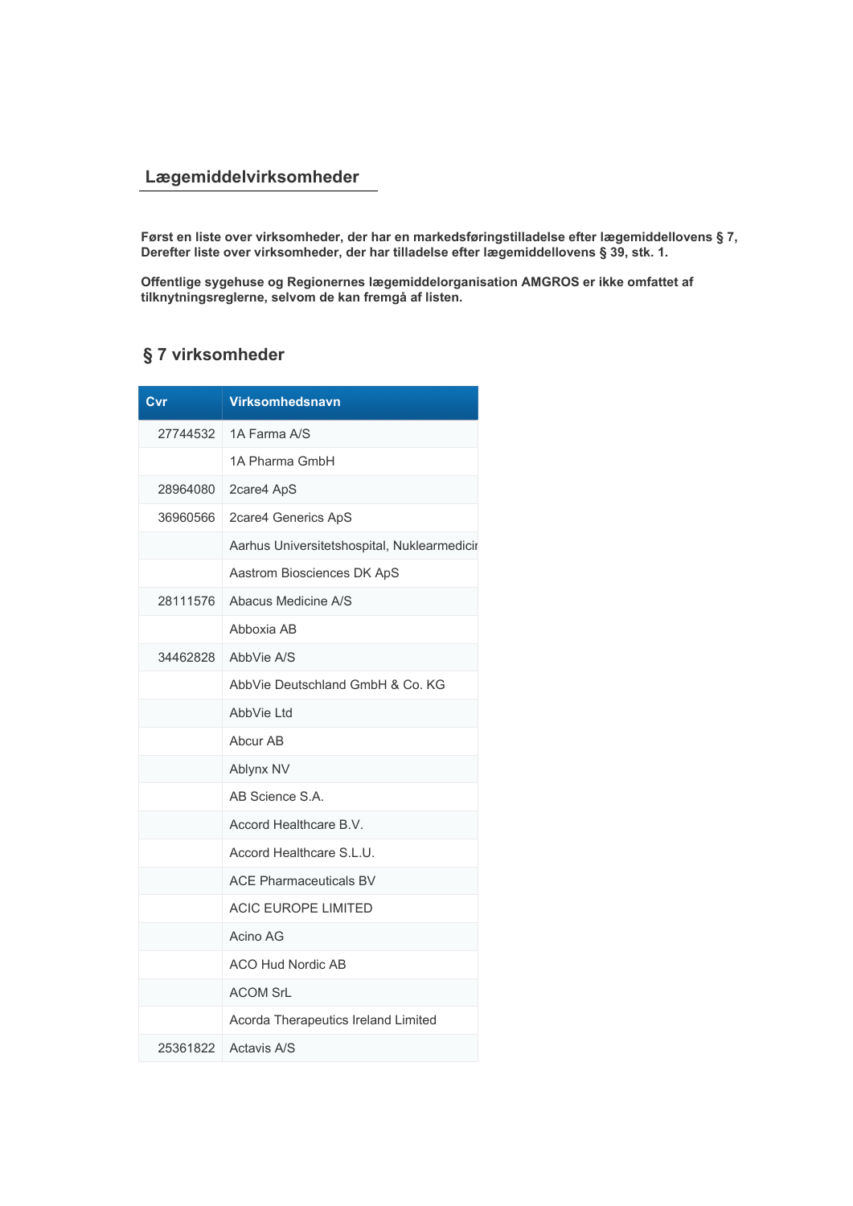## Lægemiddelvirksomheder

**Først en liste over virksomheder, der har en markedsføringstilladelse efter lægemiddellovens § 7, Derefter liste over virksomheder, der har tilladelse efter lægemiddellovens § 39, stk. 1.**

**Offentlige sygehuse og Regionernes lægemiddelorganisation AMGROS er ikke omfattet af tilknytningsreglerne, selvom de kan fremgå af listen.**

### § 7 virksomheder

| Cvr | Virksomhedsnavn |
|---|---|
| 27744532 | 1A Farma A/S |
| | 1A Pharma GmbH |
| 28964080 | 2care4 ApS |
| 36960566 | 2care4 Generics ApS |
| | Aarhus Universitetshospital, Nuklearmedicir |
| | Aastrom Biosciences DK ApS |
| 28111576 | Abacus Medicine A/S |
| | Abboxia AB |
| 34462828 | AbbVie A/S |
| | AbbVie Deutschland GmbH & Co. KG |
| | AbbVie Ltd |
| | Abcur AB |
| | Ablynx NV |
| | AB Science S.A. |
| | Accord Healthcare B.V. |
| | Accord Healthcare S.L.U. |
| | ACE Pharmaceuticals BV |
| | ACIC EUROPE LIMITED |
| | Acino AG |
| | ACO Hud Nordic AB |
| | ACOM SrL |
| | Acorda Therapeutics Ireland Limited |
| 25361822 | Actavis A/S |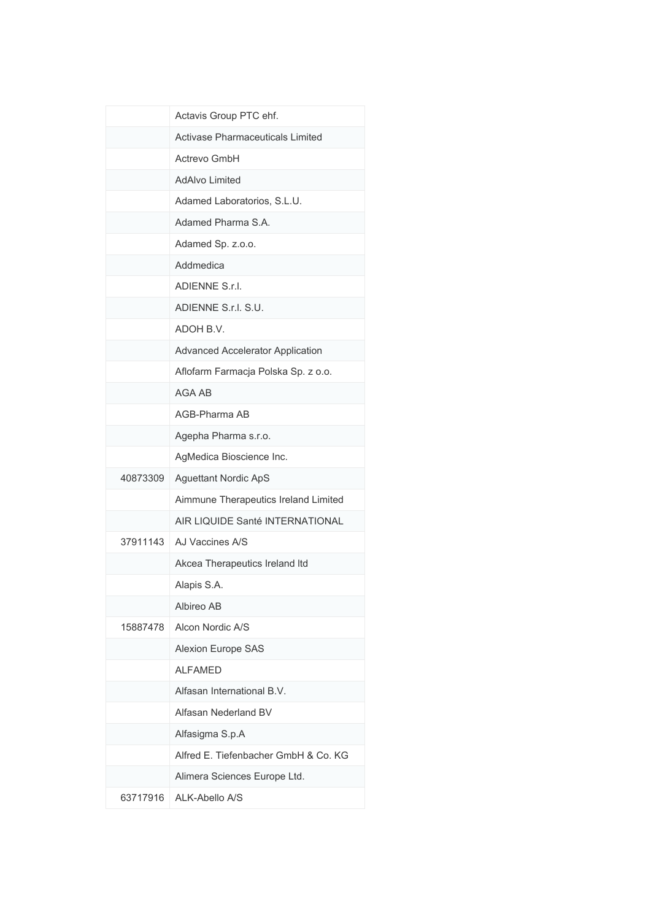| | |
|---|---|
| | Actavis Group PTC ehf. |
| | Activase Pharmaceuticals Limited |
| | Actrevo GmbH |
| | AdAlvo Limited |
| | Adamed Laboratorios, S.L.U. |
| | Adamed Pharma S.A. |
| | Adamed Sp. z.o.o. |
| | Addmedica |
| | ADIENNE S.r.l. |
| | ADIENNE S.r.l. S.U. |
| | ADOH B.V. |
| | Advanced Accelerator Application |
| | Aflofarm Farmacja Polska Sp. z o.o. |
| | AGA AB |
| | AGB-Pharma AB |
| | Agepha Pharma s.r.o. |
| | AgMedica Bioscience Inc. |
| 40873309 | Aguettant Nordic ApS |
| | Aimmune Therapeutics Ireland Limited |
| | AIR LIQUIDE Santé INTERNATIONAL |
| 37911143 | AJ Vaccines A/S |
| | Akcea Therapeutics Ireland ltd |
| | Alapis S.A. |
| | Albireo AB |
| 15887478 | Alcon Nordic A/S |
| | Alexion Europe SAS |
| | ALFAMED |
| | Alfasan International B.V. |
| | Alfasan Nederland BV |
| | Alfasigma S.p.A |
| | Alfred E. Tiefenbacher GmbH & Co. KG |
| | Alimera Sciences Europe Ltd. |
| 63717916 | ALK-Abello A/S |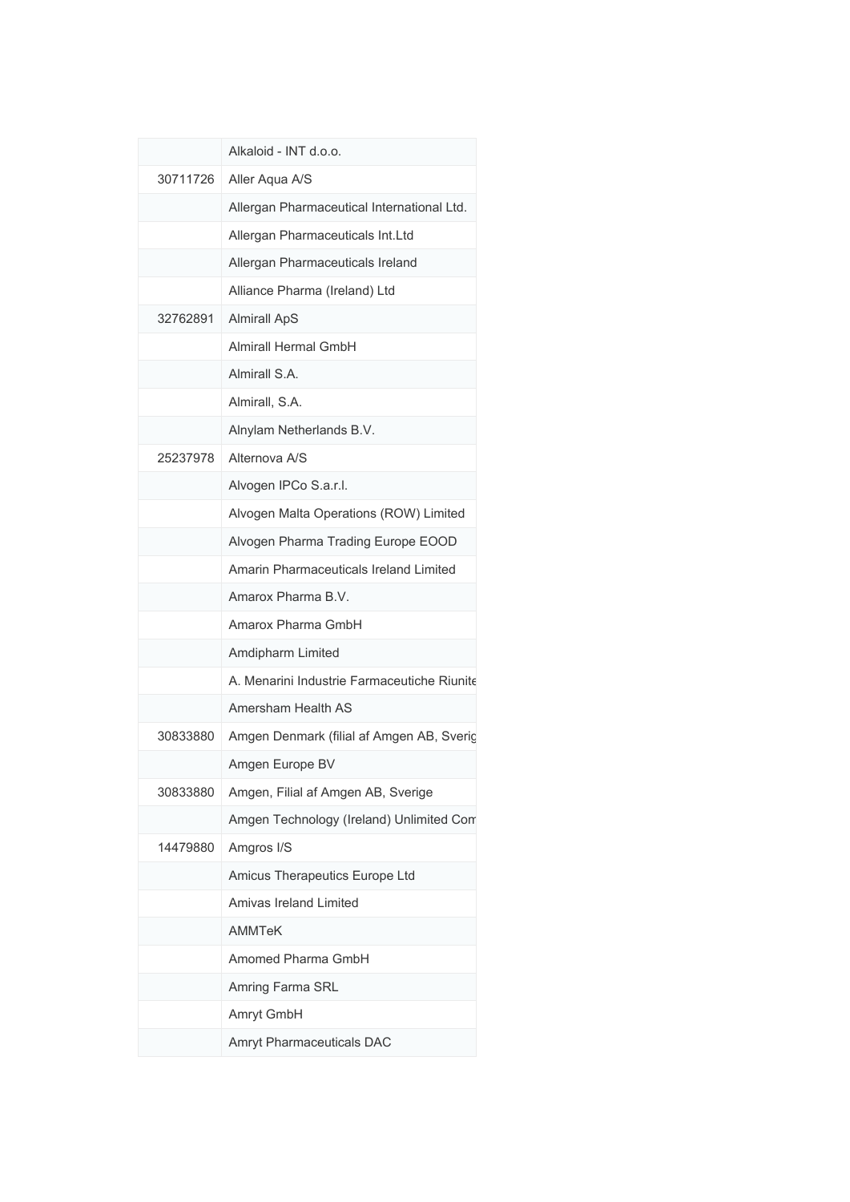| | |
|---|---|
| | Alkaloid - INT d.o.o. |
| 30711726 | Aller Aqua A/S |
| | Allergan Pharmaceutical International Ltd. |
| | Allergan Pharmaceuticals Int.Ltd |
| | Allergan Pharmaceuticals Ireland |
| | Alliance Pharma (Ireland) Ltd |
| 32762891 | Almirall ApS |
| | Almirall Hermal GmbH |
| | Almirall S.A. |
| | Almirall, S.A. |
| | Alnylam Netherlands B.V. |
| 25237978 | Alternova A/S |
| | Alvogen IPCo S.a.r.l. |
| | Alvogen Malta Operations (ROW) Limited |
| | Alvogen Pharma Trading Europe EOOD |
| | Amarin Pharmaceuticals Ireland Limited |
| | Amarox Pharma B.V. |
| | Amarox Pharma GmbH |
| | Amdipharm Limited |
| | A. Menarini Industrie Farmaceutiche Riunite |
| | Amersham Health AS |
| 30833880 | Amgen Denmark (filial af Amgen AB, Sverig |
| | Amgen Europe BV |
| 30833880 | Amgen, Filial af Amgen AB, Sverige |
| | Amgen Technology (Ireland) Unlimited Com |
| 14479880 | Amgros I/S |
| | Amicus Therapeutics Europe Ltd |
| | Amivas Ireland Limited |
| | AMMTeK |
| | Amomed Pharma GmbH |
| | Amring Farma SRL |
| | Amryt GmbH |
| | Amryt Pharmaceuticals DAC |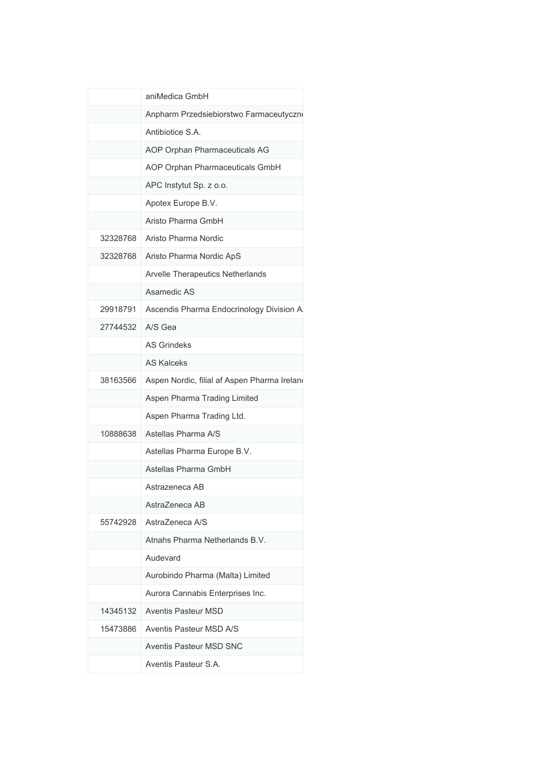| | |
|---|---|
| | aniMedica GmbH |
| | Anpharm Przedsiebiorstwo Farmaceutyczn |
| | Antibiotice S.A. |
| | AOP Orphan Pharmaceuticals AG |
| | AOP Orphan Pharmaceuticals GmbH |
| | APC Instytut Sp. z o.o. |
| | Apotex Europe B.V. |
| | Aristo Pharma GmbH |
| 32328768 | Aristo Pharma Nordic |
| 32328768 | Aristo Pharma Nordic ApS |
| | Arvelle Therapeutics Netherlands |
| | Asamedic AS |
| 29918791 | Ascendis Pharma Endocrinology Division A |
| 27744532 | A/S Gea |
| | AS Grindeks |
| | AS Kalceks |
| 38163566 | Aspen Nordic, filial af Aspen Pharma Irelan |
| | Aspen Pharma Trading Limited |
| | Aspen Pharma Trading Ltd. |
| 10888638 | Astellas Pharma A/S |
| | Astellas Pharma Europe B.V. |
| | Astellas Pharma GmbH |
| | Astrazeneca AB |
| | AstraZeneca AB |
| 55742928 | AstraZeneca A/S |
| | Atnahs Pharma Netherlands B.V. |
| | Audevard |
| | Aurobindo Pharma (Malta) Limited |
| | Aurora Cannabis Enterprises Inc. |
| 14345132 | Aventis Pasteur MSD |
| 15473886 | Aventis Pasteur MSD A/S |
| | Aventis Pasteur MSD SNC |
| | Aventis Pasteur S.A. |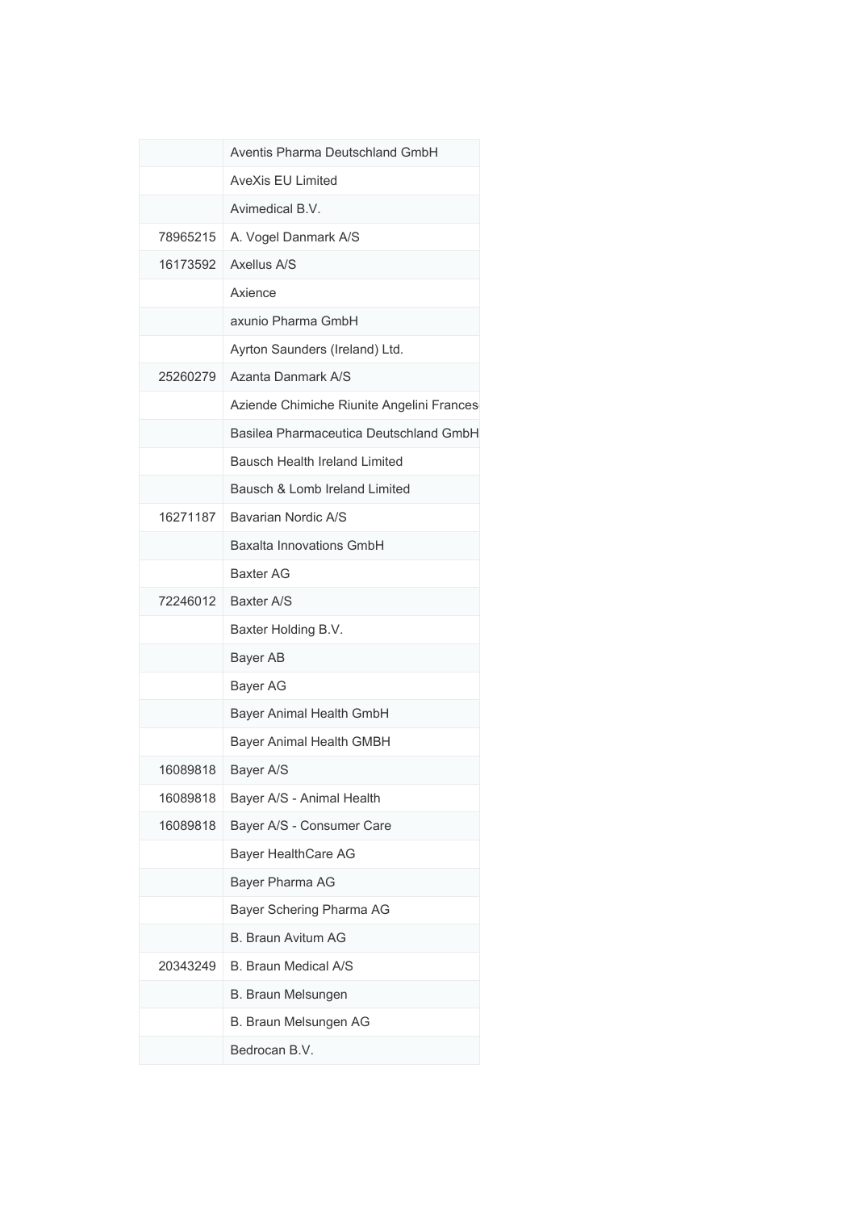| | |
|---|---|
| | Aventis Pharma Deutschland GmbH |
| | AveXis EU Limited |
| | Avimedical B.V. |
| 78965215 | A. Vogel Danmark A/S |
| 16173592 | Axellus A/S |
| | Axience |
| | axunio Pharma GmbH |
| | Ayrton Saunders (Ireland) Ltd. |
| 25260279 | Azanta Danmark A/S |
| | Aziende Chimiche Riunite Angelini Frances |
| | Basilea Pharmaceutica Deutschland GmbH |
| | Bausch Health Ireland Limited |
| | Bausch & Lomb Ireland Limited |
| 16271187 | Bavarian Nordic A/S |
| | Baxalta Innovations GmbH |
| | Baxter AG |
| 72246012 | Baxter A/S |
| | Baxter Holding B.V. |
| | Bayer AB |
| | Bayer AG |
| | Bayer Animal Health GmbH |
| | Bayer Animal Health GMBH |
| 16089818 | Bayer A/S |
| 16089818 | Bayer A/S - Animal Health |
| 16089818 | Bayer A/S - Consumer Care |
| | Bayer HealthCare AG |
| | Bayer Pharma AG |
| | Bayer Schering Pharma AG |
| | B. Braun Avitum AG |
| 20343249 | B. Braun Medical A/S |
| | B. Braun Melsungen |
| | B. Braun Melsungen AG |
| | Bedrocan B.V. |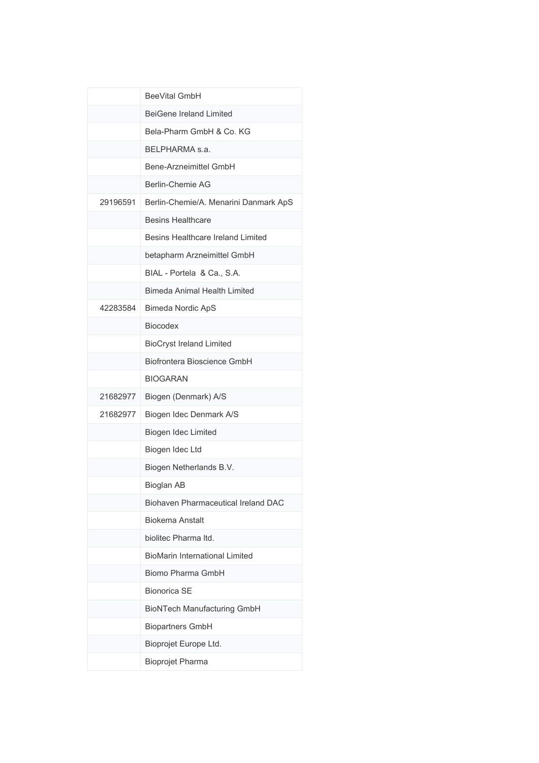| | |
|---|---|
| | BeeVital GmbH |
| | BeiGene Ireland Limited |
| | Bela-Pharm GmbH & Co. KG |
| | BELPHARMA s.a. |
| | Bene-Arzneimittel GmbH |
| | Berlin-Chemie AG |
| 29196591 | Berlin-Chemie/A. Menarini Danmark ApS |
| | Besins Healthcare |
| | Besins Healthcare Ireland Limited |
| | betapharm Arzneimittel GmbH |
| | BIAL - Portela & Ca., S.A. |
| | Bimeda Animal Health Limited |
| 42283584 | Bimeda Nordic ApS |
| | Biocodex |
| | BioCryst Ireland Limited |
| | Biofrontera Bioscience GmbH |
| | BIOGARAN |
| 21682977 | Biogen (Denmark) A/S |
| 21682977 | Biogen Idec Denmark A/S |
| | Biogen Idec Limited |
| | Biogen Idec Ltd |
| | Biogen Netherlands B.V. |
| | Bioglan AB |
| | Biohaven Pharmaceutical Ireland DAC |
| | Biokema Anstalt |
| | biolitec Pharma ltd. |
| | BioMarin International Limited |
| | Biomo Pharma GmbH |
| | Bionorica SE |
| | BioNTech Manufacturing GmbH |
| | Biopartners GmbH |
| | Bioprojet Europe Ltd. |
| | Bioprojet Pharma |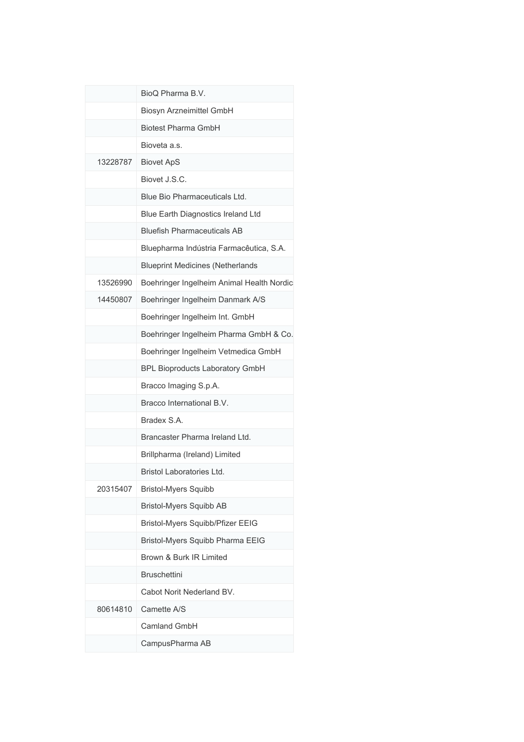| | |
|---|---|
| | BioQ Pharma B.V. |
| | Biosyn Arzneimittel GmbH |
| | Biotest Pharma GmbH |
| | Bioveta a.s. |
| 13228787 | Biovet ApS |
| | Biovet J.S.C. |
| | Blue Bio Pharmaceuticals Ltd. |
| | Blue Earth Diagnostics Ireland Ltd |
| | Bluefish Pharmaceuticals AB |
| | Bluepharma Indústria Farmacêutica, S.A. |
| | Blueprint Medicines (Netherlands |
| 13526990 | Boehringer Ingelheim Animal Health Nordic |
| 14450807 | Boehringer Ingelheim Danmark A/S |
| | Boehringer Ingelheim Int. GmbH |
| | Boehringer Ingelheim Pharma GmbH & Co. |
| | Boehringer Ingelheim Vetmedica GmbH |
| | BPL Bioproducts Laboratory GmbH |
| | Bracco Imaging S.p.A. |
| | Bracco International B.V. |
| | Bradex S.A. |
| | Brancaster Pharma Ireland Ltd. |
| | Brillpharma (Ireland) Limited |
| | Bristol Laboratories Ltd. |
| 20315407 | Bristol-Myers Squibb |
| | Bristol-Myers Squibb AB |
| | Bristol-Myers Squibb/Pfizer EEIG |
| | Bristol-Myers Squibb Pharma EEIG |
| | Brown & Burk IR Limited |
| | Bruschettini |
| | Cabot Norit Nederland BV. |
| 80614810 | Camette A/S |
| | Camland GmbH |
| | CampusPharma AB |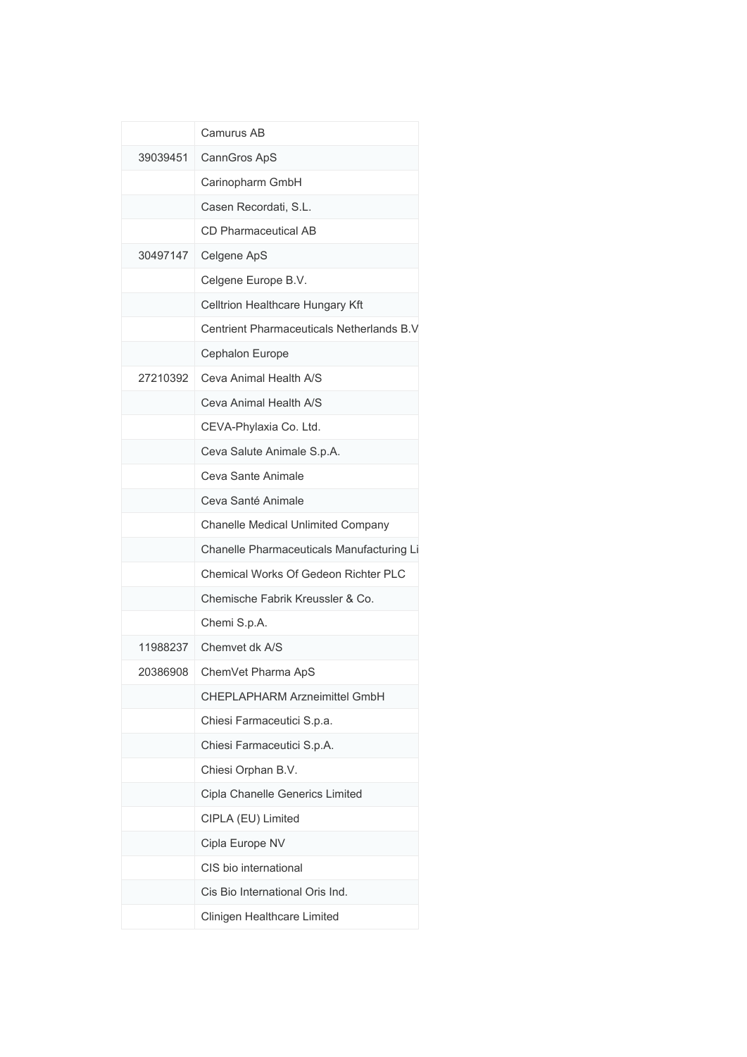| | |
|---|---|
| | Camurus AB |
| 39039451 | CannGros ApS |
| | Carinopharm GmbH |
| | Casen Recordati, S.L. |
| | CD Pharmaceutical AB |
| 30497147 | Celgene ApS |
| | Celgene Europe B.V. |
| | Celltrion Healthcare Hungary Kft |
| | Centrient Pharmaceuticals Netherlands B.V |
| | Cephalon Europe |
| 27210392 | Ceva Animal Health A/S |
| | Ceva Animal Health A/S |
| | CEVA-Phylaxia Co. Ltd. |
| | Ceva Salute Animale S.p.A. |
| | Ceva Sante Animale |
| | Ceva Santé Animale |
| | Chanelle Medical Unlimited Company |
| | Chanelle Pharmaceuticals Manufacturing Li |
| | Chemical Works Of Gedeon Richter PLC |
| | Chemische Fabrik Kreussler & Co. |
| | Chemi S.p.A. |
| 11988237 | Chemvet dk A/S |
| 20386908 | ChemVet Pharma ApS |
| | CHEPLAPHARM Arzneimittel GmbH |
| | Chiesi Farmaceutici S.p.a. |
| | Chiesi Farmaceutici S.p.A. |
| | Chiesi Orphan B.V. |
| | Cipla Chanelle Generics Limited |
| | CIPLA (EU) Limited |
| | Cipla Europe NV |
| | CIS bio international |
| | Cis Bio International Oris Ind. |
| | Clinigen Healthcare Limited |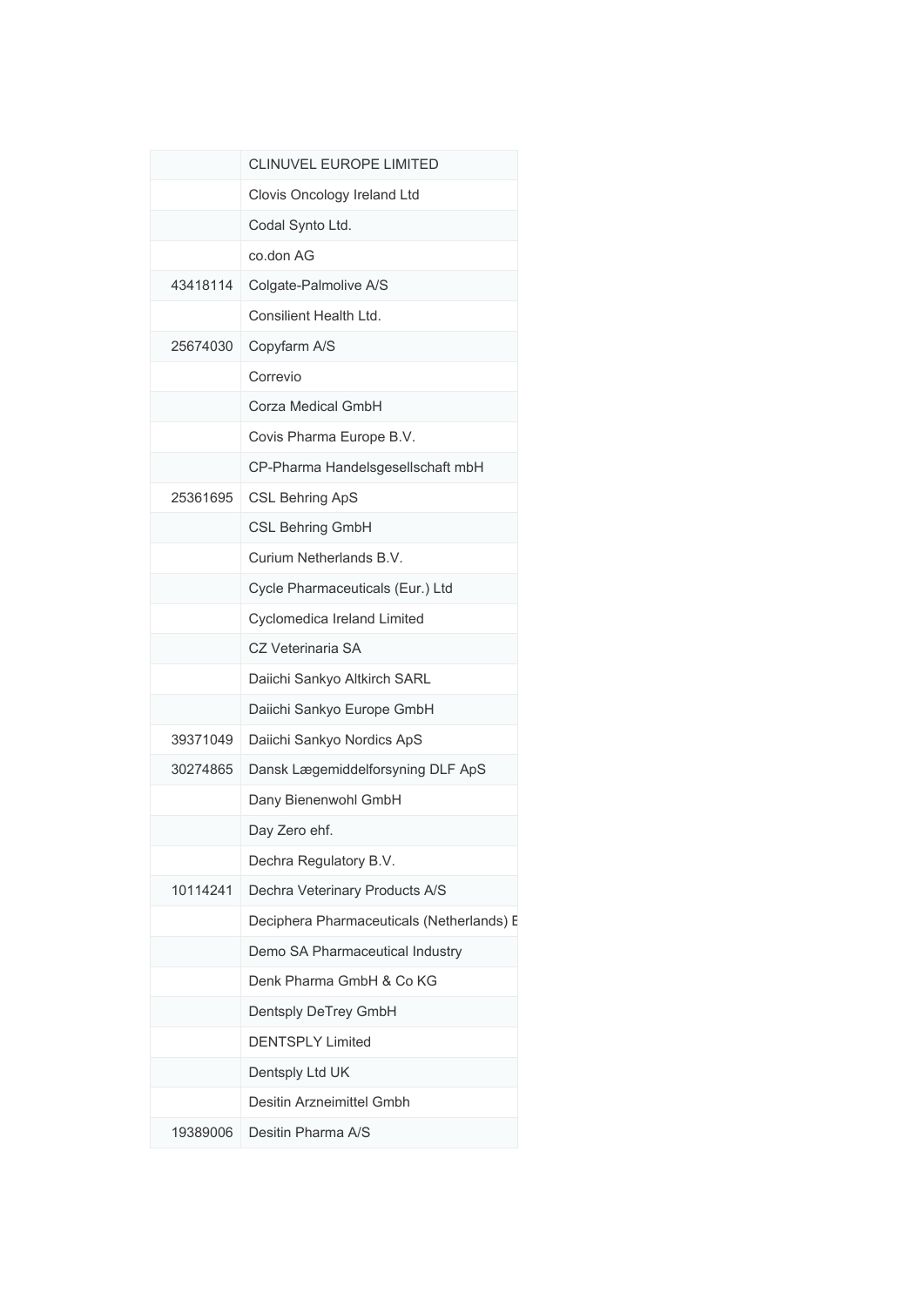| | |
|---|---|
| | CLINUVEL EUROPE LIMITED |
| | Clovis Oncology Ireland Ltd |
| | Codal Synto Ltd. |
| | co.don AG |
| 43418114 | Colgate-Palmolive A/S |
| | Consilient Health Ltd. |
| 25674030 | Copyfarm A/S |
| | Correvio |
| | Corza Medical GmbH |
| | Covis Pharma Europe B.V. |
| | CP-Pharma Handelsgesellschaft mbH |
| 25361695 | CSL Behring ApS |
| | CSL Behring GmbH |
| | Curium Netherlands B.V. |
| | Cycle Pharmaceuticals (Eur.) Ltd |
| | Cyclomedica Ireland Limited |
| | CZ Veterinaria SA |
| | Daiichi Sankyo Altkirch SARL |
| | Daiichi Sankyo Europe GmbH |
| 39371049 | Daiichi Sankyo Nordics ApS |
| 30274865 | Dansk Lægemiddelforsyning DLF ApS |
| | Dany Bienenwohl GmbH |
| | Day Zero ehf. |
| | Dechra Regulatory B.V. |
| 10114241 | Dechra Veterinary Products A/S |
| | Deciphera Pharmaceuticals (Netherlands) B |
| | Demo SA Pharmaceutical Industry |
| | Denk Pharma GmbH & Co KG |
| | Dentsply DeTrey GmbH |
| | DENTSPLY Limited |
| | Dentsply Ltd UK |
| | Desitin Arzneimittel Gmbh |
| 19389006 | Desitin Pharma A/S |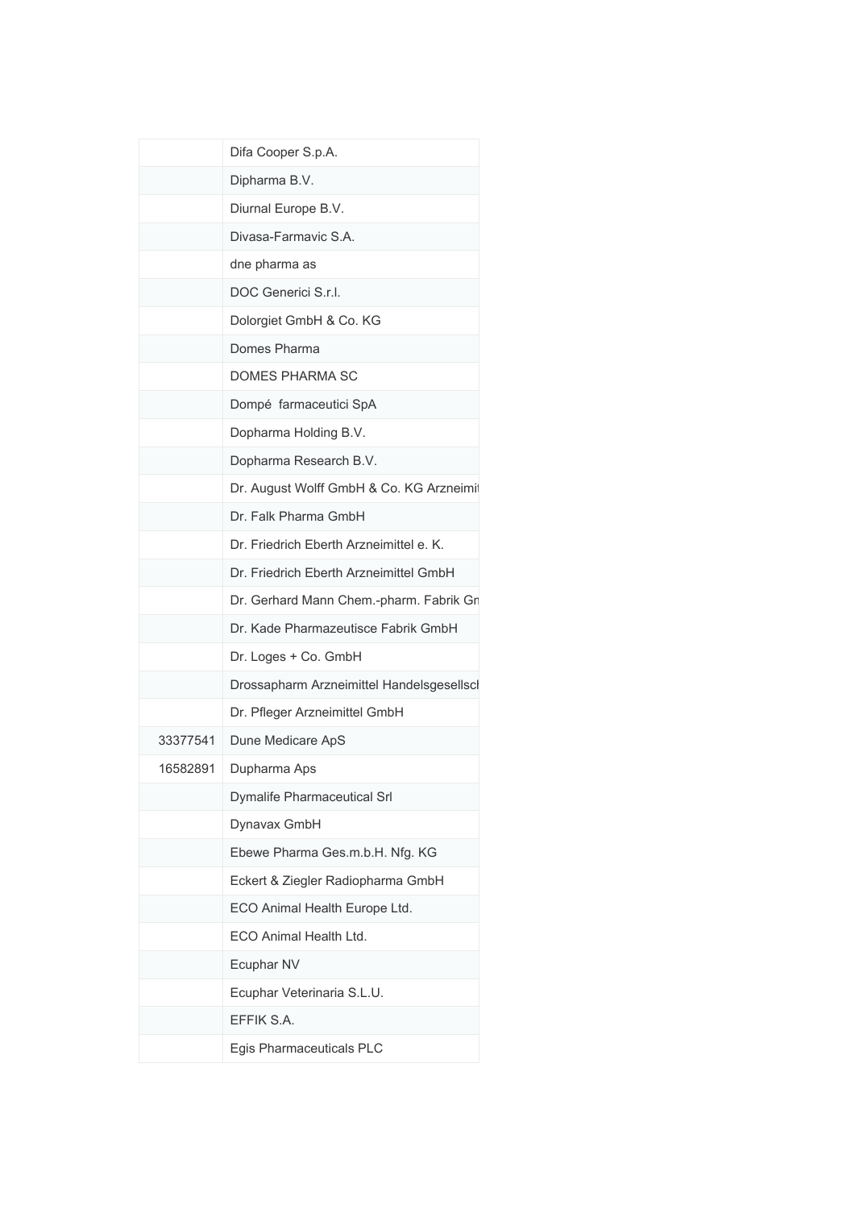| | |
|---|---|
| | Difa Cooper S.p.A. |
| | Dipharma B.V. |
| | Diurnal Europe B.V. |
| | Divasa-Farmavic S.A. |
| | dne pharma as |
| | DOC Generici S.r.l. |
| | Dolorgiet GmbH & Co. KG |
| | Domes Pharma |
| | DOMES PHARMA SC |
| | Dompé  farmaceutici SpA |
| | Dopharma Holding B.V. |
| | Dopharma Research B.V. |
| | Dr. August Wolff GmbH & Co. KG Arzneimit |
| | Dr. Falk Pharma GmbH |
| | Dr. Friedrich Eberth Arzneimittel e. K. |
| | Dr. Friedrich Eberth Arzneimittel GmbH |
| | Dr. Gerhard Mann Chem.-pharm. Fabrik Gr |
| | Dr. Kade Pharmazeutisce Fabrik GmbH |
| | Dr. Loges + Co. GmbH |
| | Drossapharm Arzneimittel Handelsgesellsch |
| | Dr. Pfleger Arzneimittel GmbH |
| 33377541 | Dune Medicare ApS |
| 16582891 | Dupharma Aps |
| | Dymalife Pharmaceutical Srl |
| | Dynavax GmbH |
| | Ebewe Pharma Ges.m.b.H. Nfg. KG |
| | Eckert & Ziegler Radiopharma GmbH |
| | ECO Animal Health Europe Ltd. |
| | ECO Animal Health Ltd. |
| | Ecuphar NV |
| | Ecuphar Veterinaria S.L.U. |
| | EFFIK S.A. |
| | Egis Pharmaceuticals PLC |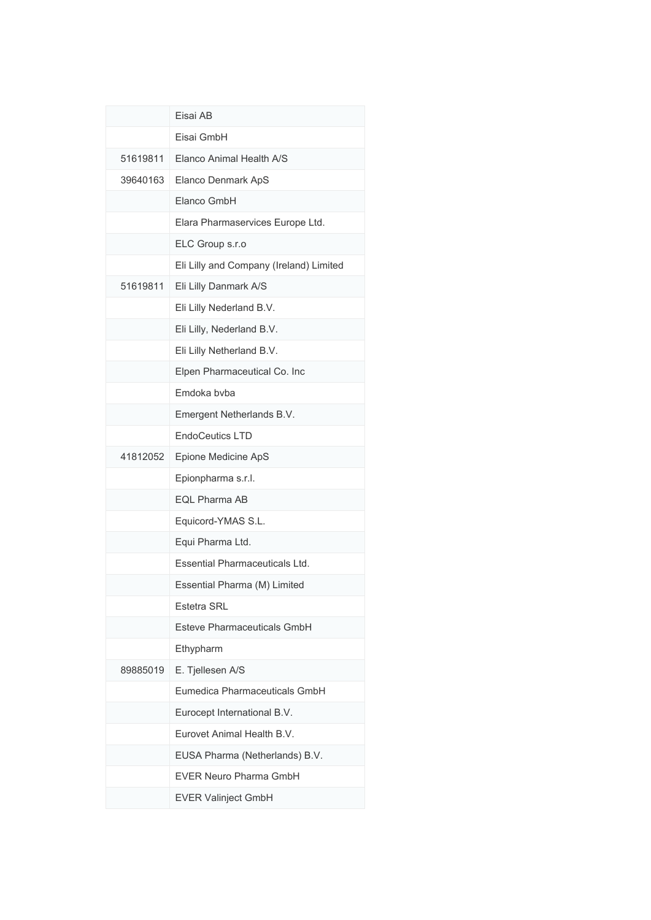| | |
|---|---|
| | Eisai AB |
| | Eisai GmbH |
| 51619811 | Elanco Animal Health A/S |
| 39640163 | Elanco Denmark ApS |
| | Elanco GmbH |
| | Elara Pharmaservices Europe Ltd. |
| | ELC Group s.r.o |
| | Eli Lilly and Company (Ireland) Limited |
| 51619811 | Eli Lilly Danmark A/S |
| | Eli Lilly Nederland B.V. |
| | Eli Lilly, Nederland B.V. |
| | Eli Lilly Netherland B.V. |
| | Elpen Pharmaceutical Co. Inc |
| | Emdoka bvba |
| | Emergent Netherlands B.V. |
| | EndoCeutics LTD |
| 41812052 | Epione Medicine ApS |
| | Epionpharma s.r.l. |
| | EQL Pharma AB |
| | Equicord-YMAS S.L. |
| | Equi Pharma Ltd. |
| | Essential Pharmaceuticals Ltd. |
| | Essential Pharma (M) Limited |
| | Estetra SRL |
| | Esteve Pharmaceuticals GmbH |
| | Ethypharm |
| 89885019 | E. Tjellesen A/S |
| | Eumedica Pharmaceuticals GmbH |
| | Eurocept International B.V. |
| | Eurovet Animal Health B.V. |
| | EUSA Pharma (Netherlands) B.V. |
| | EVER Neuro Pharma GmbH |
| | EVER Valinject GmbH |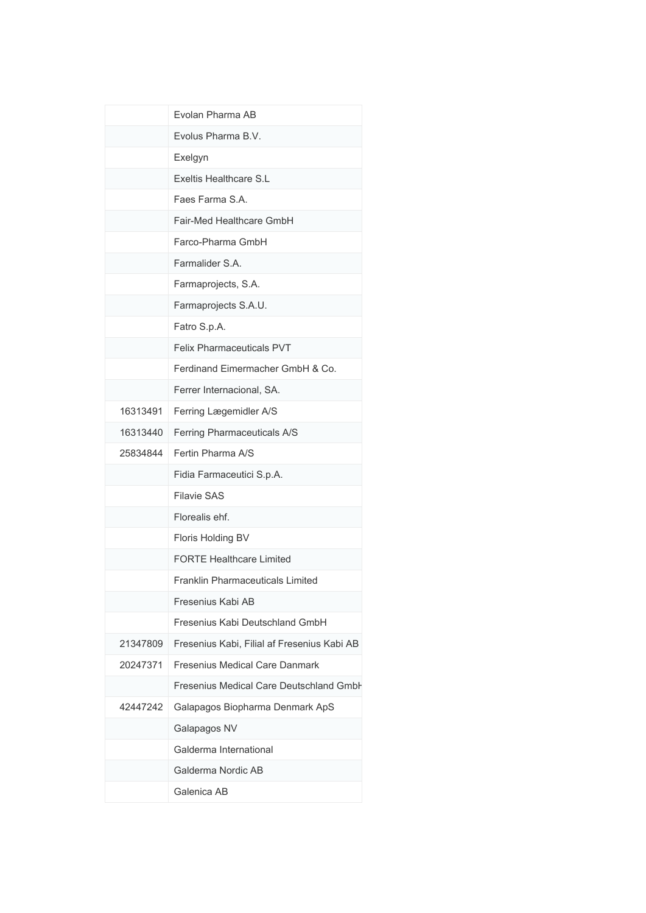| | |
|---|---|
| | Evolan Pharma AB |
| | Evolus Pharma B.V. |
| | Exelgyn |
| | Exeltis Healthcare S.L |
| | Faes Farma S.A. |
| | Fair-Med Healthcare GmbH |
| | Farco-Pharma GmbH |
| | Farmalider S.A. |
| | Farmaprojects, S.A. |
| | Farmaprojects S.A.U. |
| | Fatro S.p.A. |
| | Felix Pharmaceuticals PVT |
| | Ferdinand Eimermacher GmbH & Co. |
| | Ferrer Internacional, SA. |
| 16313491 | Ferring Lægemidler A/S |
| 16313440 | Ferring Pharmaceuticals A/S |
| 25834844 | Fertin Pharma A/S |
| | Fidia Farmaceutici S.p.A. |
| | Filavie SAS |
| | Florealis ehf. |
| | Floris Holding BV |
| | FORTE Healthcare Limited |
| | Franklin Pharmaceuticals Limited |
| | Fresenius Kabi AB |
| | Fresenius Kabi Deutschland GmbH |
| 21347809 | Fresenius Kabi, Filial af Fresenius Kabi AB |
| 20247371 | Fresenius Medical Care Danmark |
| | Fresenius Medical Care Deutschland GmbH |
| 42447242 | Galapagos Biopharma Denmark ApS |
| | Galapagos NV |
| | Galderma International |
| | Galderma Nordic AB |
| | Galenica AB |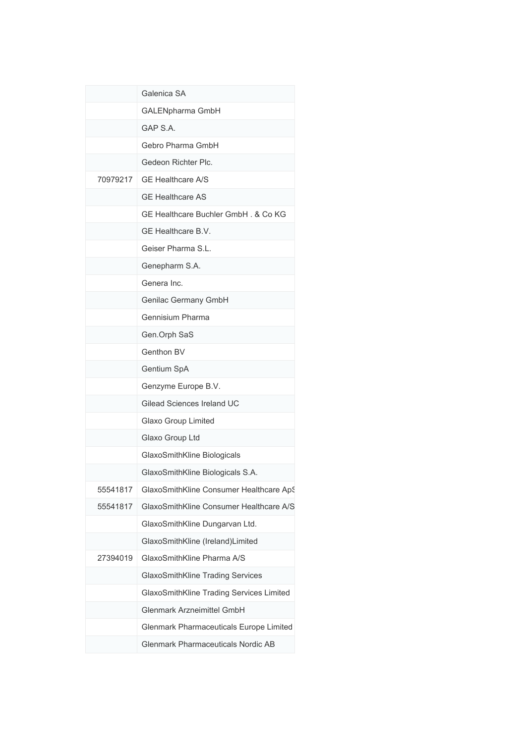| | |
|---|---|
| | Galenica SA |
| | GALENpharma GmbH |
| | GAP S.A. |
| | Gebro Pharma GmbH |
| | Gedeon Richter Plc. |
| 70979217 | GE Healthcare A/S |
| | GE Healthcare AS |
| | GE Healthcare Buchler GmbH . & Co KG |
| | GE Healthcare B.V. |
| | Geiser Pharma S.L. |
| | Genepharm S.A. |
| | Genera Inc. |
| | Genilac Germany GmbH |
| | Gennisium Pharma |
| | Gen.Orph SaS |
| | Genthon BV |
| | Gentium SpA |
| | Genzyme Europe B.V. |
| | Gilead Sciences Ireland UC |
| | Glaxo Group Limited |
| | Glaxo Group Ltd |
| | GlaxoSmithKline Biologicals |
| | GlaxoSmithKline Biologicals S.A. |
| 55541817 | GlaxoSmithKline Consumer Healthcare ApS |
| 55541817 | GlaxoSmithKline Consumer Healthcare A/S |
| | GlaxoSmithKline Dungarvan Ltd. |
| | GlaxoSmithKline (Ireland)Limited |
| 27394019 | GlaxoSmithKline Pharma A/S |
| | GlaxoSmithKline Trading Services |
| | GlaxoSmithKline Trading Services Limited |
| | Glenmark Arzneimittel GmbH |
| | Glenmark Pharmaceuticals Europe Limited |
| | Glenmark Pharmaceuticals Nordic AB |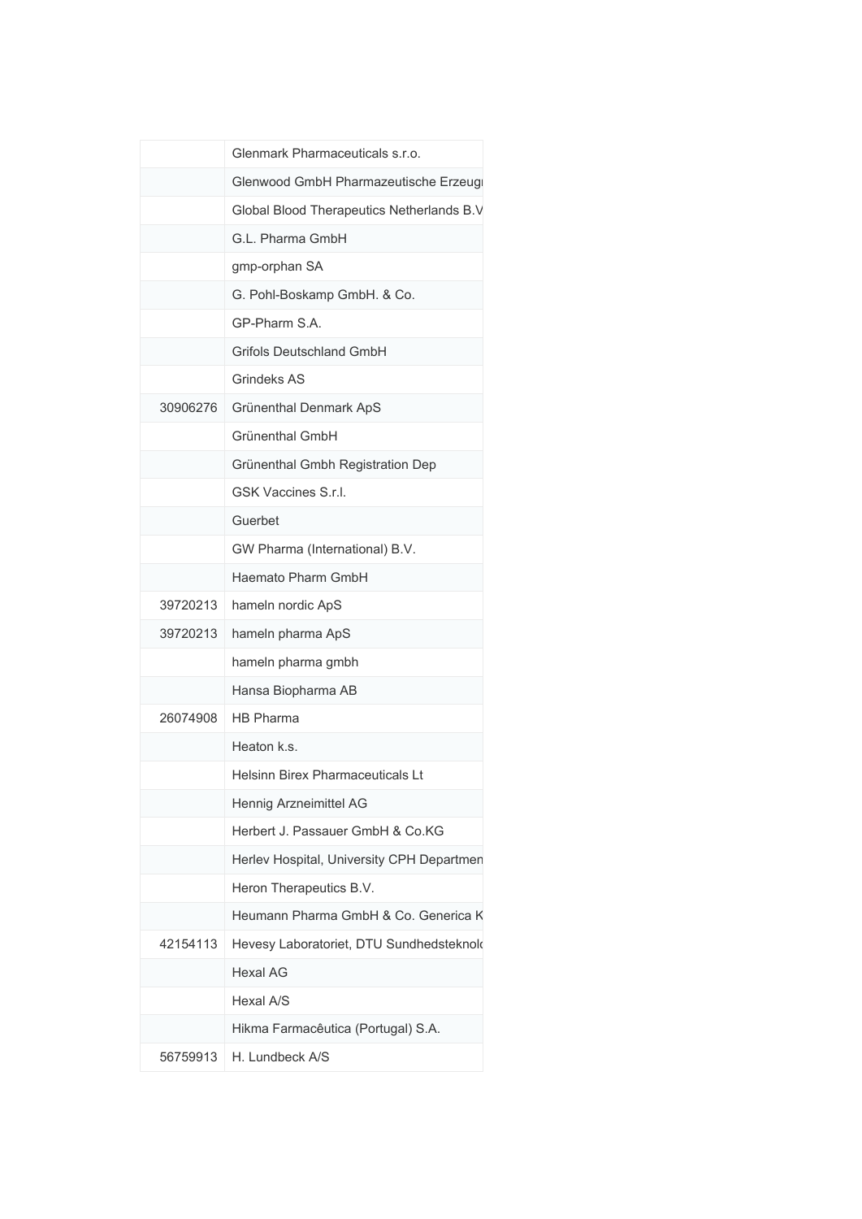| | |
|---|---|
| | Glenmark Pharmaceuticals s.r.o. |
| | Glenwood GmbH Pharmazeutische Erzeug |
| | Global Blood Therapeutics Netherlands B.V |
| | G.L. Pharma GmbH |
| | gmp-orphan SA |
| | G. Pohl-Boskamp GmbH. & Co. |
| | GP-Pharm S.A. |
| | Grifols Deutschland GmbH |
| | Grindeks AS |
| 30906276 | Grünenthal Denmark ApS |
| | Grünenthal GmbH |
| | Grünenthal Gmbh Registration Dep |
| | GSK Vaccines S.r.l. |
| | Guerbet |
| | GW Pharma (International) B.V. |
| | Haemato Pharm GmbH |
| 39720213 | hameln nordic ApS |
| 39720213 | hameln pharma ApS |
| | hameln pharma gmbh |
| | Hansa Biopharma AB |
| 26074908 | HB Pharma |
| | Heaton k.s. |
| | Helsinn Birex Pharmaceuticals Lt |
| | Hennig Arzneimittel AG |
| | Herbert J. Passauer GmbH & Co.KG |
| | Herlev Hospital, University CPH Departmen |
| | Heron Therapeutics B.V. |
| | Heumann Pharma GmbH & Co. Generica K |
| 42154113 | Hevesy Laboratoriet, DTU Sundhedsteknol |
| | Hexal AG |
| | Hexal A/S |
| | Hikma Farmacêutica (Portugal) S.A. |
| 56759913 | H. Lundbeck A/S |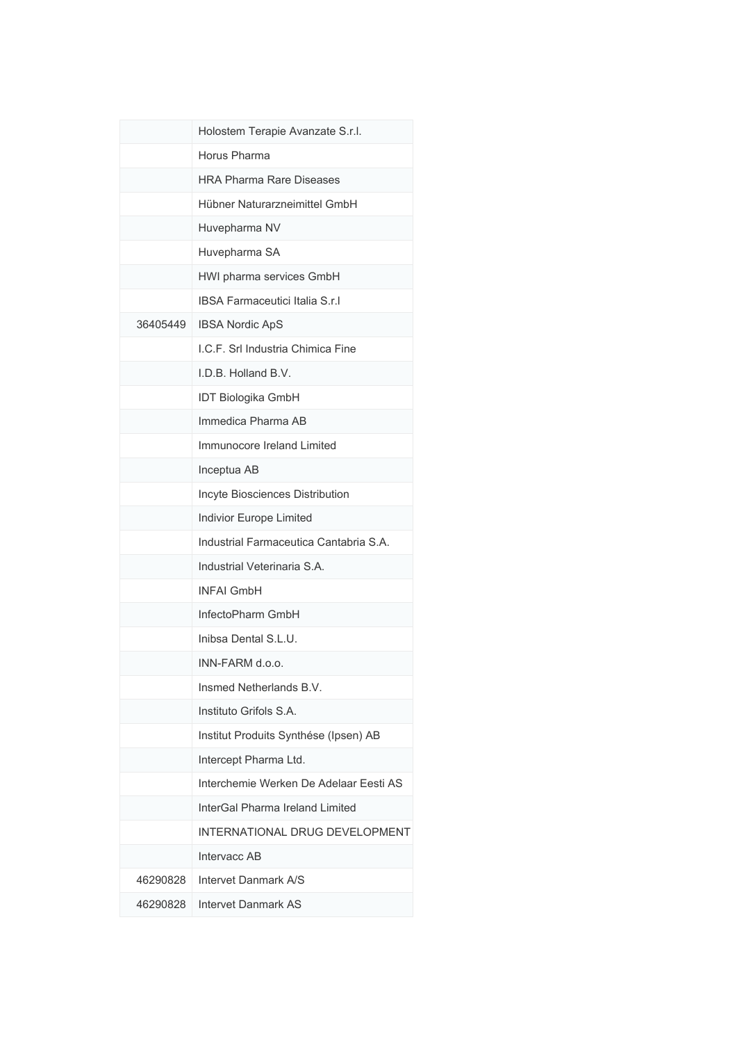| | |
|---|---|
| | Holostem Terapie Avanzate S.r.l. |
| | Horus Pharma |
| | HRA Pharma Rare Diseases |
| | Hübner Naturarzneimittel GmbH |
| | Huvepharma NV |
| | Huvepharma SA |
| | HWI pharma services GmbH |
| | IBSA Farmaceutici Italia S.r.l |
| 36405449 | IBSA Nordic ApS |
| | I.C.F. Srl Industria Chimica Fine |
| | I.D.B. Holland B.V. |
| | IDT Biologika GmbH |
| | Immedica Pharma AB |
| | Immunocore Ireland Limited |
| | Inceptua AB |
| | Incyte Biosciences Distribution |
| | Indivior Europe Limited |
| | Industrial Farmaceutica Cantabria S.A. |
| | Industrial Veterinaria S.A. |
| | INFAI GmbH |
| | InfectoPharm GmbH |
| | Inibsa Dental S.L.U. |
| | INN-FARM d.o.o. |
| | Insmed Netherlands B.V. |
| | Instituto Grifols S.A. |
| | Institut Produits Synthése (Ipsen) AB |
| | Intercept Pharma Ltd. |
| | Interchemie Werken De Adelaar Eesti AS |
| | InterGal Pharma Ireland Limited |
| | INTERNATIONAL DRUG DEVELOPMENT |
| | Intervacc AB |
| 46290828 | Intervet Danmark A/S |
| 46290828 | Intervet Danmark AS |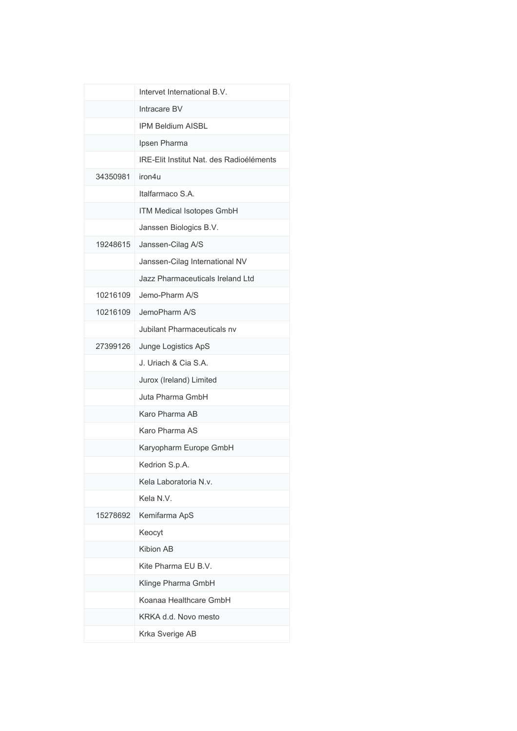| | |
|---|---|
| | Intervet International B.V. |
| | Intracare BV |
| | IPM Beldium AISBL |
| | Ipsen Pharma |
| | IRE-Elit Institut Nat. des Radioéléments |
| 34350981 | iron4u |
| | Italfarmaco S.A. |
| | ITM Medical Isotopes GmbH |
| | Janssen Biologics B.V. |
| 19248615 | Janssen-Cilag A/S |
| | Janssen-Cilag International NV |
| | Jazz Pharmaceuticals Ireland Ltd |
| 10216109 | Jemo-Pharm A/S |
| 10216109 | JemoPharm A/S |
| | Jubilant Pharmaceuticals nv |
| 27399126 | Junge Logistics ApS |
| | J. Uriach & Cia S.A. |
| | Jurox (Ireland) Limited |
| | Juta Pharma GmbH |
| | Karo Pharma AB |
| | Karo Pharma AS |
| | Karyopharm Europe GmbH |
| | Kedrion S.p.A. |
| | Kela Laboratoria N.v. |
| | Kela N.V. |
| 15278692 | Kemifarma ApS |
| | Keocyt |
| | Kibion AB |
| | Kite Pharma EU B.V. |
| | Klinge Pharma GmbH |
| | Koanaa Healthcare GmbH |
| | KRKA d.d. Novo mesto |
| | Krka Sverige AB |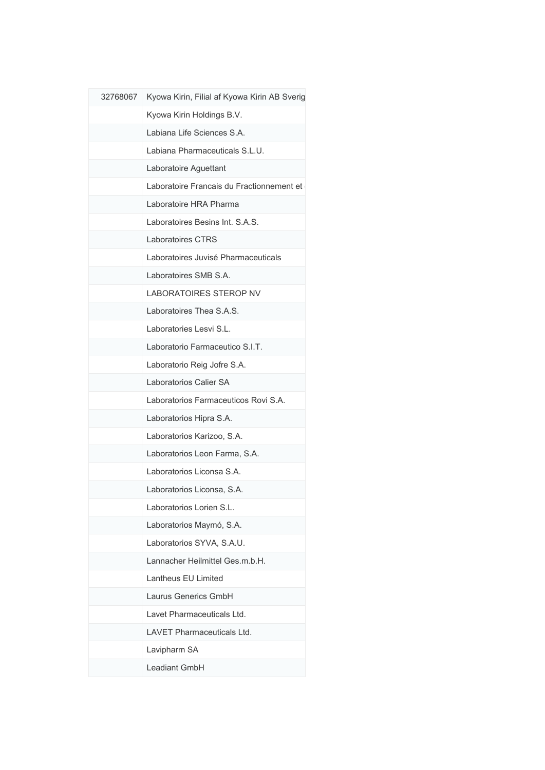| | |
|---|---|
| 32768067 | Kyowa Kirin, Filial af Kyowa Kirin AB Sverig |
| | Kyowa Kirin Holdings B.V. |
| | Labiana Life Sciences S.A. |
| | Labiana Pharmaceuticals S.L.U. |
| | Laboratoire Aguettant |
| | Laboratoire Francais du Fractionnement et |
| | Laboratoire HRA Pharma |
| | Laboratoires Besins Int. S.A.S. |
| | Laboratoires CTRS |
| | Laboratoires Juvisé Pharmaceuticals |
| | Laboratoires SMB S.A. |
| | LABORATOIRES STEROP NV |
| | Laboratoires Thea S.A.S. |
| | Laboratories Lesvi S.L. |
| | Laboratorio Farmaceutico S.I.T. |
| | Laboratorio Reig Jofre S.A. |
| | Laboratorios Calier SA |
| | Laboratorios Farmaceuticos Rovi S.A. |
| | Laboratorios Hipra S.A. |
| | Laboratorios Karizoo, S.A. |
| | Laboratorios Leon Farma, S.A. |
| | Laboratorios Liconsa S.A. |
| | Laboratorios Liconsa, S.A. |
| | Laboratorios Lorien S.L. |
| | Laboratorios Maymó, S.A. |
| | Laboratorios SYVA, S.A.U. |
| | Lannacher Heilmittel Ges.m.b.H. |
| | Lantheus EU Limited |
| | Laurus Generics GmbH |
| | Lavet Pharmaceuticals Ltd. |
| | LAVET Pharmaceuticals Ltd. |
| | Lavipharm SA |
| | Leadiant GmbH |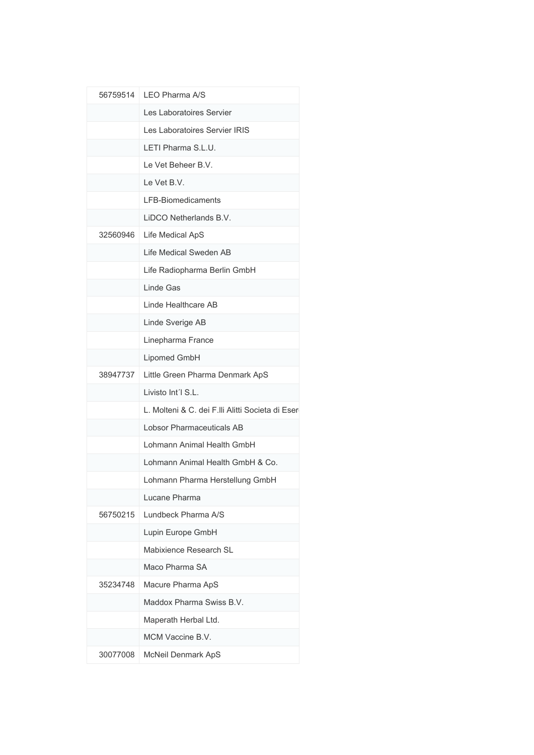| | |
|---|---|
| 56759514 | LEO Pharma A/S |
| | Les Laboratoires Servier |
| | Les Laboratoires Servier IRIS |
| | LETI Pharma S.L.U. |
| | Le Vet Beheer B.V. |
| | Le Vet B.V. |
| | LFB-Biomedicaments |
| | LiDCO Netherlands B.V. |
| 32560946 | Life Medical ApS |
| | Life Medical Sweden AB |
| | Life Radiopharma Berlin GmbH |
| | Linde Gas |
| | Linde Healthcare AB |
| | Linde Sverige AB |
| | Linepharma France |
| | Lipomed GmbH |
| 38947737 | Little Green Pharma Denmark ApS |
| | Livisto Int´l S.L. |
| | L. Molteni & C. dei F.lli Alitti Societa di Eser |
| | Lobsor Pharmaceuticals AB |
| | Lohmann Animal Health GmbH |
| | Lohmann Animal Health GmbH & Co. |
| | Lohmann Pharma Herstellung GmbH |
| | Lucane Pharma |
| 56750215 | Lundbeck Pharma A/S |
| | Lupin Europe GmbH |
| | Mabixience Research SL |
| | Maco Pharma SA |
| 35234748 | Macure Pharma ApS |
| | Maddox Pharma Swiss B.V. |
| | Maperath Herbal Ltd. |
| | MCM Vaccine B.V. |
| 30077008 | McNeil Denmark ApS |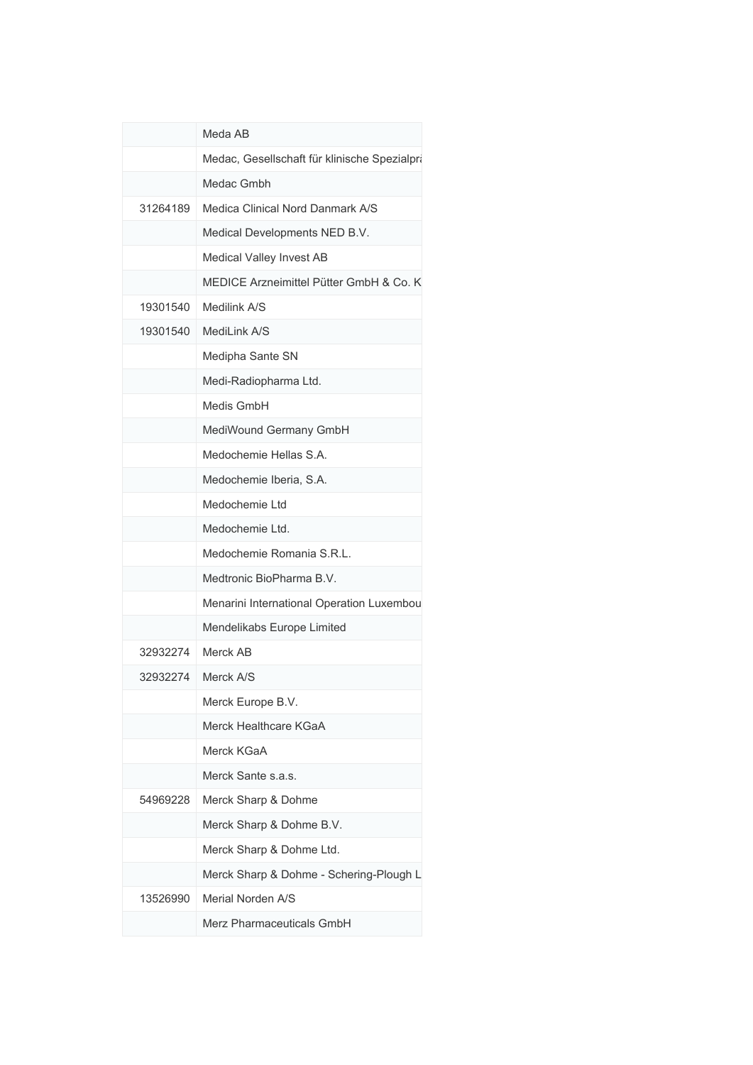| | |
|---|---|
| | Meda AB |
| | Medac, Gesellschaft für klinische Spezialpra |
| | Medac Gmbh |
| 31264189 | Medica Clinical Nord Danmark A/S |
| | Medical Developments NED B.V. |
| | Medical Valley Invest AB |
| | MEDICE Arzneimittel Pütter GmbH & Co. K |
| 19301540 | Medilink A/S |
| 19301540 | MediLink A/S |
| | Medipha Sante SN |
| | Medi-Radiopharma Ltd. |
| | Medis GmbH |
| | MediWound Germany GmbH |
| | Medochemie Hellas S.A. |
| | Medochemie Iberia, S.A. |
| | Medochemie Ltd |
| | Medochemie Ltd. |
| | Medochemie Romania S.R.L. |
| | Medtronic BioPharma B.V. |
| | Menarini International Operation Luxembou |
| | Mendelikabs Europe Limited |
| 32932274 | Merck AB |
| 32932274 | Merck A/S |
| | Merck Europe B.V. |
| | Merck Healthcare KGaA |
| | Merck KGaA |
| | Merck Sante s.a.s. |
| 54969228 | Merck Sharp & Dohme |
| | Merck Sharp & Dohme B.V. |
| | Merck Sharp & Dohme Ltd. |
| | Merck Sharp & Dohme - Schering-Plough L |
| 13526990 | Merial Norden A/S |
| | Merz Pharmaceuticals GmbH |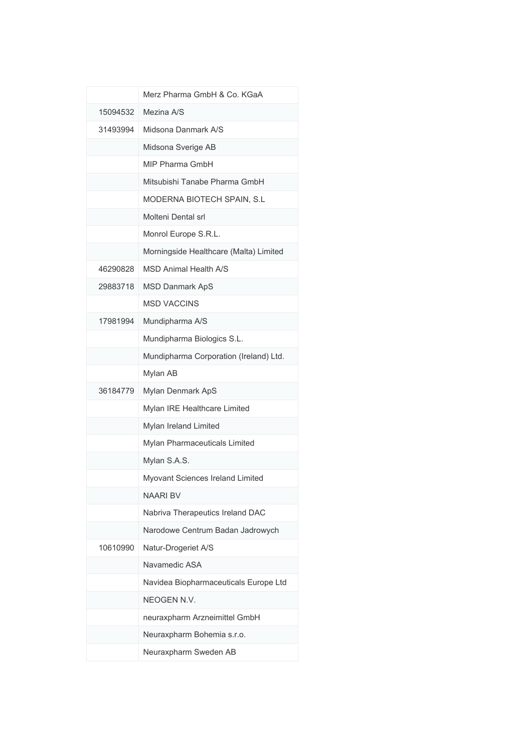| | |
|---|---|
| | Merz Pharma GmbH & Co. KGaA |
| 15094532 | Mezina A/S |
| 31493994 | Midsona Danmark A/S |
| | Midsona Sverige AB |
| | MIP Pharma GmbH |
| | Mitsubishi Tanabe Pharma GmbH |
| | MODERNA BIOTECH SPAIN, S.L |
| | Molteni Dental srl |
| | Monrol Europe S.R.L. |
| | Morningside Healthcare (Malta) Limited |
| 46290828 | MSD Animal Health A/S |
| 29883718 | MSD Danmark ApS |
| | MSD VACCINS |
| 17981994 | Mundipharma A/S |
| | Mundipharma Biologics S.L. |
| | Mundipharma Corporation (Ireland) Ltd. |
| | Mylan AB |
| 36184779 | Mylan Denmark ApS |
| | Mylan IRE Healthcare Limited |
| | Mylan Ireland Limited |
| | Mylan Pharmaceuticals Limited |
| | Mylan S.A.S. |
| | Myovant Sciences Ireland Limited |
| | NAARI BV |
| | Nabriva Therapeutics Ireland DAC |
| | Narodowe Centrum Badan Jadrowych |
| 10610990 | Natur-Drogeriet A/S |
| | Navamedic ASA |
| | Navidea Biopharmaceuticals Europe Ltd |
| | NEOGEN N.V. |
| | neuraxpharm Arzneimittel GmbH |
| | Neuraxpharm Bohemia s.r.o. |
| | Neuraxpharm Sweden AB |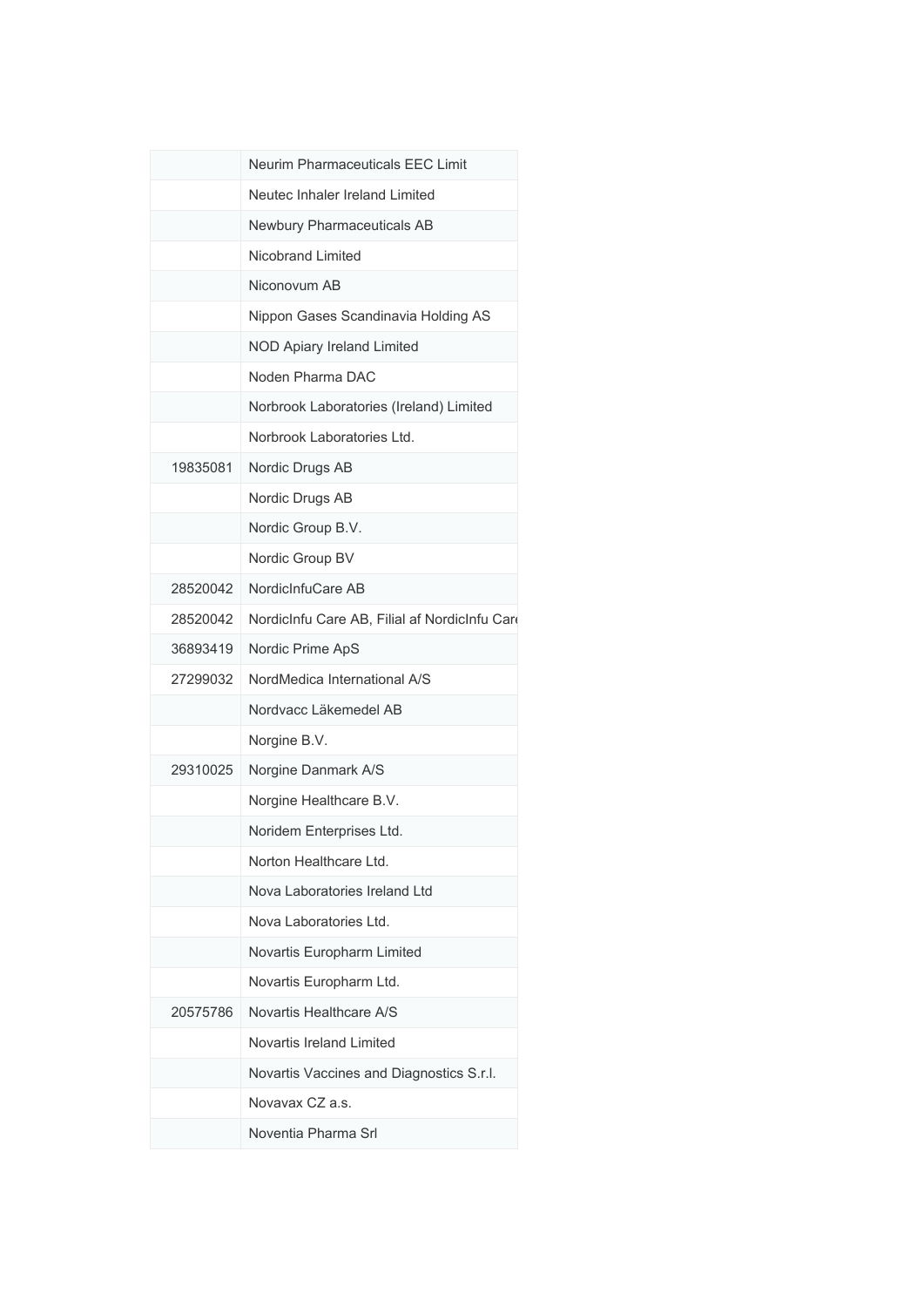| | |
|---|---|
| | Neurim Pharmaceuticals EEC Limit |
| | Neutec Inhaler Ireland Limited |
| | Newbury Pharmaceuticals AB |
| | Nicobrand Limited |
| | Niconovum AB |
| | Nippon Gases Scandinavia Holding AS |
| | NOD Apiary Ireland Limited |
| | Noden Pharma DAC |
| | Norbrook Laboratories (Ireland) Limited |
| | Norbrook Laboratories Ltd. |
| 19835081 | Nordic Drugs AB |
| | Nordic Drugs AB |
| | Nordic Group B.V. |
| | Nordic Group BV |
| 28520042 | NordicInfuCare AB |
| 28520042 | NordicInfu Care AB, Filial af NordicInfu Care |
| 36893419 | Nordic Prime ApS |
| 27299032 | NordMedica International A/S |
| | Nordvacc Läkemedel AB |
| | Norgine B.V. |
| 29310025 | Norgine Danmark A/S |
| | Norgine Healthcare B.V. |
| | Noridem Enterprises Ltd. |
| | Norton Healthcare Ltd. |
| | Nova Laboratories Ireland Ltd |
| | Nova Laboratories Ltd. |
| | Novartis Europharm Limited |
| | Novartis Europharm Ltd. |
| 20575786 | Novartis Healthcare A/S |
| | Novartis Ireland Limited |
| | Novartis Vaccines and Diagnostics S.r.l. |
| | Novavax CZ a.s. |
| | Noventia Pharma Srl |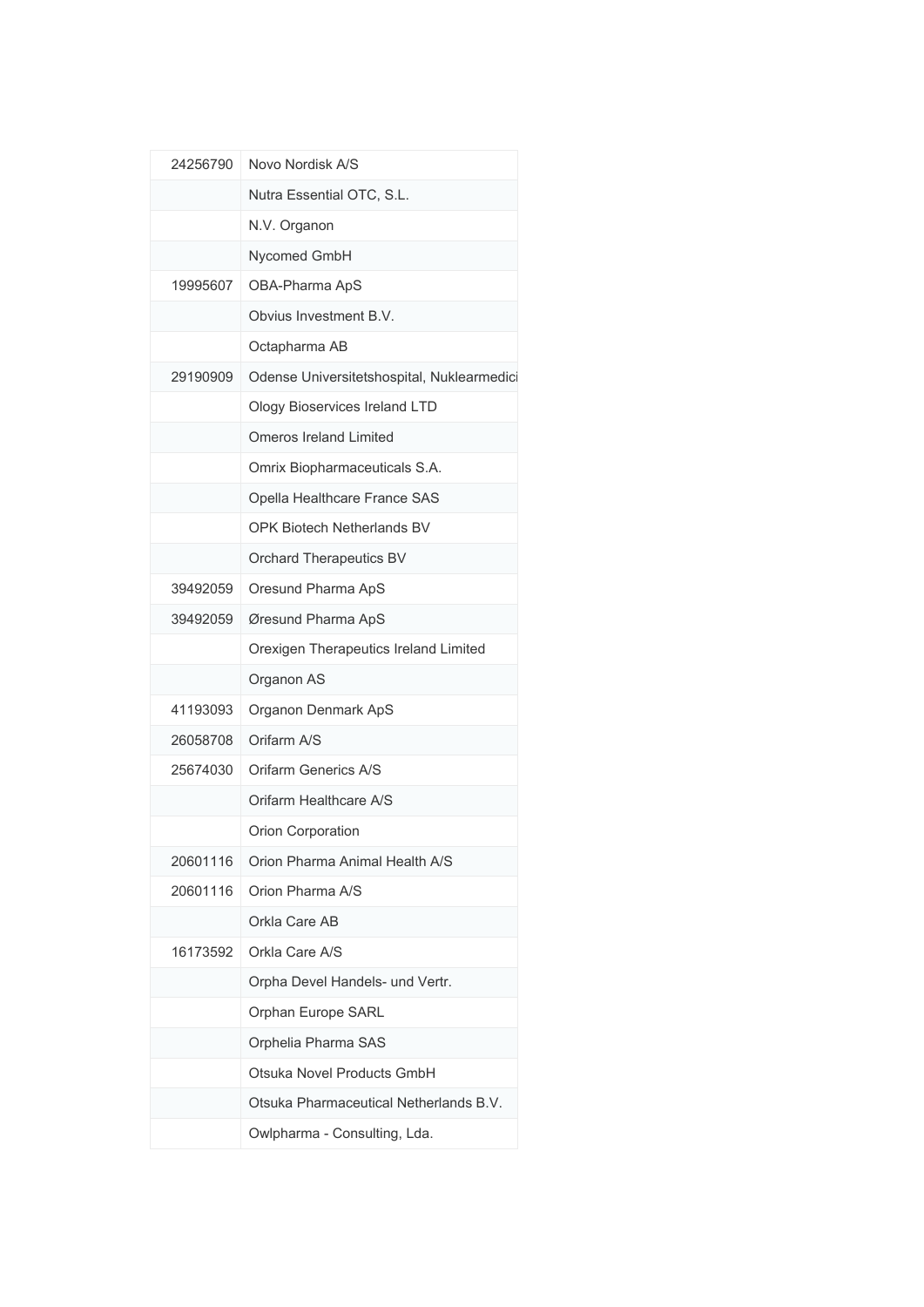| | |
|---|---|
| 24256790 | Novo Nordisk A/S |
| | Nutra Essential OTC, S.L. |
| | N.V. Organon |
| | Nycomed GmbH |
| 19995607 | OBA-Pharma ApS |
| | Obvius Investment B.V. |
| | Octapharma AB |
| 29190909 | Odense Universitetshospital, Nuklearmedici |
| | Ology Bioservices Ireland LTD |
| | Omeros Ireland Limited |
| | Omrix Biopharmaceuticals S.A. |
| | Opella Healthcare France SAS |
| | OPK Biotech Netherlands BV |
| | Orchard Therapeutics BV |
| 39492059 | Oresund Pharma ApS |
| 39492059 | Øresund Pharma ApS |
| | Orexigen Therapeutics Ireland Limited |
| | Organon AS |
| 41193093 | Organon Denmark ApS |
| 26058708 | Orifarm A/S |
| 25674030 | Orifarm Generics A/S |
| | Orifarm Healthcare A/S |
| | Orion Corporation |
| 20601116 | Orion Pharma Animal Health A/S |
| 20601116 | Orion Pharma A/S |
| | Orkla Care AB |
| 16173592 | Orkla Care A/S |
| | Orpha Devel Handels- und Vertr. |
| | Orphan Europe SARL |
| | Orphelia Pharma SAS |
| | Otsuka Novel Products GmbH |
| | Otsuka Pharmaceutical Netherlands B.V. |
| | Owlpharma - Consulting, Lda. |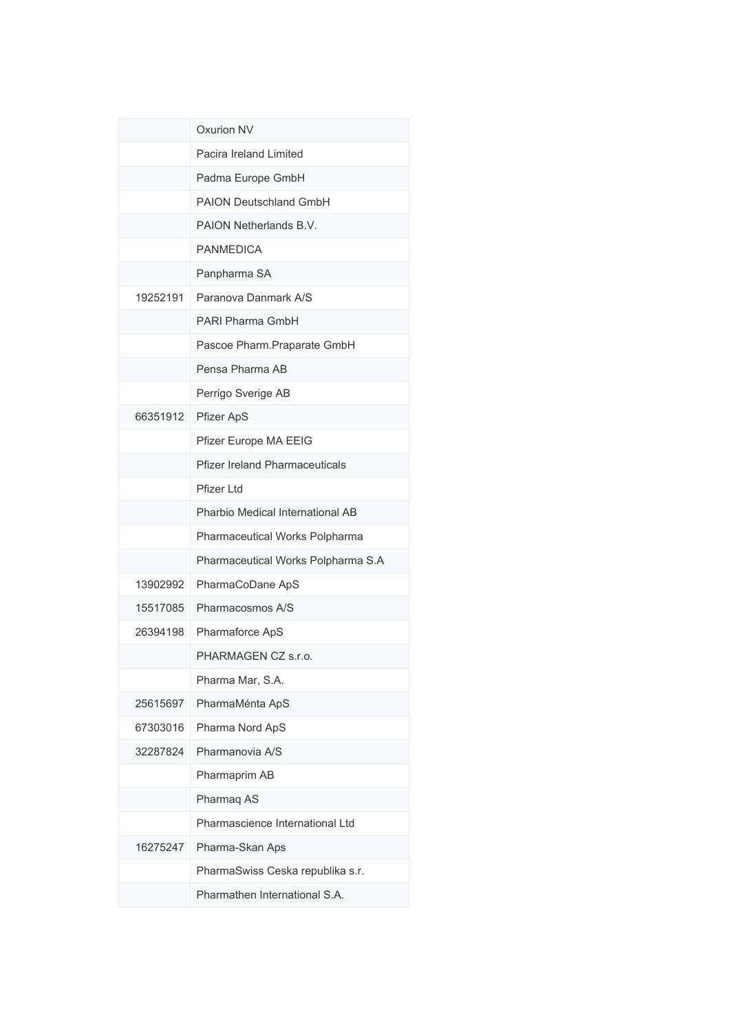| | |
|---|---|
| | Oxurion NV |
| | Pacira Ireland Limited |
| | Padma Europe GmbH |
| | PAION Deutschland GmbH |
| | PAION Netherlands B.V. |
| | PANMEDICA |
| | Panpharma SA |
| 19252191 | Paranova Danmark A/S |
| | PARI Pharma GmbH |
| | Pascoe Pharm.Praparate GmbH |
| | Pensa Pharma AB |
| | Perrigo Sverige AB |
| 66351912 | Pfizer ApS |
| | Pfizer Europe MA EEIG |
| | Pfizer Ireland Pharmaceuticals |
| | Pfizer Ltd |
| | Pharbio Medical International AB |
| | Pharmaceutical Works Polpharma |
| | Pharmaceutical Works Polpharma S.A |
| 13902992 | PharmaCoDane ApS |
| 15517085 | Pharmacosmos A/S |
| 26394198 | Pharmaforce ApS |
| | PHARMAGEN CZ s.r.o. |
| | Pharma Mar, S.A. |
| 25615697 | PharmaMénta ApS |
| 67303016 | Pharma Nord ApS |
| 32287824 | Pharmanovia A/S |
| | Pharmaprim AB |
| | Pharmaq AS |
| | Pharmascience International Ltd |
| 16275247 | Pharma-Skan Aps |
| | PharmaSwiss Ceska republika s.r. |
| | Pharmathen International S.A. |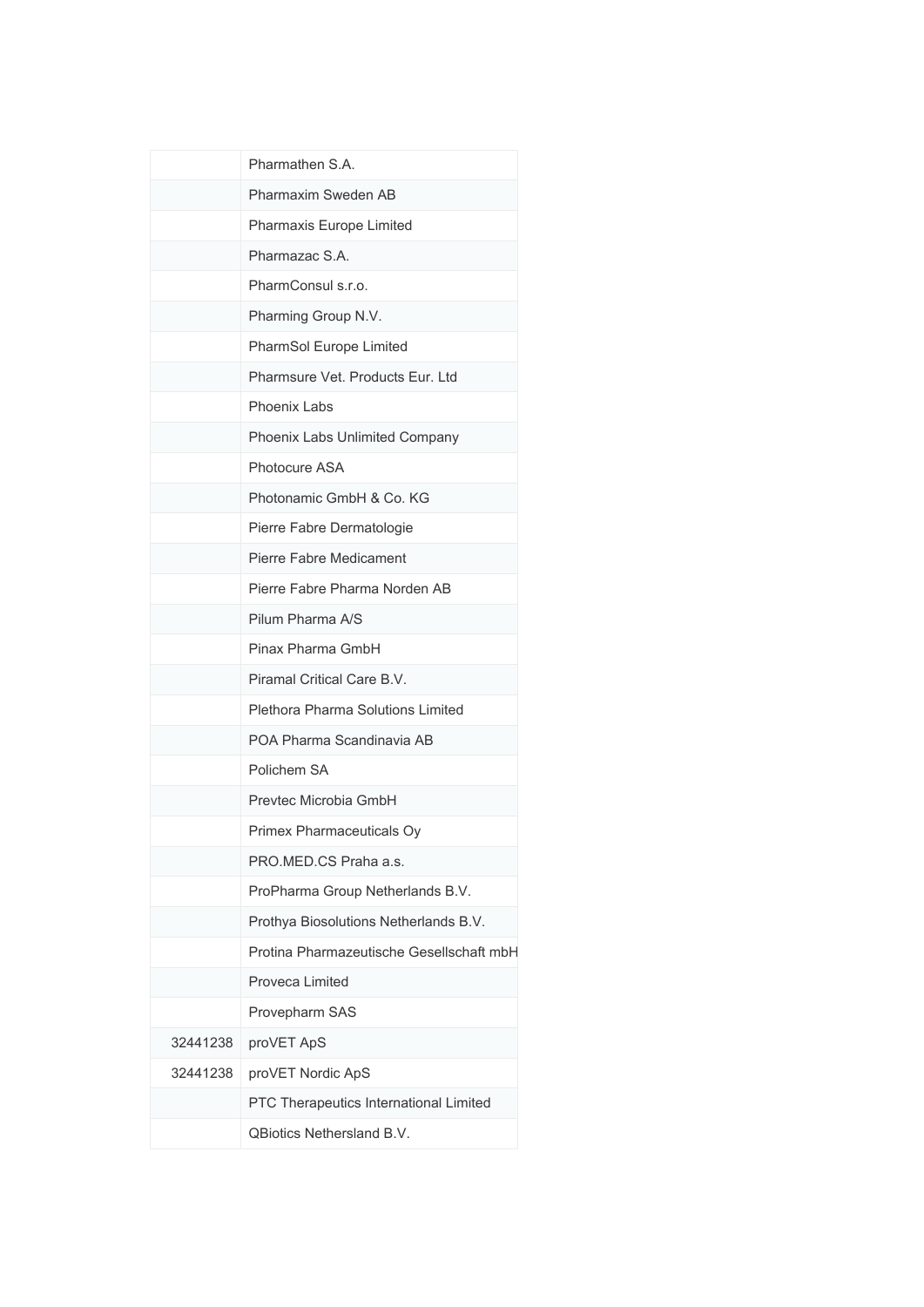| | |
|---|---|
| | Pharmathen S.A. |
| | Pharmaxim Sweden AB |
| | Pharmaxis Europe Limited |
| | Pharmazac S.A. |
| | PharmConsul s.r.o. |
| | Pharming Group N.V. |
| | PharmSol Europe Limited |
| | Pharmsure Vet. Products Eur. Ltd |
| | Phoenix Labs |
| | Phoenix Labs Unlimited Company |
| | Photocure ASA |
| | Photonamic GmbH & Co. KG |
| | Pierre Fabre Dermatologie |
| | Pierre Fabre Medicament |
| | Pierre Fabre Pharma Norden AB |
| | Pilum Pharma A/S |
| | Pinax Pharma GmbH |
| | Piramal Critical Care B.V. |
| | Plethora Pharma Solutions Limited |
| | POA Pharma Scandinavia AB |
| | Polichem SA |
| | Prevtec Microbia GmbH |
| | Primex Pharmaceuticals Oy |
| | PRO.MED.CS Praha a.s. |
| | ProPharma Group Netherlands B.V. |
| | Prothya Biosolutions Netherlands B.V. |
| | Protina Pharmazeutische Gesellschaft mbH |
| | Proveca Limited |
| | Provepharm SAS |
| 32441238 | proVET ApS |
| 32441238 | proVET Nordic ApS |
| | PTC Therapeutics International Limited |
| | QBiotics Nethersland B.V. |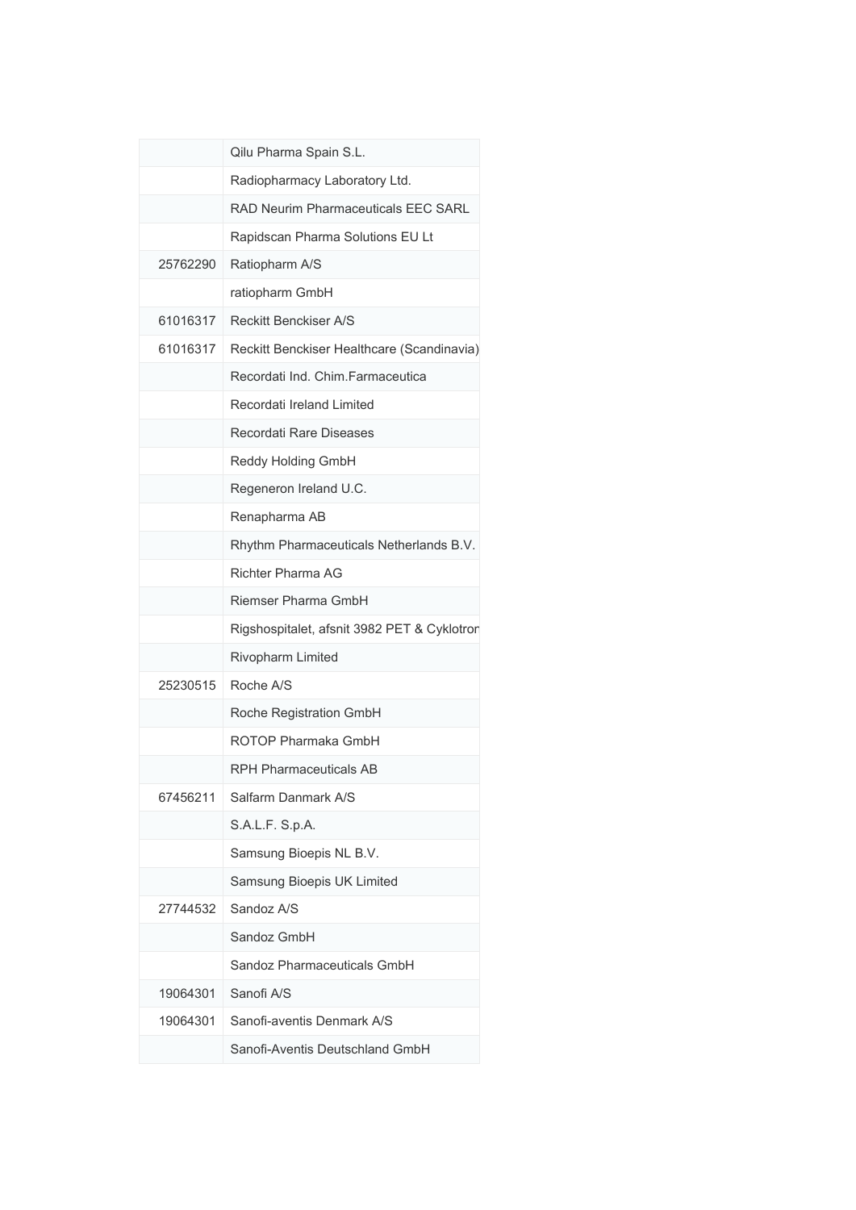| | |
|---|---|
| | Qilu Pharma Spain S.L. |
| | Radiopharmacy Laboratory Ltd. |
| | RAD Neurim Pharmaceuticals EEC SARL |
| | Rapidscan Pharma Solutions EU Lt |
| 25762290 | Ratiopharm A/S |
| | ratiopharm GmbH |
| 61016317 | Reckitt Benckiser A/S |
| 61016317 | Reckitt Benckiser Healthcare (Scandinavia) |
| | Recordati Ind. Chim.Farmaceutica |
| | Recordati Ireland Limited |
| | Recordati Rare Diseases |
| | Reddy Holding GmbH |
| | Regeneron Ireland U.C. |
| | Renapharma AB |
| | Rhythm Pharmaceuticals Netherlands B.V. |
| | Richter Pharma AG |
| | Riemser Pharma GmbH |
| | Rigshospitalet, afsnit 3982 PET & Cyklotron |
| | Rivopharm Limited |
| 25230515 | Roche A/S |
| | Roche Registration GmbH |
| | ROTOP Pharmaka GmbH |
| | RPH Pharmaceuticals AB |
| 67456211 | Salfarm Danmark A/S |
| | S.A.L.F. S.p.A. |
| | Samsung Bioepis NL B.V. |
| | Samsung Bioepis UK Limited |
| 27744532 | Sandoz A/S |
| | Sandoz GmbH |
| | Sandoz Pharmaceuticals GmbH |
| 19064301 | Sanofi A/S |
| 19064301 | Sanofi-aventis Denmark A/S |
| | Sanofi-Aventis Deutschland GmbH |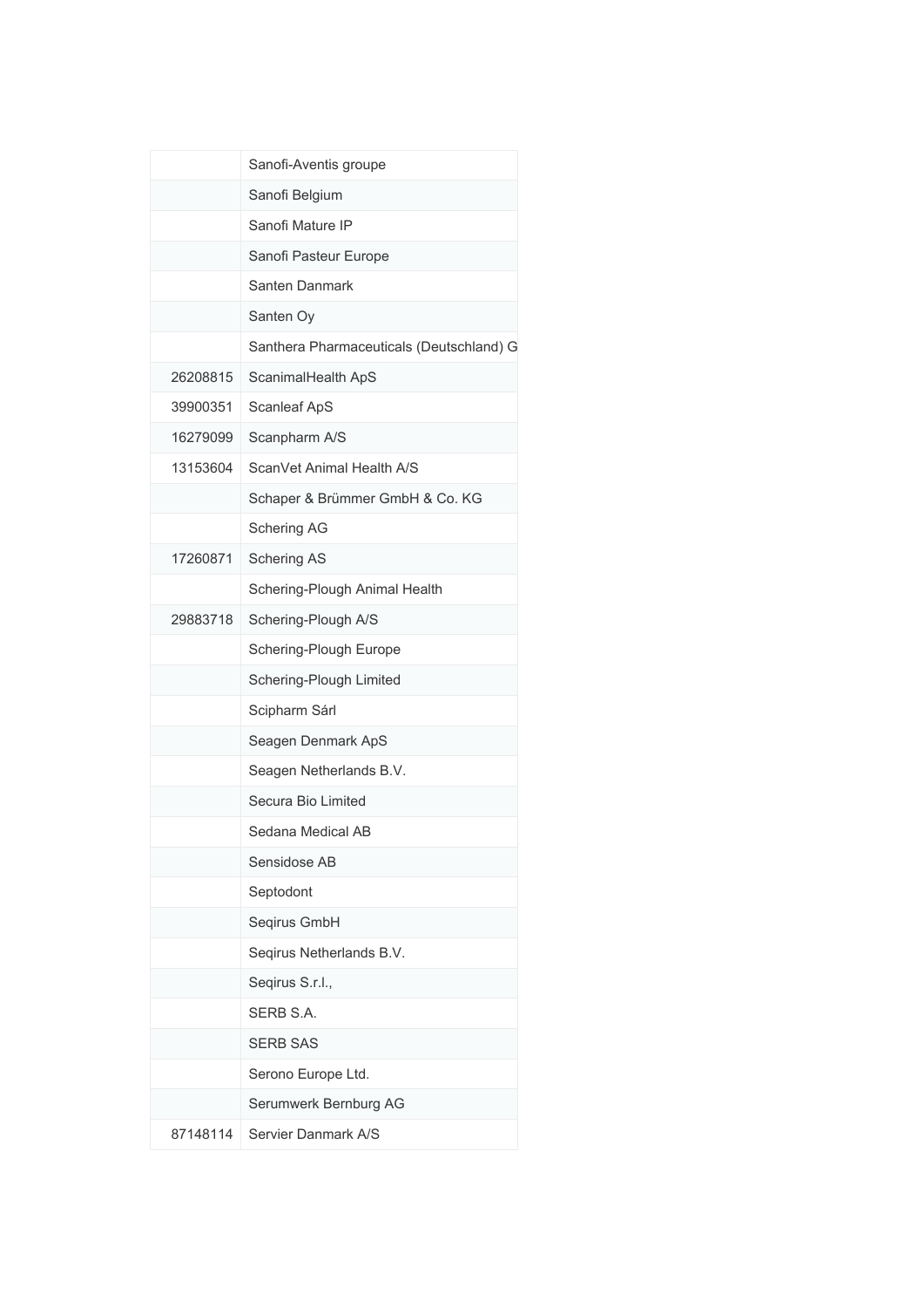| | |
|---|---|
| | Sanofi-Aventis groupe |
| | Sanofi Belgium |
| | Sanofi Mature IP |
| | Sanofi Pasteur Europe |
| | Santen Danmark |
| | Santen Oy |
| | Santhera Pharmaceuticals (Deutschland) G |
| 26208815 | ScanimalHealth ApS |
| 39900351 | Scanleaf ApS |
| 16279099 | Scanpharm A/S |
| 13153604 | ScanVet Animal Health A/S |
| | Schaper & Brümmer GmbH & Co. KG |
| | Schering AG |
| 17260871 | Schering AS |
| | Schering-Plough Animal Health |
| 29883718 | Schering-Plough A/S |
| | Schering-Plough Europe |
| | Schering-Plough Limited |
| | Scipharm Sárl |
| | Seagen Denmark ApS |
| | Seagen Netherlands B.V. |
| | Secura Bio Limited |
| | Sedana Medical AB |
| | Sensidose AB |
| | Septodont |
| | Seqirus GmbH |
| | Seqirus Netherlands B.V. |
| | Seqirus S.r.l., |
| | SERB S.A. |
| | SERB SAS |
| | Serono Europe Ltd. |
| | Serumwerk Bernburg AG |
| 87148114 | Servier Danmark A/S |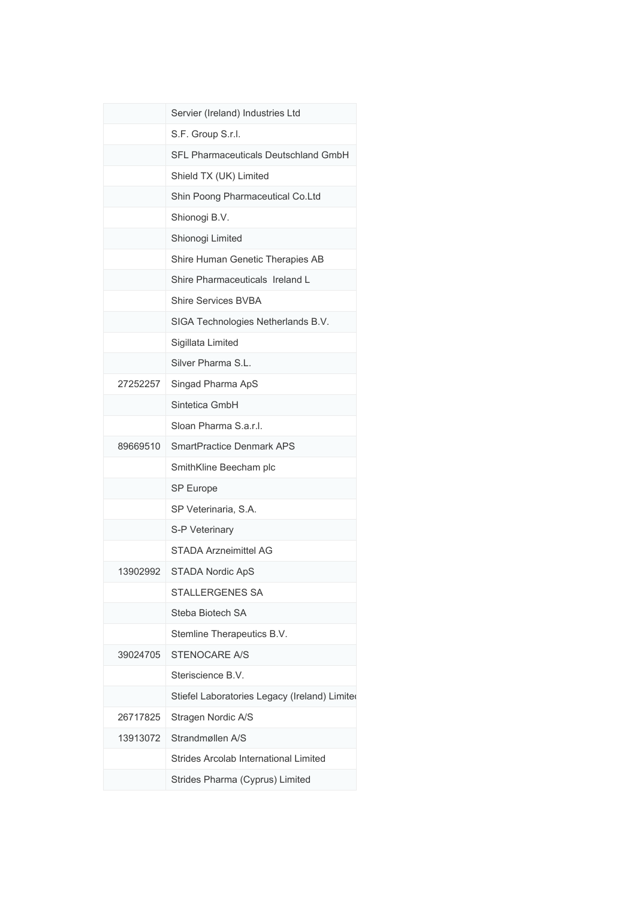| | |
|---|---|
| | Servier (Ireland) Industries Ltd |
| | S.F. Group S.r.l. |
| | SFL Pharmaceuticals Deutschland GmbH |
| | Shield TX (UK) Limited |
| | Shin Poong Pharmaceutical Co.Ltd |
| | Shionogi B.V. |
| | Shionogi Limited |
| | Shire Human Genetic Therapies AB |
| | Shire Pharmaceuticals Ireland L |
| | Shire Services BVBA |
| | SIGA Technologies Netherlands B.V. |
| | Sigillata Limited |
| | Silver Pharma S.L. |
| 27252257 | Singad Pharma ApS |
| | Sintetica GmbH |
| | Sloan Pharma S.a.r.l. |
| 89669510 | SmartPractice Denmark APS |
| | SmithKline Beecham plc |
| | SP Europe |
| | SP Veterinaria, S.A. |
| | S-P Veterinary |
| | STADA Arzneimittel AG |
| 13902992 | STADA Nordic ApS |
| | STALLERGENES SA |
| | Steba Biotech SA |
| | Stemline Therapeutics B.V. |
| 39024705 | STENOCARE A/S |
| | Steriscience B.V. |
| | Stiefel Laboratories Legacy (Ireland) Limited |
| 26717825 | Stragen Nordic A/S |
| 13913072 | Strandmøllen A/S |
| | Strides Arcolab International Limited |
| | Strides Pharma (Cyprus) Limited |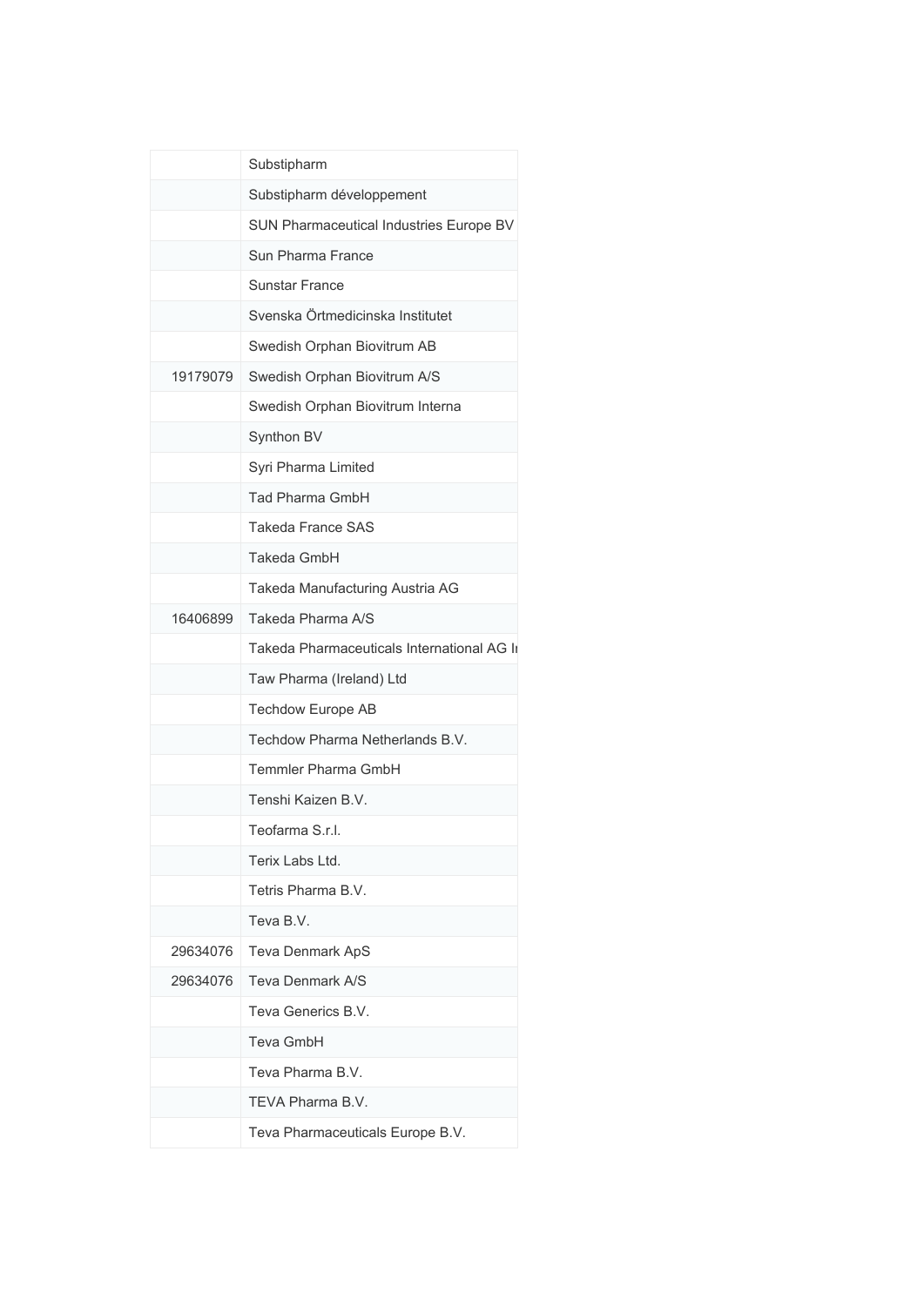| | |
|---|---|
| | Substipharm |
| | Substipharm développement |
| | SUN Pharmaceutical Industries Europe BV |
| | Sun Pharma France |
| | Sunstar France |
| | Svenska Örtmedicinska Institutet |
| | Swedish Orphan Biovitrum AB |
| 19179079 | Swedish Orphan Biovitrum A/S |
| | Swedish Orphan Biovitrum Interna |
| | Synthon BV |
| | Syri Pharma Limited |
| | Tad Pharma GmbH |
| | Takeda France SAS |
| | Takeda GmbH |
| | Takeda Manufacturing Austria AG |
| 16406899 | Takeda Pharma A/S |
| | Takeda Pharmaceuticals International AG I |
| | Taw Pharma (Ireland) Ltd |
| | Techdow Europe AB |
| | Techdow Pharma Netherlands B.V. |
| | Temmler Pharma GmbH |
| | Tenshi Kaizen B.V. |
| | Teofarma S.r.l. |
| | Terix Labs Ltd. |
| | Tetris Pharma B.V. |
| | Teva B.V. |
| 29634076 | Teva Denmark ApS |
| 29634076 | Teva Denmark A/S |
| | Teva Generics B.V. |
| | Teva GmbH |
| | Teva Pharma B.V. |
| | TEVA Pharma B.V. |
| | Teva Pharmaceuticals Europe B.V. |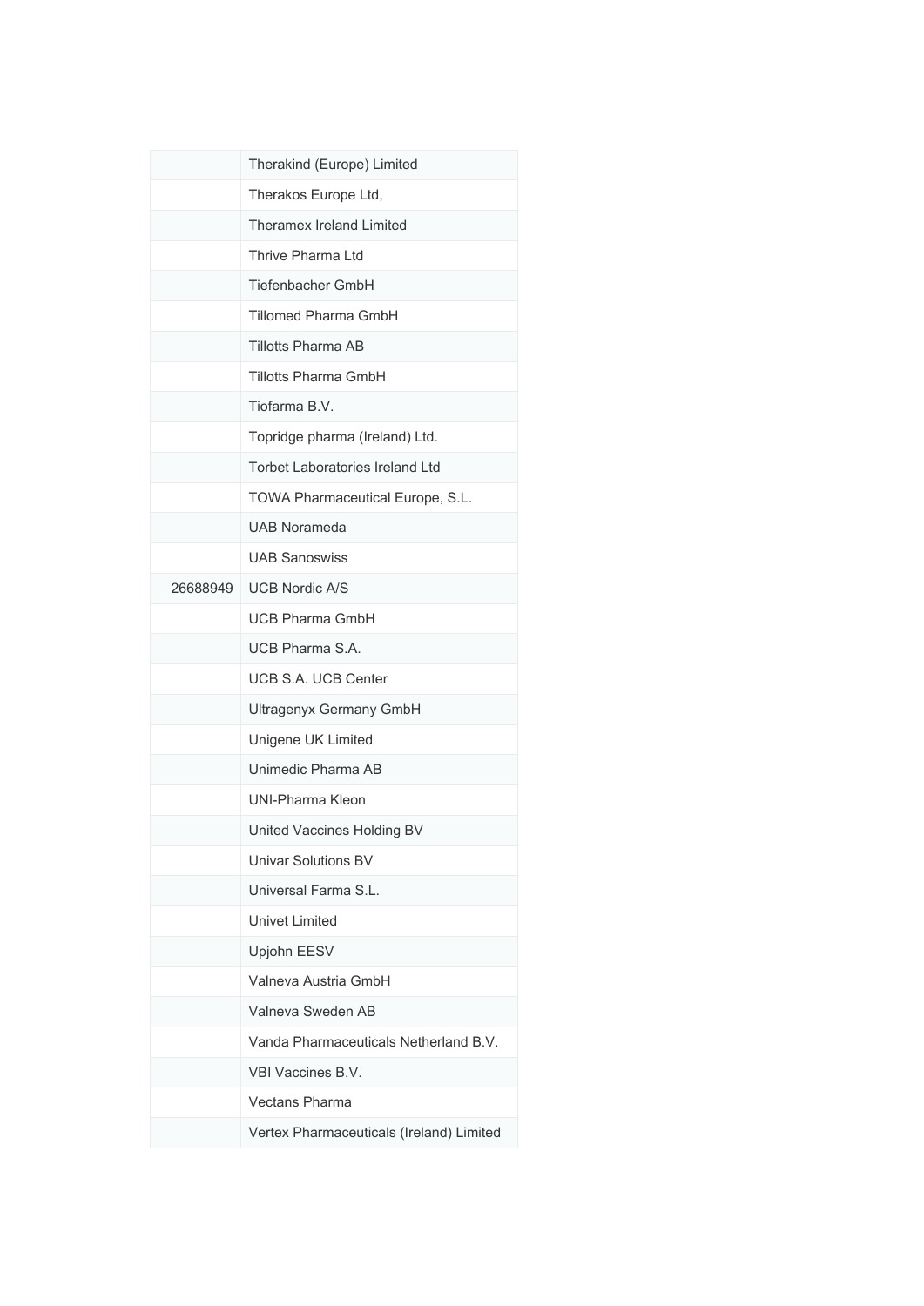| | |
|---|---|
| | Therakind (Europe) Limited |
| | Therakos Europe Ltd, |
| | Theramex Ireland Limited |
| | Thrive Pharma Ltd |
| | Tiefenbacher GmbH |
| | Tillomed Pharma GmbH |
| | Tillotts Pharma AB |
| | Tillotts Pharma GmbH |
| | Tiofarma B.V. |
| | Topridge pharma (Ireland) Ltd. |
| | Torbet Laboratories Ireland Ltd |
| | TOWA Pharmaceutical Europe, S.L. |
| | UAB Norameda |
| | UAB Sanoswiss |
| 26688949 | UCB Nordic A/S |
| | UCB Pharma GmbH |
| | UCB Pharma S.A. |
| | UCB S.A. UCB Center |
| | Ultragenyx Germany GmbH |
| | Unigene UK Limited |
| | Unimedic Pharma AB |
| | UNI-Pharma Kleon |
| | United Vaccines Holding BV |
| | Univar Solutions BV |
| | Universal Farma S.L. |
| | Univet Limited |
| | Upjohn EESV |
| | Valneva Austria GmbH |
| | Valneva Sweden AB |
| | Vanda Pharmaceuticals Netherland B.V. |
| | VBI Vaccines B.V. |
| | Vectans Pharma |
| | Vertex Pharmaceuticals (Ireland) Limited |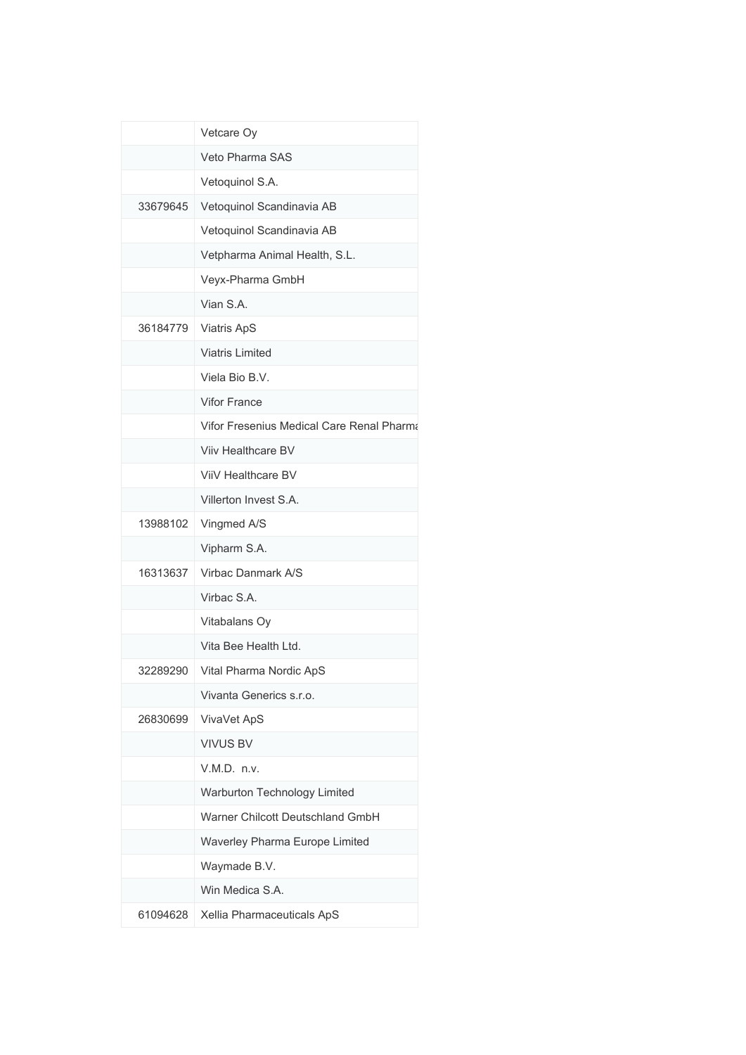| | |
|---|---|
| | Vetcare Oy |
| | Veto Pharma SAS |
| | Vetoquinol S.A. |
| 33679645 | Vetoquinol Scandinavia AB |
| | Vetoquinol Scandinavia AB |
| | Vetpharma Animal Health, S.L. |
| | Veyx-Pharma GmbH |
| | Vian S.A. |
| 36184779 | Viatris ApS |
| | Viatris Limited |
| | Viela Bio B.V. |
| | Vifor France |
| | Vifor Fresenius Medical Care Renal Pharma |
| | Viiv Healthcare BV |
| | ViiV Healthcare BV |
| | Villerton Invest S.A. |
| 13988102 | Vingmed A/S |
| | Vipharm S.A. |
| 16313637 | Virbac Danmark A/S |
| | Virbac S.A. |
| | Vitabalans Oy |
| | Vita Bee Health Ltd. |
| 32289290 | Vital Pharma Nordic ApS |
| | Vivanta Generics s.r.o. |
| 26830699 | VivaVet ApS |
| | VIVUS BV |
| | V.M.D. n.v. |
| | Warburton Technology Limited |
| | Warner Chilcott Deutschland GmbH |
| | Waverley Pharma Europe Limited |
| | Waymade B.V. |
| | Win Medica S.A. |
| 61094628 | Xellia Pharmaceuticals ApS |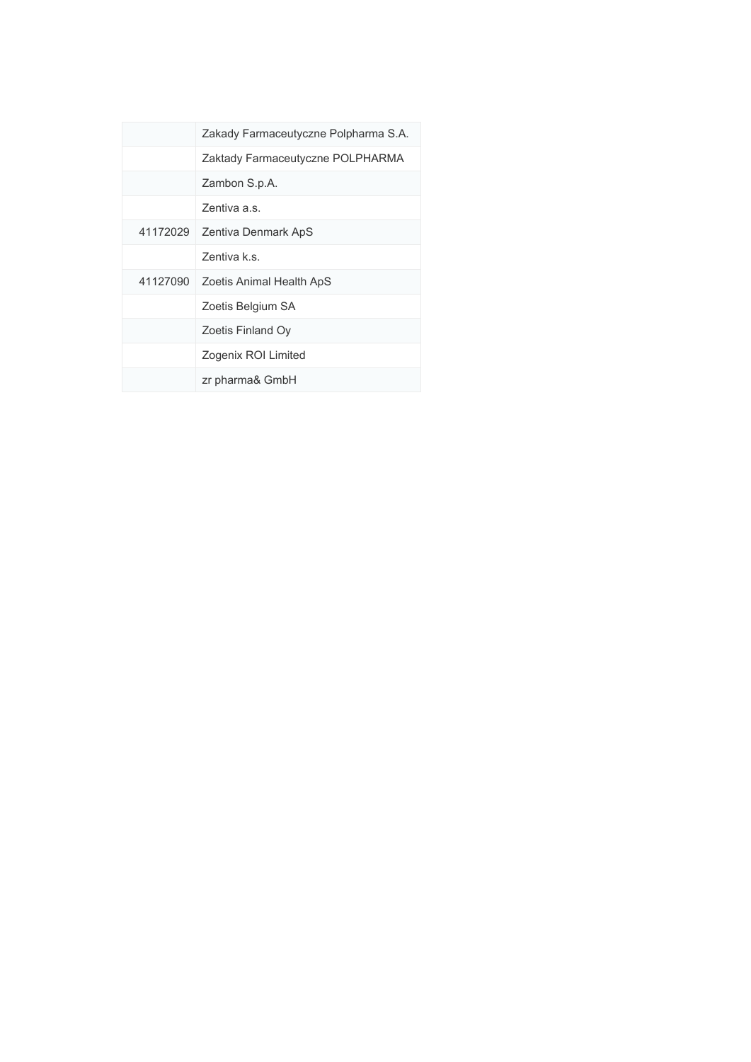| | |
|---|---|
| | Zakady Farmaceutyczne Polpharma S.A. |
| | Zaktady Farmaceutyczne POLPHARMA |
| | Zambon S.p.A. |
| | Zentiva a.s. |
| 41172029 | Zentiva Denmark ApS |
| | Zentiva k.s. |
| 41127090 | Zoetis Animal Health ApS |
| | Zoetis Belgium SA |
| | Zoetis Finland Oy |
| | Zogenix ROI Limited |
| | zr pharma& GmbH |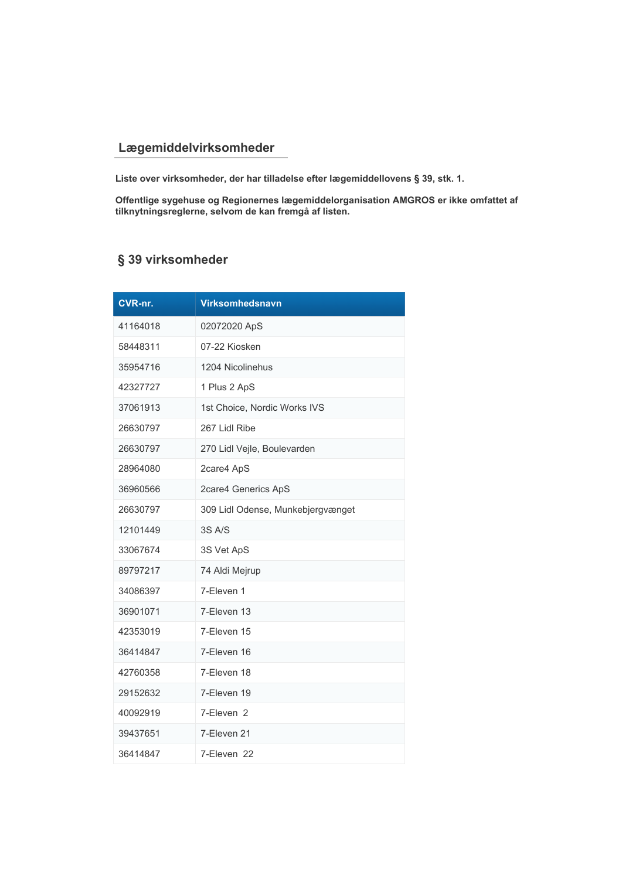## Lægemiddelvirksomheder

**Liste over virksomheder, der har tilladelse efter lægemiddellovens § 39, stk. 1.**

**Offentlige sygehuse og Regionernes lægemiddelorganisation AMGROS er ikke omfattet af tilknytningsreglerne, selvom de kan fremgå af listen.**

## § 39 virksomheder

| CVR-nr. | Virksomhedsnavn |
|---|---|
| 41164018 | 02072020 ApS |
| 58448311 | 07-22 Kiosken |
| 35954716 | 1204 Nicolinehus |
| 42327727 | 1 Plus 2 ApS |
| 37061913 | 1st Choice, Nordic Works IVS |
| 26630797 | 267 Lidl Ribe |
| 26630797 | 270 Lidl Vejle, Boulevarden |
| 28964080 | 2care4 ApS |
| 36960566 | 2care4 Generics ApS |
| 26630797 | 309 Lidl Odense, Munkebjergvænget |
| 12101449 | 3S A/S |
| 33067674 | 3S Vet ApS |
| 89797217 | 74 Aldi Mejrup |
| 34086397 | 7-Eleven 1 |
| 36901071 | 7-Eleven 13 |
| 42353019 | 7-Eleven 15 |
| 36414847 | 7-Eleven 16 |
| 42760358 | 7-Eleven 18 |
| 29152632 | 7-Eleven 19 |
| 40092919 | 7-Eleven  2 |
| 39437651 | 7-Eleven 21 |
| 36414847 | 7-Eleven  22 |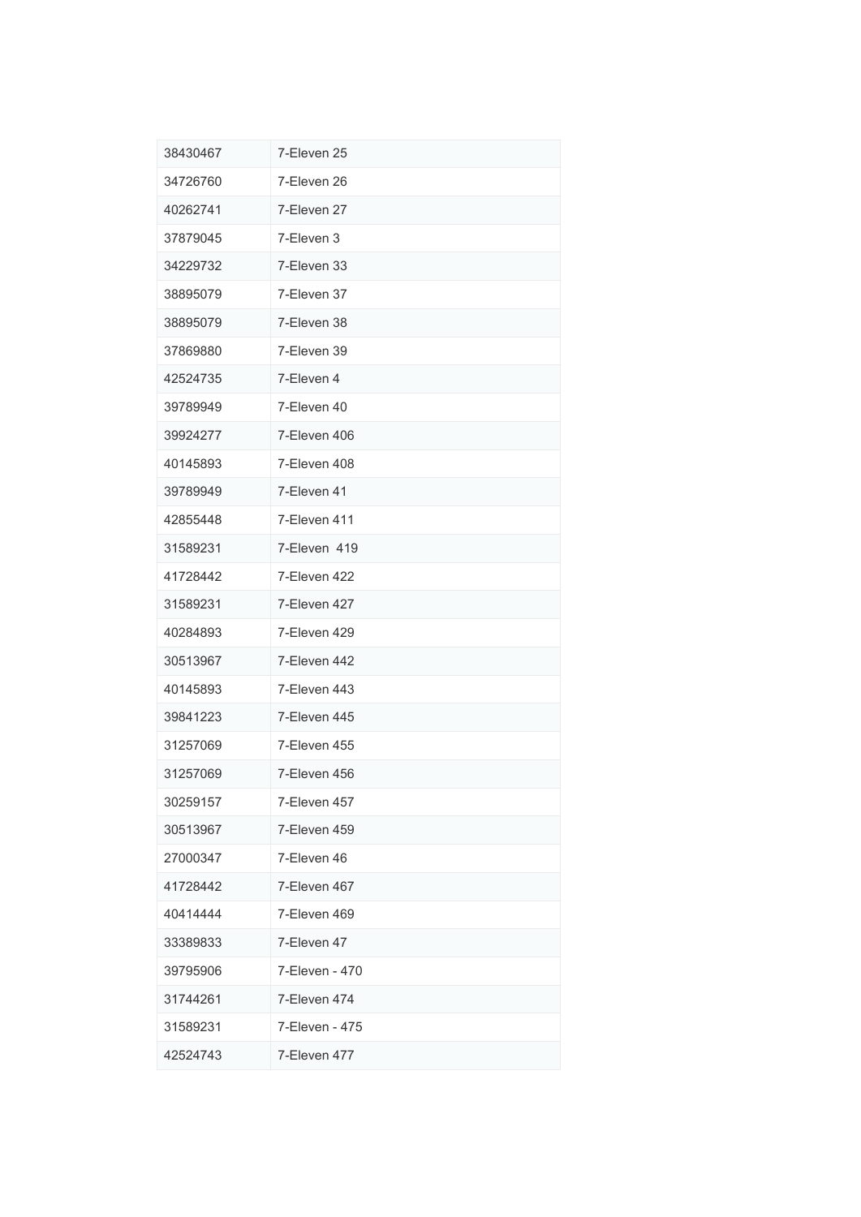| | |
|---|---|
| 38430467 | 7-Eleven 25 |
| 34726760 | 7-Eleven 26 |
| 40262741 | 7-Eleven 27 |
| 37879045 | 7-Eleven 3 |
| 34229732 | 7-Eleven 33 |
| 38895079 | 7-Eleven 37 |
| 38895079 | 7-Eleven 38 |
| 37869880 | 7-Eleven 39 |
| 42524735 | 7-Eleven 4 |
| 39789949 | 7-Eleven 40 |
| 39924277 | 7-Eleven 406 |
| 40145893 | 7-Eleven 408 |
| 39789949 | 7-Eleven 41 |
| 42855448 | 7-Eleven 411 |
| 31589231 | 7-Eleven  419 |
| 41728442 | 7-Eleven 422 |
| 31589231 | 7-Eleven 427 |
| 40284893 | 7-Eleven 429 |
| 30513967 | 7-Eleven 442 |
| 40145893 | 7-Eleven 443 |
| 39841223 | 7-Eleven 445 |
| 31257069 | 7-Eleven 455 |
| 31257069 | 7-Eleven 456 |
| 30259157 | 7-Eleven 457 |
| 30513967 | 7-Eleven 459 |
| 27000347 | 7-Eleven 46 |
| 41728442 | 7-Eleven 467 |
| 40414444 | 7-Eleven 469 |
| 33389833 | 7-Eleven 47 |
| 39795906 | 7-Eleven - 470 |
| 31744261 | 7-Eleven 474 |
| 31589231 | 7-Eleven - 475 |
| 42524743 | 7-Eleven 477 |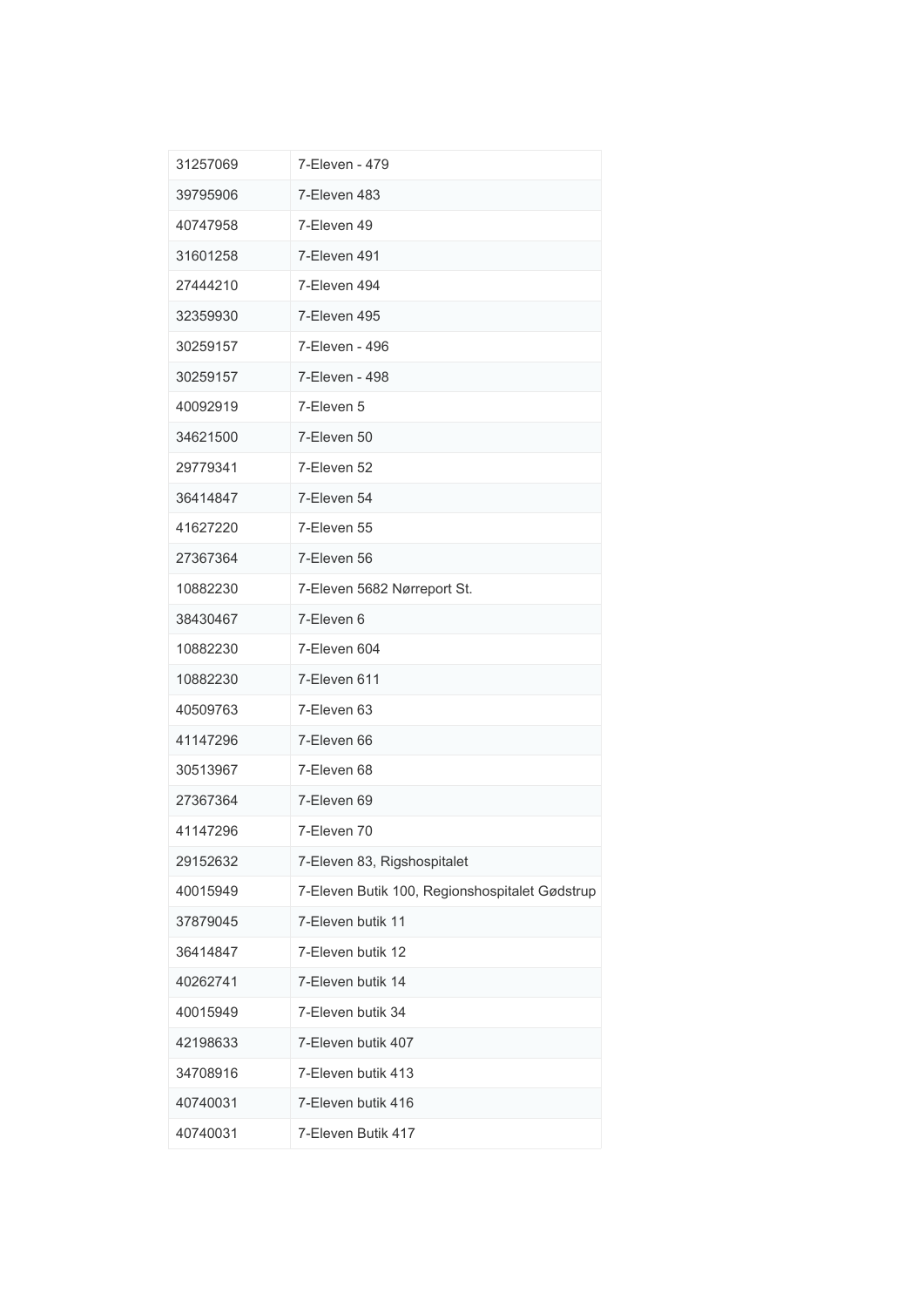| | |
|---|---|
| 31257069 | 7-Eleven - 479 |
| 39795906 | 7-Eleven 483 |
| 40747958 | 7-Eleven 49 |
| 31601258 | 7-Eleven 491 |
| 27444210 | 7-Eleven 494 |
| 32359930 | 7-Eleven 495 |
| 30259157 | 7-Eleven - 496 |
| 30259157 | 7-Eleven - 498 |
| 40092919 | 7-Eleven 5 |
| 34621500 | 7-Eleven 50 |
| 29779341 | 7-Eleven 52 |
| 36414847 | 7-Eleven 54 |
| 41627220 | 7-Eleven 55 |
| 27367364 | 7-Eleven 56 |
| 10882230 | 7-Eleven 5682 Nørreport St. |
| 38430467 | 7-Eleven 6 |
| 10882230 | 7-Eleven 604 |
| 10882230 | 7-Eleven 611 |
| 40509763 | 7-Eleven 63 |
| 41147296 | 7-Eleven 66 |
| 30513967 | 7-Eleven 68 |
| 27367364 | 7-Eleven 69 |
| 41147296 | 7-Eleven 70 |
| 29152632 | 7-Eleven 83, Rigshospitalet |
| 40015949 | 7-Eleven Butik 100, Regionshospitalet Gødstrup |
| 37879045 | 7-Eleven butik 11 |
| 36414847 | 7-Eleven butik 12 |
| 40262741 | 7-Eleven butik 14 |
| 40015949 | 7-Eleven butik 34 |
| 42198633 | 7-Eleven butik 407 |
| 34708916 | 7-Eleven butik 413 |
| 40740031 | 7-Eleven butik 416 |
| 40740031 | 7-Eleven Butik 417 |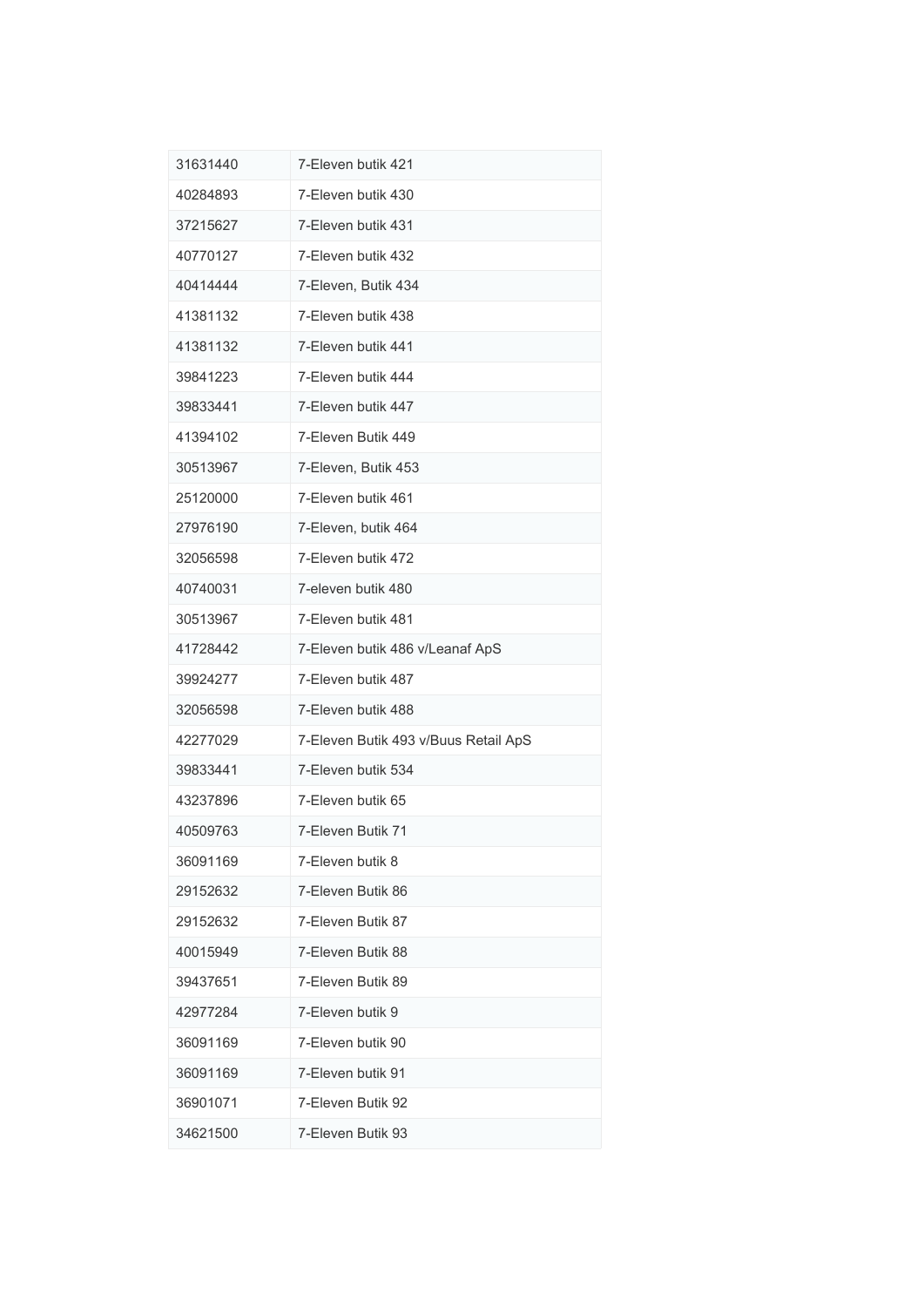| | |
|---|---|
| 31631440 | 7-Eleven butik 421 |
| 40284893 | 7-Eleven butik 430 |
| 37215627 | 7-Eleven butik 431 |
| 40770127 | 7-Eleven butik 432 |
| 40414444 | 7-Eleven, Butik 434 |
| 41381132 | 7-Eleven butik 438 |
| 41381132 | 7-Eleven butik 441 |
| 39841223 | 7-Eleven butik 444 |
| 39833441 | 7-Eleven butik 447 |
| 41394102 | 7-Eleven Butik 449 |
| 30513967 | 7-Eleven, Butik 453 |
| 25120000 | 7-Eleven butik 461 |
| 27976190 | 7-Eleven, butik 464 |
| 32056598 | 7-Eleven butik 472 |
| 40740031 | 7-eleven butik 480 |
| 30513967 | 7-Eleven butik 481 |
| 41728442 | 7-Eleven butik 486 v/Leanaf ApS |
| 39924277 | 7-Eleven butik 487 |
| 32056598 | 7-Eleven butik 488 |
| 42277029 | 7-Eleven Butik 493 v/Buus Retail ApS |
| 39833441 | 7-Eleven butik 534 |
| 43237896 | 7-Eleven butik 65 |
| 40509763 | 7-Eleven Butik 71 |
| 36091169 | 7-Eleven butik 8 |
| 29152632 | 7-Eleven Butik 86 |
| 29152632 | 7-Eleven Butik 87 |
| 40015949 | 7-Eleven Butik 88 |
| 39437651 | 7-Eleven Butik 89 |
| 42977284 | 7-Eleven butik 9 |
| 36091169 | 7-Eleven butik 90 |
| 36091169 | 7-Eleven butik 91 |
| 36901071 | 7-Eleven Butik 92 |
| 34621500 | 7-Eleven Butik 93 |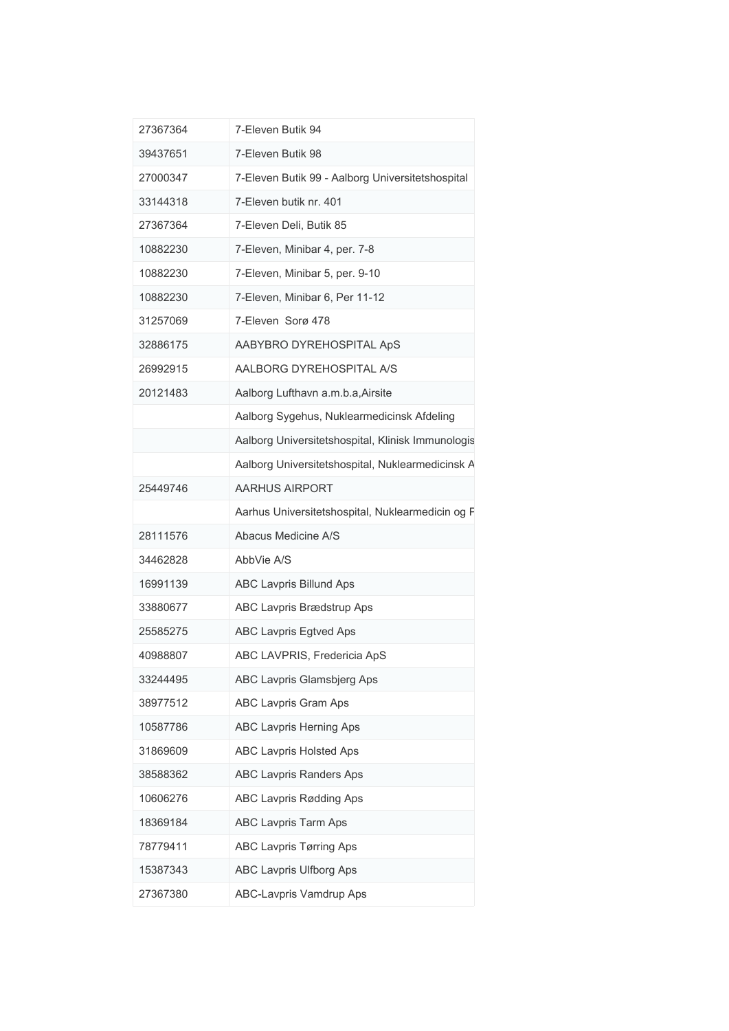| | |
|---|---|
| 27367364 | 7-Eleven Butik 94 |
| 39437651 | 7-Eleven Butik 98 |
| 27000347 | 7-Eleven Butik 99 - Aalborg Universitetshospital |
| 33144318 | 7-Eleven butik nr. 401 |
| 27367364 | 7-Eleven Deli, Butik 85 |
| 10882230 | 7-Eleven, Minibar 4, per. 7-8 |
| 10882230 | 7-Eleven, Minibar 5, per. 9-10 |
| 10882230 | 7-Eleven, Minibar 6, Per 11-12 |
| 31257069 | 7-Eleven  Sorø 478 |
| 32886175 | AABYBRO DYREHOSPITAL ApS |
| 26992915 | AALBORG DYREHOSPITAL A/S |
| 20121483 | Aalborg Lufthavn a.m.b.a,Airsite |
| | Aalborg Sygehus, Nuklearmedicinsk Afdeling |
| | Aalborg Universitetshospital, Klinisk Immunologis |
| | Aalborg Universitetshospital, Nuklearmedicinsk A |
| 25449746 | AARHUS AIRPORT |
| | Aarhus Universitetshospital, Nuklearmedicin og F |
| 28111576 | Abacus Medicine A/S |
| 34462828 | AbbVie A/S |
| 16991139 | ABC Lavpris Billund Aps |
| 33880677 | ABC Lavpris Brædstrup Aps |
| 25585275 | ABC Lavpris Egtved Aps |
| 40988807 | ABC LAVPRIS, Fredericia ApS |
| 33244495 | ABC Lavpris Glamsbjerg Aps |
| 38977512 | ABC Lavpris Gram Aps |
| 10587786 | ABC Lavpris Herning Aps |
| 31869609 | ABC Lavpris Holsted Aps |
| 38588362 | ABC Lavpris Randers Aps |
| 10606276 | ABC Lavpris Rødding Aps |
| 18369184 | ABC Lavpris Tarm Aps |
| 78779411 | ABC Lavpris Tørring Aps |
| 15387343 | ABC Lavpris Ulfborg Aps |
| 27367380 | ABC-Lavpris Vamdrup Aps |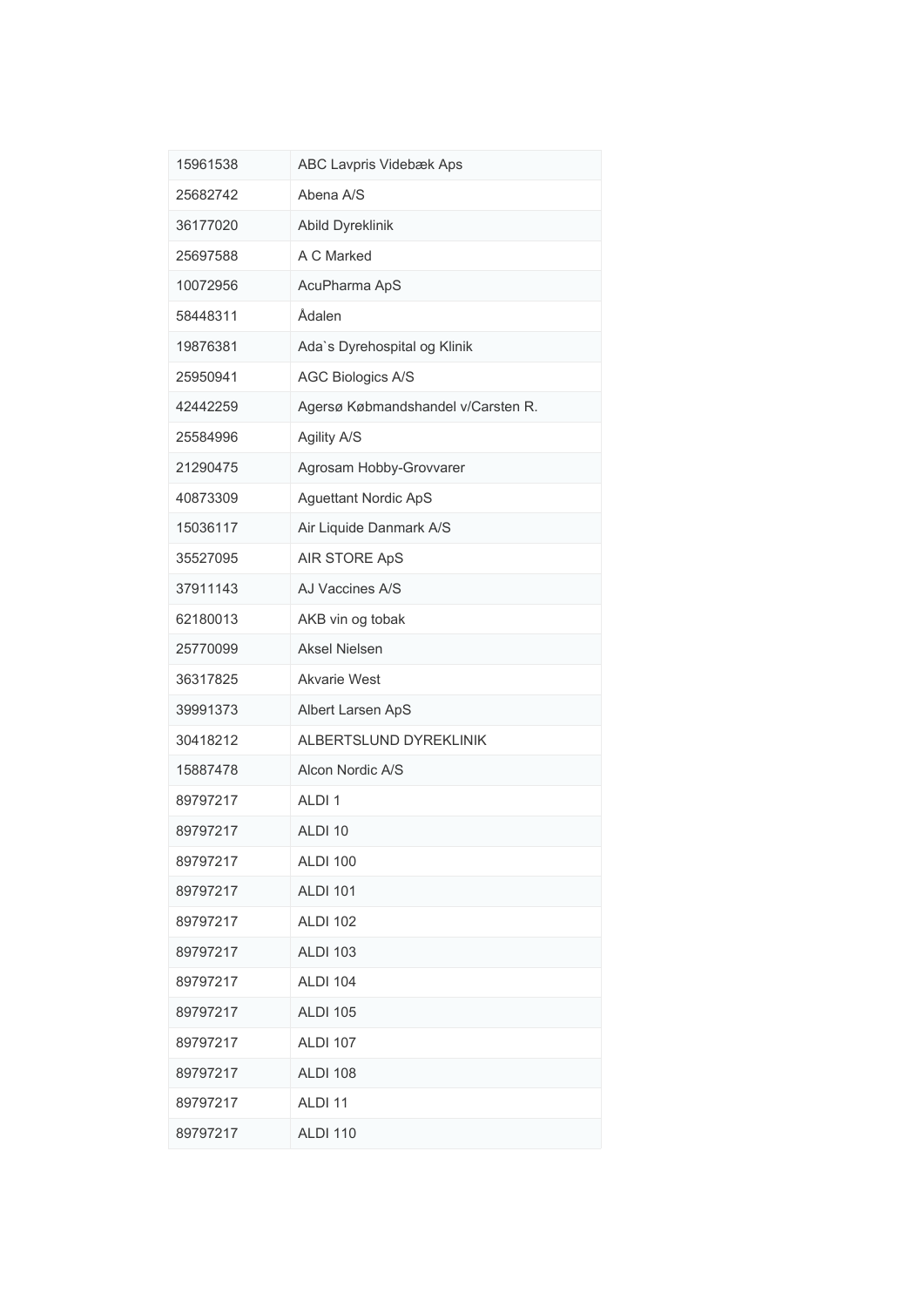| 15961538 | ABC Lavpris Videbæk Aps |
|---|---|
| 25682742 | Abena A/S |
| 36177020 | Abild Dyreklinik |
| 25697588 | A C Marked |
| 10072956 | AcuPharma ApS |
| 58448311 | Ådalen |
| 19876381 | Ada`s Dyrehospital og Klinik |
| 25950941 | AGC Biologics A/S |
| 42442259 | Agersø Købmandshandel v/Carsten R. |
| 25584996 | Agility A/S |
| 21290475 | Agrosam Hobby-Grovvarer |
| 40873309 | Aguettant Nordic ApS |
| 15036117 | Air Liquide Danmark A/S |
| 35527095 | AIR STORE ApS |
| 37911143 | AJ Vaccines A/S |
| 62180013 | AKB vin og tobak |
| 25770099 | Aksel Nielsen |
| 36317825 | Akvarie West |
| 39991373 | Albert Larsen ApS |
| 30418212 | ALBERTSLUND DYREKLINIK |
| 15887478 | Alcon Nordic A/S |
| 89797217 | ALDI 1 |
| 89797217 | ALDI 10 |
| 89797217 | ALDI 100 |
| 89797217 | ALDI 101 |
| 89797217 | ALDI 102 |
| 89797217 | ALDI 103 |
| 89797217 | ALDI 104 |
| 89797217 | ALDI 105 |
| 89797217 | ALDI 107 |
| 89797217 | ALDI 108 |
| 89797217 | ALDI 11 |
| 89797217 | ALDI 110 |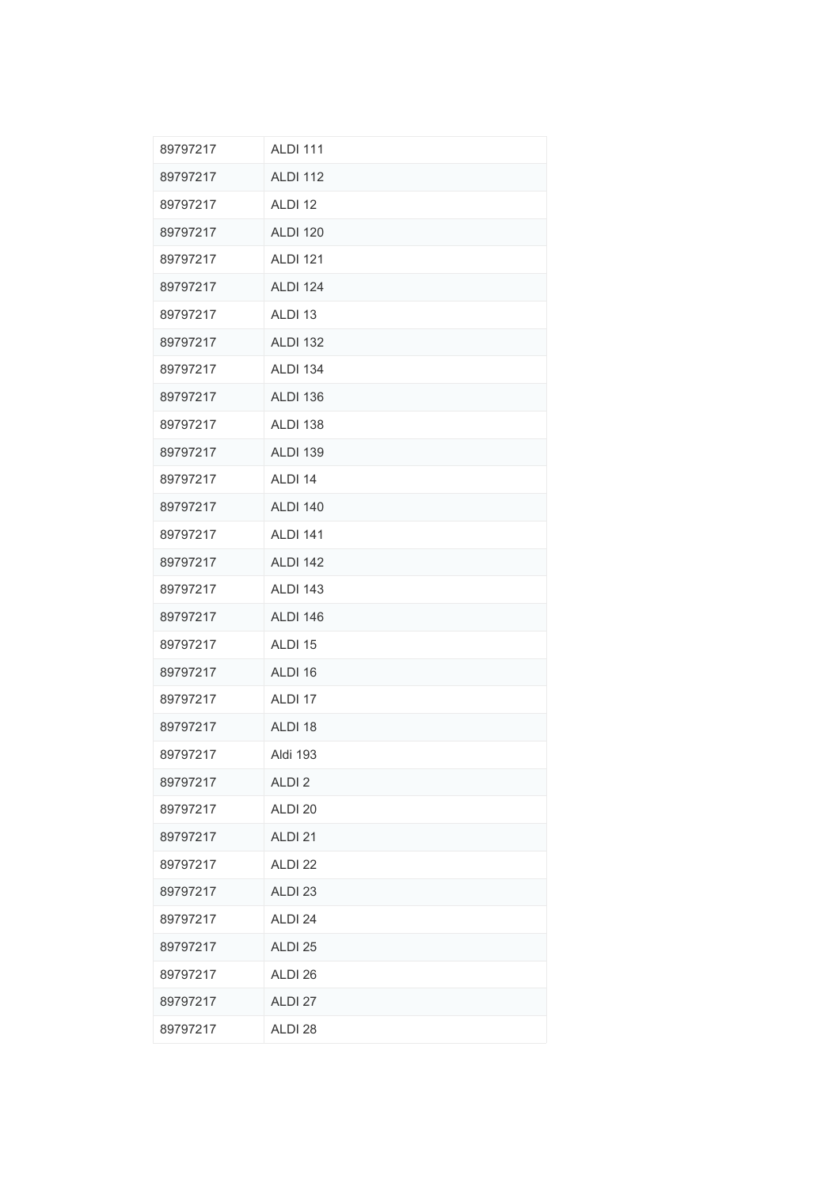| | |
|---|---|
| 89797217 | ALDI 111 |
| 89797217 | ALDI 112 |
| 89797217 | ALDI 12 |
| 89797217 | ALDI 120 |
| 89797217 | ALDI 121 |
| 89797217 | ALDI 124 |
| 89797217 | ALDI 13 |
| 89797217 | ALDI 132 |
| 89797217 | ALDI 134 |
| 89797217 | ALDI 136 |
| 89797217 | ALDI 138 |
| 89797217 | ALDI 139 |
| 89797217 | ALDI 14 |
| 89797217 | ALDI 140 |
| 89797217 | ALDI 141 |
| 89797217 | ALDI 142 |
| 89797217 | ALDI 143 |
| 89797217 | ALDI 146 |
| 89797217 | ALDI 15 |
| 89797217 | ALDI 16 |
| 89797217 | ALDI 17 |
| 89797217 | ALDI 18 |
| 89797217 | Aldi 193 |
| 89797217 | ALDI 2 |
| 89797217 | ALDI 20 |
| 89797217 | ALDI 21 |
| 89797217 | ALDI 22 |
| 89797217 | ALDI 23 |
| 89797217 | ALDI 24 |
| 89797217 | ALDI 25 |
| 89797217 | ALDI 26 |
| 89797217 | ALDI 27 |
| 89797217 | ALDI 28 |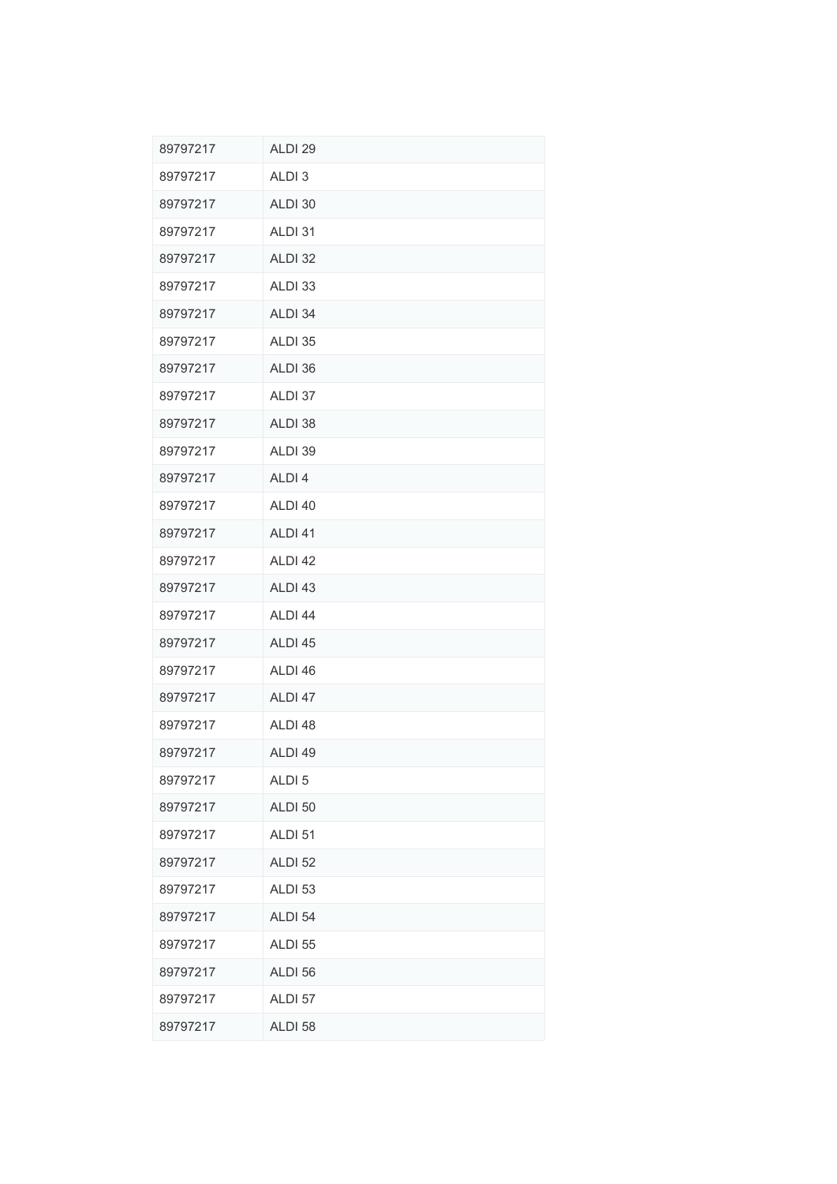| | |
|---|---|
| 89797217 | ALDI 29 |
| 89797217 | ALDI 3 |
| 89797217 | ALDI 30 |
| 89797217 | ALDI 31 |
| 89797217 | ALDI 32 |
| 89797217 | ALDI 33 |
| 89797217 | ALDI 34 |
| 89797217 | ALDI 35 |
| 89797217 | ALDI 36 |
| 89797217 | ALDI 37 |
| 89797217 | ALDI 38 |
| 89797217 | ALDI 39 |
| 89797217 | ALDI 4 |
| 89797217 | ALDI 40 |
| 89797217 | ALDI 41 |
| 89797217 | ALDI 42 |
| 89797217 | ALDI 43 |
| 89797217 | ALDI 44 |
| 89797217 | ALDI 45 |
| 89797217 | ALDI 46 |
| 89797217 | ALDI 47 |
| 89797217 | ALDI 48 |
| 89797217 | ALDI 49 |
| 89797217 | ALDI 5 |
| 89797217 | ALDI 50 |
| 89797217 | ALDI 51 |
| 89797217 | ALDI 52 |
| 89797217 | ALDI 53 |
| 89797217 | ALDI 54 |
| 89797217 | ALDI 55 |
| 89797217 | ALDI 56 |
| 89797217 | ALDI 57 |
| 89797217 | ALDI 58 |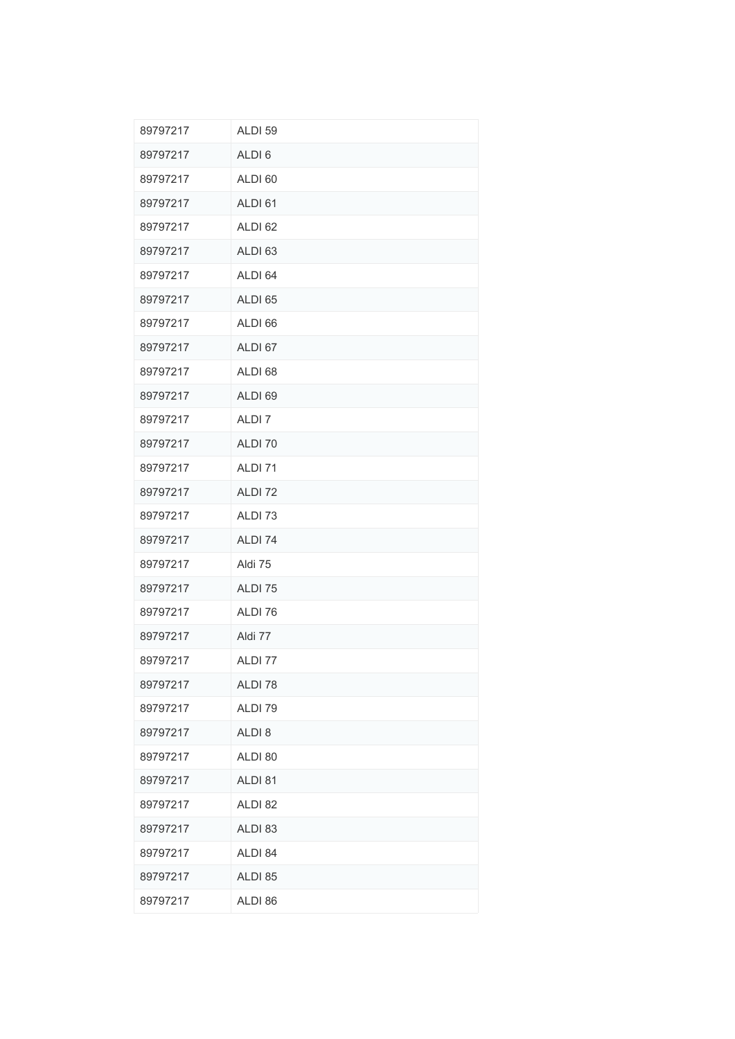| | |
|---|---|
| 89797217 | ALDI 59 |
| 89797217 | ALDI 6 |
| 89797217 | ALDI 60 |
| 89797217 | ALDI 61 |
| 89797217 | ALDI 62 |
| 89797217 | ALDI 63 |
| 89797217 | ALDI 64 |
| 89797217 | ALDI 65 |
| 89797217 | ALDI 66 |
| 89797217 | ALDI 67 |
| 89797217 | ALDI 68 |
| 89797217 | ALDI 69 |
| 89797217 | ALDI 7 |
| 89797217 | ALDI 70 |
| 89797217 | ALDI 71 |
| 89797217 | ALDI 72 |
| 89797217 | ALDI 73 |
| 89797217 | ALDI 74 |
| 89797217 | Aldi 75 |
| 89797217 | ALDI 75 |
| 89797217 | ALDI 76 |
| 89797217 | Aldi 77 |
| 89797217 | ALDI 77 |
| 89797217 | ALDI 78 |
| 89797217 | ALDI 79 |
| 89797217 | ALDI 8 |
| 89797217 | ALDI 80 |
| 89797217 | ALDI 81 |
| 89797217 | ALDI 82 |
| 89797217 | ALDI 83 |
| 89797217 | ALDI 84 |
| 89797217 | ALDI 85 |
| 89797217 | ALDI 86 |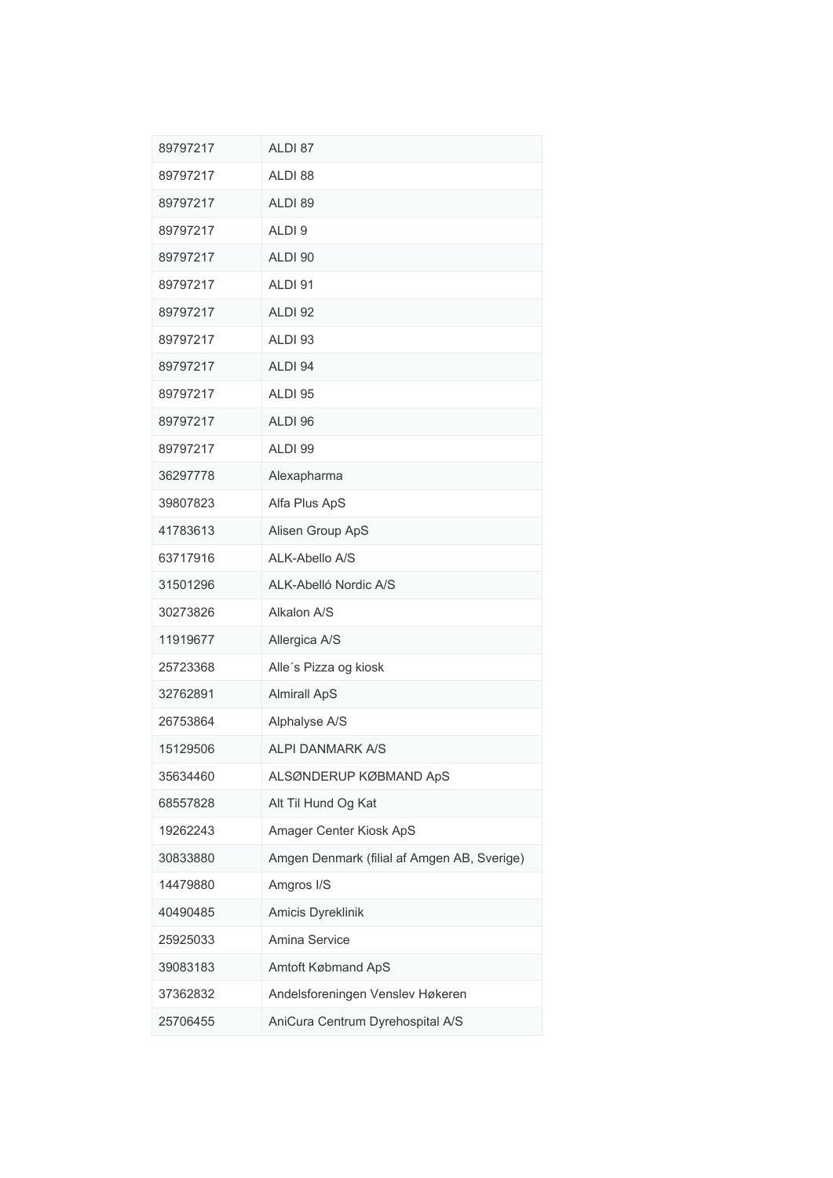| | |
|---|---|
| 89797217 | ALDI 87 |
| 89797217 | ALDI 88 |
| 89797217 | ALDI 89 |
| 89797217 | ALDI 9 |
| 89797217 | ALDI 90 |
| 89797217 | ALDI 91 |
| 89797217 | ALDI 92 |
| 89797217 | ALDI 93 |
| 89797217 | ALDI 94 |
| 89797217 | ALDI 95 |
| 89797217 | ALDI 96 |
| 89797217 | ALDI 99 |
| 36297778 | Alexapharma |
| 39807823 | Alfa Plus ApS |
| 41783613 | Alisen Group ApS |
| 63717916 | ALK-Abello A/S |
| 31501296 | ALK-Abelló Nordic A/S |
| 30273826 | Alkalon A/S |
| 11919677 | Allergica A/S |
| 25723368 | Alle´s Pizza og kiosk |
| 32762891 | Almirall ApS |
| 26753864 | Alphalyse A/S |
| 15129506 | ALPI DANMARK A/S |
| 35634460 | ALSØNDERUP KØBMAND ApS |
| 68557828 | Alt Til Hund Og Kat |
| 19262243 | Amager Center Kiosk ApS |
| 30833880 | Amgen Denmark (filial af Amgen AB, Sverige) |
| 14479880 | Amgros I/S |
| 40490485 | Amicis Dyreklinik |
| 25925033 | Amina Service |
| 39083183 | Amtoft Købmand ApS |
| 37362832 | Andelsforeningen Venslev Høkeren |
| 25706455 | AniCura Centrum Dyrehospital A/S |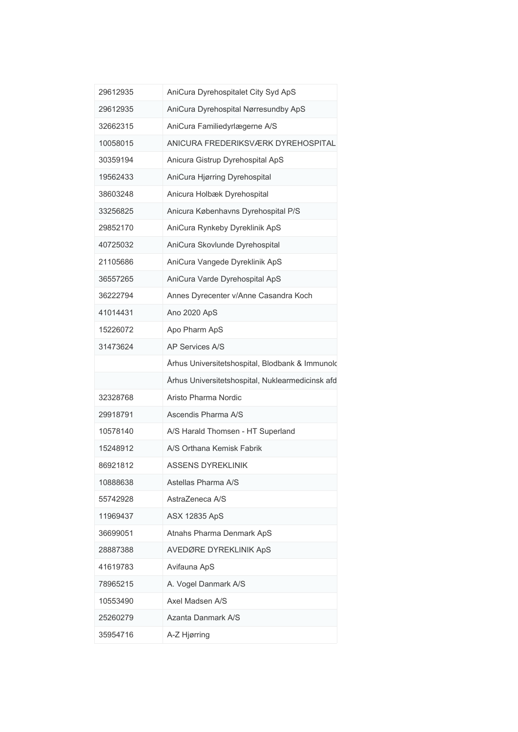| | |
|---|---|
| 29612935 | AniCura Dyrehospitalet City Syd ApS |
| 29612935 | AniCura Dyrehospital Nørresundby ApS |
| 32662315 | AniCura Familiedyrlægerne A/S |
| 10058015 | ANICURA FREDERIKSVÆRK DYREHOSPITAL |
| 30359194 | Anicura Gistrup Dyrehospital ApS |
| 19562433 | AniCura Hjørring Dyrehospital |
| 38603248 | Anicura Holbæk Dyrehospital |
| 33256825 | Anicura Københavns Dyrehospital P/S |
| 29852170 | AniCura Rynkeby Dyreklinik ApS |
| 40725032 | AniCura Skovlunde Dyrehospital |
| 21105686 | AniCura Vangede Dyreklinik ApS |
| 36557265 | AniCura Varde Dyrehospital ApS |
| 36222794 | Annes Dyrecenter v/Anne Casandra Koch |
| 41014431 | Ano 2020 ApS |
| 15226072 | Apo Pharm ApS |
| 31473624 | AP Services A/S |
| | Århus Universitetshospital, Blodbank & Immunolc |
| | Århus Universitetshospital, Nuklearmedicinsk afd |
| 32328768 | Aristo Pharma Nordic |
| 29918791 | Ascendis Pharma A/S |
| 10578140 | A/S Harald Thomsen - HT Superland |
| 15248912 | A/S Orthana Kemisk Fabrik |
| 86921812 | ASSENS DYREKLINIK |
| 10888638 | Astellas Pharma A/S |
| 55742928 | AstraZeneca A/S |
| 11969437 | ASX 12835 ApS |
| 36699051 | Atnahs Pharma Denmark ApS |
| 28887388 | AVEDØRE DYREKLINIK ApS |
| 41619783 | Avifauna ApS |
| 78965215 | A. Vogel Danmark A/S |
| 10553490 | Axel Madsen A/S |
| 25260279 | Azanta Danmark A/S |
| 35954716 | A-Z Hjørring |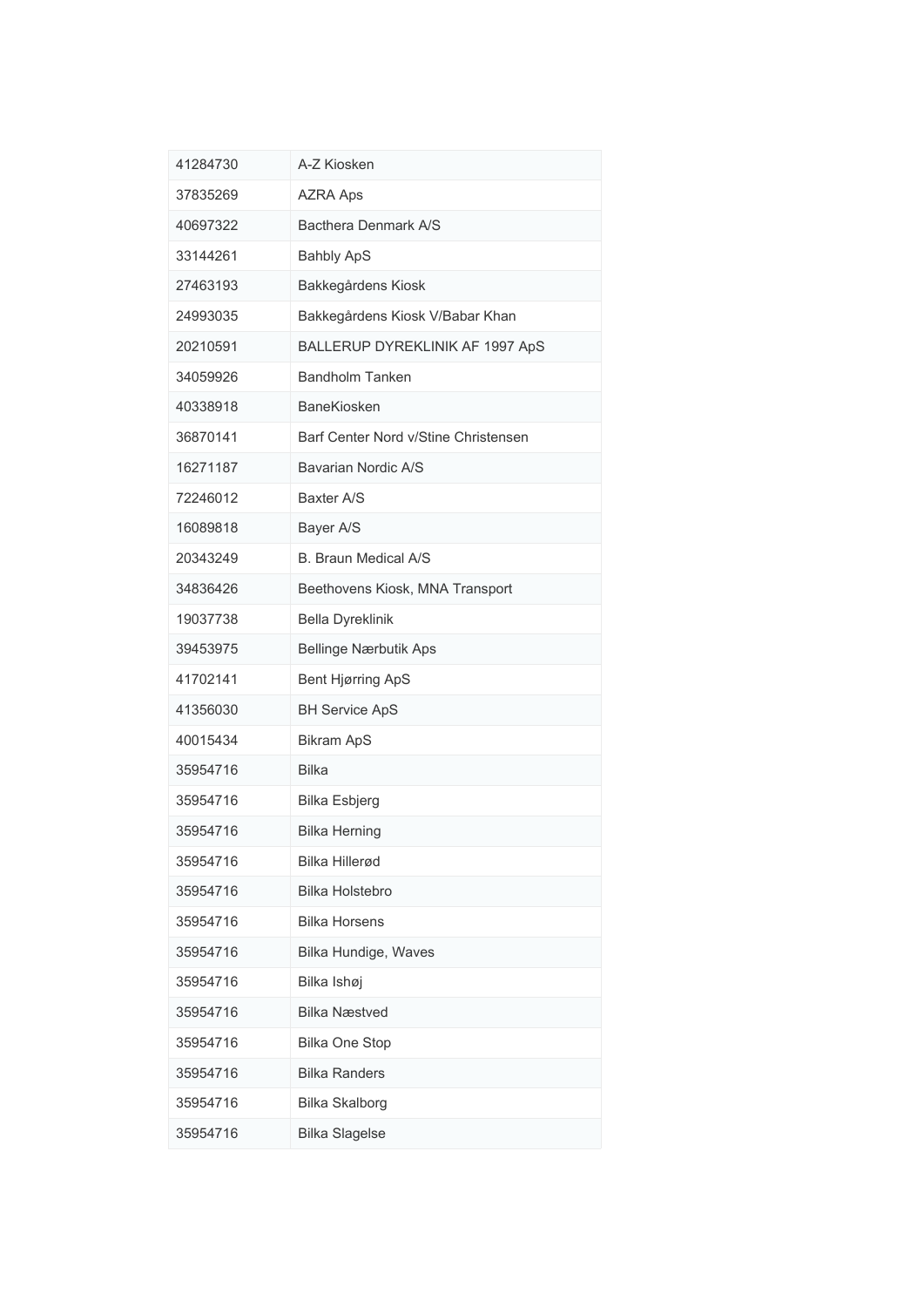| | |
|---|---|
| 41284730 | A-Z Kiosken |
| 37835269 | AZRA Aps |
| 40697322 | Bacthera Denmark A/S |
| 33144261 | Bahbly ApS |
| 27463193 | Bakkegårdens Kiosk |
| 24993035 | Bakkegårdens Kiosk V/Babar Khan |
| 20210591 | BALLERUP DYREKLINIK AF 1997 ApS |
| 34059926 | Bandholm Tanken |
| 40338918 | BaneKiosken |
| 36870141 | Barf Center Nord v/Stine Christensen |
| 16271187 | Bavarian Nordic A/S |
| 72246012 | Baxter A/S |
| 16089818 | Bayer A/S |
| 20343249 | B. Braun Medical A/S |
| 34836426 | Beethovens Kiosk, MNA Transport |
| 19037738 | Bella Dyreklinik |
| 39453975 | Bellinge Nærbutik Aps |
| 41702141 | Bent Hjørring ApS |
| 41356030 | BH Service ApS |
| 40015434 | Bikram ApS |
| 35954716 | Bilka |
| 35954716 | Bilka Esbjerg |
| 35954716 | Bilka Herning |
| 35954716 | Bilka Hillerød |
| 35954716 | Bilka Holstebro |
| 35954716 | Bilka Horsens |
| 35954716 | Bilka Hundige, Waves |
| 35954716 | Bilka Ishøj |
| 35954716 | Bilka Næstved |
| 35954716 | Bilka One Stop |
| 35954716 | Bilka Randers |
| 35954716 | Bilka Skalborg |
| 35954716 | Bilka Slagelse |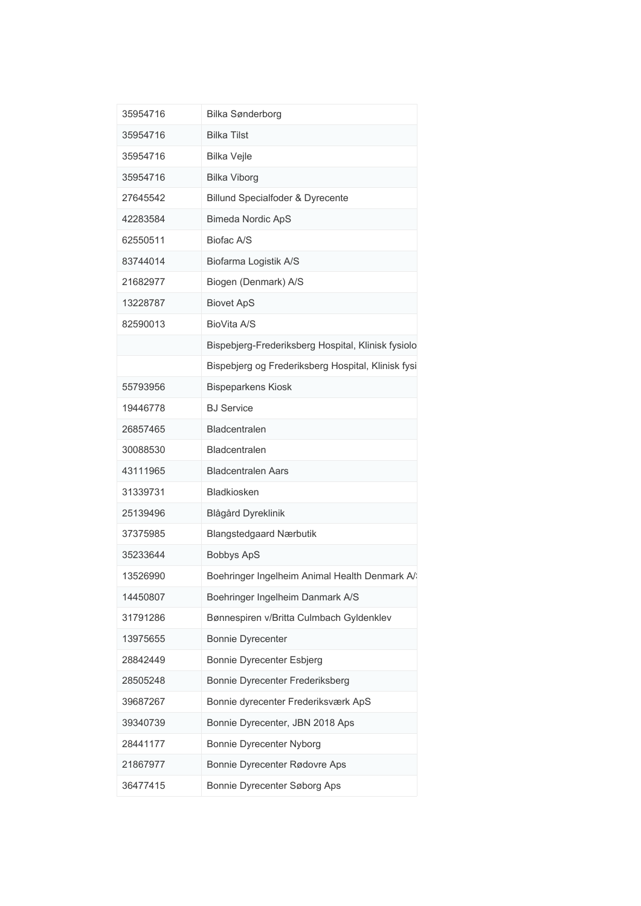| | |
|---|---|
| 35954716 | Bilka Sønderborg |
| 35954716 | Bilka Tilst |
| 35954716 | Bilka Vejle |
| 35954716 | Bilka Viborg |
| 27645542 | Billund Specialfoder & Dyrecente |
| 42283584 | Bimeda Nordic ApS |
| 62550511 | Biofac A/S |
| 83744014 | Biofarma Logistik A/S |
| 21682977 | Biogen (Denmark) A/S |
| 13228787 | Biovet ApS |
| 82590013 | BioVita A/S |
| | Bispebjerg-Frederiksberg Hospital, Klinisk fysiolo |
| | Bispebjerg og Frederiksberg Hospital, Klinisk fysi |
| 55793956 | Bispeparkens Kiosk |
| 19446778 | BJ Service |
| 26857465 | Bladcentralen |
| 30088530 | Bladcentralen |
| 43111965 | Bladcentralen Aars |
| 31339731 | Bladkiosken |
| 25139496 | Blågård Dyreklinik |
| 37375985 | Blangstedgaard Nærbutik |
| 35233644 | Bobbys ApS |
| 13526990 | Boehringer Ingelheim Animal Health Denmark A/ |
| 14450807 | Boehringer Ingelheim Danmark A/S |
| 31791286 | Bønnespiren v/Britta Culmbach Gyldenklev |
| 13975655 | Bonnie Dyrecenter |
| 28842449 | Bonnie Dyrecenter Esbjerg |
| 28505248 | Bonnie Dyrecenter Frederiksberg |
| 39687267 | Bonnie dyrecenter Frederiksværk ApS |
| 39340739 | Bonnie Dyrecenter, JBN 2018 Aps |
| 28441177 | Bonnie Dyrecenter Nyborg |
| 21867977 | Bonnie Dyrecenter Rødovre Aps |
| 36477415 | Bonnie Dyrecenter Søborg Aps |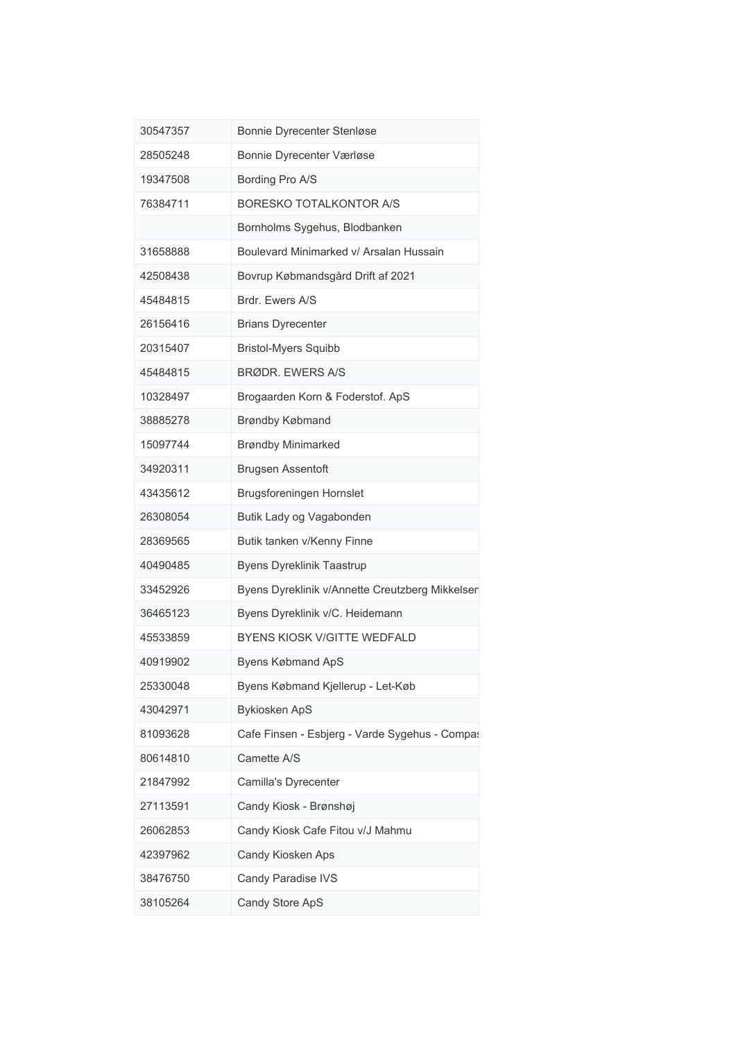| | |
|---|---|
| 30547357 | Bonnie Dyrecenter Stenløse |
| 28505248 | Bonnie Dyrecenter Værløse |
| 19347508 | Bording Pro A/S |
| 76384711 | BORESKO TOTALKONTOR A/S |
| | Bornholms Sygehus, Blodbanken |
| 31658888 | Boulevard Minimarked v/ Arsalan Hussain |
| 42508438 | Bovrup Købmandsgård Drift af 2021 |
| 45484815 | Brdr. Ewers A/S |
| 26156416 | Brians Dyrecenter |
| 20315407 | Bristol-Myers Squibb |
| 45484815 | BRØDR. EWERS A/S |
| 10328497 | Brogaarden Korn & Foderstof. ApS |
| 38885278 | Brøndby Købmand |
| 15097744 | Brøndby Minimarked |
| 34920311 | Brugsen Assentoft |
| 43435612 | Brugsforeningen Hornslet |
| 26308054 | Butik Lady og Vagabonden |
| 28369565 | Butik tanken v/Kenny Finne |
| 40490485 | Byens Dyreklinik Taastrup |
| 33452926 | Byens Dyreklinik v/Annette Creutzberg Mikkelsen |
| 36465123 | Byens Dyreklinik v/C. Heidemann |
| 45533859 | BYENS KIOSK V/GITTE WEDFALD |
| 40919902 | Byens Købmand ApS |
| 25330048 | Byens Købmand Kjellerup - Let-Køb |
| 43042971 | Bykiosken ApS |
| 81093628 | Cafe Finsen - Esbjerg - Varde Sygehus - Compas |
| 80614810 | Camette A/S |
| 21847992 | Camilla's Dyrecenter |
| 27113591 | Candy Kiosk - Brønshøj |
| 26062853 | Candy Kiosk Cafe Fitou v/J Mahmu |
| 42397962 | Candy Kiosken Aps |
| 38476750 | Candy Paradise IVS |
| 38105264 | Candy Store ApS |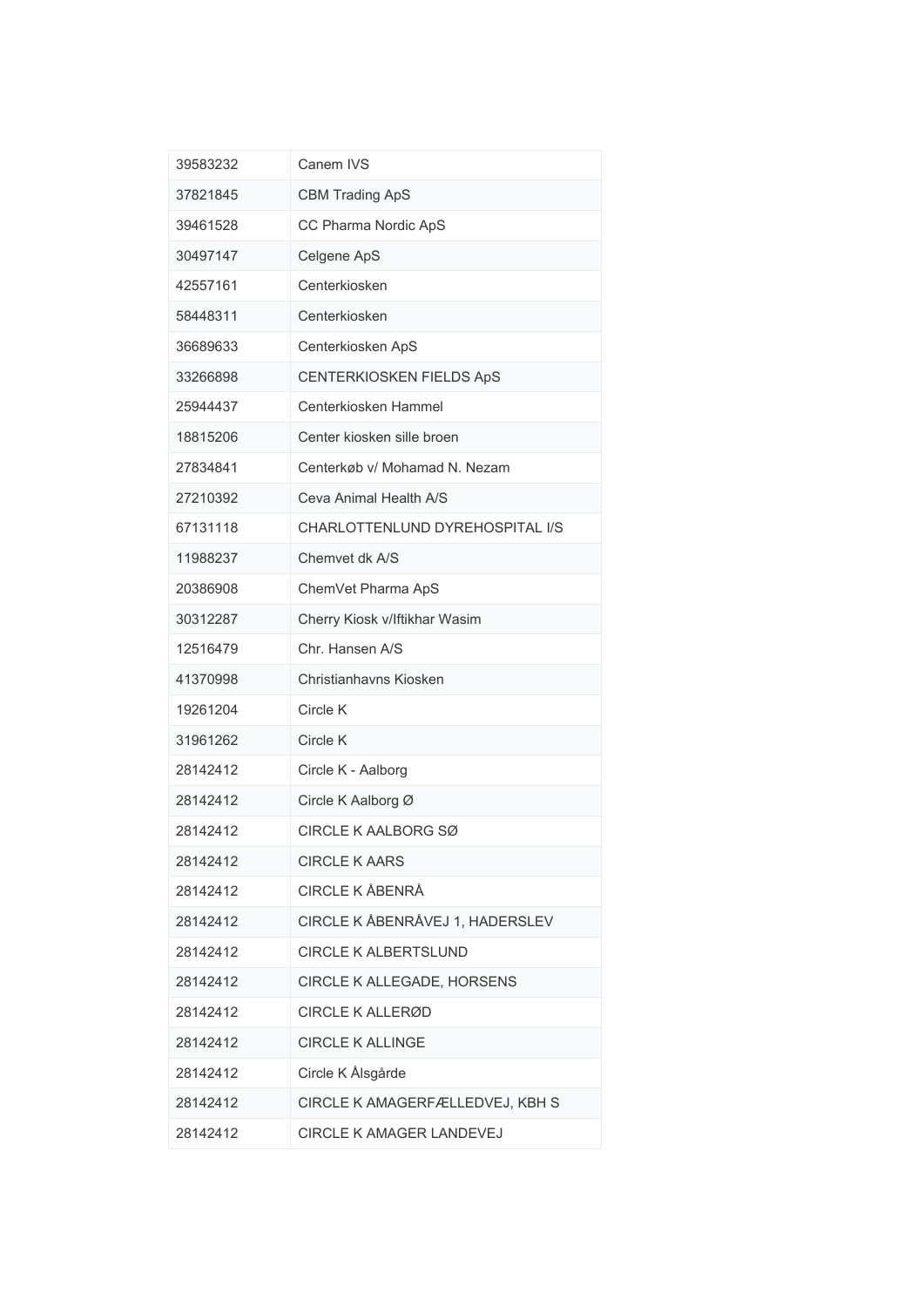| | |
|---|---|
| 39583232 | Canem IVS |
| 37821845 | CBM Trading ApS |
| 39461528 | CC Pharma Nordic ApS |
| 30497147 | Celgene ApS |
| 42557161 | Centerkiosken |
| 58448311 | Centerkiosken |
| 36689633 | Centerkiosken ApS |
| 33266898 | CENTERKIOSKEN FIELDS ApS |
| 25944437 | Centerkiosken Hammel |
| 18815206 | Center kiosken sille broen |
| 27834841 | Centerkøb v/ Mohamad N. Nezam |
| 27210392 | Ceva Animal Health A/S |
| 67131118 | CHARLOTTENLUND DYREHOSPITAL I/S |
| 11988237 | Chemvet dk A/S |
| 20386908 | ChemVet Pharma ApS |
| 30312287 | Cherry Kiosk v/Iftikhar Wasim |
| 12516479 | Chr. Hansen A/S |
| 41370998 | Christianhavns Kiosken |
| 19261204 | Circle K |
| 31961262 | Circle K |
| 28142412 | Circle K - Aalborg |
| 28142412 | Circle K Aalborg Ø |
| 28142412 | CIRCLE K AALBORG SØ |
| 28142412 | CIRCLE K AARS |
| 28142412 | CIRCLE K ÅBENRÅ |
| 28142412 | CIRCLE K ÅBENRÅVEJ 1, HADERSLEV |
| 28142412 | CIRCLE K ALBERTSLUND |
| 28142412 | CIRCLE K ALLEGADE, HORSENS |
| 28142412 | CIRCLE K ALLERØD |
| 28142412 | CIRCLE K ALLINGE |
| 28142412 | Circle K Ålsgårde |
| 28142412 | CIRCLE K AMAGERFÆLLEDVEJ, KBH S |
| 28142412 | CIRCLE K AMAGER LANDEVEJ |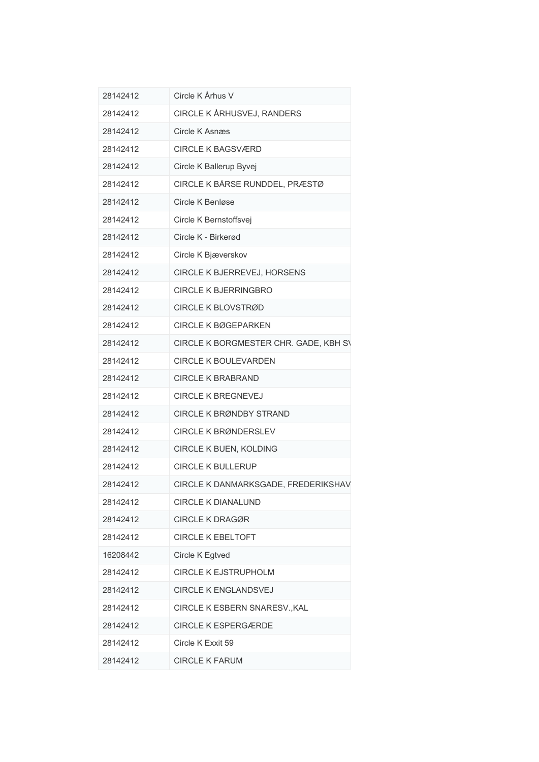| | |
|---|---|
| 28142412 | Circle K Århus V |
| 28142412 | CIRCLE K ÅRHUSVEJ, RANDERS |
| 28142412 | Circle K Asnæs |
| 28142412 | CIRCLE K BAGSVÆRD |
| 28142412 | Circle K Ballerup Byvej |
| 28142412 | CIRCLE K BÅRSE RUNDDEL, PRÆSTØ |
| 28142412 | Circle K Benløse |
| 28142412 | Circle K Bernstoffsvej |
| 28142412 | Circle K - Birkerød |
| 28142412 | Circle K Bjæverskov |
| 28142412 | CIRCLE K BJERREVEJ, HORSENS |
| 28142412 | CIRCLE K BJERRINGBRO |
| 28142412 | CIRCLE K BLOVSTRØD |
| 28142412 | CIRCLE K BØGEPARKEN |
| 28142412 | CIRCLE K BORGMESTER CHR. GADE, KBH SV |
| 28142412 | CIRCLE K BOULEVARDEN |
| 28142412 | CIRCLE K BRABRAND |
| 28142412 | CIRCLE K BREGNEVEJ |
| 28142412 | CIRCLE K BRØNDBY STRAND |
| 28142412 | CIRCLE K BRØNDERSLEV |
| 28142412 | CIRCLE K BUEN, KOLDING |
| 28142412 | CIRCLE K BULLERUP |
| 28142412 | CIRCLE K DANMARKSGADE, FREDERIKSHAV |
| 28142412 | CIRCLE K DIANALUND |
| 28142412 | CIRCLE K DRAGØR |
| 28142412 | CIRCLE K EBELTOFT |
| 16208442 | Circle K Egtved |
| 28142412 | CIRCLE K EJSTRUPHOLM |
| 28142412 | CIRCLE K ENGLANDSVEJ |
| 28142412 | CIRCLE K ESBERN SNARESV.,KAL |
| 28142412 | CIRCLE K ESPERGÆRDE |
| 28142412 | Circle K Exxit 59 |
| 28142412 | CIRCLE K FARUM |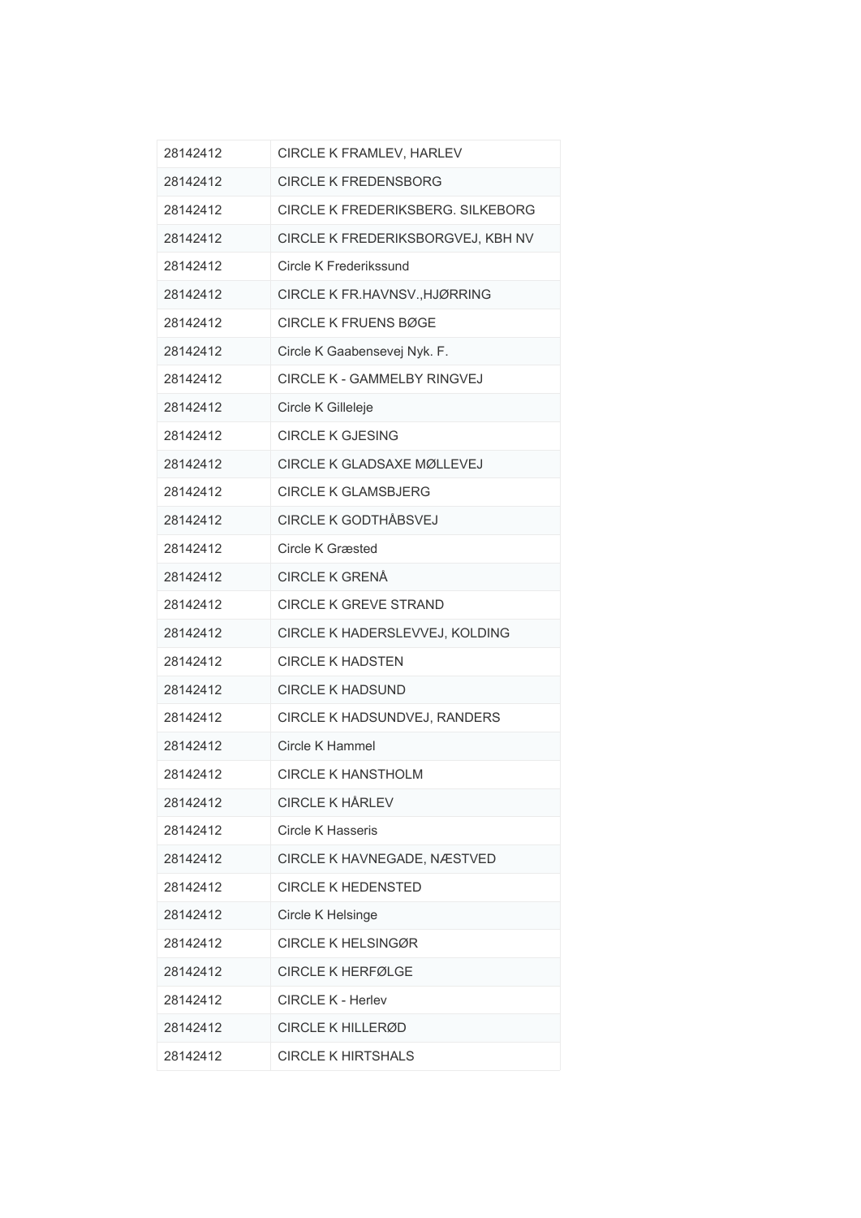| | |
|---|---|
| 28142412 | CIRCLE K FRAMLEV, HARLEV |
| 28142412 | CIRCLE K FREDENSBORG |
| 28142412 | CIRCLE K FREDERIKSBERG. SILKEBORG |
| 28142412 | CIRCLE K FREDERIKSBORGVEJ, KBH NV |
| 28142412 | Circle K Frederikssund |
| 28142412 | CIRCLE K FR.HAVNSV.,HJØRRING |
| 28142412 | CIRCLE K FRUENS BØGE |
| 28142412 | Circle K Gaabensevej Nyk. F. |
| 28142412 | CIRCLE K - GAMMELBY RINGVEJ |
| 28142412 | Circle K Gilleleje |
| 28142412 | CIRCLE K GJESING |
| 28142412 | CIRCLE K GLADSAXE MØLLEVEJ |
| 28142412 | CIRCLE K GLAMSBJERG |
| 28142412 | CIRCLE K GODTHÅBSVEJ |
| 28142412 | Circle K Græsted |
| 28142412 | CIRCLE K GRENÅ |
| 28142412 | CIRCLE K GREVE STRAND |
| 28142412 | CIRCLE K HADERSLEVVEJ, KOLDING |
| 28142412 | CIRCLE K HADSTEN |
| 28142412 | CIRCLE K HADSUND |
| 28142412 | CIRCLE K HADSUNDVEJ, RANDERS |
| 28142412 | Circle K Hammel |
| 28142412 | CIRCLE K HANSTHOLM |
| 28142412 | CIRCLE K HÅRLEV |
| 28142412 | Circle K Hasseris |
| 28142412 | CIRCLE K HAVNEGADE, NÆSTVED |
| 28142412 | CIRCLE K HEDENSTED |
| 28142412 | Circle K Helsinge |
| 28142412 | CIRCLE K HELSINGØR |
| 28142412 | CIRCLE K HERFØLGE |
| 28142412 | CIRCLE K - Herlev |
| 28142412 | CIRCLE K HILLERØD |
| 28142412 | CIRCLE K HIRTSHALS |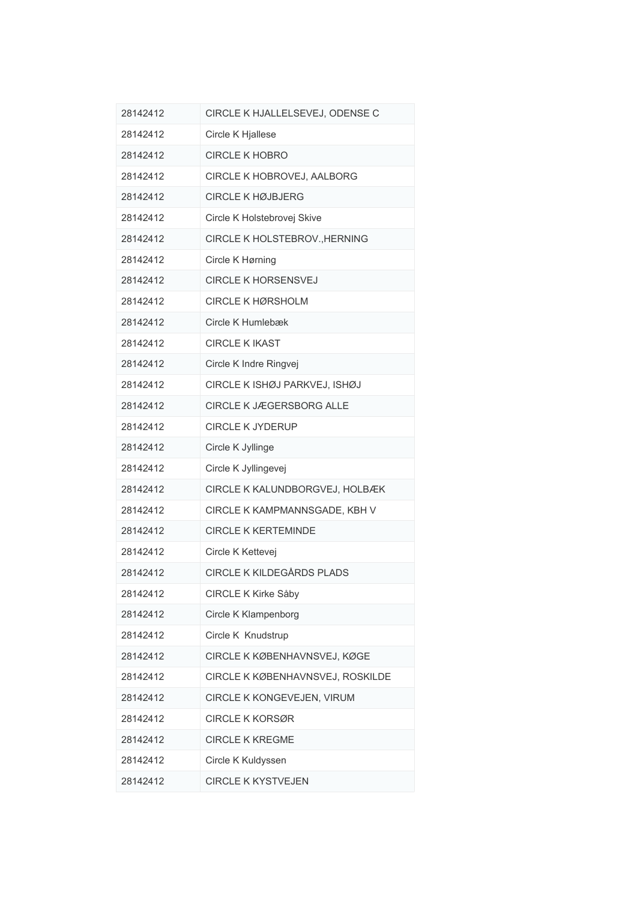| | |
|---|---|
| 28142412 | CIRCLE K HJALLELSEVEJ, ODENSE C |
| 28142412 | Circle K Hjallese |
| 28142412 | CIRCLE K HOBRO |
| 28142412 | CIRCLE K HOBROVEJ, AALBORG |
| 28142412 | CIRCLE K HØJBJERG |
| 28142412 | Circle K Holstebrovej Skive |
| 28142412 | CIRCLE K HOLSTEBROV.,HERNING |
| 28142412 | Circle K Hørning |
| 28142412 | CIRCLE K HORSENSVEJ |
| 28142412 | CIRCLE K HØRSHOLM |
| 28142412 | Circle K Humlebæk |
| 28142412 | CIRCLE K IKAST |
| 28142412 | Circle K Indre Ringvej |
| 28142412 | CIRCLE K ISHØJ PARKVEJ, ISHØJ |
| 28142412 | CIRCLE K JÆGERSBORG ALLE |
| 28142412 | CIRCLE K JYDERUP |
| 28142412 | Circle K Jyllinge |
| 28142412 | Circle K Jyllingevej |
| 28142412 | CIRCLE K KALUNDBORGVEJ, HOLBÆK |
| 28142412 | CIRCLE K KAMPMANNSGADE, KBH V |
| 28142412 | CIRCLE K KERTEMINDE |
| 28142412 | Circle K Kettevej |
| 28142412 | CIRCLE K KILDEGÅRDS PLADS |
| 28142412 | CIRCLE K Kirke Såby |
| 28142412 | Circle K Klampenborg |
| 28142412 | Circle K  Knudstrup |
| 28142412 | CIRCLE K KØBENHAVNSVEJ, KØGE |
| 28142412 | CIRCLE K KØBENHAVNSVEJ, ROSKILDE |
| 28142412 | CIRCLE K KONGEVEJEN, VIRUM |
| 28142412 | CIRCLE K KORSØR |
| 28142412 | CIRCLE K KREGME |
| 28142412 | Circle K Kuldyssen |
| 28142412 | CIRCLE K KYSTVEJEN |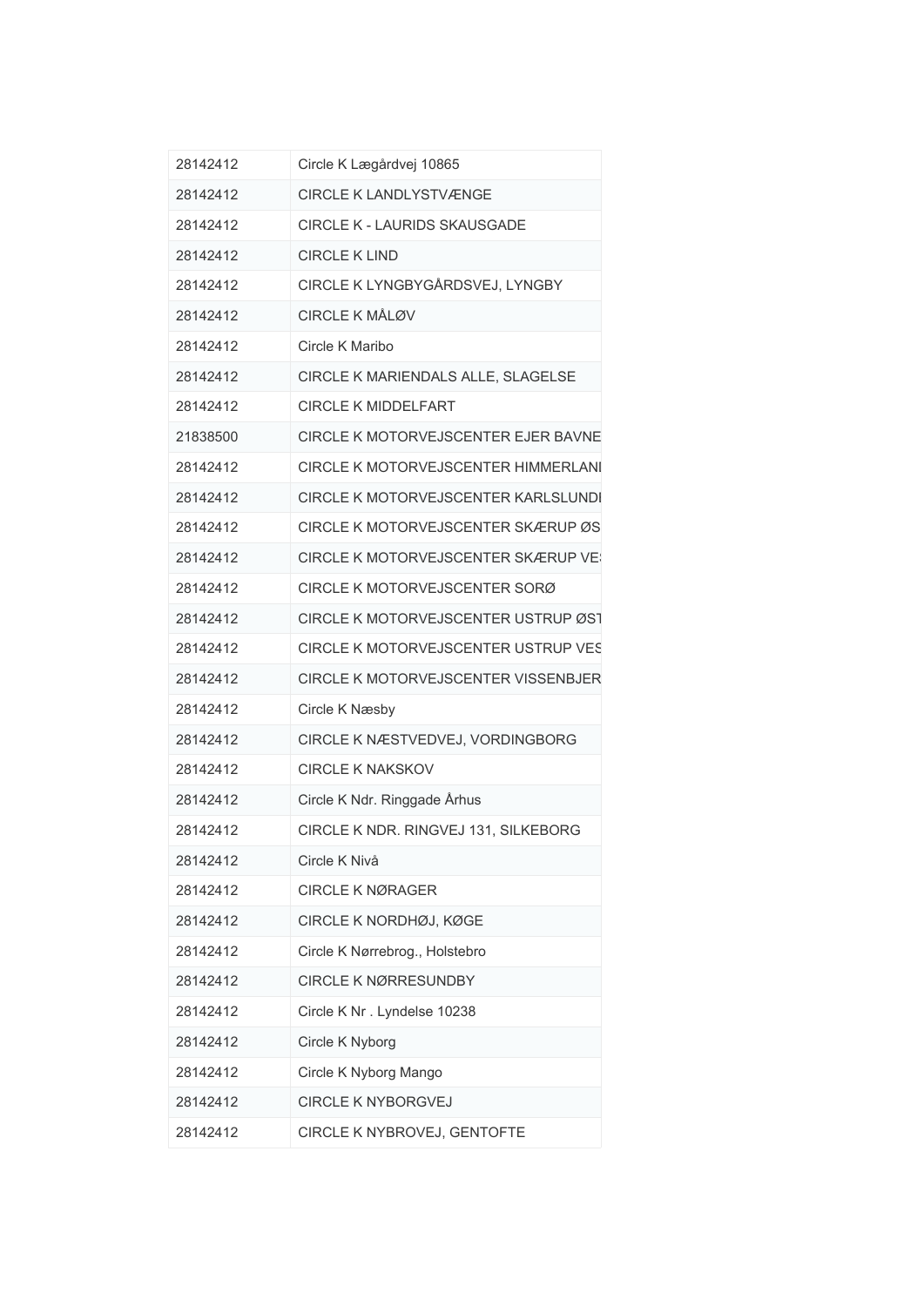| | |
|---|---|
| 28142412 | Circle K Lægårdvej 10865 |
| 28142412 | CIRCLE K LANDLYSTVÆNGE |
| 28142412 | CIRCLE K - LAURIDS SKAUSGADE |
| 28142412 | CIRCLE K LIND |
| 28142412 | CIRCLE K LYNGBYGÅRDSVEJ, LYNGBY |
| 28142412 | CIRCLE K MÅLØV |
| 28142412 | Circle K Maribo |
| 28142412 | CIRCLE K MARIENDALS ALLE, SLAGELSE |
| 28142412 | CIRCLE K MIDDELFART |
| 21838500 | CIRCLE K MOTORVEJSCENTER EJER BAVNE |
| 28142412 | CIRCLE K MOTORVEJSCENTER HIMMERLANI |
| 28142412 | CIRCLE K MOTORVEJSCENTER KARLSLUNDI |
| 28142412 | CIRCLE K MOTORVEJSCENTER SKÆRUP ØS |
| 28142412 | CIRCLE K MOTORVEJSCENTER SKÆRUP VE! |
| 28142412 | CIRCLE K MOTORVEJSCENTER SORØ |
| 28142412 | CIRCLE K MOTORVEJSCENTER USTRUP ØST |
| 28142412 | CIRCLE K MOTORVEJSCENTER USTRUP VES |
| 28142412 | CIRCLE K MOTORVEJSCENTER VISSENBJER |
| 28142412 | Circle K Næsby |
| 28142412 | CIRCLE K NÆSTVEDVEJ, VORDINGBORG |
| 28142412 | CIRCLE K NAKSKOV |
| 28142412 | Circle K Ndr. Ringgade Århus |
| 28142412 | CIRCLE K NDR. RINGVEJ 131, SILKEBORG |
| 28142412 | Circle K Nivå |
| 28142412 | CIRCLE K NØRAGER |
| 28142412 | CIRCLE K NORDHØJ, KØGE |
| 28142412 | Circle K Nørrebrog., Holstebro |
| 28142412 | CIRCLE K NØRRESUNDBY |
| 28142412 | Circle K Nr . Lyndelse 10238 |
| 28142412 | Circle K Nyborg |
| 28142412 | Circle K Nyborg Mango |
| 28142412 | CIRCLE K NYBORGVEJ |
| 28142412 | CIRCLE K NYBROVEJ, GENTOFTE |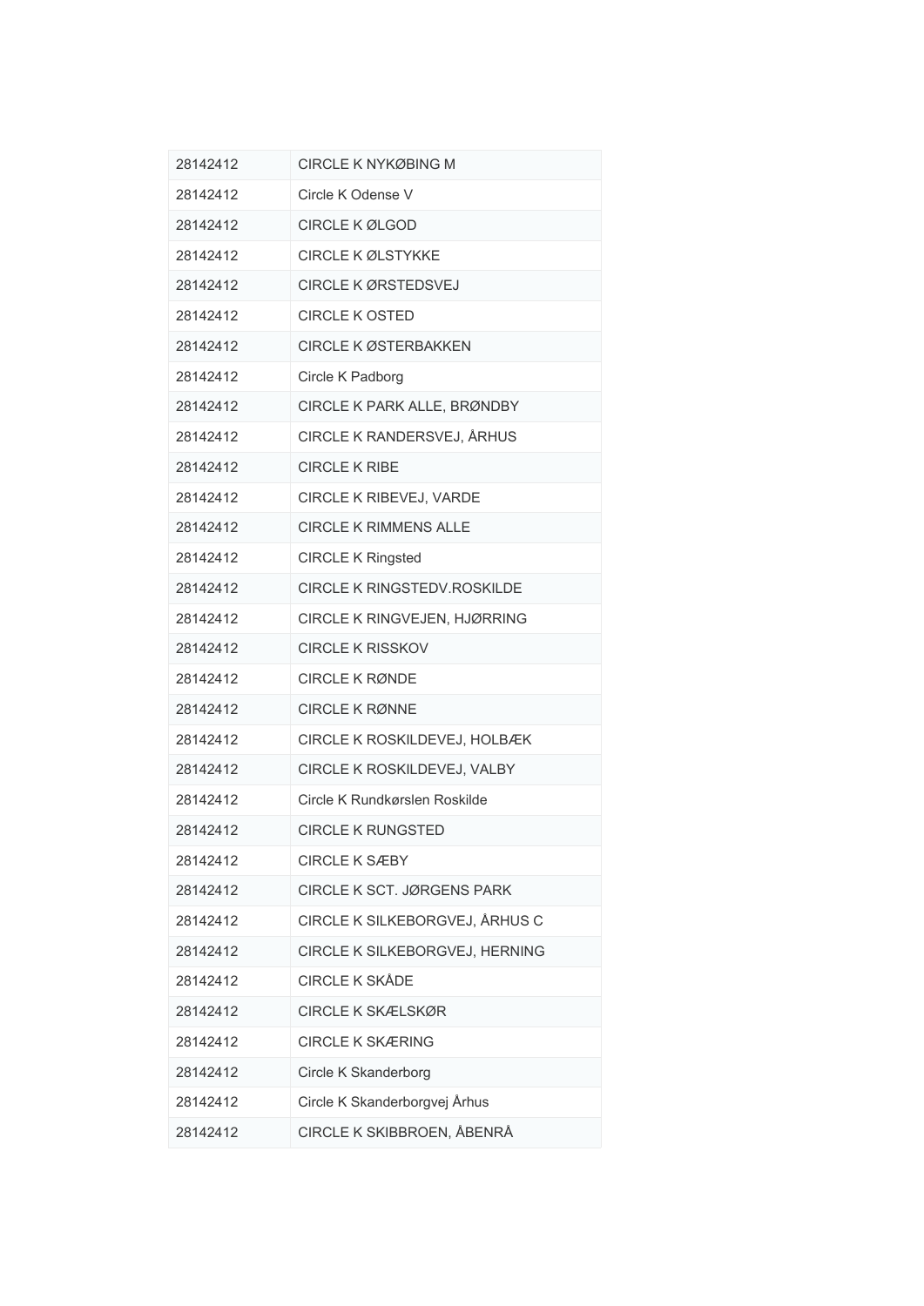| | |
|---|---|
| 28142412 | CIRCLE K NYKØBING M |
| 28142412 | Circle K Odense V |
| 28142412 | CIRCLE K ØLGOD |
| 28142412 | CIRCLE K ØLSTYKKE |
| 28142412 | CIRCLE K ØRSTEDSVEJ |
| 28142412 | CIRCLE K OSTED |
| 28142412 | CIRCLE K ØSTERBAKKEN |
| 28142412 | Circle K Padborg |
| 28142412 | CIRCLE K PARK ALLE, BRØNDBY |
| 28142412 | CIRCLE K RANDERSVEJ, ÅRHUS |
| 28142412 | CIRCLE K RIBE |
| 28142412 | CIRCLE K RIBEVEJ, VARDE |
| 28142412 | CIRCLE K RIMMENS ALLE |
| 28142412 | CIRCLE K Ringsted |
| 28142412 | CIRCLE K RINGSTEDV.ROSKILDE |
| 28142412 | CIRCLE K RINGVEJEN, HJØRRING |
| 28142412 | CIRCLE K RISSKOV |
| 28142412 | CIRCLE K RØNDE |
| 28142412 | CIRCLE K RØNNE |
| 28142412 | CIRCLE K ROSKILDEVEJ, HOLBÆK |
| 28142412 | CIRCLE K ROSKILDEVEJ, VALBY |
| 28142412 | Circle K Rundkørslen Roskilde |
| 28142412 | CIRCLE K RUNGSTED |
| 28142412 | CIRCLE K SÆBY |
| 28142412 | CIRCLE K SCT. JØRGENS PARK |
| 28142412 | CIRCLE K SILKEBORGVEJ, ÅRHUS C |
| 28142412 | CIRCLE K SILKEBORGVEJ, HERNING |
| 28142412 | CIRCLE K SKÅDE |
| 28142412 | CIRCLE K SKÆLSKØR |
| 28142412 | CIRCLE K SKÆRING |
| 28142412 | Circle K Skanderborg |
| 28142412 | Circle K Skanderborgvej Århus |
| 28142412 | CIRCLE K SKIBBROEN, ÅBENRÅ |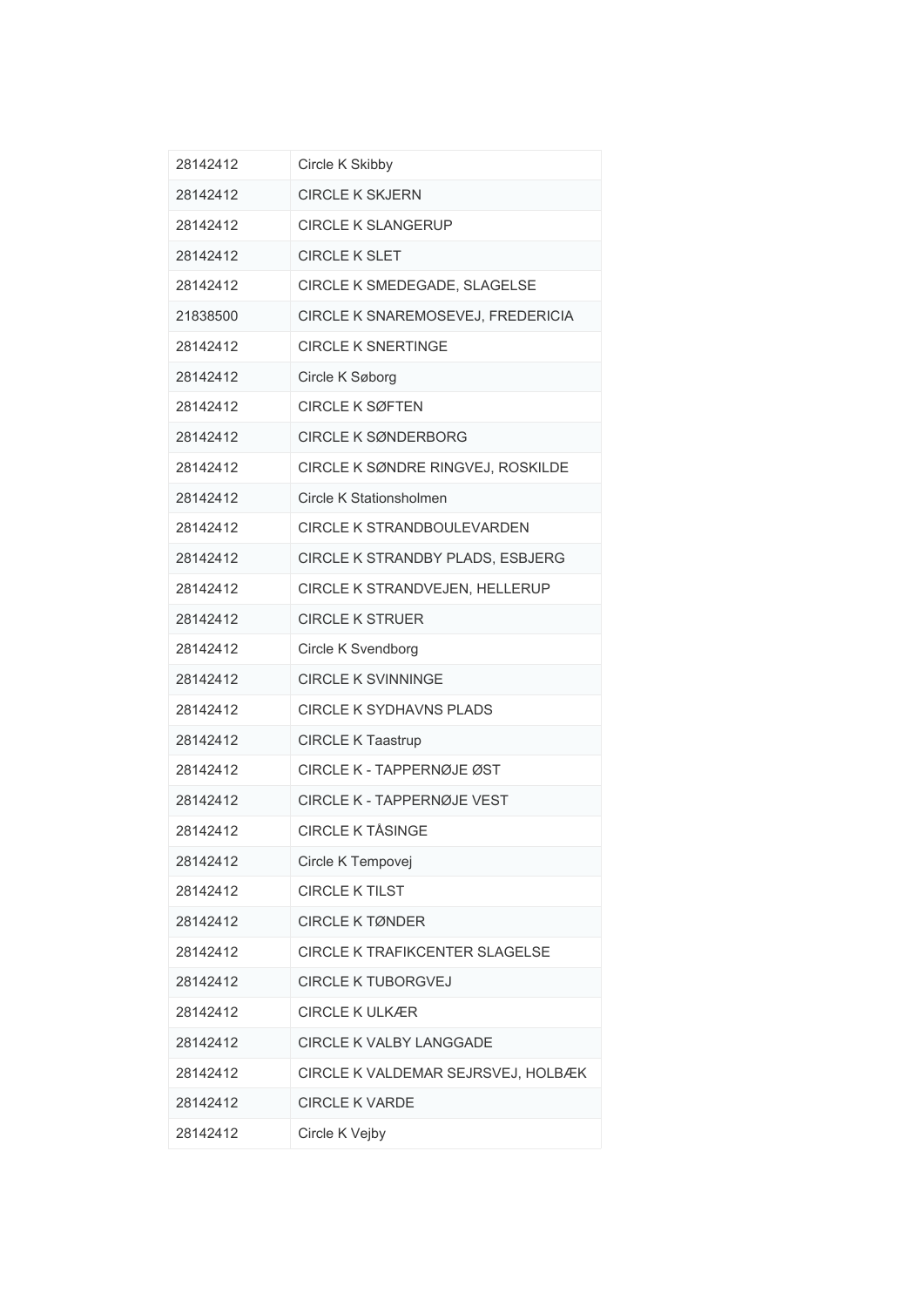| | |
|---|---|
| 28142412 | Circle K Skibby |
| 28142412 | CIRCLE K SKJERN |
| 28142412 | CIRCLE K SLANGERUP |
| 28142412 | CIRCLE K SLET |
| 28142412 | CIRCLE K SMEDEGADE, SLAGELSE |
| 21838500 | CIRCLE K SNAREMOSEVEJ, FREDERICIA |
| 28142412 | CIRCLE K SNERTINGE |
| 28142412 | Circle K Søborg |
| 28142412 | CIRCLE K SØFTEN |
| 28142412 | CIRCLE K SØNDERBORG |
| 28142412 | CIRCLE K SØNDRE RINGVEJ, ROSKILDE |
| 28142412 | Circle K Stationsholmen |
| 28142412 | CIRCLE K STRANDBOULEVARDEN |
| 28142412 | CIRCLE K STRANDBY PLADS, ESBJERG |
| 28142412 | CIRCLE K STRANDVEJEN, HELLERUP |
| 28142412 | CIRCLE K STRUER |
| 28142412 | Circle K Svendborg |
| 28142412 | CIRCLE K SVINNINGE |
| 28142412 | CIRCLE K SYDHAVNS PLADS |
| 28142412 | CIRCLE K Taastrup |
| 28142412 | CIRCLE K - TAPPERNØJE ØST |
| 28142412 | CIRCLE K - TAPPERNØJE VEST |
| 28142412 | CIRCLE K TÅSINGE |
| 28142412 | Circle K Tempovej |
| 28142412 | CIRCLE K TILST |
| 28142412 | CIRCLE K TØNDER |
| 28142412 | CIRCLE K TRAFIKCENTER SLAGELSE |
| 28142412 | CIRCLE K TUBORGVEJ |
| 28142412 | CIRCLE K ULKÆR |
| 28142412 | CIRCLE K VALBY LANGGADE |
| 28142412 | CIRCLE K VALDEMAR SEJRSVEJ, HOLBÆK |
| 28142412 | CIRCLE K VARDE |
| 28142412 | Circle K Vejby |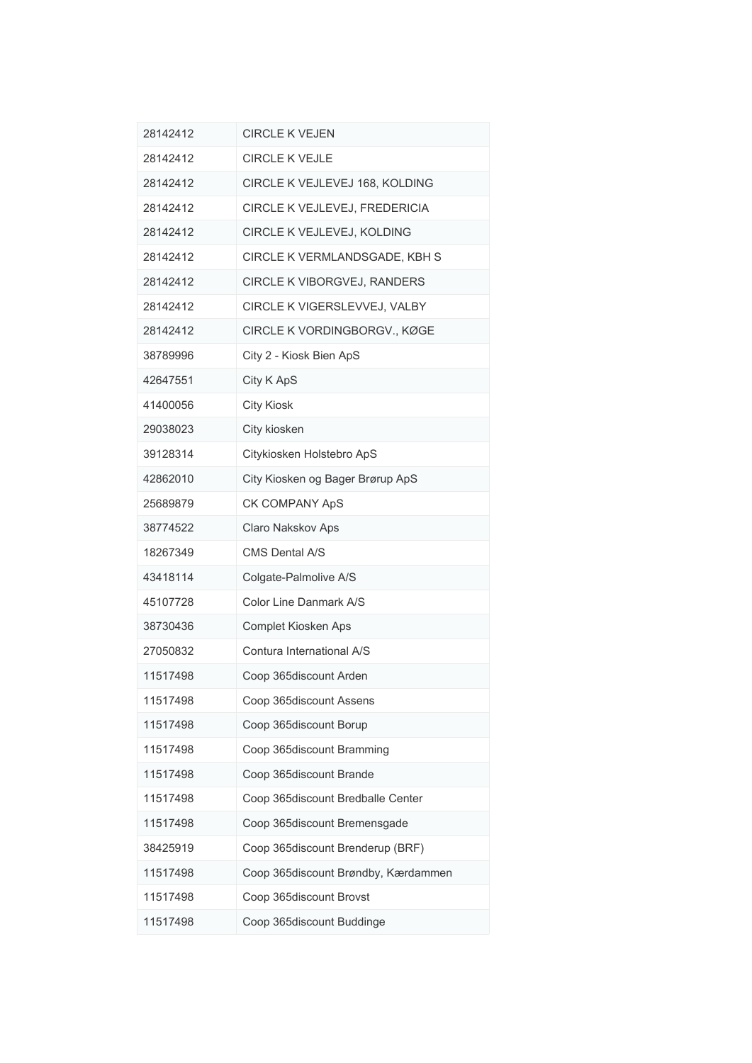| | |
|---|---|
| 28142412 | CIRCLE K VEJEN |
| 28142412 | CIRCLE K VEJLE |
| 28142412 | CIRCLE K VEJLEVEJ 168, KOLDING |
| 28142412 | CIRCLE K VEJLEVEJ, FREDERICIA |
| 28142412 | CIRCLE K VEJLEVEJ, KOLDING |
| 28142412 | CIRCLE K VERMLANDSGADE, KBH S |
| 28142412 | CIRCLE K VIBORGVEJ, RANDERS |
| 28142412 | CIRCLE K VIGERSLEVVEJ, VALBY |
| 28142412 | CIRCLE K VORDINGBORGV., KØGE |
| 38789996 | City 2 - Kiosk Bien ApS |
| 42647551 | City K ApS |
| 41400056 | City Kiosk |
| 29038023 | City kiosken |
| 39128314 | Citykiosken Holstebro ApS |
| 42862010 | City Kiosken og Bager Brørup ApS |
| 25689879 | CK COMPANY ApS |
| 38774522 | Claro Nakskov Aps |
| 18267349 | CMS Dental A/S |
| 43418114 | Colgate-Palmolive A/S |
| 45107728 | Color Line Danmark A/S |
| 38730436 | Complet Kiosken Aps |
| 27050832 | Contura International A/S |
| 11517498 | Coop 365discount Arden |
| 11517498 | Coop 365discount Assens |
| 11517498 | Coop 365discount Borup |
| 11517498 | Coop 365discount Bramming |
| 11517498 | Coop 365discount Brande |
| 11517498 | Coop 365discount Bredballe Center |
| 11517498 | Coop 365discount Bremensgade |
| 38425919 | Coop 365discount Brenderup (BRF) |
| 11517498 | Coop 365discount Brøndby, Kærdammen |
| 11517498 | Coop 365discount Brovst |
| 11517498 | Coop 365discount Buddinge |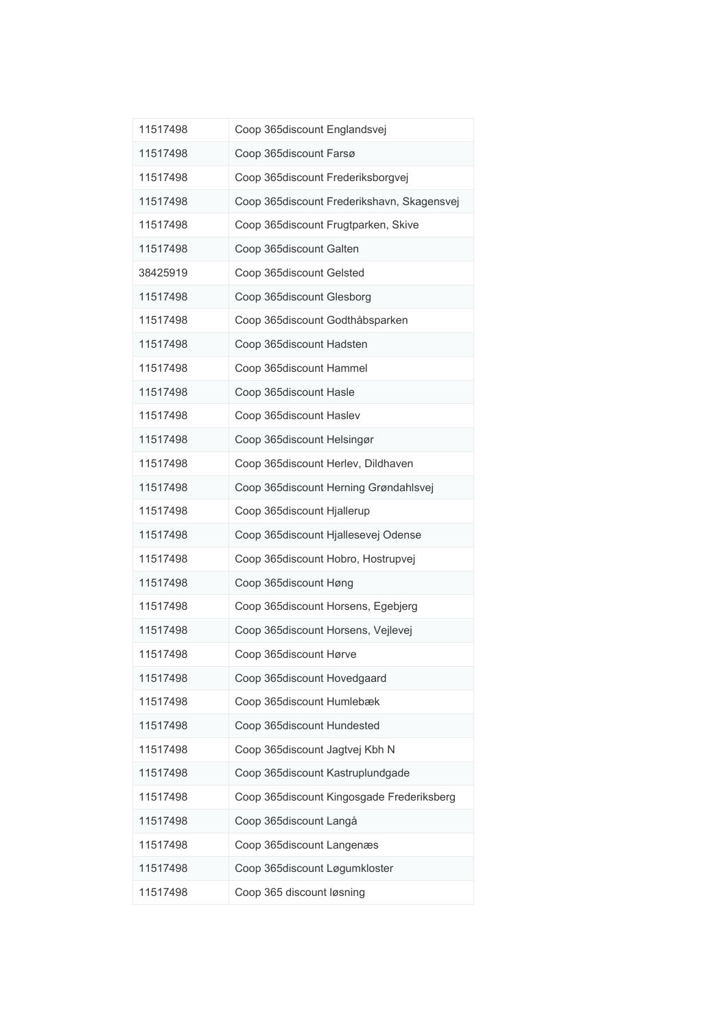| | |
|---|---|
| 11517498 | Coop 365discount Englandsvej |
| 11517498 | Coop 365discount Farsø |
| 11517498 | Coop 365discount Frederiksborgvej |
| 11517498 | Coop 365discount Frederikshavn, Skagensvej |
| 11517498 | Coop 365discount Frugtparken, Skive |
| 11517498 | Coop 365discount Galten |
| 38425919 | Coop 365discount Gelsted |
| 11517498 | Coop 365discount Glesborg |
| 11517498 | Coop 365discount Godthåbsparken |
| 11517498 | Coop 365discount Hadsten |
| 11517498 | Coop 365discount Hammel |
| 11517498 | Coop 365discount Hasle |
| 11517498 | Coop 365discount Haslev |
| 11517498 | Coop 365discount Helsingør |
| 11517498 | Coop 365discount Herlev, Dildhaven |
| 11517498 | Coop 365discount Herning Grøndahlsvej |
| 11517498 | Coop 365discount Hjallerup |
| 11517498 | Coop 365discount Hjallesevej Odense |
| 11517498 | Coop 365discount Hobro, Hostrupvej |
| 11517498 | Coop 365discount Høng |
| 11517498 | Coop 365discount Horsens, Egebjerg |
| 11517498 | Coop 365discount Horsens, Vejlevej |
| 11517498 | Coop 365discount Hørve |
| 11517498 | Coop 365discount Hovedgaard |
| 11517498 | Coop 365discount Humlebæk |
| 11517498 | Coop 365discount Hundested |
| 11517498 | Coop 365discount Jagtvej Kbh N |
| 11517498 | Coop 365discount Kastruplundgade |
| 11517498 | Coop 365discount Kingosgade Frederiksberg |
| 11517498 | Coop 365discount Langå |
| 11517498 | Coop 365discount Langenæs |
| 11517498 | Coop 365discount Løgumkloster |
| 11517498 | Coop 365 discount løsning |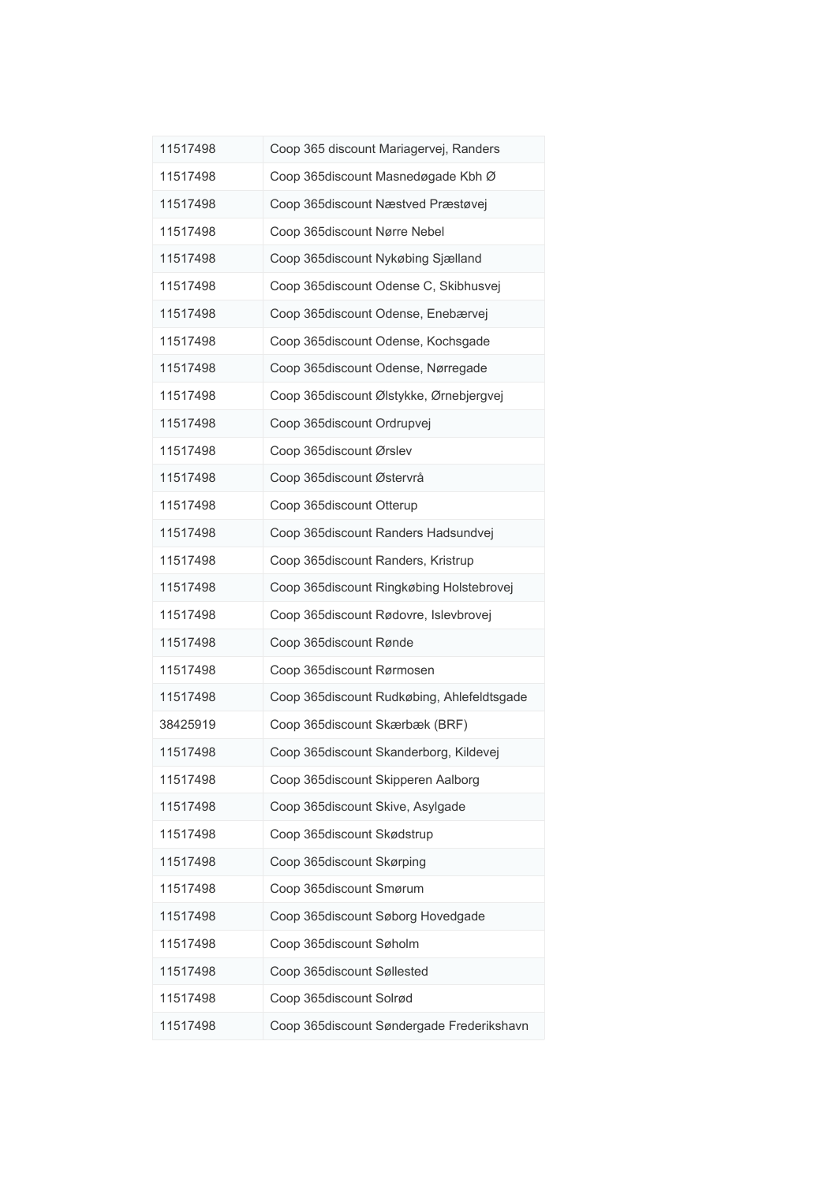| | |
|---|---|
| 11517498 | Coop 365 discount Mariagervej, Randers |
| 11517498 | Coop 365discount Masnedøgade Kbh Ø |
| 11517498 | Coop 365discount Næstved Præstøvej |
| 11517498 | Coop 365discount Nørre Nebel |
| 11517498 | Coop 365discount Nykøbing Sjælland |
| 11517498 | Coop 365discount Odense C, Skibhusvej |
| 11517498 | Coop 365discount Odense, Enebærvej |
| 11517498 | Coop 365discount Odense, Kochsgade |
| 11517498 | Coop 365discount Odense, Nørregade |
| 11517498 | Coop 365discount Ølstykke, Ørnebjergvej |
| 11517498 | Coop 365discount Ordrupvej |
| 11517498 | Coop 365discount Ørslev |
| 11517498 | Coop 365discount Østervrå |
| 11517498 | Coop 365discount Otterup |
| 11517498 | Coop 365discount Randers Hadsundvej |
| 11517498 | Coop 365discount Randers, Kristrup |
| 11517498 | Coop 365discount Ringkøbing Holstebrovej |
| 11517498 | Coop 365discount Rødovre, Islevbrovej |
| 11517498 | Coop 365discount Rønde |
| 11517498 | Coop 365discount Rørmosen |
| 11517498 | Coop 365discount Rudkøbing, Ahlefeldtsgade |
| 38425919 | Coop 365discount Skærbæk (BRF) |
| 11517498 | Coop 365discount Skanderborg, Kildevej |
| 11517498 | Coop 365discount Skipperen Aalborg |
| 11517498 | Coop 365discount Skive, Asylgade |
| 11517498 | Coop 365discount Skødstrup |
| 11517498 | Coop 365discount Skørping |
| 11517498 | Coop 365discount Smørum |
| 11517498 | Coop 365discount Søborg Hovedgade |
| 11517498 | Coop 365discount Søholm |
| 11517498 | Coop 365discount Søllested |
| 11517498 | Coop 365discount Solrød |
| 11517498 | Coop 365discount Søndergade Frederikshavn |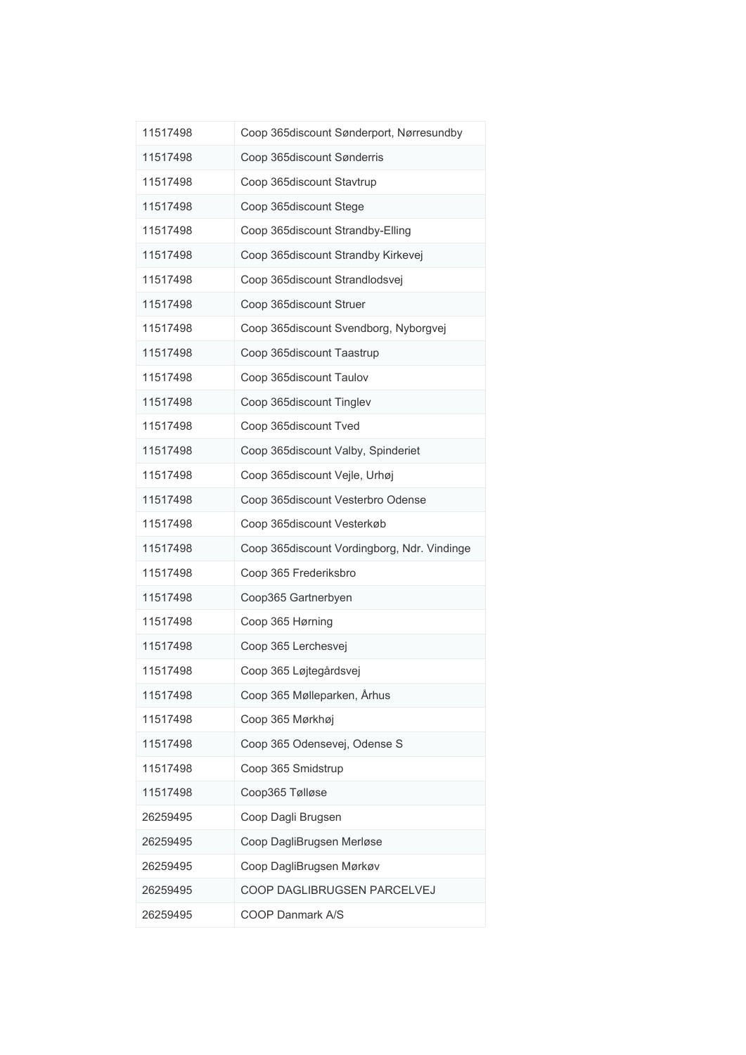| | |
|---|---|
| 11517498 | Coop 365discount Sønderport, Nørresundby |
| 11517498 | Coop 365discount Sønderris |
| 11517498 | Coop 365discount Stavtrup |
| 11517498 | Coop 365discount Stege |
| 11517498 | Coop 365discount Strandby-Elling |
| 11517498 | Coop 365discount Strandby Kirkevej |
| 11517498 | Coop 365discount Strandlodsvej |
| 11517498 | Coop 365discount Struer |
| 11517498 | Coop 365discount Svendborg, Nyborgvej |
| 11517498 | Coop 365discount Taastrup |
| 11517498 | Coop 365discount Taulov |
| 11517498 | Coop 365discount Tinglev |
| 11517498 | Coop 365discount Tved |
| 11517498 | Coop 365discount Valby, Spinderiet |
| 11517498 | Coop 365discount Vejle, Urhøj |
| 11517498 | Coop 365discount Vesterbro Odense |
| 11517498 | Coop 365discount Vesterkøb |
| 11517498 | Coop 365discount Vordingborg, Ndr. Vindinge |
| 11517498 | Coop 365 Frederiksbro |
| 11517498 | Coop365 Gartnerbyen |
| 11517498 | Coop 365 Hørning |
| 11517498 | Coop 365 Lerchesvej |
| 11517498 | Coop 365 Løjtegårdsvej |
| 11517498 | Coop 365 Mølleparken, Århus |
| 11517498 | Coop 365 Mørkhøj |
| 11517498 | Coop 365 Odensevej, Odense S |
| 11517498 | Coop 365 Smidstrup |
| 11517498 | Coop365 Tølløse |
| 26259495 | Coop Dagli Brugsen |
| 26259495 | Coop DagliBrugsen Merløse |
| 26259495 | Coop DagliBrugsen Mørkøv |
| 26259495 | COOP DAGLIBRUGSEN PARCELVEJ |
| 26259495 | COOP Danmark A/S |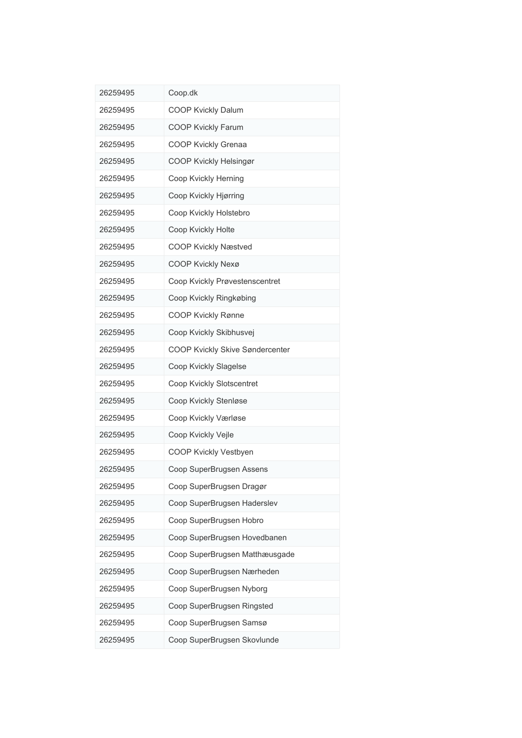| | |
|---|---|
| 26259495 | Coop.dk |
| 26259495 | COOP Kvickly Dalum |
| 26259495 | COOP Kvickly Farum |
| 26259495 | COOP Kvickly Grenaa |
| 26259495 | COOP Kvickly Helsingør |
| 26259495 | Coop Kvickly Herning |
| 26259495 | Coop Kvickly Hjørring |
| 26259495 | Coop Kvickly Holstebro |
| 26259495 | Coop Kvickly Holte |
| 26259495 | COOP Kvickly Næstved |
| 26259495 | COOP Kvickly Nexø |
| 26259495 | Coop Kvickly Prøvestenscentret |
| 26259495 | Coop Kvickly Ringkøbing |
| 26259495 | COOP Kvickly Rønne |
| 26259495 | Coop Kvickly Skibhusvej |
| 26259495 | COOP Kvickly Skive Søndercenter |
| 26259495 | Coop Kvickly Slagelse |
| 26259495 | Coop Kvickly Slotscentret |
| 26259495 | Coop Kvickly Stenløse |
| 26259495 | Coop Kvickly Værløse |
| 26259495 | Coop Kvickly Vejle |
| 26259495 | COOP Kvickly Vestbyen |
| 26259495 | Coop SuperBrugsen Assens |
| 26259495 | Coop SuperBrugsen Dragør |
| 26259495 | Coop SuperBrugsen Haderslev |
| 26259495 | Coop SuperBrugsen Hobro |
| 26259495 | Coop SuperBrugsen Hovedbanen |
| 26259495 | Coop SuperBrugsen Matthæusgade |
| 26259495 | Coop SuperBrugsen Nærheden |
| 26259495 | Coop SuperBrugsen Nyborg |
| 26259495 | Coop SuperBrugsen Ringsted |
| 26259495 | Coop SuperBrugsen Samsø |
| 26259495 | Coop SuperBrugsen Skovlunde |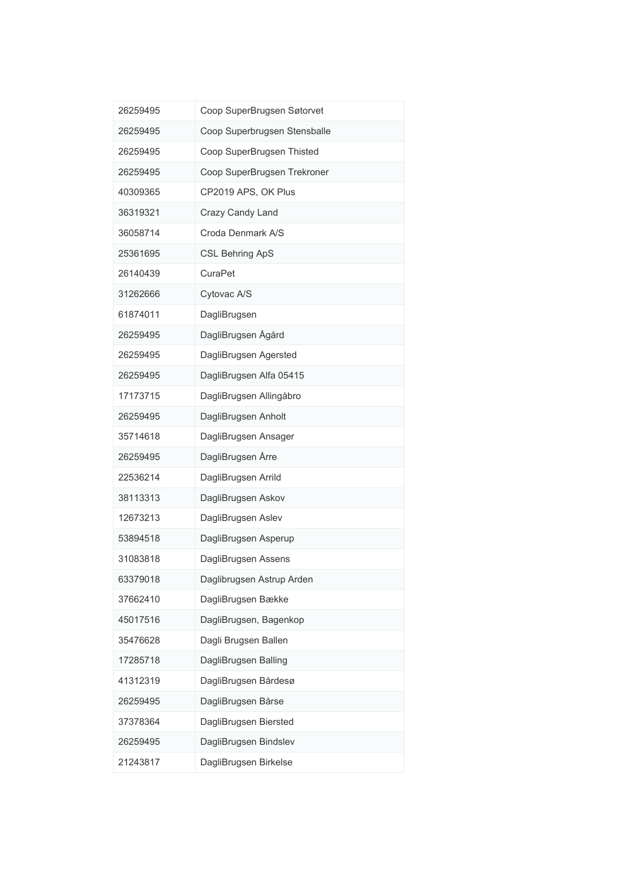| | |
|---|---|
| 26259495 | Coop SuperBrugsen Søtorvet |
| 26259495 | Coop Superbrugsen Stensballe |
| 26259495 | Coop SuperBrugsen Thisted |
| 26259495 | Coop SuperBrugsen Trekroner |
| 40309365 | CP2019 APS, OK Plus |
| 36319321 | Crazy Candy Land |
| 36058714 | Croda Denmark A/S |
| 25361695 | CSL Behring ApS |
| 26140439 | CuraPet |
| 31262666 | Cytovac A/S |
| 61874011 | DagliBrugsen |
| 26259495 | DagliBrugsen Ågård |
| 26259495 | DagliBrugsen Agersted |
| 26259495 | DagliBrugsen Alfa 05415 |
| 17173715 | DagliBrugsen Allingåbro |
| 26259495 | DagliBrugsen Anholt |
| 35714618 | DagliBrugsen Ansager |
| 26259495 | DagliBrugsen Årre |
| 22536214 | DagliBrugsen Arrild |
| 38113313 | DagliBrugsen Askov |
| 12673213 | DagliBrugsen Aslev |
| 53894518 | DagliBrugsen Asperup |
| 31083818 | DagliBrugsen Assens |
| 63379018 | Daglibrugsen Astrup Arden |
| 37662410 | DagliBrugsen Bække |
| 45017516 | DagliBrugsen, Bagenkop |
| 35476628 | Dagli Brugsen Ballen |
| 17285718 | DagliBrugsen Balling |
| 41312319 | DagliBrugsen Bårdesø |
| 26259495 | DagliBrugsen Bårse |
| 37378364 | DagliBrugsen Biersted |
| 26259495 | DagliBrugsen Bindslev |
| 21243817 | DagliBrugsen Birkelse |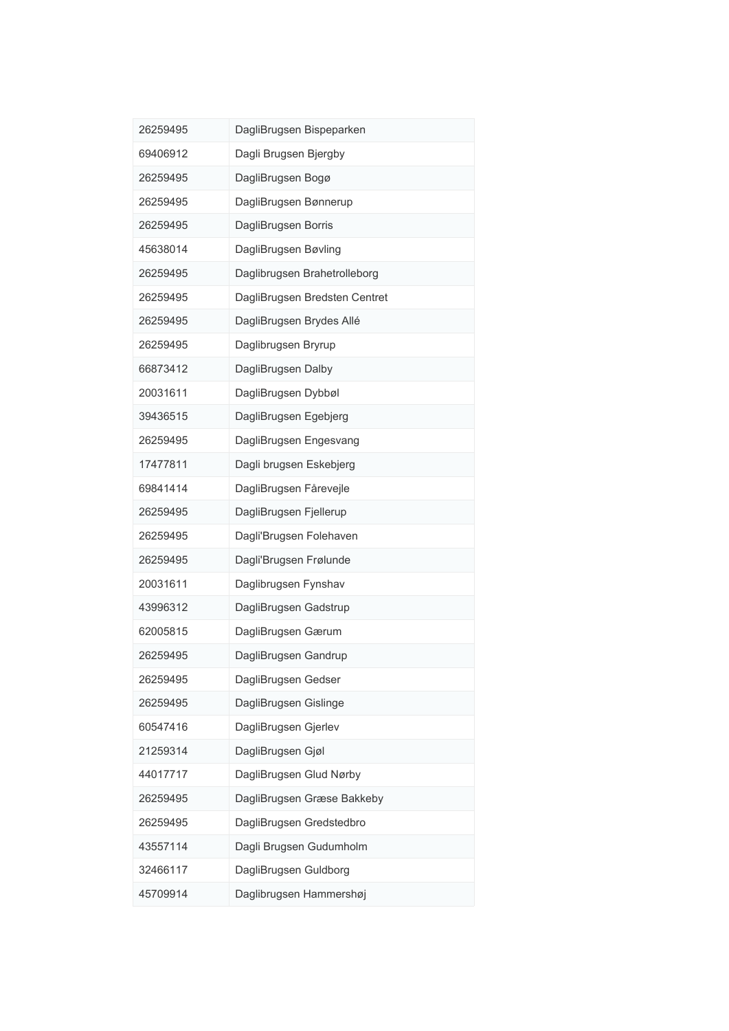| | |
|---|---|
| 26259495 | DagliBrugsen Bispeparken |
| 69406912 | Dagli Brugsen Bjergby |
| 26259495 | DagliBrugsen Bogø |
| 26259495 | DagliBrugsen Bønnerup |
| 26259495 | DagliBrugsen Borris |
| 45638014 | DagliBrugsen Bøvling |
| 26259495 | Daglibrugsen Brahetrolleborg |
| 26259495 | DagliBrugsen Bredsten Centret |
| 26259495 | DagliBrugsen Brydes Allé |
| 26259495 | Daglibrugsen Bryrup |
| 66873412 | DagliBrugsen Dalby |
| 20031611 | DagliBrugsen Dybbøl |
| 39436515 | DagliBrugsen Egebjerg |
| 26259495 | DagliBrugsen Engesvang |
| 17477811 | Dagli brugsen Eskebjerg |
| 69841414 | DagliBrugsen Fårevejle |
| 26259495 | DagliBrugsen Fjellerup |
| 26259495 | Dagli'Brugsen Folehaven |
| 26259495 | Dagli'Brugsen Frølunde |
| 20031611 | Daglibrugsen Fynshav |
| 43996312 | DagliBrugsen Gadstrup |
| 62005815 | DagliBrugsen Gærum |
| 26259495 | DagliBrugsen Gandrup |
| 26259495 | DagliBrugsen Gedser |
| 26259495 | DagliBrugsen Gislinge |
| 60547416 | DagliBrugsen Gjerlev |
| 21259314 | DagliBrugsen Gjøl |
| 44017717 | DagliBrugsen Glud Nørby |
| 26259495 | DagliBrugsen Græse Bakkeby |
| 26259495 | DagliBrugsen Gredstedbro |
| 43557114 | Dagli Brugsen Gudumholm |
| 32466117 | DagliBrugsen Guldborg |
| 45709914 | Daglibrugsen Hammershøj |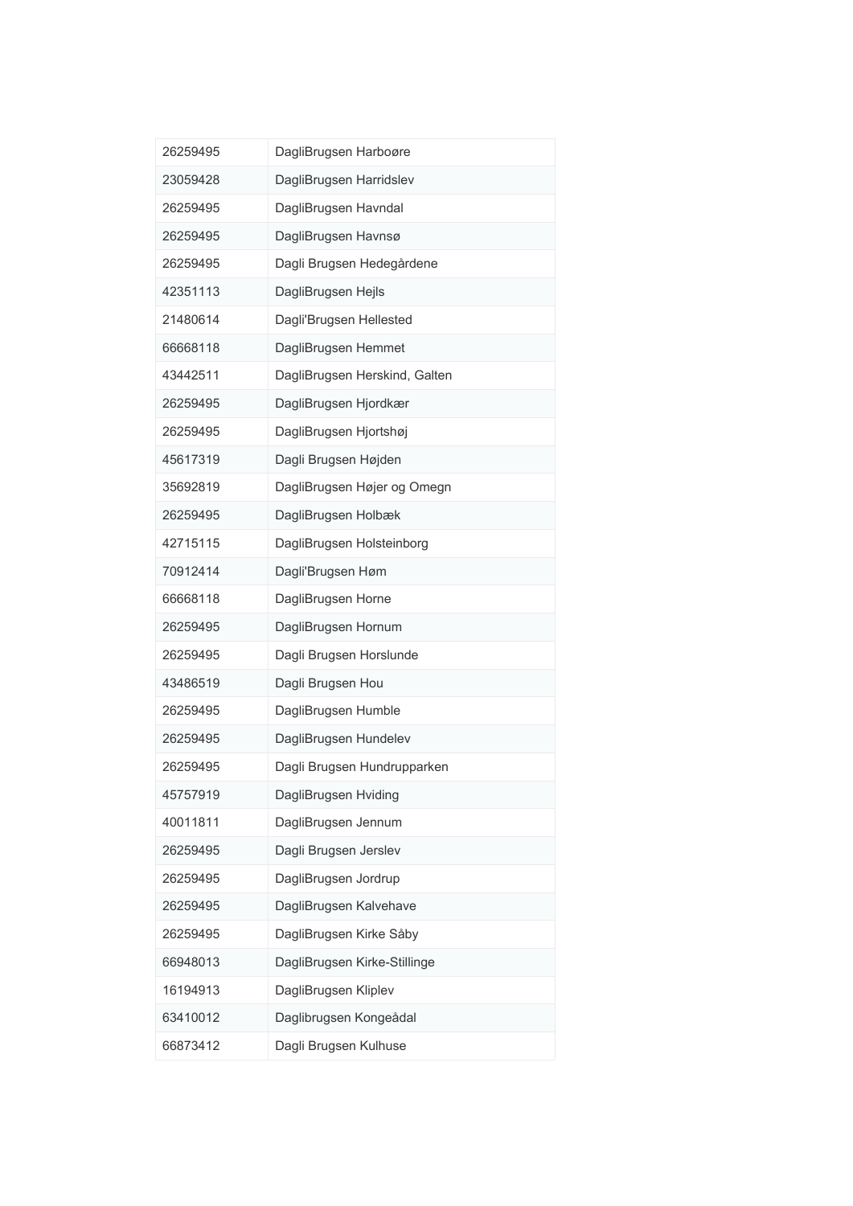| | |
|---|---|
| 26259495 | DagliBrugsen Harboøre |
| 23059428 | DagliBrugsen Harridslev |
| 26259495 | DagliBrugsen Havndal |
| 26259495 | DagliBrugsen Havnsø |
| 26259495 | Dagli Brugsen Hedegårdene |
| 42351113 | DagliBrugsen Hejls |
| 21480614 | Dagli'Brugsen Hellested |
| 66668118 | DagliBrugsen Hemmet |
| 43442511 | DagliBrugsen Herskind, Galten |
| 26259495 | DagliBrugsen Hjordkær |
| 26259495 | DagliBrugsen Hjortshøj |
| 45617319 | Dagli Brugsen Højden |
| 35692819 | DagliBrugsen Højer og Omegn |
| 26259495 | DagliBrugsen Holbæk |
| 42715115 | DagliBrugsen Holsteinborg |
| 70912414 | Dagli'Brugsen Høm |
| 66668118 | DagliBrugsen Horne |
| 26259495 | DagliBrugsen Hornum |
| 26259495 | Dagli Brugsen Horslunde |
| 43486519 | Dagli Brugsen Hou |
| 26259495 | DagliBrugsen Humble |
| 26259495 | DagliBrugsen Hundelev |
| 26259495 | Dagli Brugsen Hundrupparken |
| 45757919 | DagliBrugsen Hviding |
| 40011811 | DagliBrugsen Jennum |
| 26259495 | Dagli Brugsen Jerslev |
| 26259495 | DagliBrugsen Jordrup |
| 26259495 | DagliBrugsen Kalvehave |
| 26259495 | DagliBrugsen Kirke Såby |
| 66948013 | DagliBrugsen Kirke-Stillinge |
| 16194913 | DagliBrugsen Kliplev |
| 63410012 | Daglibrugsen Kongeådal |
| 66873412 | Dagli Brugsen Kulhuse |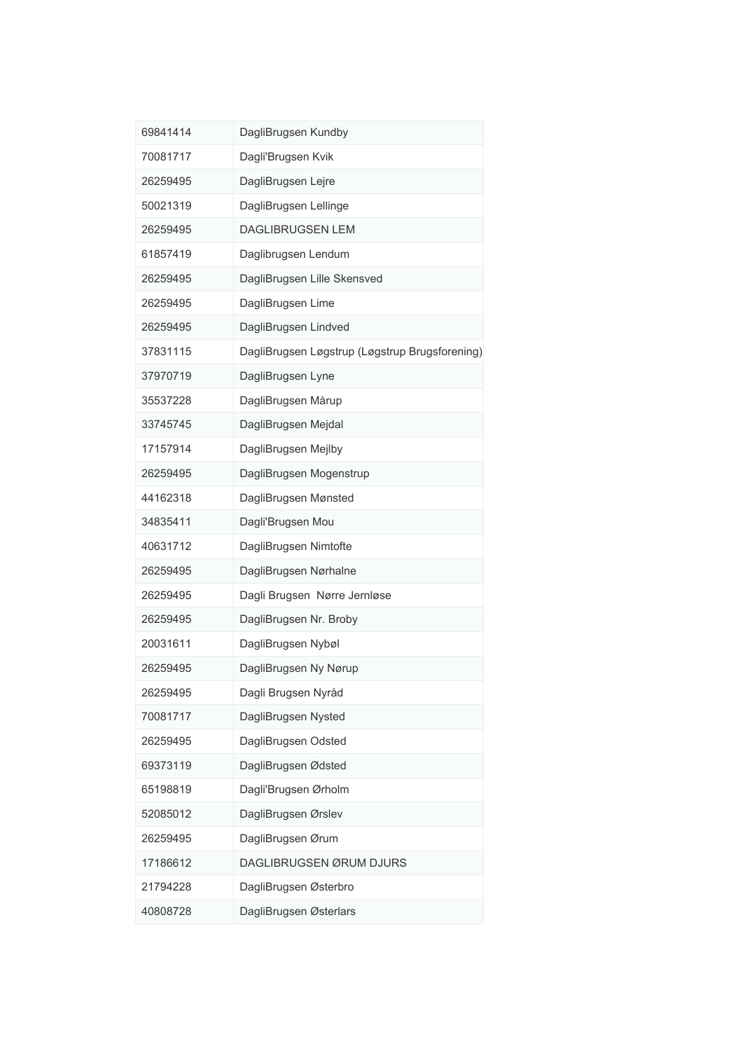| | |
|---|---|
| 69841414 | DagliBrugsen Kundby |
| 70081717 | Dagli'Brugsen Kvik |
| 26259495 | DagliBrugsen Lejre |
| 50021319 | DagliBrugsen Lellinge |
| 26259495 | DAGLIBRUGSEN LEM |
| 61857419 | Daglibrugsen Lendum |
| 26259495 | DagliBrugsen Lille Skensved |
| 26259495 | DagliBrugsen Lime |
| 26259495 | DagliBrugsen Lindved |
| 37831115 | DagliBrugsen Løgstrup (Løgstrup Brugsforening) |
| 37970719 | DagliBrugsen Lyne |
| 35537228 | DagliBrugsen Mårup |
| 33745745 | DagliBrugsen Mejdal |
| 17157914 | DagliBrugsen Mejlby |
| 26259495 | DagliBrugsen Mogenstrup |
| 44162318 | DagliBrugsen Mønsted |
| 34835411 | Dagli'Brugsen Mou |
| 40631712 | DagliBrugsen Nimtofte |
| 26259495 | DagliBrugsen Nørhalne |
| 26259495 | Dagli Brugsen  Nørre Jernløse |
| 26259495 | DagliBrugsen Nr. Broby |
| 20031611 | DagliBrugsen Nybøl |
| 26259495 | DagliBrugsen Ny Nørup |
| 26259495 | Dagli Brugsen Nyråd |
| 70081717 | DagliBrugsen Nysted |
| 26259495 | DagliBrugsen Odsted |
| 69373119 | DagliBrugsen Ødsted |
| 65198819 | Dagli'Brugsen Ørholm |
| 52085012 | DagliBrugsen Ørslev |
| 26259495 | DagliBrugsen Ørum |
| 17186612 | DAGLIBRUGSEN ØRUM DJURS |
| 21794228 | DagliBrugsen Østerbro |
| 40808728 | DagliBrugsen Østerlars |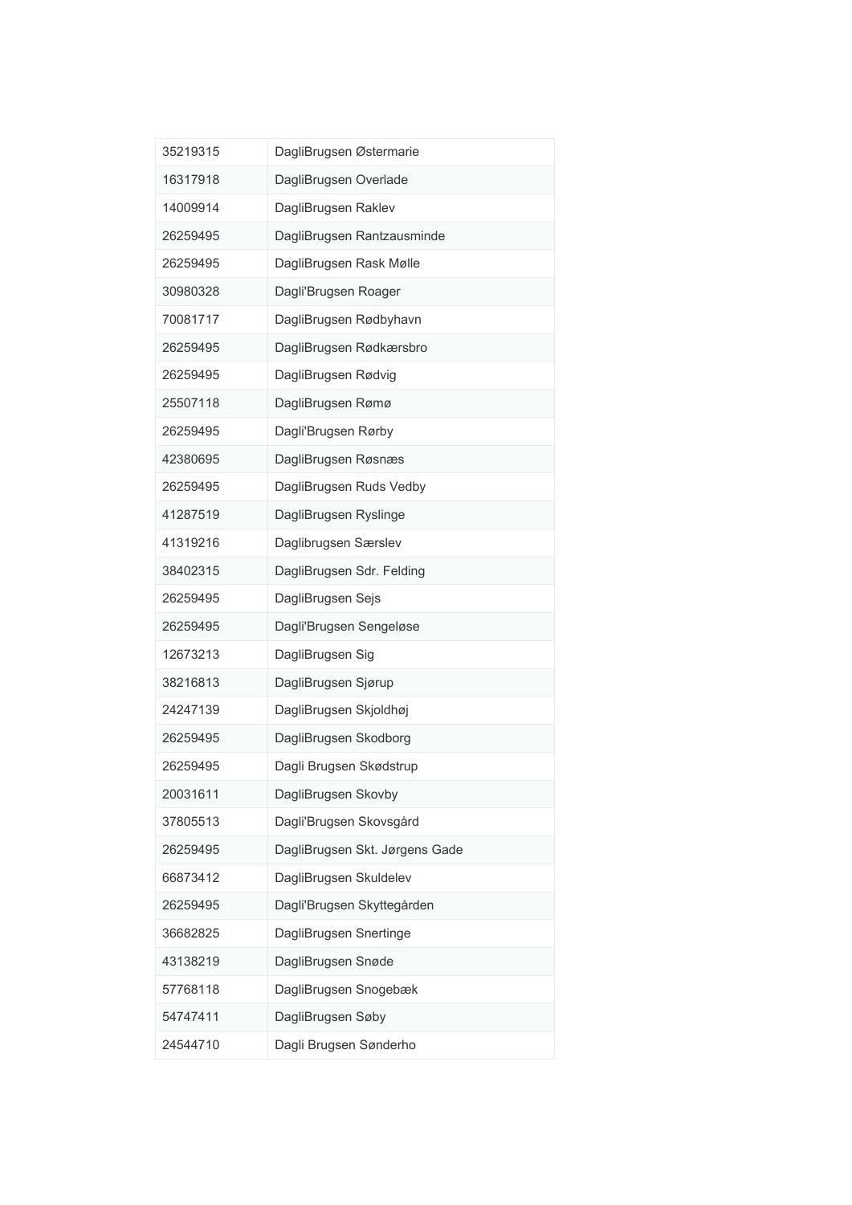| | |
|---|---|
| 35219315 | DagliBrugsen Østermarie |
| 16317918 | DagliBrugsen Overlade |
| 14009914 | DagliBrugsen Raklev |
| 26259495 | DagliBrugsen Rantzausminde |
| 26259495 | DagliBrugsen Rask Mølle |
| 30980328 | Dagli'Brugsen Roager |
| 70081717 | DagliBrugsen Rødbyhavn |
| 26259495 | DagliBrugsen Rødkærsbro |
| 26259495 | DagliBrugsen Rødvig |
| 25507118 | DagliBrugsen Rømø |
| 26259495 | Dagli'Brugsen Rørby |
| 42380695 | DagliBrugsen Røsnæs |
| 26259495 | DagliBrugsen Ruds Vedby |
| 41287519 | DagliBrugsen Ryslinge |
| 41319216 | Daglibrugsen Særslev |
| 38402315 | DagliBrugsen Sdr. Felding |
| 26259495 | DagliBrugsen Sejs |
| 26259495 | Dagli'Brugsen Sengeløse |
| 12673213 | DagliBrugsen Sig |
| 38216813 | DagliBrugsen Sjørup |
| 24247139 | DagliBrugsen Skjoldhøj |
| 26259495 | DagliBrugsen Skodborg |
| 26259495 | Dagli Brugsen Skødstrup |
| 20031611 | DagliBrugsen Skovby |
| 37805513 | Dagli'Brugsen Skovsgård |
| 26259495 | DagliBrugsen Skt. Jørgens Gade |
| 66873412 | DagliBrugsen Skuldelev |
| 26259495 | Dagli'Brugsen Skyttegården |
| 36682825 | DagliBrugsen Snertinge |
| 43138219 | DagliBrugsen Snøde |
| 57768118 | DagliBrugsen Snogebæk |
| 54747411 | DagliBrugsen Søby |
| 24544710 | Dagli Brugsen Sønderho |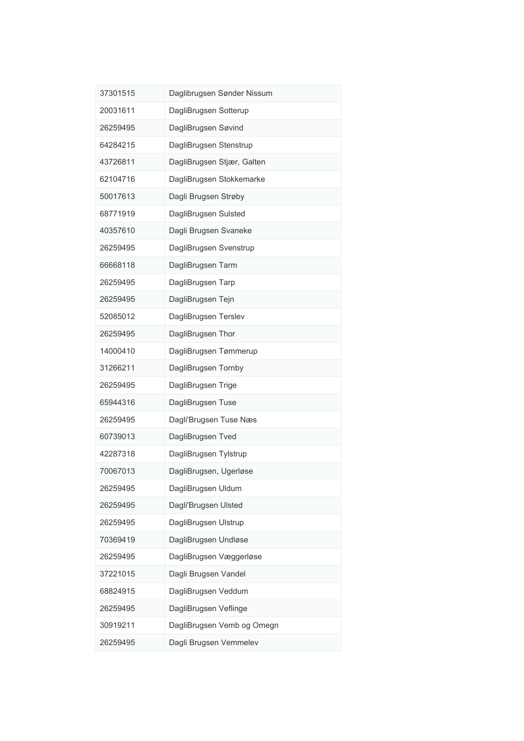| | |
|---|---|
| 37301515 | Daglibrugsen Sønder Nissum |
| 20031611 | DagliBrugsen Sotterup |
| 26259495 | DagliBrugsen Søvind |
| 64284215 | DagliBrugsen Stenstrup |
| 43726811 | DagliBrugsen Stjær, Galten |
| 62104716 | DagliBrugsen Stokkemarke |
| 50017613 | Dagli Brugsen Strøby |
| 68771919 | DagliBrugsen Sulsted |
| 40357610 | Dagli Brugsen Svaneke |
| 26259495 | DagliBrugsen Svenstrup |
| 66668118 | DagliBrugsen Tarm |
| 26259495 | DagliBrugsen Tarp |
| 26259495 | DagliBrugsen Tejn |
| 52085012 | DagliBrugsen Terslev |
| 26259495 | DagliBrugsen Thor |
| 14000410 | DagliBrugsen Tømmerup |
| 31266211 | DagliBrugsen Tornby |
| 26259495 | DagliBrugsen Trige |
| 65944316 | DagliBrugsen Tuse |
| 26259495 | Dagli'Brugsen Tuse Næs |
| 60739013 | DagliBrugsen Tved |
| 42287318 | DagliBrugsen Tylstrup |
| 70067013 | DagliBrugsen, Ugerløse |
| 26259495 | DagliBrugsen Uldum |
| 26259495 | Dagli'Brugsen Ulsted |
| 26259495 | DagliBrugsen Ulstrup |
| 70369419 | DagliBrugsen Undløse |
| 26259495 | DagliBrugsen Væggerløse |
| 37221015 | Dagli Brugsen Vandel |
| 68824915 | DagliBrugsen Veddum |
| 26259495 | DagliBrugsen Veflinge |
| 30919211 | DagliBrugsen Vemb og Omegn |
| 26259495 | Dagli Brugsen Vemmelev |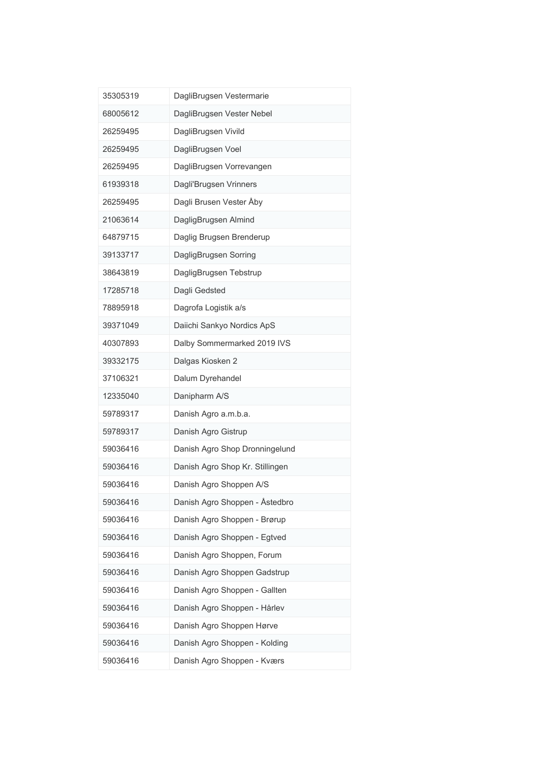| | |
|---|---|
| 35305319 | DagliBrugsen Vestermarie |
| 68005612 | DagliBrugsen Vester Nebel |
| 26259495 | DagliBrugsen Vivild |
| 26259495 | DagliBrugsen Voel |
| 26259495 | DagliBrugsen Vorrevangen |
| 61939318 | Dagli'Brugsen Vrinners |
| 26259495 | Dagli Brusen Vester Åby |
| 21063614 | DagligBrugsen Almind |
| 64879715 | Daglig Brugsen Brenderup |
| 39133717 | DagligBrugsen Sorring |
| 38643819 | DagligBrugsen Tebstrup |
| 17285718 | Dagli Gedsted |
| 78895918 | Dagrofa Logistik a/s |
| 39371049 | Daiichi Sankyo Nordics ApS |
| 40307893 | Dalby Sommermarked 2019 IVS |
| 39332175 | Dalgas Kiosken 2 |
| 37106321 | Dalum Dyrehandel |
| 12335040 | Danipharm A/S |
| 59789317 | Danish Agro a.m.b.a. |
| 59789317 | Danish Agro Gistrup |
| 59036416 | Danish Agro Shop Dronningelund |
| 59036416 | Danish Agro Shop Kr. Stillingen |
| 59036416 | Danish Agro Shoppen A/S |
| 59036416 | Danish Agro Shoppen - Åstedbro |
| 59036416 | Danish Agro Shoppen - Brørup |
| 59036416 | Danish Agro Shoppen - Egtved |
| 59036416 | Danish Agro Shoppen, Forum |
| 59036416 | Danish Agro Shoppen Gadstrup |
| 59036416 | Danish Agro Shoppen - Gallten |
| 59036416 | Danish Agro Shoppen - Hårlev |
| 59036416 | Danish Agro Shoppen Hørve |
| 59036416 | Danish Agro Shoppen - Kolding |
| 59036416 | Danish Agro Shoppen - Kværs |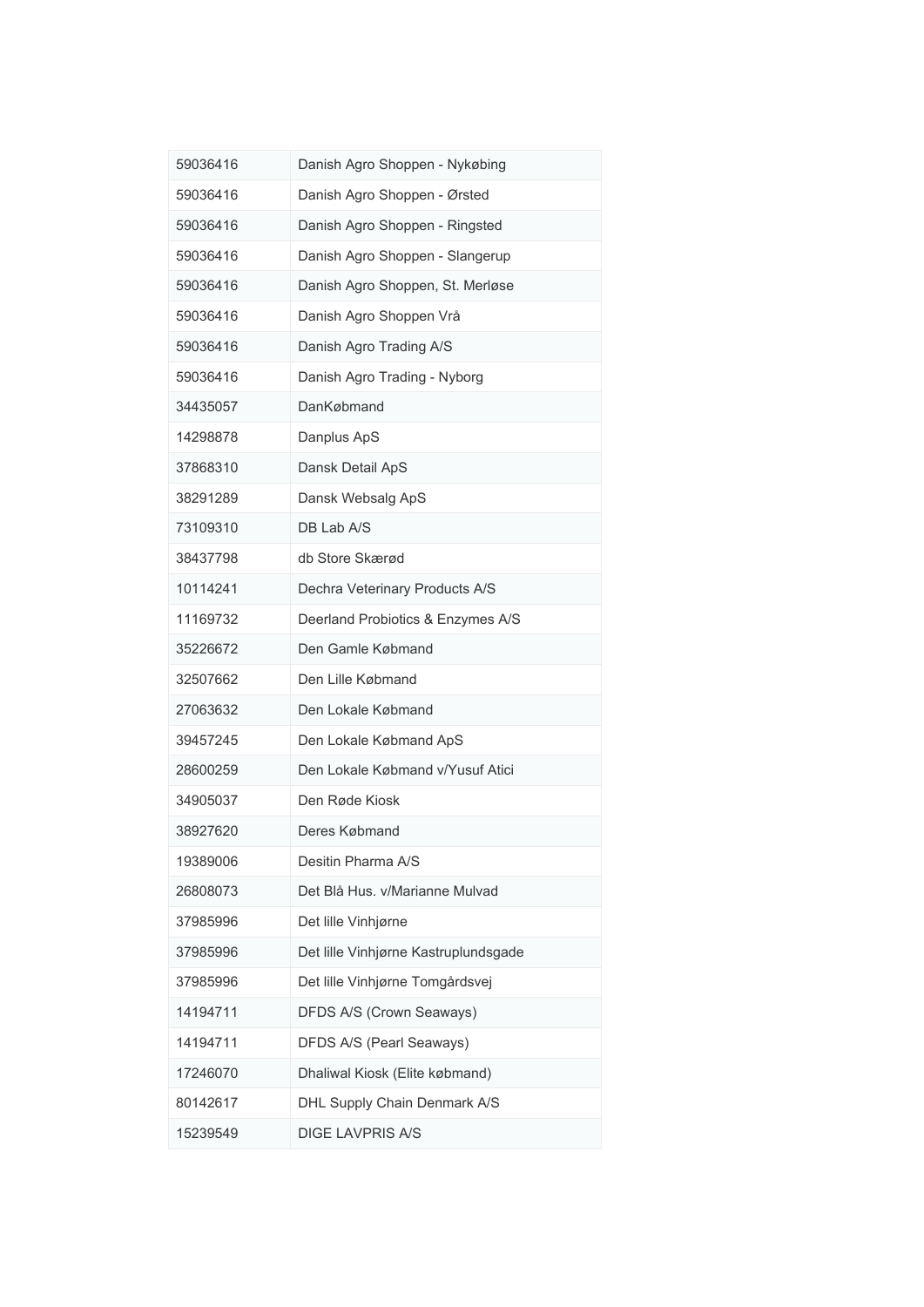| | |
|---|---|
| 59036416 | Danish Agro Shoppen - Nykøbing |
| 59036416 | Danish Agro Shoppen - Ørsted |
| 59036416 | Danish Agro Shoppen - Ringsted |
| 59036416 | Danish Agro Shoppen - Slangerup |
| 59036416 | Danish Agro Shoppen, St. Merløse |
| 59036416 | Danish Agro Shoppen Vrå |
| 59036416 | Danish Agro Trading A/S |
| 59036416 | Danish Agro Trading - Nyborg |
| 34435057 | DanKøbmand |
| 14298878 | Danplus ApS |
| 37868310 | Dansk Detail ApS |
| 38291289 | Dansk Websalg ApS |
| 73109310 | DB Lab A/S |
| 38437798 | db Store Skærød |
| 10114241 | Dechra Veterinary Products A/S |
| 11169732 | Deerland Probiotics & Enzymes A/S |
| 35226672 | Den Gamle Købmand |
| 32507662 | Den Lille Købmand |
| 27063632 | Den Lokale Købmand |
| 39457245 | Den Lokale Købmand ApS |
| 28600259 | Den Lokale Købmand v/Yusuf Atici |
| 34905037 | Den Røde Kiosk |
| 38927620 | Deres Købmand |
| 19389006 | Desitin Pharma A/S |
| 26808073 | Det Blå Hus. v/Marianne Mulvad |
| 37985996 | Det lille Vinhjørne |
| 37985996 | Det lille Vinhjørne Kastruplundsgade |
| 37985996 | Det lille Vinhjørne Tomgårdsvej |
| 14194711 | DFDS A/S (Crown Seaways) |
| 14194711 | DFDS A/S (Pearl Seaways) |
| 17246070 | Dhaliwal Kiosk (Elite købmand) |
| 80142617 | DHL Supply Chain Denmark A/S |
| 15239549 | DIGE LAVPRIS A/S |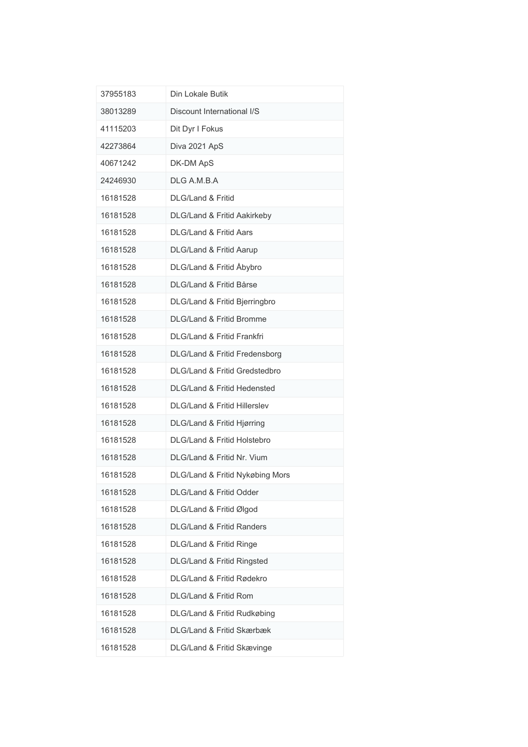| | |
|---|---|
| 37955183 | Din Lokale Butik |
| 38013289 | Discount International I/S |
| 41115203 | Dit Dyr I Fokus |
| 42273864 | Diva 2021 ApS |
| 40671242 | DK-DM ApS |
| 24246930 | DLG A.M.B.A |
| 16181528 | DLG/Land & Fritid |
| 16181528 | DLG/Land & Fritid Aakirkeby |
| 16181528 | DLG/Land & Fritid Aars |
| 16181528 | DLG/Land & Fritid Aarup |
| 16181528 | DLG/Land & Fritid Åbybro |
| 16181528 | DLG/Land & Fritid Bårse |
| 16181528 | DLG/Land & Fritid Bjerringbro |
| 16181528 | DLG/Land & Fritid Bromme |
| 16181528 | DLG/Land & Fritid Frankfri |
| 16181528 | DLG/Land & Fritid Fredensborg |
| 16181528 | DLG/Land & Fritid Gredstedbro |
| 16181528 | DLG/Land & Fritid Hedensted |
| 16181528 | DLG/Land & Fritid Hillerslev |
| 16181528 | DLG/Land & Fritid Hjørring |
| 16181528 | DLG/Land & Fritid Holstebro |
| 16181528 | DLG/Land & Fritid Nr. Vium |
| 16181528 | DLG/Land & Fritid Nykøbing Mors |
| 16181528 | DLG/Land & Fritid Odder |
| 16181528 | DLG/Land & Fritid Ølgod |
| 16181528 | DLG/Land & Fritid Randers |
| 16181528 | DLG/Land & Fritid Ringe |
| 16181528 | DLG/Land & Fritid Ringsted |
| 16181528 | DLG/Land & Fritid Rødekro |
| 16181528 | DLG/Land & Fritid Rom |
| 16181528 | DLG/Land & Fritid Rudkøbing |
| 16181528 | DLG/Land & Fritid Skærbæk |
| 16181528 | DLG/Land & Fritid Skævinge |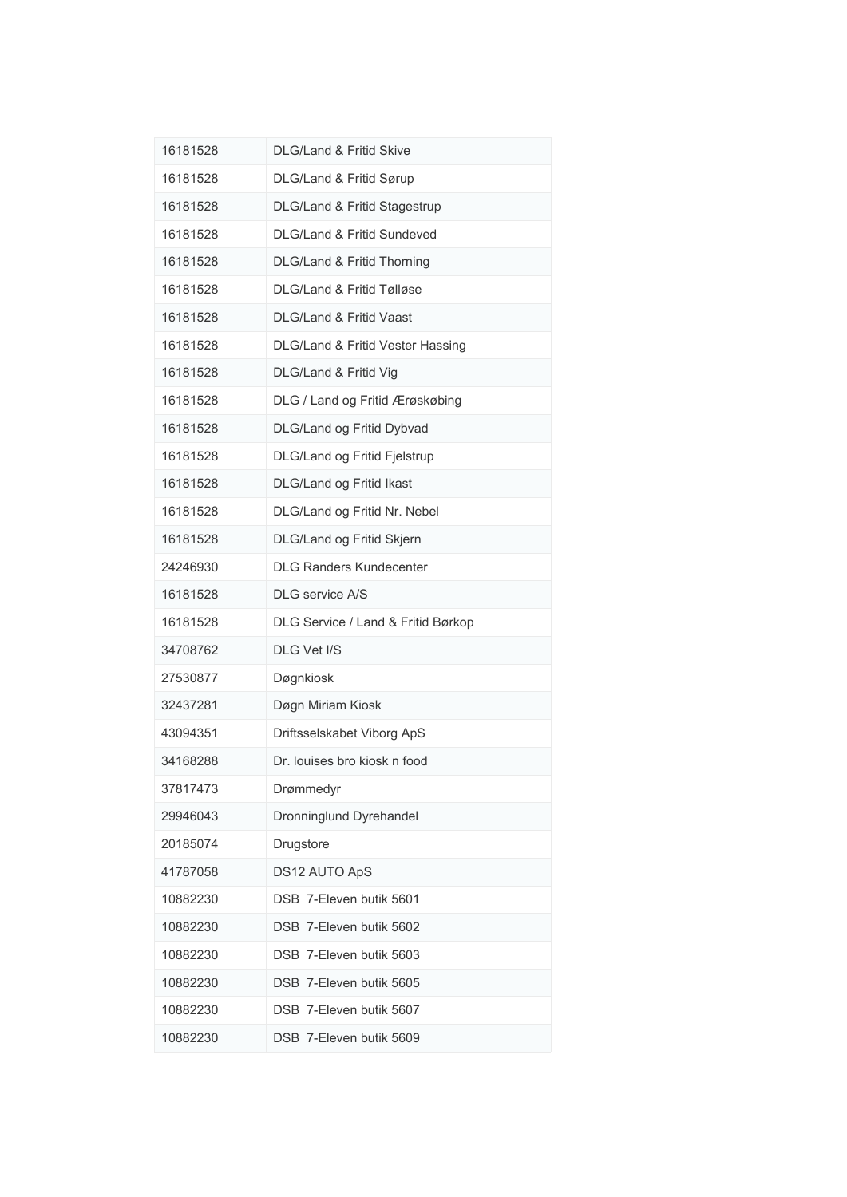| | |
|---|---|
| 16181528 | DLG/Land & Fritid Skive |
| 16181528 | DLG/Land & Fritid Sørup |
| 16181528 | DLG/Land & Fritid Stagestrup |
| 16181528 | DLG/Land & Fritid Sundeved |
| 16181528 | DLG/Land & Fritid Thorning |
| 16181528 | DLG/Land & Fritid Tølløse |
| 16181528 | DLG/Land & Fritid Vaast |
| 16181528 | DLG/Land & Fritid Vester Hassing |
| 16181528 | DLG/Land & Fritid Vig |
| 16181528 | DLG / Land og Fritid Ærøskøbing |
| 16181528 | DLG/Land og Fritid Dybvad |
| 16181528 | DLG/Land og Fritid Fjelstrup |
| 16181528 | DLG/Land og Fritid Ikast |
| 16181528 | DLG/Land og Fritid Nr. Nebel |
| 16181528 | DLG/Land og Fritid Skjern |
| 24246930 | DLG Randers Kundecenter |
| 16181528 | DLG service A/S |
| 16181528 | DLG Service / Land & Fritid Børkop |
| 34708762 | DLG Vet I/S |
| 27530877 | Døgnkiosk |
| 32437281 | Døgn Miriam Kiosk |
| 43094351 | Driftsselskabet Viborg ApS |
| 34168288 | Dr. louises bro kiosk n food |
| 37817473 | Drømmedyr |
| 29946043 | Dronninglund Dyrehandel |
| 20185074 | Drugstore |
| 41787058 | DS12 AUTO ApS |
| 10882230 | DSB 7-Eleven butik 5601 |
| 10882230 | DSB 7-Eleven butik 5602 |
| 10882230 | DSB 7-Eleven butik 5603 |
| 10882230 | DSB 7-Eleven butik 5605 |
| 10882230 | DSB 7-Eleven butik 5607 |
| 10882230 | DSB 7-Eleven butik 5609 |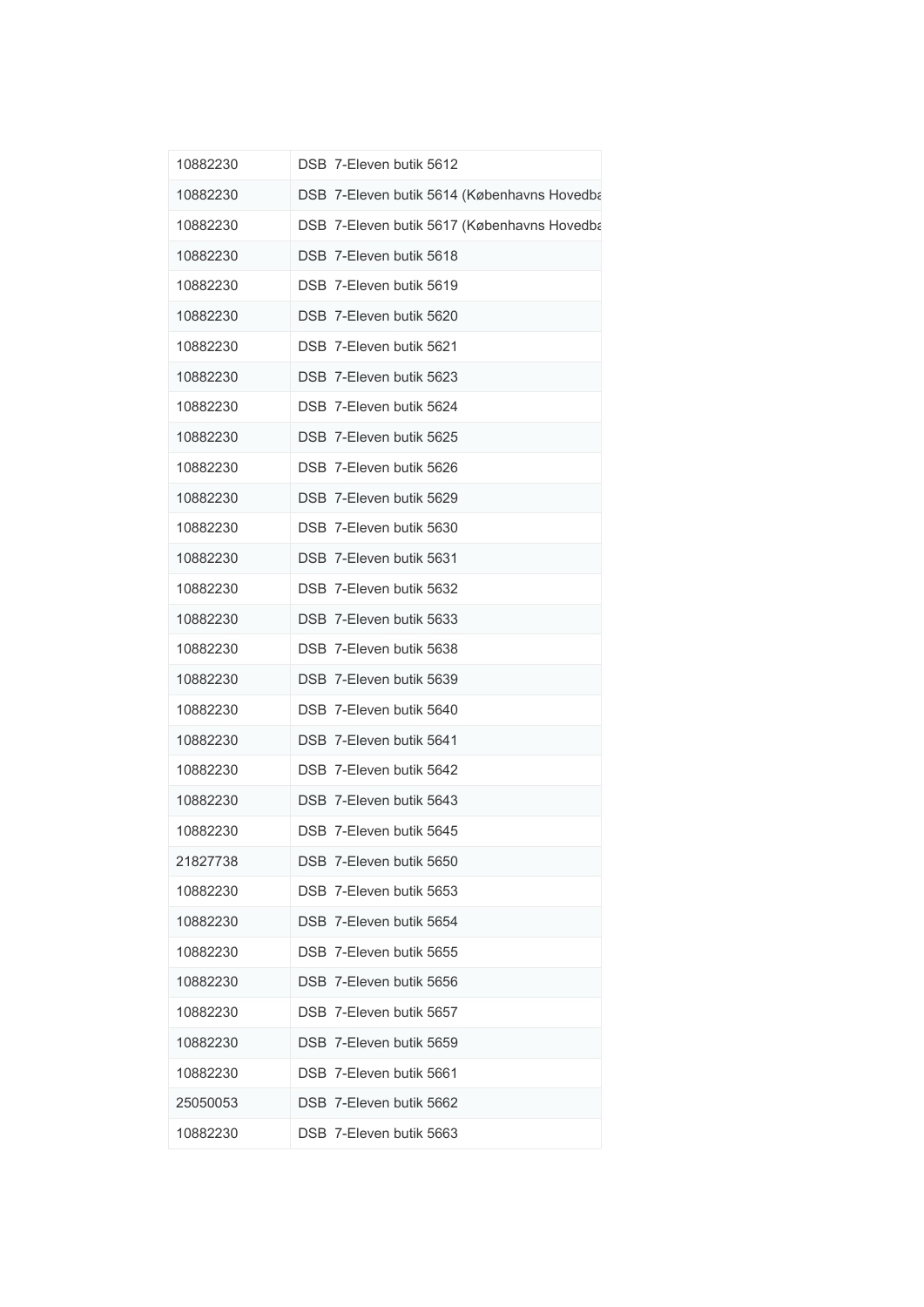| | |
|---|---|
| 10882230 | DSB  7-Eleven butik 5612 |
| 10882230 | DSB  7-Eleven butik 5614 (Københavns Hovedba |
| 10882230 | DSB  7-Eleven butik 5617 (Københavns Hovedba |
| 10882230 | DSB  7-Eleven butik 5618 |
| 10882230 | DSB  7-Eleven butik 5619 |
| 10882230 | DSB  7-Eleven butik 5620 |
| 10882230 | DSB  7-Eleven butik 5621 |
| 10882230 | DSB  7-Eleven butik 5623 |
| 10882230 | DSB  7-Eleven butik 5624 |
| 10882230 | DSB  7-Eleven butik 5625 |
| 10882230 | DSB  7-Eleven butik 5626 |
| 10882230 | DSB  7-Eleven butik 5629 |
| 10882230 | DSB  7-Eleven butik 5630 |
| 10882230 | DSB  7-Eleven butik 5631 |
| 10882230 | DSB  7-Eleven butik 5632 |
| 10882230 | DSB  7-Eleven butik 5633 |
| 10882230 | DSB  7-Eleven butik 5638 |
| 10882230 | DSB  7-Eleven butik 5639 |
| 10882230 | DSB  7-Eleven butik 5640 |
| 10882230 | DSB  7-Eleven butik 5641 |
| 10882230 | DSB  7-Eleven butik 5642 |
| 10882230 | DSB  7-Eleven butik 5643 |
| 10882230 | DSB  7-Eleven butik 5645 |
| 21827738 | DSB  7-Eleven butik 5650 |
| 10882230 | DSB  7-Eleven butik 5653 |
| 10882230 | DSB  7-Eleven butik 5654 |
| 10882230 | DSB  7-Eleven butik 5655 |
| 10882230 | DSB  7-Eleven butik 5656 |
| 10882230 | DSB  7-Eleven butik 5657 |
| 10882230 | DSB  7-Eleven butik 5659 |
| 10882230 | DSB  7-Eleven butik 5661 |
| 25050053 | DSB  7-Eleven butik 5662 |
| 10882230 | DSB  7-Eleven butik 5663 |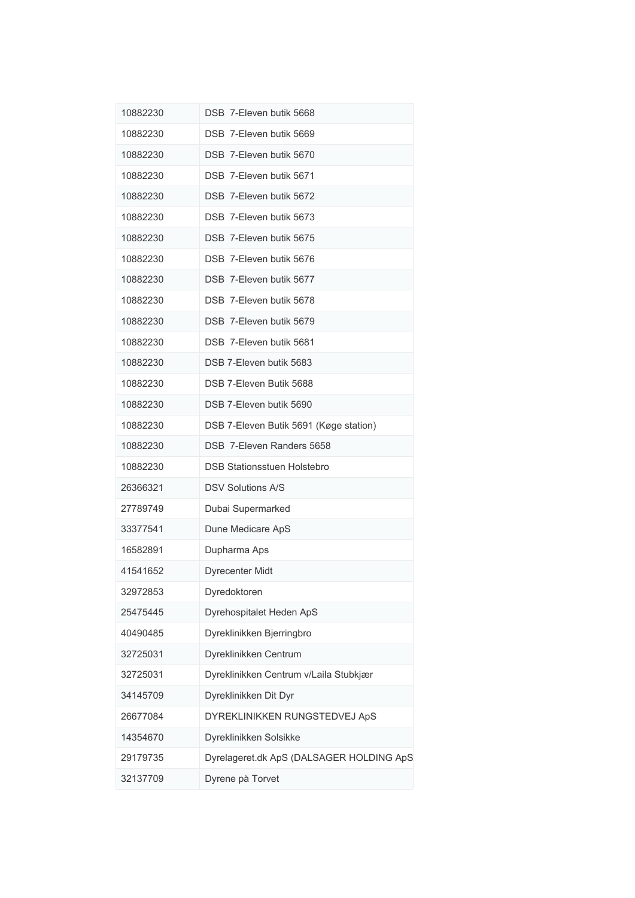| | |
|---|---|
| 10882230 | DSB  7-Eleven butik 5668 |
| 10882230 | DSB  7-Eleven butik 5669 |
| 10882230 | DSB  7-Eleven butik 5670 |
| 10882230 | DSB  7-Eleven butik 5671 |
| 10882230 | DSB  7-Eleven butik 5672 |
| 10882230 | DSB  7-Eleven butik 5673 |
| 10882230 | DSB  7-Eleven butik 5675 |
| 10882230 | DSB  7-Eleven butik 5676 |
| 10882230 | DSB  7-Eleven butik 5677 |
| 10882230 | DSB  7-Eleven butik 5678 |
| 10882230 | DSB  7-Eleven butik 5679 |
| 10882230 | DSB  7-Eleven butik 5681 |
| 10882230 | DSB 7-Eleven butik 5683 |
| 10882230 | DSB 7-Eleven Butik 5688 |
| 10882230 | DSB 7-Eleven butik 5690 |
| 10882230 | DSB 7-Eleven Butik 5691 (Køge station) |
| 10882230 | DSB  7-Eleven Randers 5658 |
| 10882230 | DSB Stationsstuen Holstebro |
| 26366321 | DSV Solutions A/S |
| 27789749 | Dubai Supermarked |
| 33377541 | Dune Medicare ApS |
| 16582891 | Dupharma Aps |
| 41541652 | Dyrecenter Midt |
| 32972853 | Dyredoktoren |
| 25475445 | Dyrehospitalet Heden ApS |
| 40490485 | Dyreklinikken Bjerringbro |
| 32725031 | Dyreklinikken Centrum |
| 32725031 | Dyreklinikken Centrum v/Laila Stubkjær |
| 34145709 | Dyreklinikken Dit Dyr |
| 26677084 | DYREKLINIKKEN RUNGSTEDVEJ ApS |
| 14354670 | Dyreklinikken Solsikke |
| 29179735 | Dyrelageret.dk ApS (DALSAGER HOLDING ApS |
| 32137709 | Dyrene på Torvet |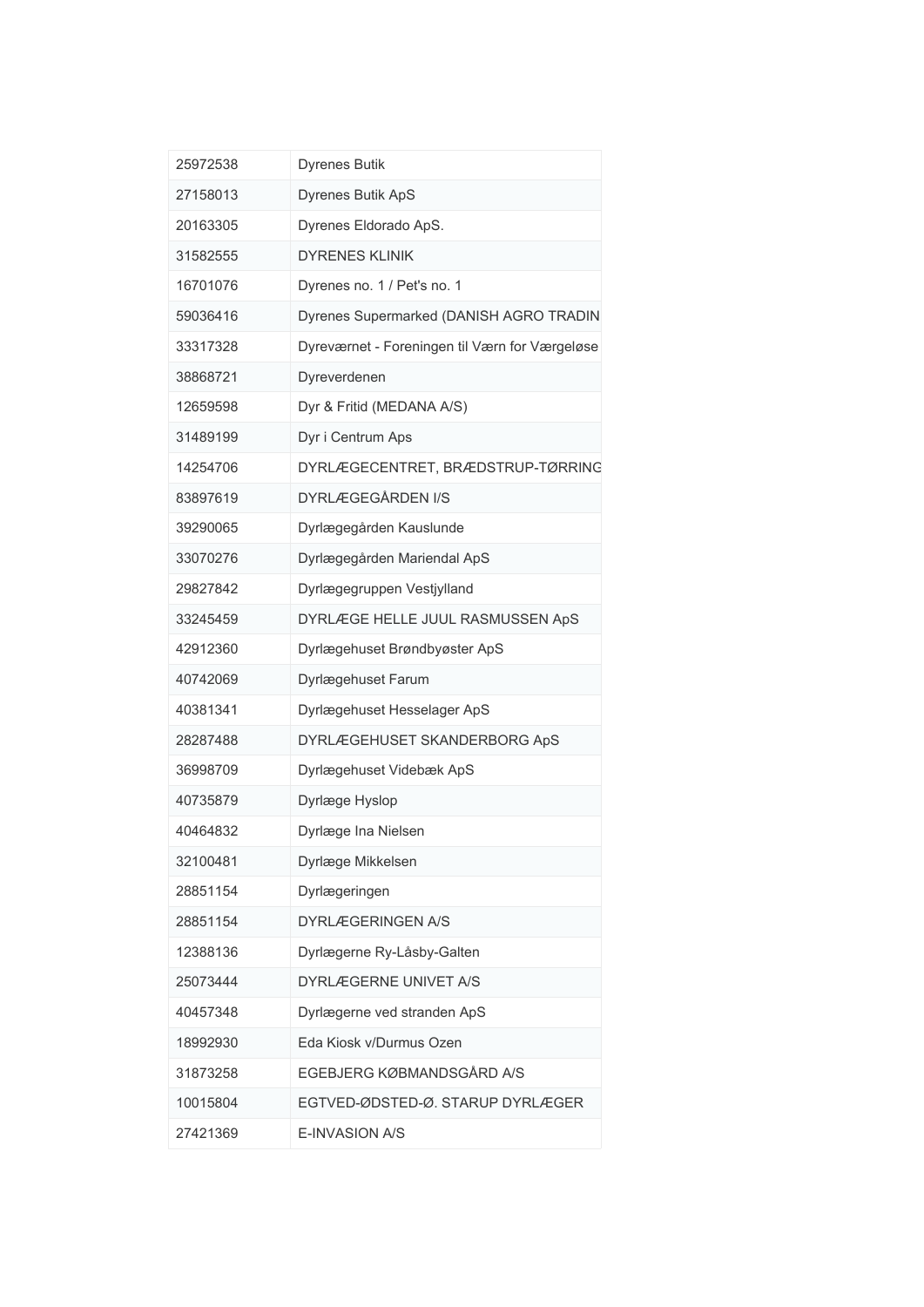| | |
|---|---|
| 25972538 | Dyrenes Butik |
| 27158013 | Dyrenes Butik ApS |
| 20163305 | Dyrenes Eldorado ApS. |
| 31582555 | DYRENES KLINIK |
| 16701076 | Dyrenes no. 1 / Pet's no. 1 |
| 59036416 | Dyrenes Supermarked (DANISH AGRO TRADIN |
| 33317328 | Dyreværnet - Foreningen til Værn for Værgeløse |
| 38868721 | Dyreverdenen |
| 12659598 | Dyr & Fritid (MEDANA A/S) |
| 31489199 | Dyr i Centrum Aps |
| 14254706 | DYRLÆGECENTRET, BRÆDSTRUP-TØRRING |
| 83897619 | DYRLÆGEGÅRDEN I/S |
| 39290065 | Dyrlægegården Kauslunde |
| 33070276 | Dyrlægegården Mariendal ApS |
| 29827842 | Dyrlægegruppen Vestjylland |
| 33245459 | DYRLÆGE HELLE JUUL RASMUSSEN ApS |
| 42912360 | Dyrlægehuset Brøndbyøster ApS |
| 40742069 | Dyrlægehuset Farum |
| 40381341 | Dyrlægehuset Hesselager ApS |
| 28287488 | DYRLÆGEHUSET SKANDERBORG ApS |
| 36998709 | Dyrlægehuset Videbæk ApS |
| 40735879 | Dyrlæge Hyslop |
| 40464832 | Dyrlæge Ina Nielsen |
| 32100481 | Dyrlæge Mikkelsen |
| 28851154 | Dyrlægeringen |
| 28851154 | DYRLÆGERINGEN A/S |
| 12388136 | Dyrlægerne Ry-Låsby-Galten |
| 25073444 | DYRLÆGERNE UNIVET A/S |
| 40457348 | Dyrlægerne ved stranden ApS |
| 18992930 | Eda Kiosk v/Durmus Ozen |
| 31873258 | EGEBJERG KØBMANDSGÅRD A/S |
| 10015804 | EGTVED-ØDSTED-Ø. STARUP DYRLÆGER |
| 27421369 | E-INVASION A/S |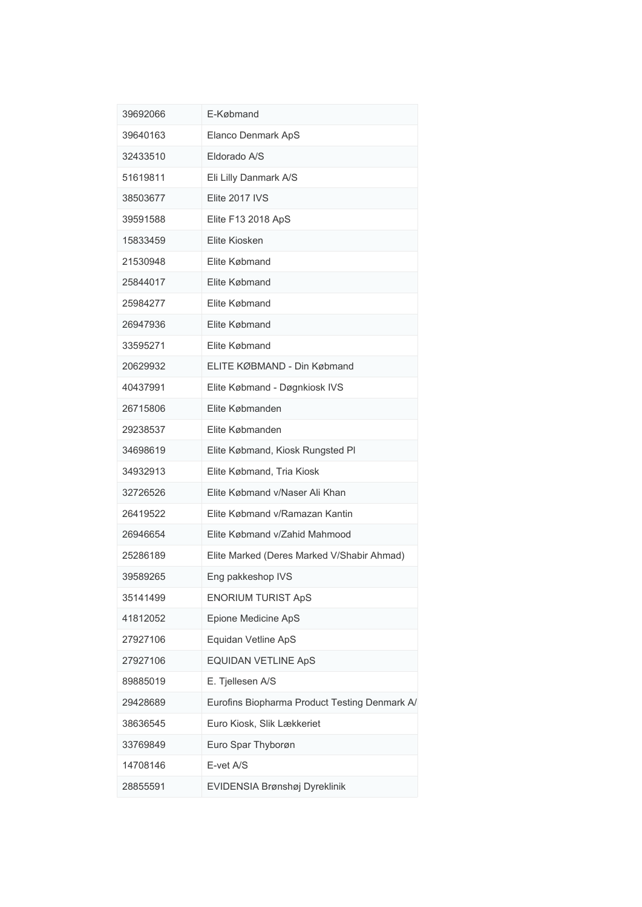| | |
|---|---|
| 39692066 | E-Købmand |
| 39640163 | Elanco Denmark ApS |
| 32433510 | Eldorado A/S |
| 51619811 | Eli Lilly Danmark A/S |
| 38503677 | Elite 2017 IVS |
| 39591588 | Elite F13 2018 ApS |
| 15833459 | Elite Kiosken |
| 21530948 | Elite Købmand |
| 25844017 | Elite Købmand |
| 25984277 | Elite Købmand |
| 26947936 | Elite Købmand |
| 33595271 | Elite Købmand |
| 20629932 | ELITE KØBMAND - Din Købmand |
| 40437991 | Elite Købmand - Døgnkiosk IVS |
| 26715806 | Elite Købmanden |
| 29238537 | Elite Købmanden |
| 34698619 | Elite Købmand, Kiosk Rungsted Pl |
| 34932913 | Elite Købmand, Tria Kiosk |
| 32726526 | Elite Købmand v/Naser Ali Khan |
| 26419522 | Elite Købmand v/Ramazan Kantin |
| 26946654 | Elite Købmand v/Zahid Mahmood |
| 25286189 | Elite Marked (Deres Marked V/Shabir Ahmad) |
| 39589265 | Eng pakkeshop IVS |
| 35141499 | ENORIUM TURIST ApS |
| 41812052 | Epione Medicine ApS |
| 27927106 | Equidan Vetline ApS |
| 27927106 | EQUIDAN VETLINE ApS |
| 89885019 | E. Tjellesen A/S |
| 29428689 | Eurofins Biopharma Product Testing Denmark A/ |
| 38636545 | Euro Kiosk, Slik Lækkeriet |
| 33769849 | Euro Spar Thyborøn |
| 14708146 | E-vet A/S |
| 28855591 | EVIDENSIA Brønshøj Dyreklinik |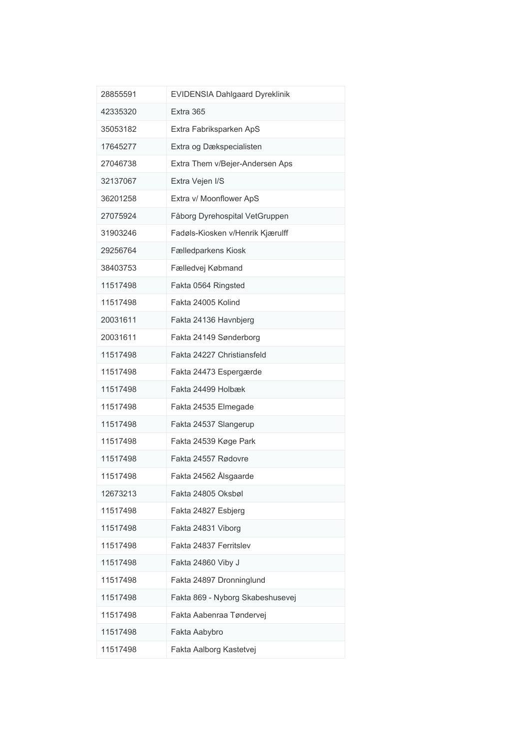| | |
|---|---|
| 28855591 | EVIDENSIA Dahlgaard Dyreklinik |
| 42335320 | Extra 365 |
| 35053182 | Extra Fabriksparken ApS |
| 17645277 | Extra og Dækspecialisten |
| 27046738 | Extra Them v/Bejer-Andersen Aps |
| 32137067 | Extra Vejen I/S |
| 36201258 | Extra v/ Moonflower ApS |
| 27075924 | Fåborg Dyrehospital VetGruppen |
| 31903246 | Fadøls-Kiosken v/Henrik Kjærulff |
| 29256764 | Fælledparkens Kiosk |
| 38403753 | Fælledvej Købmand |
| 11517498 | Fakta 0564 Ringsted |
| 11517498 | Fakta 24005 Kolind |
| 20031611 | Fakta 24136 Havnbjerg |
| 20031611 | Fakta 24149 Sønderborg |
| 11517498 | Fakta 24227 Christiansfeld |
| 11517498 | Fakta 24473 Espergærde |
| 11517498 | Fakta 24499 Holbæk |
| 11517498 | Fakta 24535 Elmegade |
| 11517498 | Fakta 24537 Slangerup |
| 11517498 | Fakta 24539 Køge Park |
| 11517498 | Fakta 24557 Rødovre |
| 11517498 | Fakta 24562 Ålsgaarde |
| 12673213 | Fakta 24805 Oksbøl |
| 11517498 | Fakta 24827 Esbjerg |
| 11517498 | Fakta 24831 Viborg |
| 11517498 | Fakta 24837 Ferritslev |
| 11517498 | Fakta 24860 Viby J |
| 11517498 | Fakta 24897 Dronninglund |
| 11517498 | Fakta 869 - Nyborg Skabeshusevej |
| 11517498 | Fakta Aabenraa Tøndervej |
| 11517498 | Fakta Aabybro |
| 11517498 | Fakta Aalborg Kastetvej |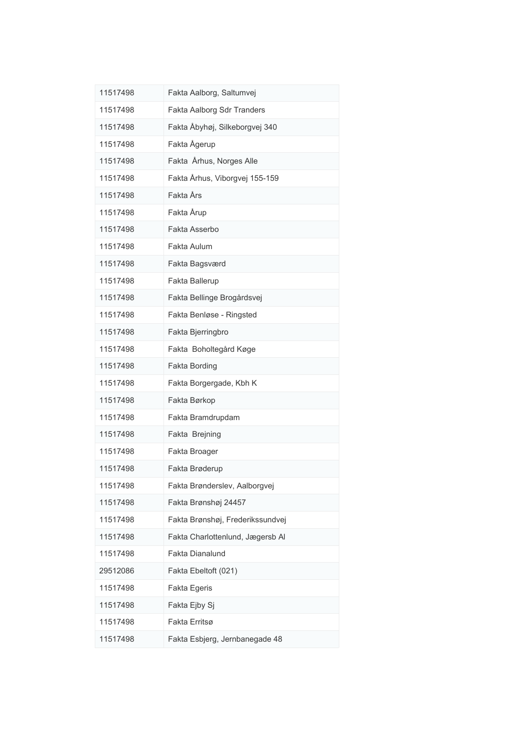| | |
|---|---|
| 11517498 | Fakta Aalborg, Saltumvej |
| 11517498 | Fakta Aalborg Sdr Tranders |
| 11517498 | Fakta Åbyhøj, Silkeborgvej 340 |
| 11517498 | Fakta Ågerup |
| 11517498 | Fakta  Århus, Norges Alle |
| 11517498 | Fakta Århus, Viborgvej 155-159 |
| 11517498 | Fakta Års |
| 11517498 | Fakta Årup |
| 11517498 | Fakta Asserbo |
| 11517498 | Fakta Aulum |
| 11517498 | Fakta Bagsværd |
| 11517498 | Fakta Ballerup |
| 11517498 | Fakta Bellinge Brogårdsvej |
| 11517498 | Fakta Benløse - Ringsted |
| 11517498 | Fakta Bjerringbro |
| 11517498 | Fakta  Boholtegård Køge |
| 11517498 | Fakta Bording |
| 11517498 | Fakta Borgergade, Kbh K |
| 11517498 | Fakta Børkop |
| 11517498 | Fakta Bramdrupdam |
| 11517498 | Fakta  Brejning |
| 11517498 | Fakta Broager |
| 11517498 | Fakta Brøderup |
| 11517498 | Fakta Brønderslev, Aalborgvej |
| 11517498 | Fakta Brønshøj 24457 |
| 11517498 | Fakta Brønshøj, Frederikssundvej |
| 11517498 | Fakta Charlottenlund, Jægersb Al |
| 11517498 | Fakta Dianalund |
| 29512086 | Fakta Ebeltoft (021) |
| 11517498 | Fakta Egeris |
| 11517498 | Fakta Ejby Sj |
| 11517498 | Fakta Erritsø |
| 11517498 | Fakta Esbjerg, Jernbanegade 48 |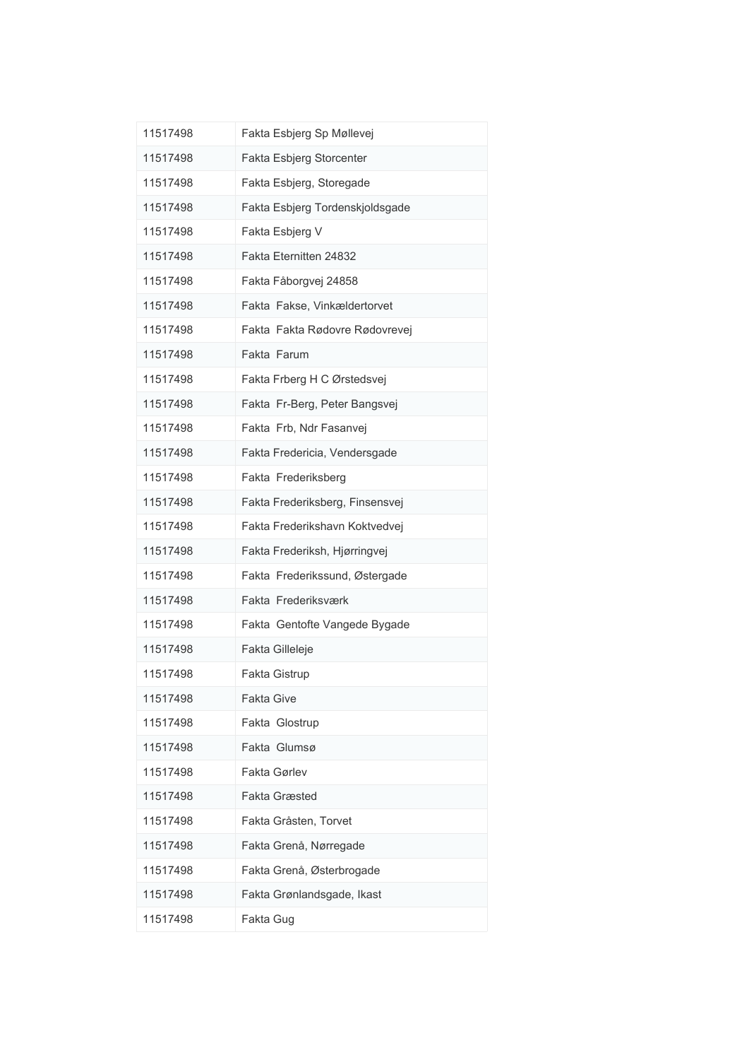| | |
|---|---|
| 11517498 | Fakta Esbjerg Sp Møllevej |
| 11517498 | Fakta Esbjerg Storcenter |
| 11517498 | Fakta Esbjerg, Storegade |
| 11517498 | Fakta Esbjerg Tordenskjoldsgade |
| 11517498 | Fakta Esbjerg V |
| 11517498 | Fakta Eternitten 24832 |
| 11517498 | Fakta Fåborgvej 24858 |
| 11517498 | Fakta  Fakse, Vinkældertorvet |
| 11517498 | Fakta  Fakta Rødovre Rødovrevej |
| 11517498 | Fakta  Farum |
| 11517498 | Fakta Frberg H C Ørstedsvej |
| 11517498 | Fakta  Fr-Berg, Peter Bangsvej |
| 11517498 | Fakta  Frb, Ndr Fasanvej |
| 11517498 | Fakta Fredericia, Vendersgade |
| 11517498 | Fakta  Frederiksberg |
| 11517498 | Fakta Frederiksberg, Finsensvej |
| 11517498 | Fakta Frederikshavn Koktvedvej |
| 11517498 | Fakta Frederiksh, Hjørringvej |
| 11517498 | Fakta  Frederikssund, Østergade |
| 11517498 | Fakta  Frederiksværk |
| 11517498 | Fakta  Gentofte Vangede Bygade |
| 11517498 | Fakta Gilleleje |
| 11517498 | Fakta Gistrup |
| 11517498 | Fakta Give |
| 11517498 | Fakta  Glostrup |
| 11517498 | Fakta  Glumsø |
| 11517498 | Fakta Gørlev |
| 11517498 | Fakta Græsted |
| 11517498 | Fakta Gråsten, Torvet |
| 11517498 | Fakta Grenå, Nørregade |
| 11517498 | Fakta Grenå, Østerbrogade |
| 11517498 | Fakta Grønlandsgade, Ikast |
| 11517498 | Fakta Gug |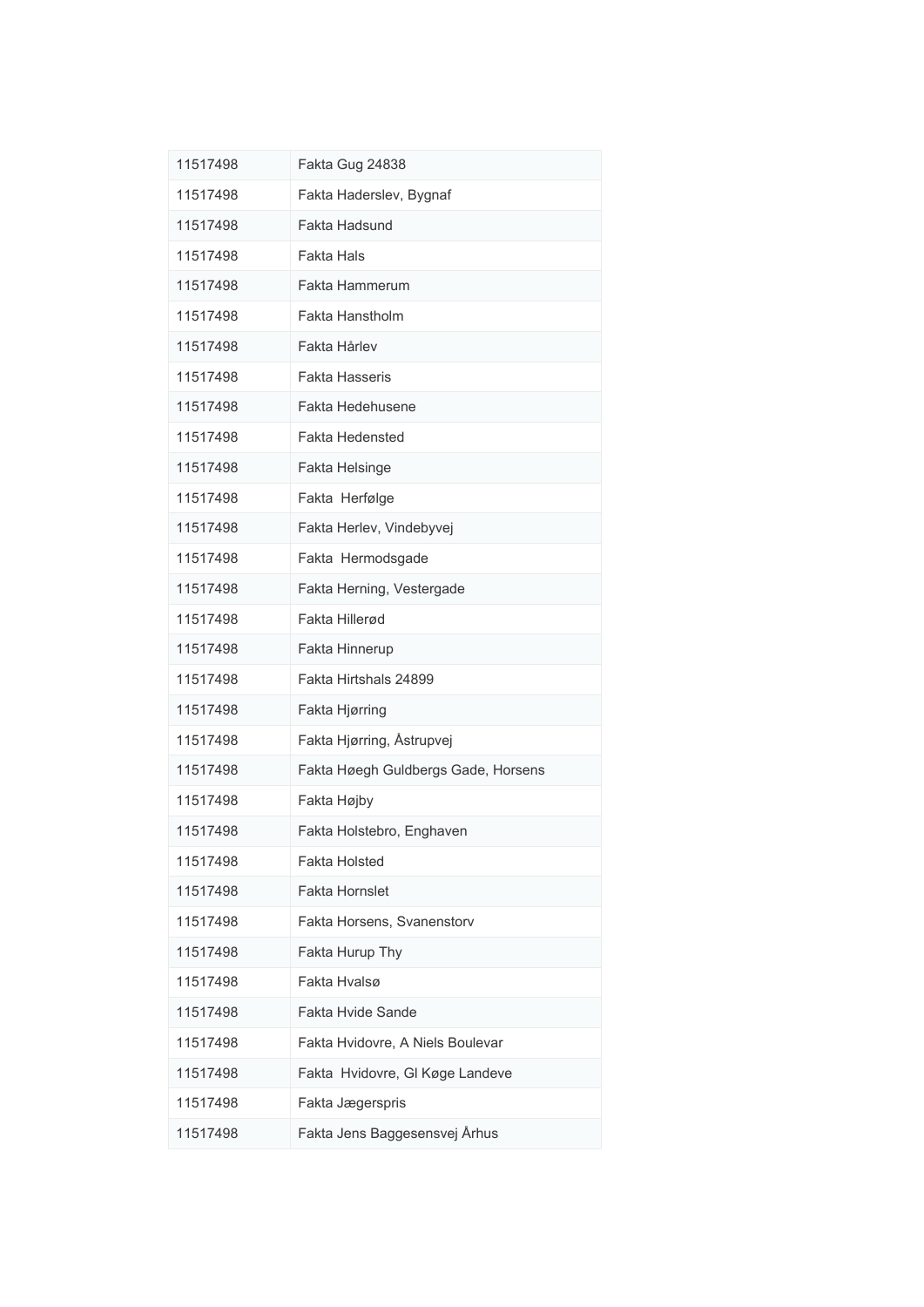| | |
|---|---|
| 11517498 | Fakta Gug 24838 |
| 11517498 | Fakta Haderslev, Bygnaf |
| 11517498 | Fakta Hadsund |
| 11517498 | Fakta Hals |
| 11517498 | Fakta Hammerum |
| 11517498 | Fakta Hanstholm |
| 11517498 | Fakta Hårlev |
| 11517498 | Fakta Hasseris |
| 11517498 | Fakta Hedehusene |
| 11517498 | Fakta Hedensted |
| 11517498 | Fakta Helsinge |
| 11517498 | Fakta  Herfølge |
| 11517498 | Fakta Herlev, Vindebyvej |
| 11517498 | Fakta  Hermodsgade |
| 11517498 | Fakta Herning, Vestergade |
| 11517498 | Fakta Hillerød |
| 11517498 | Fakta Hinnerup |
| 11517498 | Fakta Hirtshals 24899 |
| 11517498 | Fakta Hjørring |
| 11517498 | Fakta Hjørring, Åstrupvej |
| 11517498 | Fakta Høegh Guldbergs Gade, Horsens |
| 11517498 | Fakta Højby |
| 11517498 | Fakta Holstebro, Enghaven |
| 11517498 | Fakta Holsted |
| 11517498 | Fakta Hornslet |
| 11517498 | Fakta Horsens, Svanenstorv |
| 11517498 | Fakta Hurup Thy |
| 11517498 | Fakta Hvalsø |
| 11517498 | Fakta Hvide Sande |
| 11517498 | Fakta Hvidovre, A Niels Boulevar |
| 11517498 | Fakta  Hvidovre, Gl Køge Landeve |
| 11517498 | Fakta Jægerspris |
| 11517498 | Fakta Jens Baggesensvej Århus |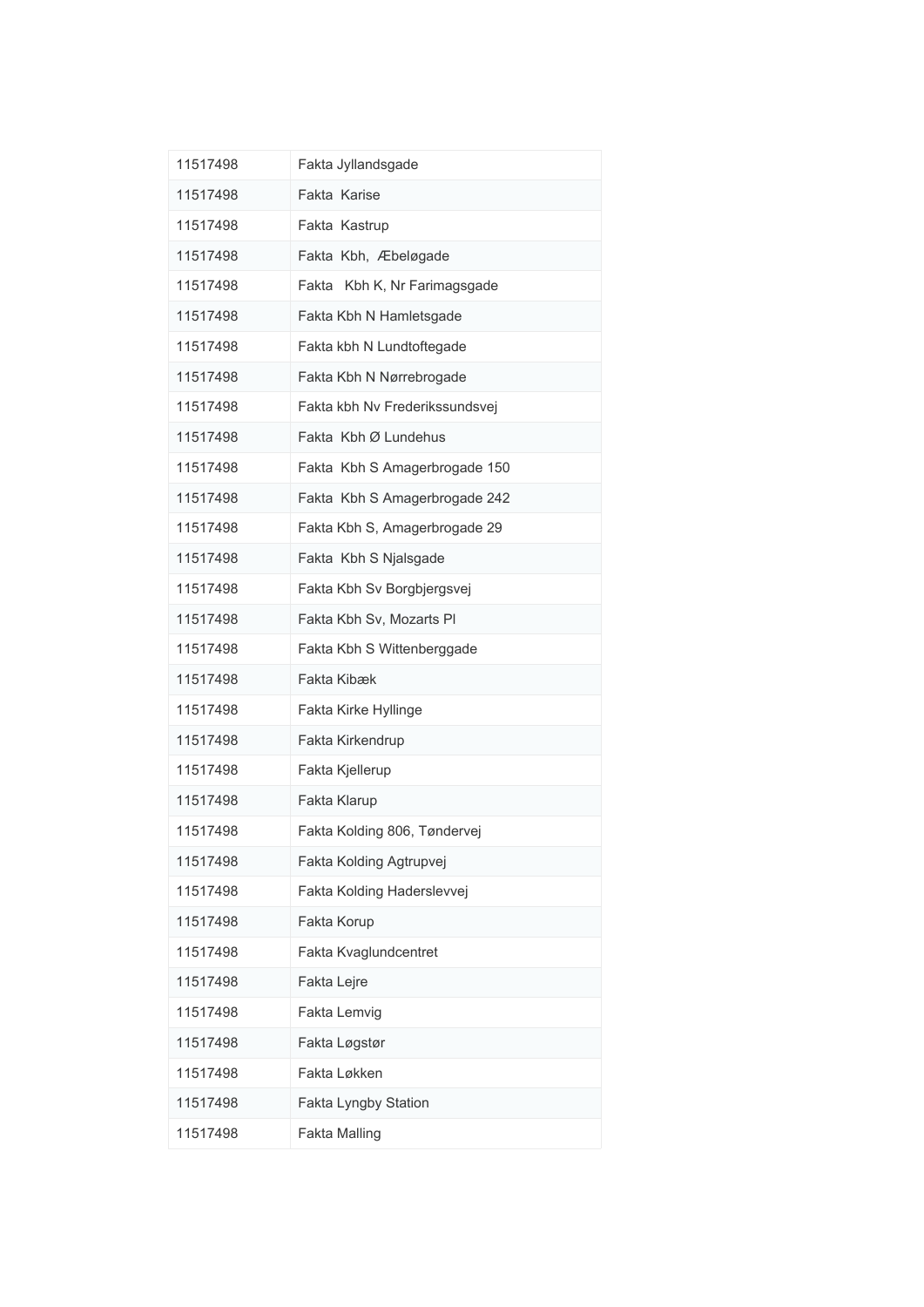| | |
|---|---|
| 11517498 | Fakta Jyllandsgade |
| 11517498 | Fakta  Karise |
| 11517498 | Fakta  Kastrup |
| 11517498 | Fakta  Kbh,  Æbeløgade |
| 11517498 | Fakta   Kbh K, Nr Farimagsgade |
| 11517498 | Fakta Kbh N Hamletsgade |
| 11517498 | Fakta kbh N Lundtoftegade |
| 11517498 | Fakta Kbh N Nørrebrogade |
| 11517498 | Fakta kbh Nv Frederikssundsvej |
| 11517498 | Fakta  Kbh Ø Lundehus |
| 11517498 | Fakta  Kbh S Amagerbrogade 150 |
| 11517498 | Fakta  Kbh S Amagerbrogade 242 |
| 11517498 | Fakta Kbh S, Amagerbrogade 29 |
| 11517498 | Fakta  Kbh S Njalsgade |
| 11517498 | Fakta Kbh Sv Borgbjergsvej |
| 11517498 | Fakta Kbh Sv, Mozarts Pl |
| 11517498 | Fakta Kbh S Wittenberggade |
| 11517498 | Fakta Kibæk |
| 11517498 | Fakta Kirke Hyllinge |
| 11517498 | Fakta Kirkendrup |
| 11517498 | Fakta Kjellerup |
| 11517498 | Fakta Klarup |
| 11517498 | Fakta Kolding 806, Tøndervej |
| 11517498 | Fakta Kolding Agtrupvej |
| 11517498 | Fakta Kolding Haderslevvej |
| 11517498 | Fakta Korup |
| 11517498 | Fakta Kvaglundcentret |
| 11517498 | Fakta Lejre |
| 11517498 | Fakta Lemvig |
| 11517498 | Fakta Løgstør |
| 11517498 | Fakta Løkken |
| 11517498 | Fakta Lyngby Station |
| 11517498 | Fakta Malling |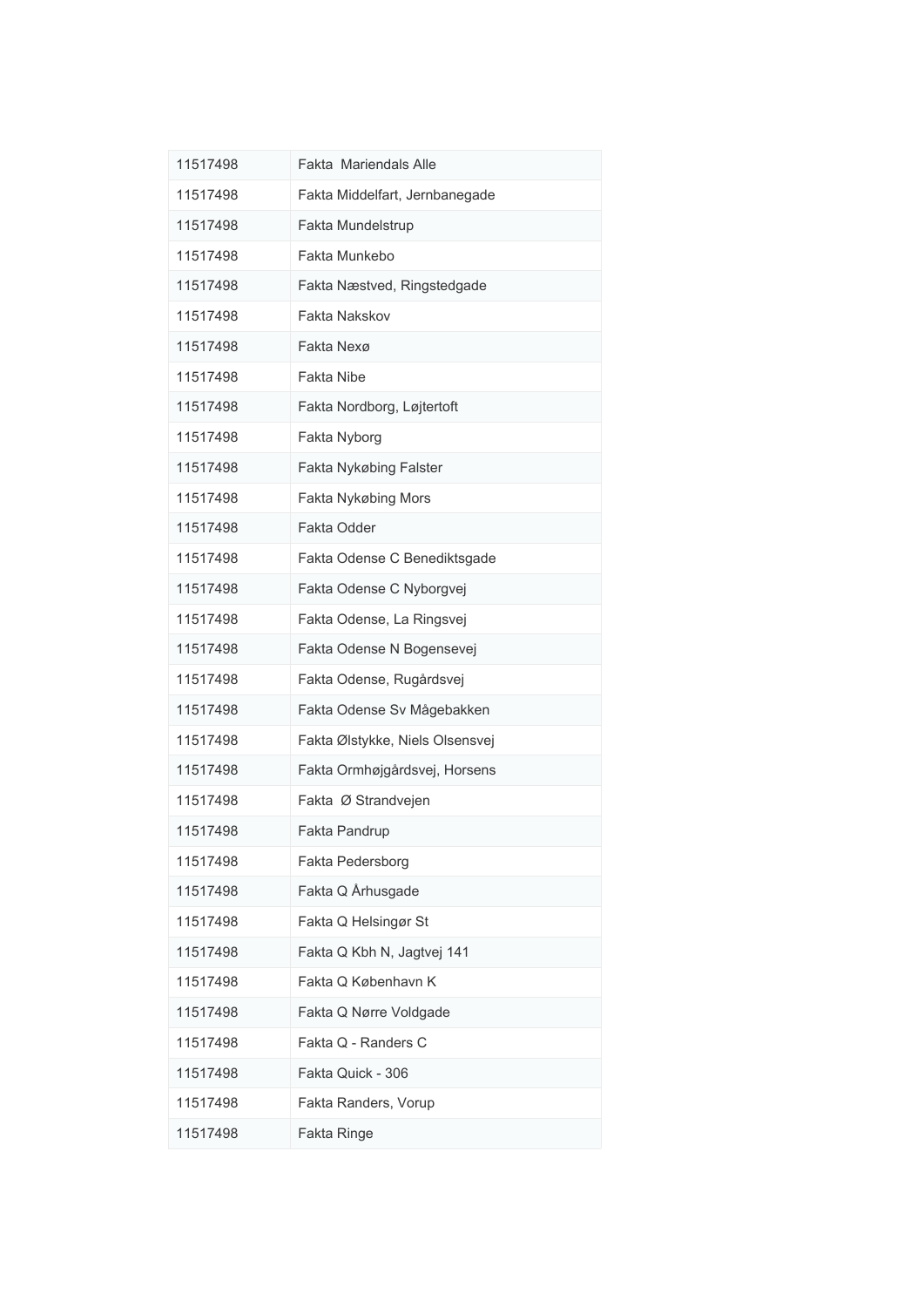| | |
|---|---|
| 11517498 | Fakta  Mariendals Alle |
| 11517498 | Fakta Middelfart, Jernbanegade |
| 11517498 | Fakta Mundelstrup |
| 11517498 | Fakta Munkebo |
| 11517498 | Fakta Næstved, Ringstedgade |
| 11517498 | Fakta Nakskov |
| 11517498 | Fakta Nexø |
| 11517498 | Fakta Nibe |
| 11517498 | Fakta Nordborg, Løjtertoft |
| 11517498 | Fakta Nyborg |
| 11517498 | Fakta Nykøbing Falster |
| 11517498 | Fakta Nykøbing Mors |
| 11517498 | Fakta Odder |
| 11517498 | Fakta Odense C Benediktsgade |
| 11517498 | Fakta Odense C Nyborgvej |
| 11517498 | Fakta Odense, La Ringsvej |
| 11517498 | Fakta Odense N Bogensevej |
| 11517498 | Fakta Odense, Rugårdsvej |
| 11517498 | Fakta Odense Sv Mågebakken |
| 11517498 | Fakta Ølstykke, Niels Olsensvej |
| 11517498 | Fakta Ormhøjgårdsvej, Horsens |
| 11517498 | Fakta  Ø Strandvejen |
| 11517498 | Fakta Pandrup |
| 11517498 | Fakta Pedersborg |
| 11517498 | Fakta Q Århusgade |
| 11517498 | Fakta Q Helsingør St |
| 11517498 | Fakta Q Kbh N, Jagtvej 141 |
| 11517498 | Fakta Q København K |
| 11517498 | Fakta Q Nørre Voldgade |
| 11517498 | Fakta Q - Randers C |
| 11517498 | Fakta Quick - 306 |
| 11517498 | Fakta Randers, Vorup |
| 11517498 | Fakta Ringe |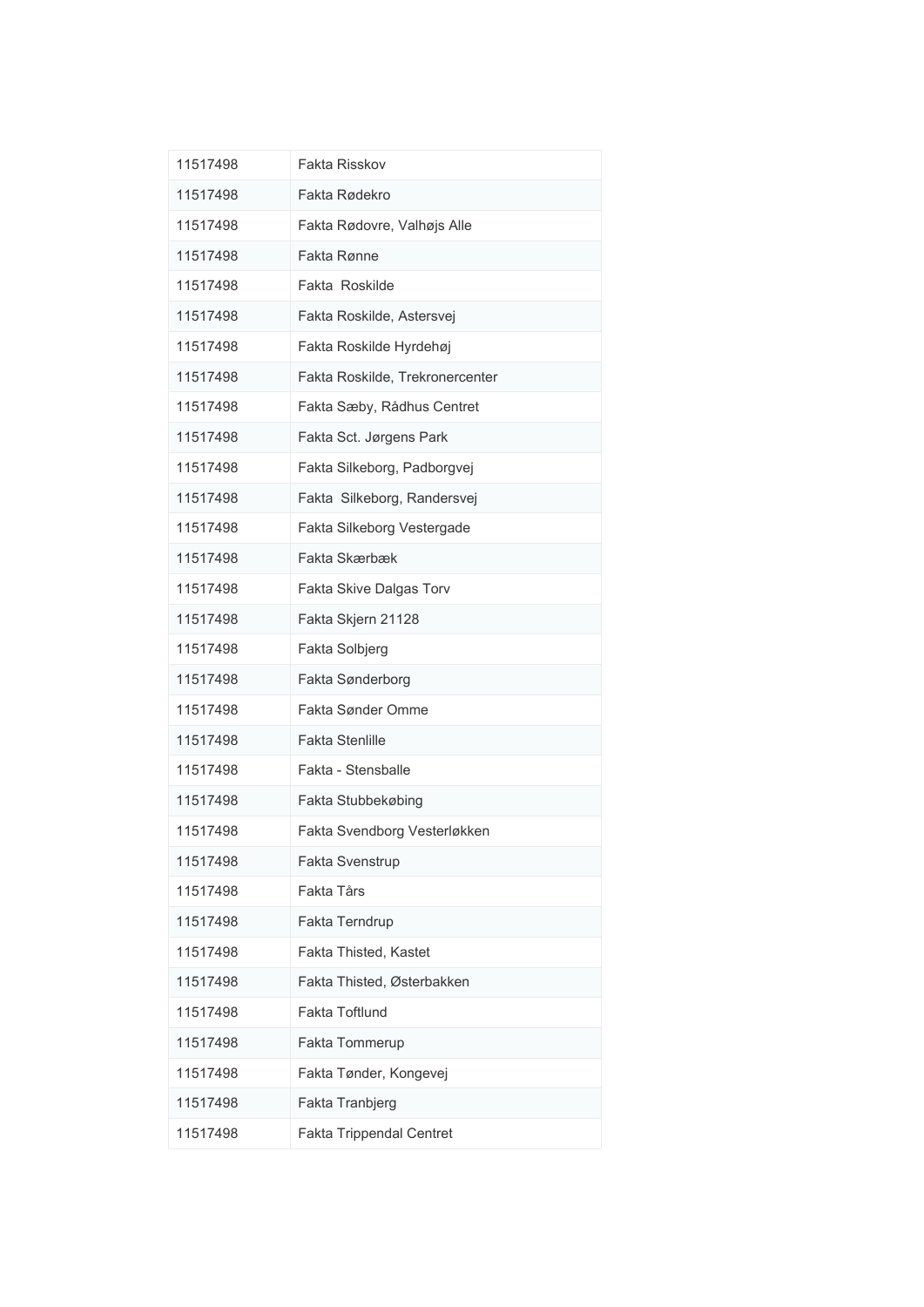| | |
|---|---|
| 11517498 | Fakta Risskov |
| 11517498 | Fakta Rødekro |
| 11517498 | Fakta Rødovre, Valhøjs Alle |
| 11517498 | Fakta Rønne |
| 11517498 | Fakta  Roskilde |
| 11517498 | Fakta Roskilde, Astersvej |
| 11517498 | Fakta Roskilde Hyrdehøj |
| 11517498 | Fakta Roskilde, Trekronercenter |
| 11517498 | Fakta Sæby, Rådhus Centret |
| 11517498 | Fakta Sct. Jørgens Park |
| 11517498 | Fakta Silkeborg, Padborgvej |
| 11517498 | Fakta  Silkeborg, Randersvej |
| 11517498 | Fakta Silkeborg Vestergade |
| 11517498 | Fakta Skærbæk |
| 11517498 | Fakta Skive Dalgas Torv |
| 11517498 | Fakta Skjern 21128 |
| 11517498 | Fakta Solbjerg |
| 11517498 | Fakta Sønderborg |
| 11517498 | Fakta Sønder Omme |
| 11517498 | Fakta Stenlille |
| 11517498 | Fakta - Stensballe |
| 11517498 | Fakta Stubbekøbing |
| 11517498 | Fakta Svendborg Vesterløkken |
| 11517498 | Fakta Svenstrup |
| 11517498 | Fakta Tårs |
| 11517498 | Fakta Terndrup |
| 11517498 | Fakta Thisted, Kastet |
| 11517498 | Fakta Thisted, Østerbakken |
| 11517498 | Fakta Toftlund |
| 11517498 | Fakta Tommerup |
| 11517498 | Fakta Tønder, Kongevej |
| 11517498 | Fakta Tranbjerg |
| 11517498 | Fakta Trippendal Centret |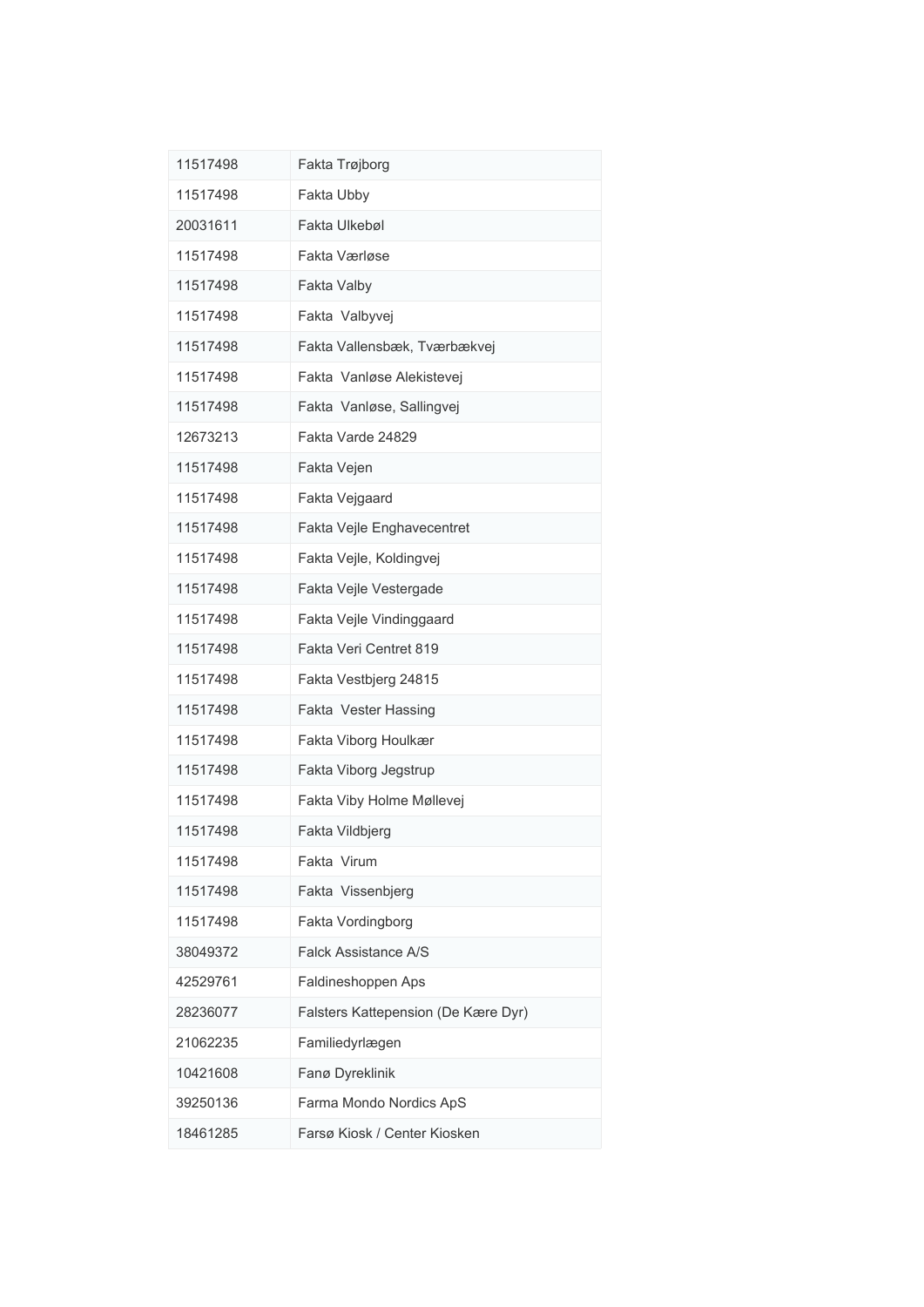| | |
|---|---|
| 11517498 | Fakta Trøjborg |
| 11517498 | Fakta Ubby |
| 20031611 | Fakta Ulkebøl |
| 11517498 | Fakta Værløse |
| 11517498 | Fakta Valby |
| 11517498 | Fakta  Valbyvej |
| 11517498 | Fakta Vallensbæk, Tværbækvej |
| 11517498 | Fakta  Vanløse Alekistevej |
| 11517498 | Fakta  Vanløse, Sallingvej |
| 12673213 | Fakta Varde 24829 |
| 11517498 | Fakta Vejen |
| 11517498 | Fakta Vejgaard |
| 11517498 | Fakta Vejle Enghavecentret |
| 11517498 | Fakta Vejle, Koldingvej |
| 11517498 | Fakta Vejle Vestergade |
| 11517498 | Fakta Vejle Vindinggaard |
| 11517498 | Fakta Veri Centret 819 |
| 11517498 | Fakta Vestbjerg 24815 |
| 11517498 | Fakta  Vester Hassing |
| 11517498 | Fakta Viborg Houlkær |
| 11517498 | Fakta Viborg Jegstrup |
| 11517498 | Fakta Viby Holme Møllevej |
| 11517498 | Fakta Vildbjerg |
| 11517498 | Fakta  Virum |
| 11517498 | Fakta  Vissenbjerg |
| 11517498 | Fakta Vordingborg |
| 38049372 | Falck Assistance A/S |
| 42529761 | Faldineshoppen Aps |
| 28236077 | Falsters Kattepension (De Kære Dyr) |
| 21062235 | Familiedyrlægen |
| 10421608 | Fanø Dyreklinik |
| 39250136 | Farma Mondo Nordics ApS |
| 18461285 | Farsø Kiosk / Center Kiosken |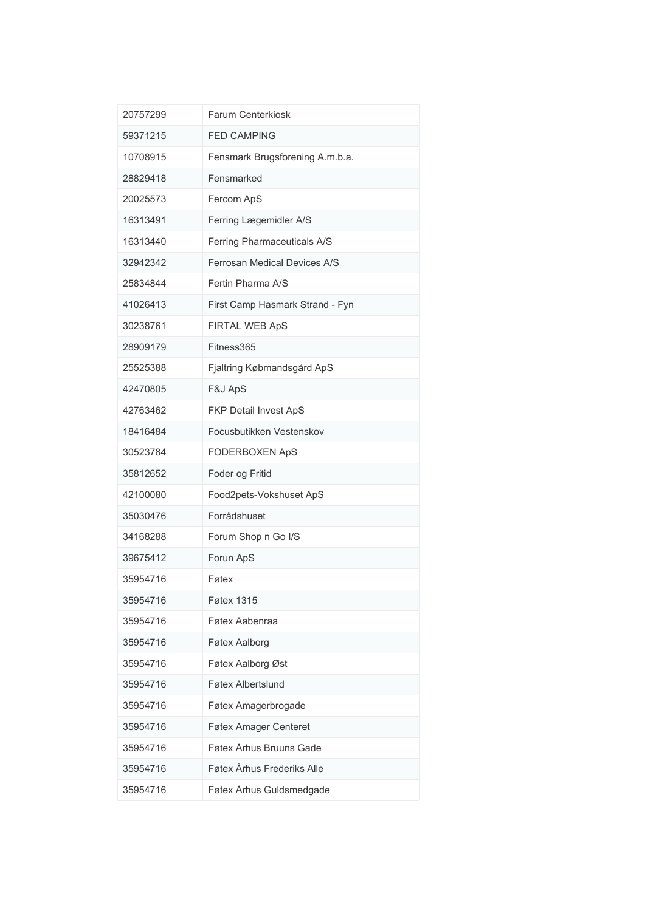| | |
|---|---|
| 20757299 | Farum Centerkiosk |
| 59371215 | FED CAMPING |
| 10708915 | Fensmark Brugsforening A.m.b.a. |
| 28829418 | Fensmarked |
| 20025573 | Fercom ApS |
| 16313491 | Ferring Lægemidler A/S |
| 16313440 | Ferring Pharmaceuticals A/S |
| 32942342 | Ferrosan Medical Devices A/S |
| 25834844 | Fertin Pharma A/S |
| 41026413 | First Camp Hasmark Strand - Fyn |
| 30238761 | FIRTAL WEB ApS |
| 28909179 | Fitness365 |
| 25525388 | Fjaltring Købmandsgård ApS |
| 42470805 | F&J ApS |
| 42763462 | FKP Detail Invest ApS |
| 18416484 | Focusbutikken Vestenskov |
| 30523784 | FODERBOXEN ApS |
| 35812652 | Foder og Fritid |
| 42100080 | Food2pets-Vokshuset ApS |
| 35030476 | Forrådshuset |
| 34168288 | Forum Shop n Go I/S |
| 39675412 | Forun ApS |
| 35954716 | Føtex |
| 35954716 | Føtex 1315 |
| 35954716 | Føtex Aabenraa |
| 35954716 | Føtex Aalborg |
| 35954716 | Føtex Aalborg Øst |
| 35954716 | Føtex Albertslund |
| 35954716 | Føtex Amagerbrogade |
| 35954716 | Føtex Amager Centeret |
| 35954716 | Føtex Århus Bruuns Gade |
| 35954716 | Føtex Århus Frederiks Alle |
| 35954716 | Føtex Århus Guldsmedgade |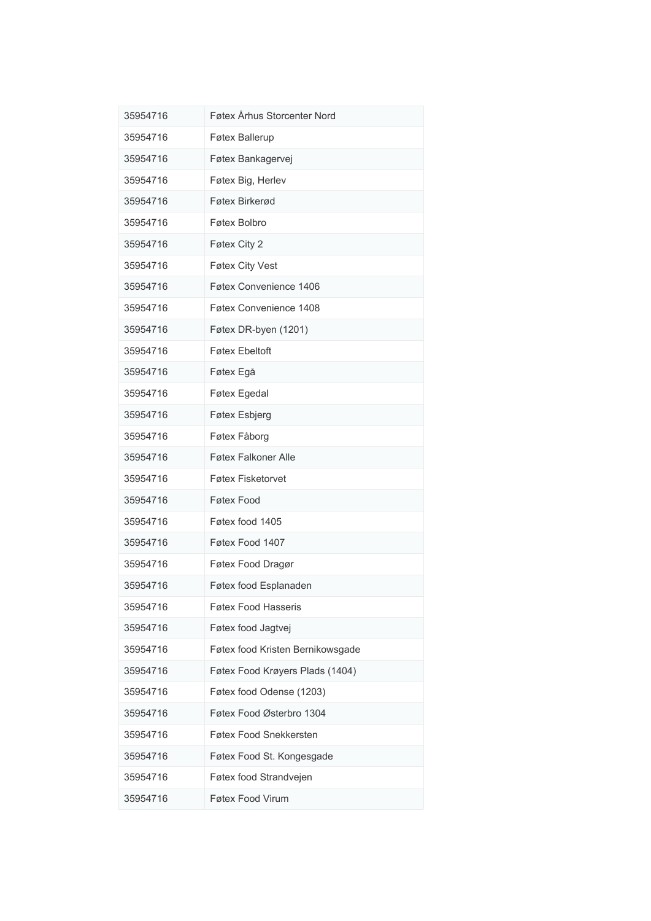| | |
|---|---|
| 35954716 | Føtex Århus Storcenter Nord |
| 35954716 | Føtex Ballerup |
| 35954716 | Føtex Bankagervej |
| 35954716 | Føtex Big, Herlev |
| 35954716 | Føtex Birkerød |
| 35954716 | Føtex Bolbro |
| 35954716 | Føtex City 2 |
| 35954716 | Føtex City Vest |
| 35954716 | Føtex Convenience 1406 |
| 35954716 | Føtex Convenience 1408 |
| 35954716 | Føtex DR-byen (1201) |
| 35954716 | Føtex Ebeltoft |
| 35954716 | Føtex Egå |
| 35954716 | Føtex Egedal |
| 35954716 | Føtex Esbjerg |
| 35954716 | Føtex Fåborg |
| 35954716 | Føtex Falkoner Alle |
| 35954716 | Føtex Fisketorvet |
| 35954716 | Føtex Food |
| 35954716 | Føtex food 1405 |
| 35954716 | Føtex Food 1407 |
| 35954716 | Føtex Food Dragør |
| 35954716 | Føtex food Esplanaden |
| 35954716 | Føtex Food Hasseris |
| 35954716 | Føtex food Jagtvej |
| 35954716 | Føtex food Kristen Bernikowsgade |
| 35954716 | Føtex Food Krøyers Plads (1404) |
| 35954716 | Føtex food Odense (1203) |
| 35954716 | Føtex Food Østerbro 1304 |
| 35954716 | Føtex Food Snekkersten |
| 35954716 | Føtex Food St. Kongesgade |
| 35954716 | Føtex food Strandvejen |
| 35954716 | Føtex Food Virum |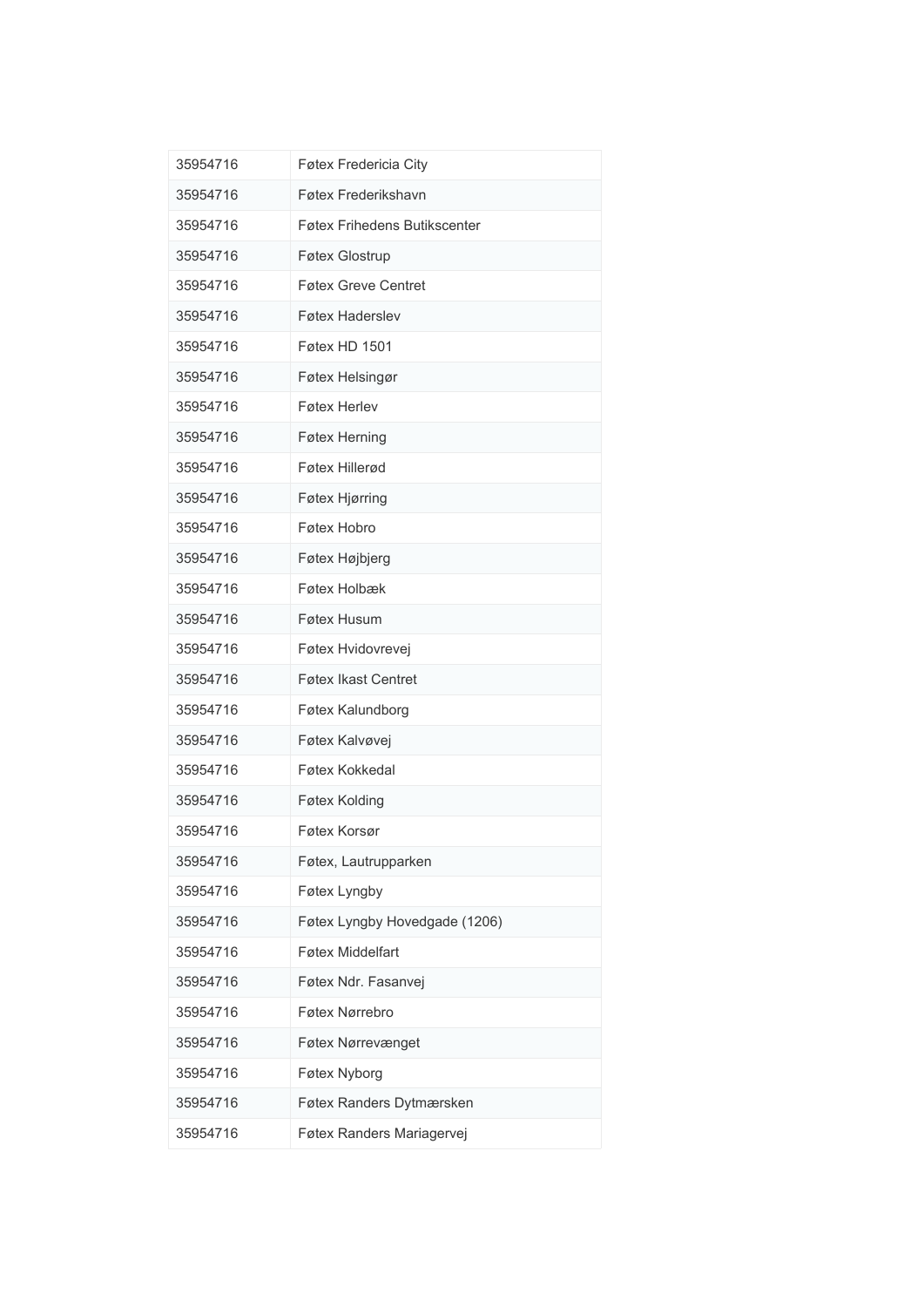| | |
|---|---|
| 35954716 | Føtex Fredericia City |
| 35954716 | Føtex Frederikshavn |
| 35954716 | Føtex Frihedens Butikscenter |
| 35954716 | Føtex Glostrup |
| 35954716 | Føtex Greve Centret |
| 35954716 | Føtex Haderslev |
| 35954716 | Føtex HD 1501 |
| 35954716 | Føtex Helsingør |
| 35954716 | Føtex Herlev |
| 35954716 | Føtex Herning |
| 35954716 | Føtex Hillerød |
| 35954716 | Føtex Hjørring |
| 35954716 | Føtex Hobro |
| 35954716 | Føtex Højbjerg |
| 35954716 | Føtex Holbæk |
| 35954716 | Føtex Husum |
| 35954716 | Føtex Hvidovrevej |
| 35954716 | Føtex Ikast Centret |
| 35954716 | Føtex Kalundborg |
| 35954716 | Føtex Kalvøvej |
| 35954716 | Føtex Kokkedal |
| 35954716 | Føtex Kolding |
| 35954716 | Føtex Korsør |
| 35954716 | Føtex, Lautrupparken |
| 35954716 | Føtex Lyngby |
| 35954716 | Føtex Lyngby Hovedgade (1206) |
| 35954716 | Føtex Middelfart |
| 35954716 | Føtex Ndr. Fasanvej |
| 35954716 | Føtex Nørrebro |
| 35954716 | Føtex Nørrevænget |
| 35954716 | Føtex Nyborg |
| 35954716 | Føtex Randers Dytmærsken |
| 35954716 | Føtex Randers Mariagervej |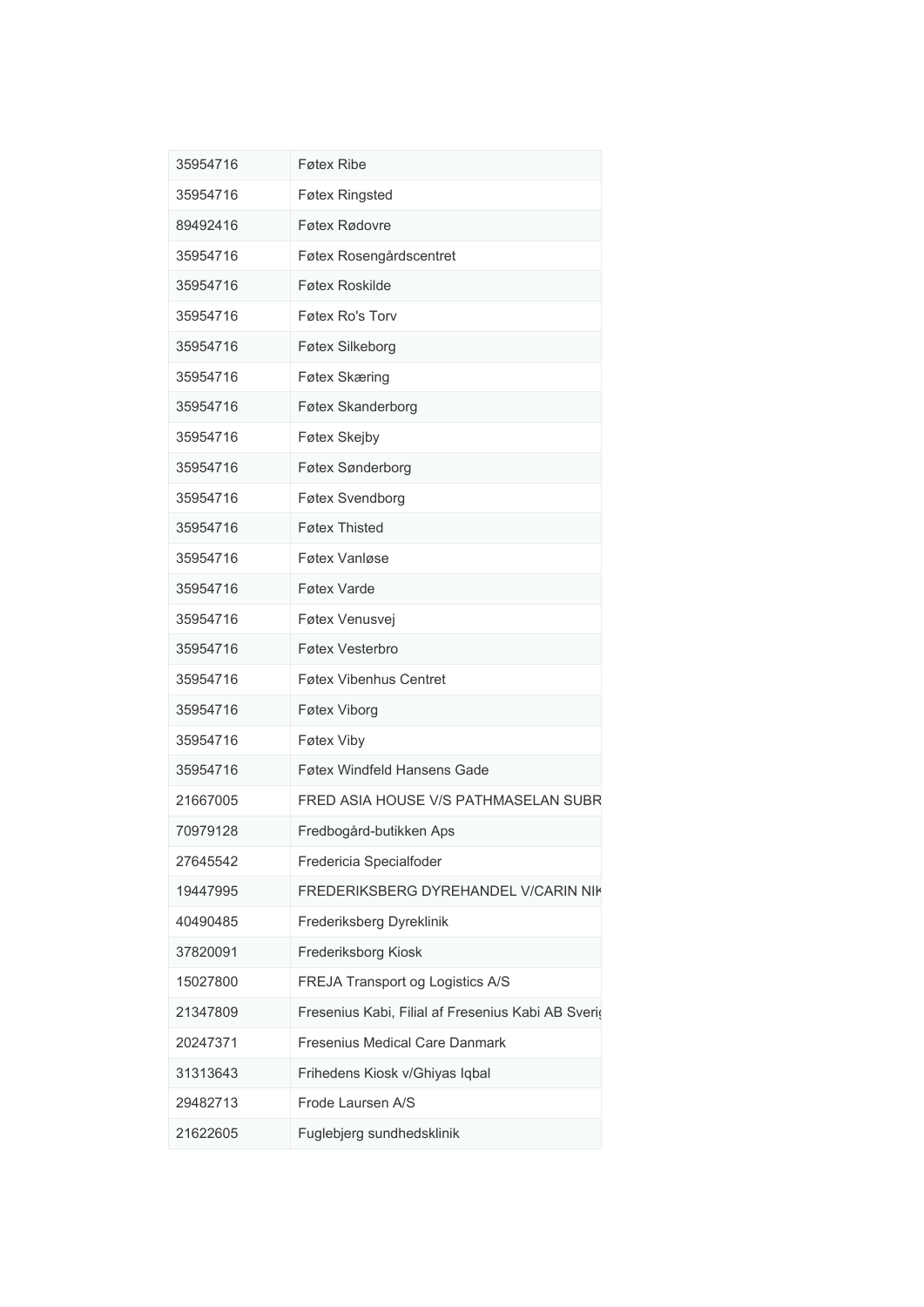| | |
|---|---|
| 35954716 | Føtex Ribe |
| 35954716 | Føtex Ringsted |
| 89492416 | Føtex Rødovre |
| 35954716 | Føtex Rosengårdscentret |
| 35954716 | Føtex Roskilde |
| 35954716 | Føtex Ro's Torv |
| 35954716 | Føtex Silkeborg |
| 35954716 | Føtex Skæring |
| 35954716 | Føtex Skanderborg |
| 35954716 | Føtex Skejby |
| 35954716 | Føtex Sønderborg |
| 35954716 | Føtex Svendborg |
| 35954716 | Føtex Thisted |
| 35954716 | Føtex Vanløse |
| 35954716 | Føtex Varde |
| 35954716 | Føtex Venusvej |
| 35954716 | Føtex Vesterbro |
| 35954716 | Føtex Vibenhus Centret |
| 35954716 | Føtex Viborg |
| 35954716 | Føtex Viby |
| 35954716 | Føtex Windfeld Hansens Gade |
| 21667005 | FRED ASIA HOUSE V/S PATHMASELAN SUBR |
| 70979128 | Fredbogård-butikken Aps |
| 27645542 | Fredericia Specialfoder |
| 19447995 | FREDERIKSBERG DYREHANDEL V/CARIN NIK |
| 40490485 | Frederiksberg Dyreklinik |
| 37820091 | Frederiksborg Kiosk |
| 15027800 | FREJA Transport og Logistics A/S |
| 21347809 | Fresenius Kabi, Filial af Fresenius Kabi AB Sverig |
| 20247371 | Fresenius Medical Care Danmark |
| 31313643 | Frihedens Kiosk v/Ghiyas Iqbal |
| 29482713 | Frode Laursen A/S |
| 21622605 | Fuglebjerg sundhedsklinik |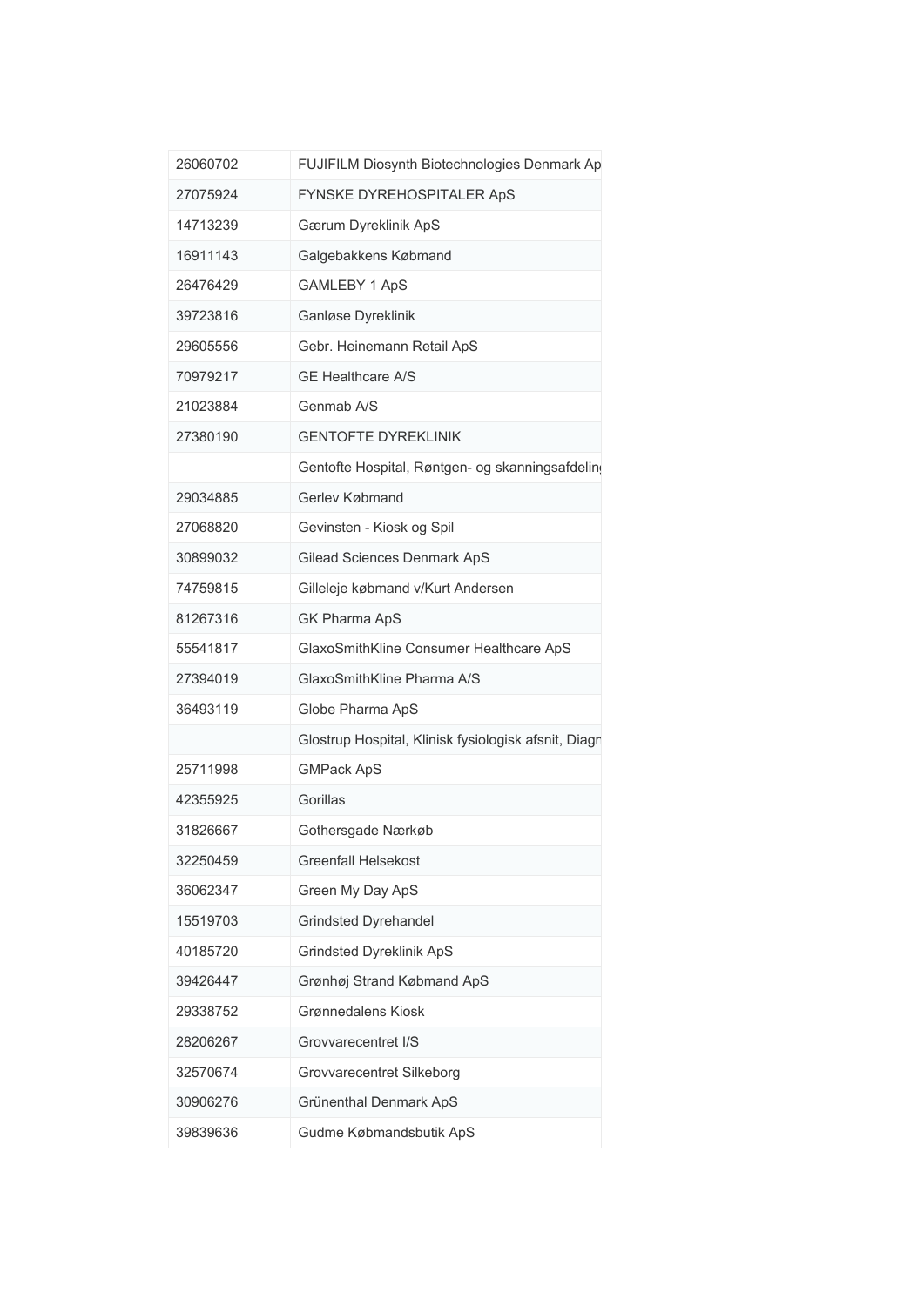| | |
|---|---|
| 26060702 | FUJIFILM Diosynth Biotechnologies Denmark Ap |
| 27075924 | FYNSKE DYREHOSPITALER ApS |
| 14713239 | Gærum Dyreklinik ApS |
| 16911143 | Galgebakkens Købmand |
| 26476429 | GAMLEBY 1 ApS |
| 39723816 | Ganløse Dyreklinik |
| 29605556 | Gebr. Heinemann Retail ApS |
| 70979217 | GE Healthcare A/S |
| 21023884 | Genmab A/S |
| 27380190 | GENTOFTE DYREKLINIK |
| | Gentofte Hospital, Røntgen- og skanningsafdelin |
| 29034885 | Gerlev Købmand |
| 27068820 | Gevinsten - Kiosk og Spil |
| 30899032 | Gilead Sciences Denmark ApS |
| 74759815 | Gilleleje købmand v/Kurt Andersen |
| 81267316 | GK Pharma ApS |
| 55541817 | GlaxoSmithKline Consumer Healthcare ApS |
| 27394019 | GlaxoSmithKline Pharma A/S |
| 36493119 | Globe Pharma ApS |
| | Glostrup Hospital, Klinisk fysiologisk afsnit, Diagn |
| 25711998 | GMPack ApS |
| 42355925 | Gorillas |
| 31826667 | Gothersgade Nærkøb |
| 32250459 | Greenfall Helsekost |
| 36062347 | Green My Day ApS |
| 15519703 | Grindsted Dyrehandel |
| 40185720 | Grindsted Dyreklinik ApS |
| 39426447 | Grønhøj Strand Købmand ApS |
| 29338752 | Grønnedalens Kiosk |
| 28206267 | Grovvarecentret I/S |
| 32570674 | Grovvarecentret Silkeborg |
| 30906276 | Grünenthal Denmark ApS |
| 39839636 | Gudme Købmandsbutik ApS |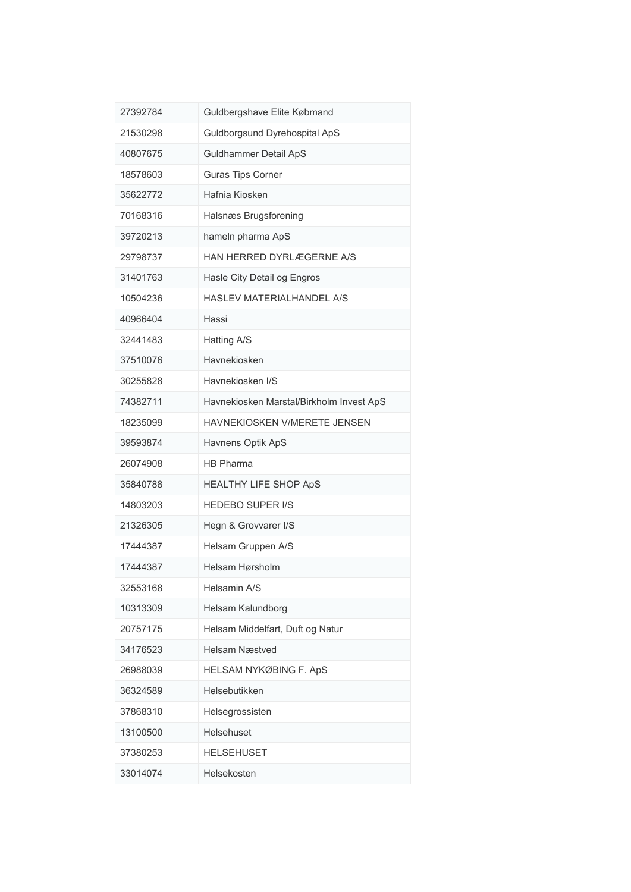| | |
|---|---|
| 27392784 | Guldbergshave Elite Købmand |
| 21530298 | Guldborgsund Dyrehospital ApS |
| 40807675 | Guldhammer Detail ApS |
| 18578603 | Guras Tips Corner |
| 35622772 | Hafnia Kiosken |
| 70168316 | Halsnæs Brugsforening |
| 39720213 | hameln pharma ApS |
| 29798737 | HAN HERRED DYRLÆGERNE A/S |
| 31401763 | Hasle City Detail og Engros |
| 10504236 | HASLEV MATERIALHANDEL A/S |
| 40966404 | Hassi |
| 32441483 | Hatting A/S |
| 37510076 | Havnekiosken |
| 30255828 | Havnekiosken I/S |
| 74382711 | Havnekiosken Marstal/Birkholm Invest ApS |
| 18235099 | HAVNEKIOSKEN V/MERETE JENSEN |
| 39593874 | Havnens Optik ApS |
| 26074908 | HB Pharma |
| 35840788 | HEALTHY LIFE SHOP ApS |
| 14803203 | HEDEBO SUPER I/S |
| 21326305 | Hegn & Grovvarer I/S |
| 17444387 | Helsam Gruppen A/S |
| 17444387 | Helsam Hørsholm |
| 32553168 | Helsamin A/S |
| 10313309 | Helsam Kalundborg |
| 20757175 | Helsam Middelfart, Duft og Natur |
| 34176523 | Helsam Næstved |
| 26988039 | HELSAM NYKØBING F. ApS |
| 36324589 | Helsebutikken |
| 37868310 | Helsegrossisten |
| 13100500 | Helsehuset |
| 37380253 | HELSEHUSET |
| 33014074 | Helsekosten |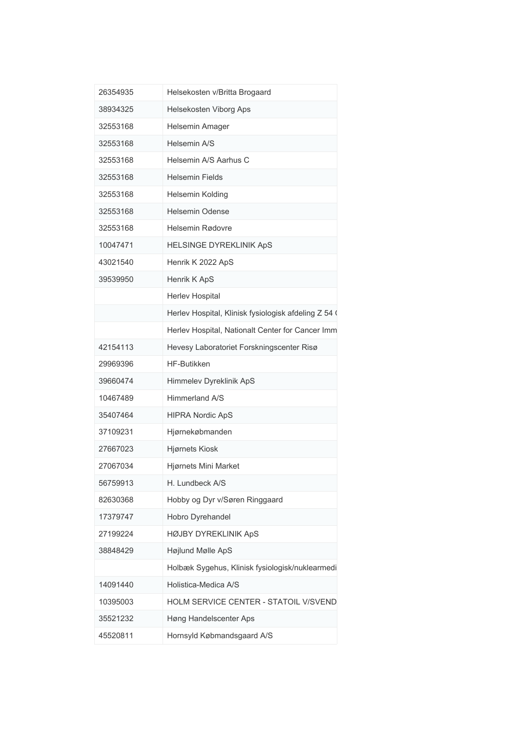| | |
|---|---|
| 26354935 | Helsekosten v/Britta Brogaard |
| 38934325 | Helsekosten Viborg Aps |
| 32553168 | Helsemin Amager |
| 32553168 | Helsemin A/S |
| 32553168 | Helsemin A/S Aarhus C |
| 32553168 | Helsemin Fields |
| 32553168 | Helsemin Kolding |
| 32553168 | Helsemin Odense |
| 32553168 | Helsemin Rødovre |
| 10047471 | HELSINGE DYREKLINIK ApS |
| 43021540 | Henrik K 2022 ApS |
| 39539950 | Henrik K ApS |
| | Herlev Hospital |
| | Herlev Hospital, Klinisk fysiologisk afdeling Z 54 ( |
| | Herlev Hospital, Nationalt Center for Cancer Imm |
| 42154113 | Hevesy Laboratoriet Forskningscenter Risø |
| 29969396 | HF-Butikken |
| 39660474 | Himmelev Dyreklinik ApS |
| 10467489 | Himmerland A/S |
| 35407464 | HIPRA Nordic ApS |
| 37109231 | Hjørnekøbmanden |
| 27667023 | Hjørnets Kiosk |
| 27067034 | Hjørnets Mini Market |
| 56759913 | H. Lundbeck A/S |
| 82630368 | Hobby og Dyr v/Søren Ringgaard |
| 17379747 | Hobro Dyrehandel |
| 27199224 | HØJBY DYREKLINIK ApS |
| 38848429 | Højlund Mølle ApS |
| | Holbæk Sygehus, Klinisk fysiologisk/nuklearmedi |
| 14091440 | Holistica-Medica A/S |
| 10395003 | HOLM SERVICE CENTER - STATOIL V/SVEND |
| 35521232 | Høng Handelscenter Aps |
| 45520811 | Hornsyld Købmandsgaard A/S |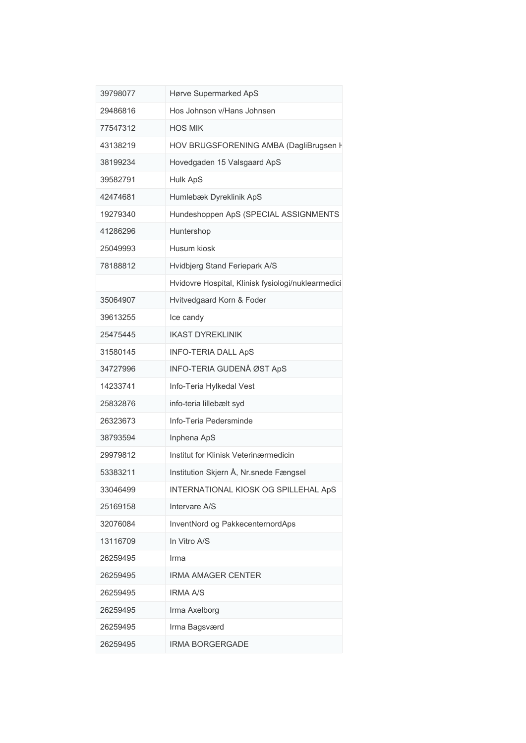| | |
|---|---|
| 39798077 | Hørve Supermarked ApS |
| 29486816 | Hos Johnson v/Hans Johnsen |
| 77547312 | HOS MIK |
| 43138219 | HOV BRUGSFORENING AMBA (DagliBrugsen H |
| 38199234 | Hovedgaden 15 Valsgaard ApS |
| 39582791 | Hulk ApS |
| 42474681 | Humlebæk Dyreklinik ApS |
| 19279340 | Hundeshoppen ApS (SPECIAL ASSIGNMENTS |
| 41286296 | Huntershop |
| 25049993 | Husum kiosk |
| 78188812 | Hvidbjerg Stand Feriepark A/S |
| | Hvidovre Hospital, Klinisk fysiologi/nuklearmedici |
| 35064907 | Hvitvedgaard Korn & Foder |
| 39613255 | Ice candy |
| 25475445 | IKAST DYREKLINIK |
| 31580145 | INFO-TERIA DALL ApS |
| 34727996 | INFO-TERIA GUDENÅ ØST ApS |
| 14233741 | Info-Teria Hylkedal Vest |
| 25832876 | info-teria lillebælt syd |
| 26323673 | Info-Teria Pedersminde |
| 38793594 | Inphena ApS |
| 29979812 | Institut for Klinisk Veterinærmedicin |
| 53383211 | Institution Skjern Å, Nr.snede Fængsel |
| 33046499 | INTERNATIONAL KIOSK OG SPILLEHAL ApS |
| 25169158 | Intervare A/S |
| 32076084 | InventNord og PakkecenternordAps |
| 13116709 | In Vitro A/S |
| 26259495 | Irma |
| 26259495 | IRMA AMAGER CENTER |
| 26259495 | IRMA A/S |
| 26259495 | Irma Axelborg |
| 26259495 | Irma Bagsværd |
| 26259495 | IRMA BORGERGADE |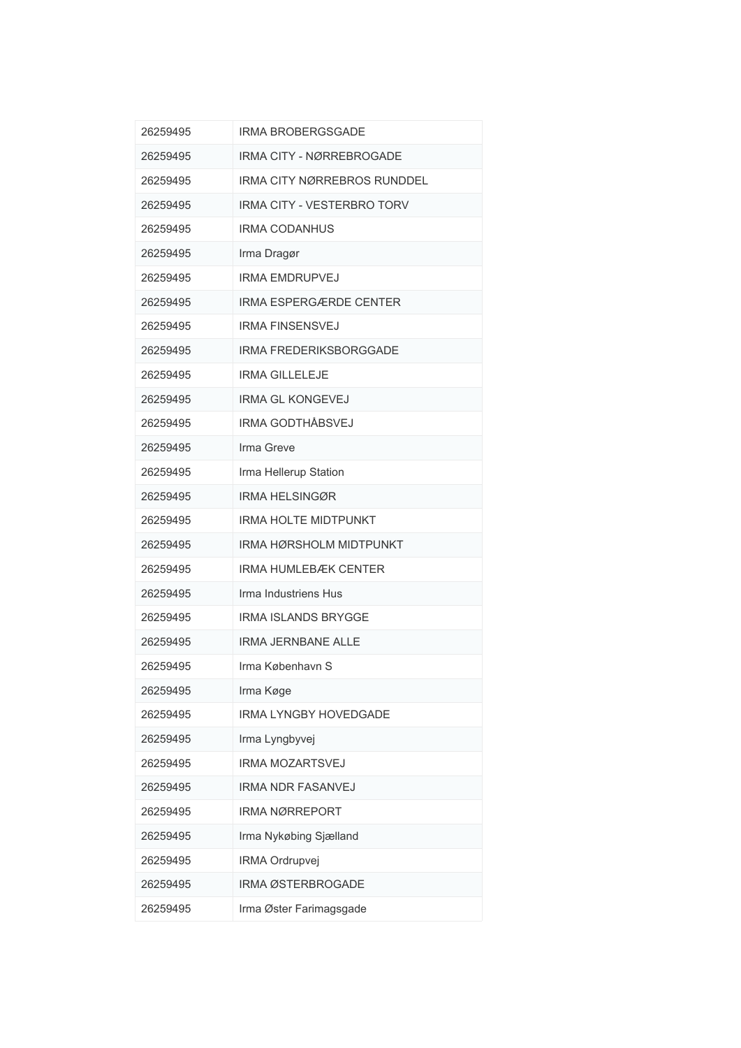| | |
|---|---|
| 26259495 | IRMA BROBERGSGADE |
| 26259495 | IRMA CITY - NØRREBROGADE |
| 26259495 | IRMA CITY NØRREBROS RUNDDEL |
| 26259495 | IRMA CITY - VESTERBRO TORV |
| 26259495 | IRMA CODANHUS |
| 26259495 | Irma Dragør |
| 26259495 | IRMA EMDRUPVEJ |
| 26259495 | IRMA ESPERGÆRDE CENTER |
| 26259495 | IRMA FINSENSVEJ |
| 26259495 | IRMA FREDERIKSBORGGADE |
| 26259495 | IRMA GILLELEJE |
| 26259495 | IRMA GL KONGEVEJ |
| 26259495 | IRMA GODTHÅBSVEJ |
| 26259495 | Irma Greve |
| 26259495 | Irma Hellerup Station |
| 26259495 | IRMA HELSINGØR |
| 26259495 | IRMA HOLTE MIDTPUNKT |
| 26259495 | IRMA HØRSHOLM MIDTPUNKT |
| 26259495 | IRMA HUMLEBÆK CENTER |
| 26259495 | Irma Industriens Hus |
| 26259495 | IRMA ISLANDS BRYGGE |
| 26259495 | IRMA JERNBANE ALLE |
| 26259495 | Irma København S |
| 26259495 | Irma Køge |
| 26259495 | IRMA LYNGBY HOVEDGADE |
| 26259495 | Irma Lyngbyvej |
| 26259495 | IRMA MOZARTSVEJ |
| 26259495 | IRMA NDR FASANVEJ |
| 26259495 | IRMA NØRREPORT |
| 26259495 | Irma Nykøbing Sjælland |
| 26259495 | IRMA Ordrupvej |
| 26259495 | IRMA ØSTERBROGADE |
| 26259495 | Irma Øster Farimagsgade |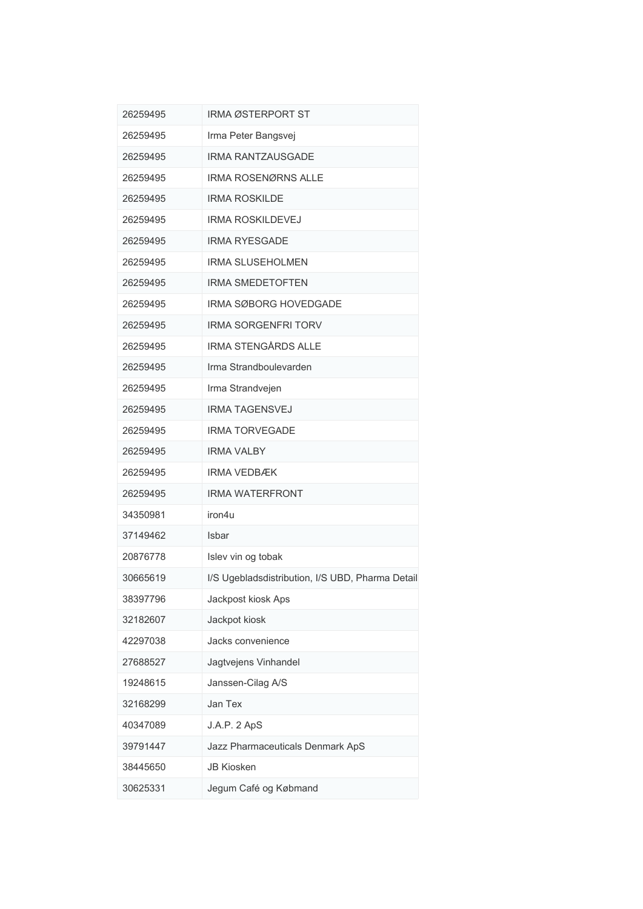| | |
|---|---|
| 26259495 | IRMA ØSTERPORT ST |
| 26259495 | Irma Peter Bangsvej |
| 26259495 | IRMA RANTZAUSGADE |
| 26259495 | IRMA ROSENØRNS ALLE |
| 26259495 | IRMA ROSKILDE |
| 26259495 | IRMA ROSKILDEVEJ |
| 26259495 | IRMA RYESGADE |
| 26259495 | IRMA SLUSEHOLMEN |
| 26259495 | IRMA SMEDETOFTEN |
| 26259495 | IRMA SØBORG HOVEDGADE |
| 26259495 | IRMA SORGENFRI TORV |
| 26259495 | IRMA STENGÅRDS ALLE |
| 26259495 | Irma Strandboulevarden |
| 26259495 | Irma Strandvejen |
| 26259495 | IRMA TAGENSVEJ |
| 26259495 | IRMA TORVEGADE |
| 26259495 | IRMA VALBY |
| 26259495 | IRMA VEDBÆK |
| 26259495 | IRMA WATERFRONT |
| 34350981 | iron4u |
| 37149462 | Isbar |
| 20876778 | Islev vin og tobak |
| 30665619 | I/S Ugebladsdistribution, I/S UBD, Pharma Detail |
| 38397796 | Jackpost kiosk Aps |
| 32182607 | Jackpot kiosk |
| 42297038 | Jacks convenience |
| 27688527 | Jagtvejens Vinhandel |
| 19248615 | Janssen-Cilag A/S |
| 32168299 | Jan Tex |
| 40347089 | J.A.P. 2 ApS |
| 39791447 | Jazz Pharmaceuticals Denmark ApS |
| 38445650 | JB Kiosken |
| 30625331 | Jegum Café og Købmand |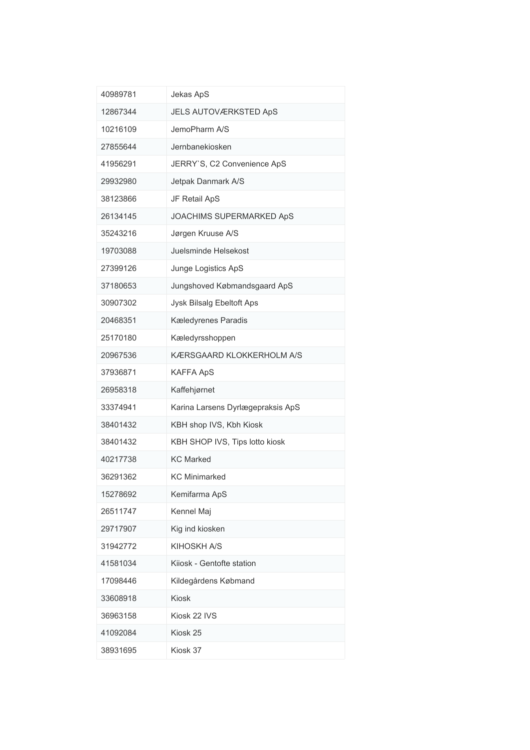| | |
|---|---|
| 40989781 | Jekas ApS |
| 12867344 | JELS AUTOVÆRKSTED ApS |
| 10216109 | JemoPharm A/S |
| 27855644 | Jernbanekiosken |
| 41956291 | JERRY`S, C2 Convenience ApS |
| 29932980 | Jetpak Danmark A/S |
| 38123866 | JF Retail ApS |
| 26134145 | JOACHIMS SUPERMARKED ApS |
| 35243216 | Jørgen Kruuse A/S |
| 19703088 | Juelsminde Helsekost |
| 27399126 | Junge Logistics ApS |
| 37180653 | Jungshoved Købmandsgaard ApS |
| 30907302 | Jysk Bilsalg Ebeltoft Aps |
| 20468351 | Kæledyrenes Paradis |
| 25170180 | Kæledyrsshoppen |
| 20967536 | KÆRSGAARD KLOKKERHOLM A/S |
| 37936871 | KAFFA ApS |
| 26958318 | Kaffehjørnet |
| 33374941 | Karina Larsens Dyrlægepraksis ApS |
| 38401432 | KBH shop IVS, Kbh Kiosk |
| 38401432 | KBH SHOP IVS, Tips lotto kiosk |
| 40217738 | KC Marked |
| 36291362 | KC Minimarked |
| 15278692 | Kemifarma ApS |
| 26511747 | Kennel Maj |
| 29717907 | Kig ind kiosken |
| 31942772 | KIHOSKH A/S |
| 41581034 | Kiiosk - Gentofte station |
| 17098446 | Kildegårdens Købmand |
| 33608918 | Kiosk |
| 36963158 | Kiosk 22 IVS |
| 41092084 | Kiosk 25 |
| 38931695 | Kiosk 37 |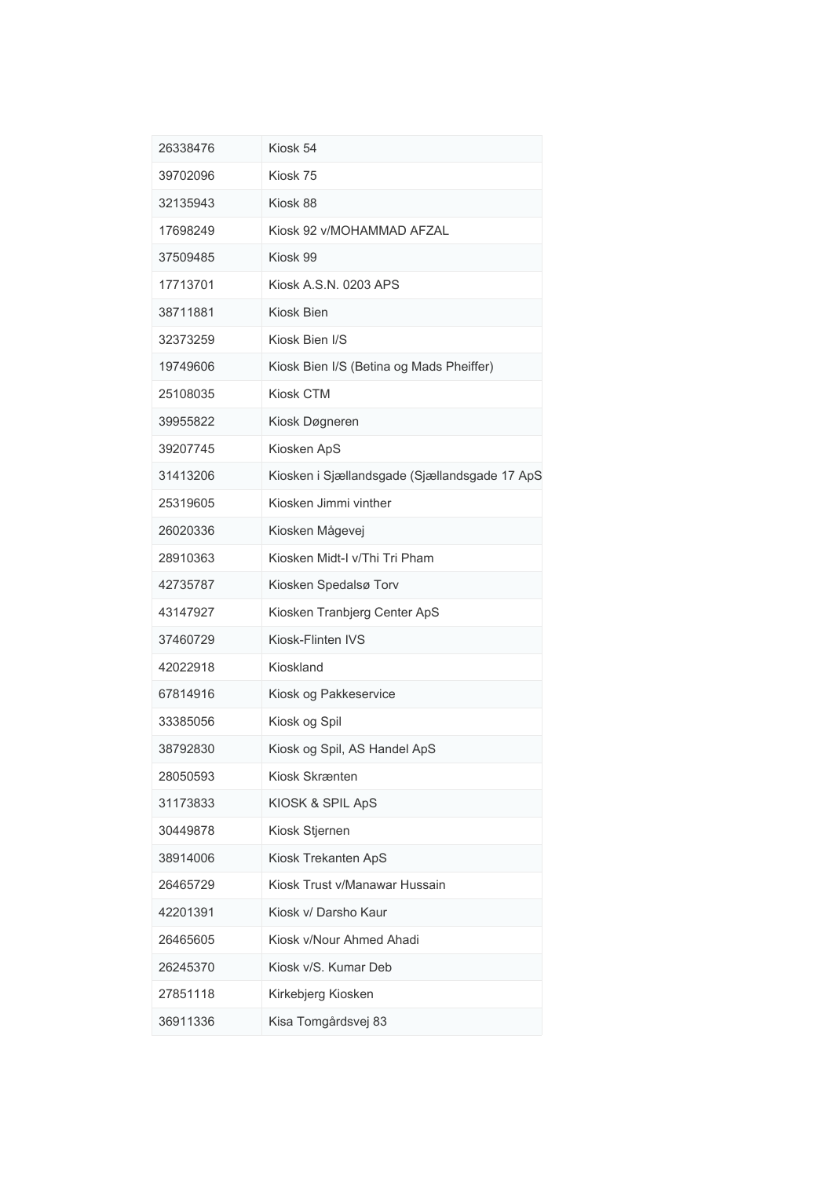| | |
|---|---|
| 26338476 | Kiosk 54 |
| 39702096 | Kiosk 75 |
| 32135943 | Kiosk 88 |
| 17698249 | Kiosk 92 v/MOHAMMAD AFZAL |
| 37509485 | Kiosk 99 |
| 17713701 | Kiosk A.S.N. 0203 APS |
| 38711881 | Kiosk Bien |
| 32373259 | Kiosk Bien I/S |
| 19749606 | Kiosk Bien I/S (Betina og Mads Pheiffer) |
| 25108035 | Kiosk CTM |
| 39955822 | Kiosk Døgneren |
| 39207745 | Kiosken ApS |
| 31413206 | Kiosken i Sjællandsgade (Sjællandsgade 17 ApS |
| 25319605 | Kiosken Jimmi vinther |
| 26020336 | Kiosken Mågevej |
| 28910363 | Kiosken Midt-I v/Thi Tri Pham |
| 42735787 | Kiosken Spedalsø Torv |
| 43147927 | Kiosken Tranbjerg Center ApS |
| 37460729 | Kiosk-Flinten IVS |
| 42022918 | Kioskland |
| 67814916 | Kiosk og Pakkeservice |
| 33385056 | Kiosk og Spil |
| 38792830 | Kiosk og Spil, AS Handel ApS |
| 28050593 | Kiosk Skrænten |
| 31173833 | KIOSK & SPIL ApS |
| 30449878 | Kiosk Stjernen |
| 38914006 | Kiosk Trekanten ApS |
| 26465729 | Kiosk Trust v/Manawar Hussain |
| 42201391 | Kiosk v/ Darsho Kaur |
| 26465605 | Kiosk v/Nour Ahmed Ahadi |
| 26245370 | Kiosk v/S. Kumar Deb |
| 27851118 | Kirkebjerg Kiosken |
| 36911336 | Kisa Tomgårdsvej 83 |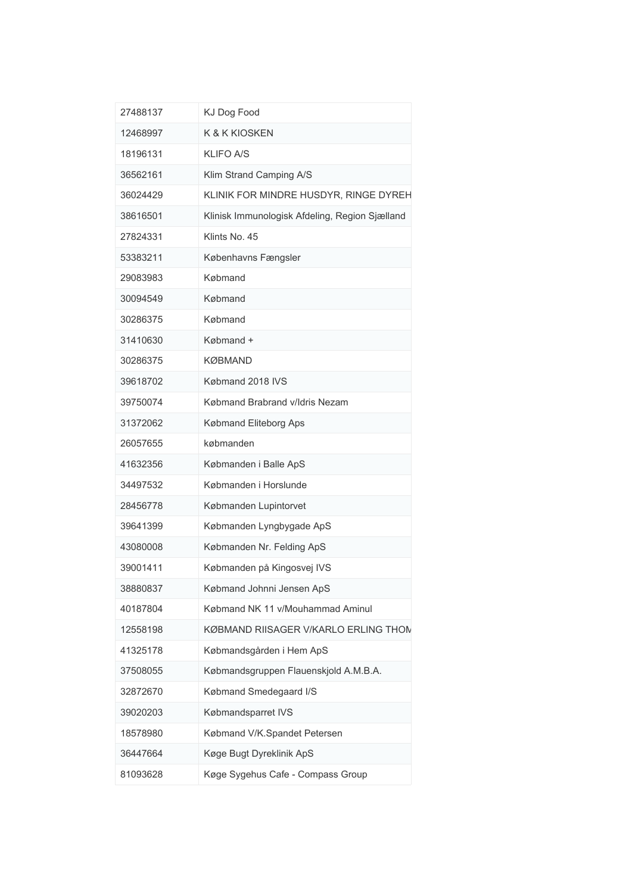| | |
|---|---|
| 27488137 | KJ Dog Food |
| 12468997 | K & K KIOSKEN |
| 18196131 | KLIFO A/S |
| 36562161 | Klim Strand Camping A/S |
| 36024429 | KLINIK FOR MINDRE HUSDYR, RINGE DYREH |
| 38616501 | Klinisk Immunologisk Afdeling, Region Sjælland |
| 27824331 | Klints No. 45 |
| 53383211 | Københavns Fængsler |
| 29083983 | Købmand |
| 30094549 | Købmand |
| 30286375 | Købmand |
| 31410630 | Købmand + |
| 30286375 | KØBMAND |
| 39618702 | Købmand 2018 IVS |
| 39750074 | Købmand Brabrand v/Idris Nezam |
| 31372062 | Købmand Eliteborg Aps |
| 26057655 | købmanden |
| 41632356 | Købmanden i Balle ApS |
| 34497532 | Købmanden i Horslunde |
| 28456778 | Købmanden Lupintorvet |
| 39641399 | Købmanden Lyngbygade ApS |
| 43080008 | Købmanden Nr. Felding ApS |
| 39001411 | Købmanden på Kingosvej IVS |
| 38880837 | Købmand Johnni Jensen ApS |
| 40187804 | Købmand NK 11 v/Mouhammad Aminul |
| 12558198 | KØBMAND RIISAGER V/KARLO ERLING THOM |
| 41325178 | Købmandsgården i Hem ApS |
| 37508055 | Købmandsgruppen Flauenskjold A.M.B.A. |
| 32872670 | Købmand Smedegaard I/S |
| 39020203 | Købmandsparret IVS |
| 18578980 | Købmand V/K.Spandet Petersen |
| 36447664 | Køge Bugt Dyreklinik ApS |
| 81093628 | Køge Sygehus Cafe - Compass Group |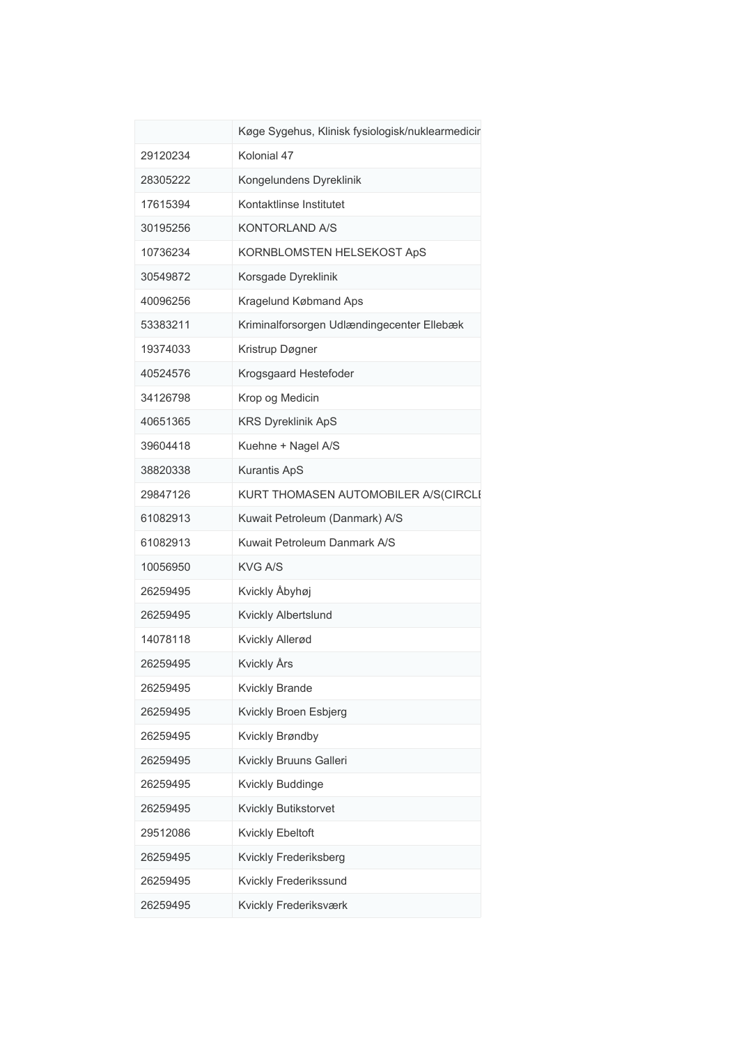| | |
|---|---|
| | Køge Sygehus, Klinisk fysiologisk/nuklearmedicin |
| 29120234 | Kolonial 47 |
| 28305222 | Kongelundens Dyreklinik |
| 17615394 | Kontaktlinse Institutet |
| 30195256 | KONTORLAND A/S |
| 10736234 | KORNBLOMSTEN HELSEKOST ApS |
| 30549872 | Korsgade Dyreklinik |
| 40096256 | Kragelund Købmand Aps |
| 53383211 | Kriminalforsorgen Udlændingecenter Ellebæk |
| 19374033 | Kristrup Døgner |
| 40524576 | Krogsgaard Hestefoder |
| 34126798 | Krop og Medicin |
| 40651365 | KRS Dyreklinik ApS |
| 39604418 | Kuehne + Nagel A/S |
| 38820338 | Kurantis ApS |
| 29847126 | KURT THOMASEN AUTOMOBILER A/S(CIRCLE |
| 61082913 | Kuwait Petroleum (Danmark) A/S |
| 61082913 | Kuwait Petroleum Danmark A/S |
| 10056950 | KVG A/S |
| 26259495 | Kvickly Åbyhøj |
| 26259495 | Kvickly Albertslund |
| 14078118 | Kvickly Allerød |
| 26259495 | Kvickly Års |
| 26259495 | Kvickly Brande |
| 26259495 | Kvickly Broen Esbjerg |
| 26259495 | Kvickly Brøndby |
| 26259495 | Kvickly Bruuns Galleri |
| 26259495 | Kvickly Buddinge |
| 26259495 | Kvickly Butikstorvet |
| 29512086 | Kvickly Ebeltoft |
| 26259495 | Kvickly Frederiksberg |
| 26259495 | Kvickly Frederikssund |
| 26259495 | Kvickly Frederiksværk |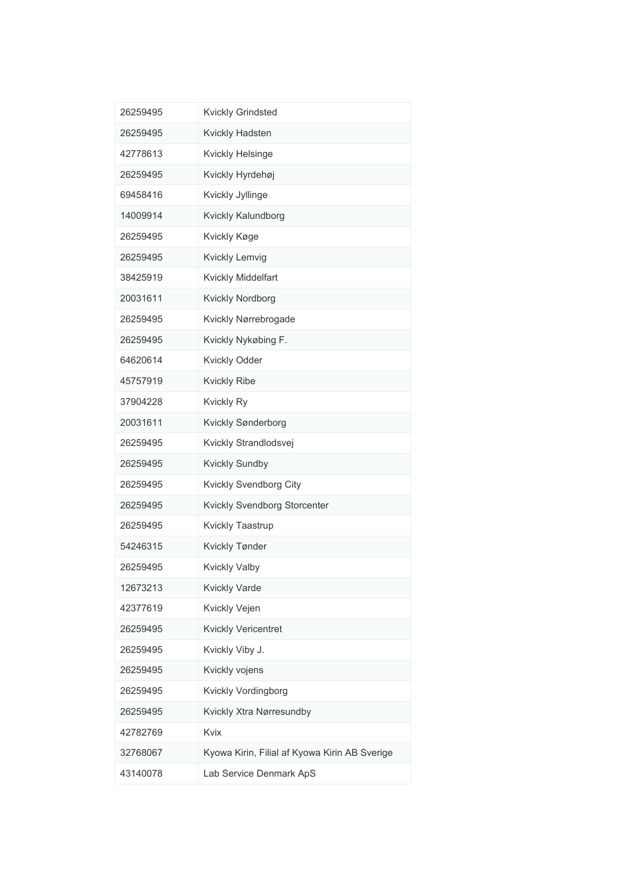| | |
|---|---|
| 26259495 | Kvickly Grindsted |
| 26259495 | Kvickly Hadsten |
| 42778613 | Kvickly Helsinge |
| 26259495 | Kvickly Hyrdehøj |
| 69458416 | Kvickly Jyllinge |
| 14009914 | Kvickly Kalundborg |
| 26259495 | Kvickly Køge |
| 26259495 | Kvickly Lemvig |
| 38425919 | Kvickly Middelfart |
| 20031611 | Kvickly Nordborg |
| 26259495 | Kvickly Nørrebrogade |
| 26259495 | Kvickly Nykøbing F. |
| 64620614 | Kvickly Odder |
| 45757919 | Kvickly Ribe |
| 37904228 | Kvickly Ry |
| 20031611 | Kvickly Sønderborg |
| 26259495 | Kvickly Strandlodsvej |
| 26259495 | Kvickly Sundby |
| 26259495 | Kvickly Svendborg City |
| 26259495 | Kvickly Svendborg Storcenter |
| 26259495 | Kvickly Taastrup |
| 54246315 | Kvickly Tønder |
| 26259495 | Kvickly Valby |
| 12673213 | Kvickly Varde |
| 42377619 | Kvickly Vejen |
| 26259495 | Kvickly Vericentret |
| 26259495 | Kvickly Viby J. |
| 26259495 | Kvickly vojens |
| 26259495 | Kvickly Vordingborg |
| 26259495 | Kvickly Xtra Nørresundby |
| 42782769 | Kvix |
| 32768067 | Kyowa Kirin, Filial af Kyowa Kirin AB Sverige |
| 43140078 | Lab Service Denmark ApS |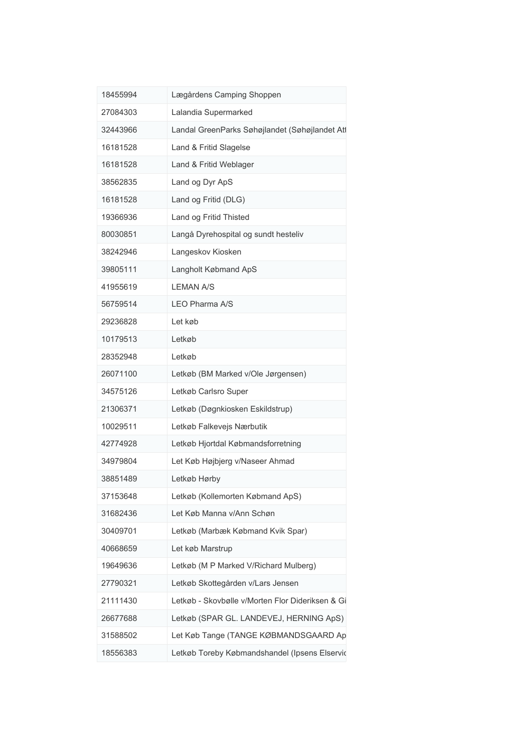| | |
|---|---|
| 18455994 | Lægårdens Camping Shoppen |
| 27084303 | Lalandia Supermarked |
| 32443966 | Landal GreenParks Søhøjlandet (Søhøjlandet Att |
| 16181528 | Land & Fritid Slagelse |
| 16181528 | Land & Fritid Weblager |
| 38562835 | Land og Dyr ApS |
| 16181528 | Land og Fritid (DLG) |
| 19366936 | Land og Fritid Thisted |
| 80030851 | Langå Dyrehospital og sundt hesteliv |
| 38242946 | Langeskov Kiosken |
| 39805111 | Langholt Købmand ApS |
| 41955619 | LEMAN A/S |
| 56759514 | LEO Pharma A/S |
| 29236828 | Let køb |
| 10179513 | Letkøb |
| 28352948 | Letkøb |
| 26071100 | Letkøb (BM Marked v/Ole Jørgensen) |
| 34575126 | Letkøb Carlsro Super |
| 21306371 | Letkøb (Døgnkiosken Eskildstrup) |
| 10029511 | Letkøb Falkevejs Nærbutik |
| 42774928 | Letkøb Hjortdal Købmandsforretning |
| 34979804 | Let Køb Højbjerg v/Naseer Ahmad |
| 38851489 | Letkøb Hørby |
| 37153648 | Letkøb (Kollemorten Købmand ApS) |
| 31682436 | Let Køb Manna v/Ann Schøn |
| 30409701 | Letkøb (Marbæk Købmand Kvik Spar) |
| 40668659 | Let køb Marstrup |
| 19649636 | Letkøb (M P Marked V/Richard Mulberg) |
| 27790321 | Letkøb Skottegården v/Lars Jensen |
| 21111430 | Letkøb - Skovbølle v/Morten Flor Dideriksen & Gi |
| 26677688 | Letkøb (SPAR GL. LANDEVEJ, HERNING ApS) |
| 31588502 | Let Køb Tange (TANGE KØBMANDSGAARD Ap |
| 18556383 | Letkøb Toreby Købmandshandel (Ipsens Elservic |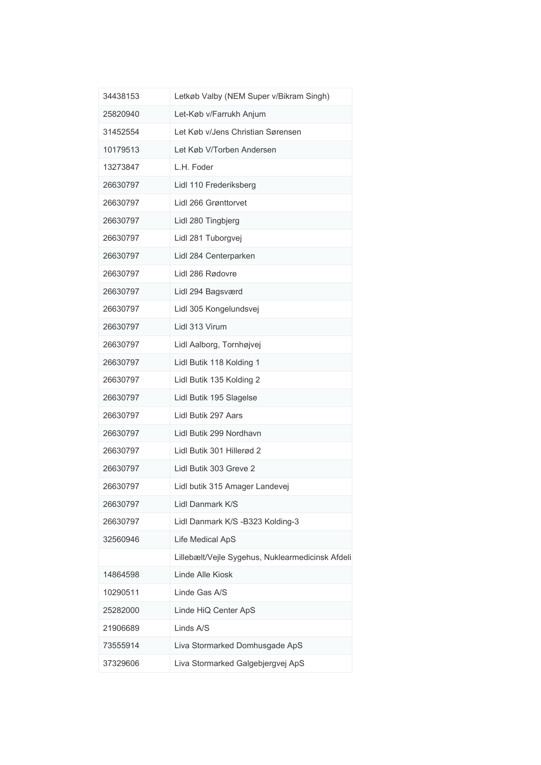| | |
|---|---|
| 34438153 | Letkøb Valby (NEM Super v/Bikram Singh) |
| 25820940 | Let-Køb v/Farrukh Anjum |
| 31452554 | Let Køb v/Jens Christian Sørensen |
| 10179513 | Let Køb V/Torben Andersen |
| 13273847 | L.H. Foder |
| 26630797 | Lidl 110 Frederiksberg |
| 26630797 | Lidl 266 Grønttorvet |
| 26630797 | Lidl 280 Tingbjerg |
| 26630797 | Lidl 281 Tuborgvej |
| 26630797 | Lidl 284 Centerparken |
| 26630797 | Lidl 286 Rødovre |
| 26630797 | Lidl 294 Bagsværd |
| 26630797 | Lidl 305 Kongelundsvej |
| 26630797 | Lidl 313 Virum |
| 26630797 | Lidl Aalborg, Tornhøjvej |
| 26630797 | Lidl Butik 118 Kolding 1 |
| 26630797 | Lidl Butik 135 Kolding 2 |
| 26630797 | Lidl Butik 195 Slagelse |
| 26630797 | Lidl Butik 297 Aars |
| 26630797 | Lidl Butik 299 Nordhavn |
| 26630797 | Lidl Butik 301 Hillerød 2 |
| 26630797 | Lidl Butik 303 Greve 2 |
| 26630797 | Lidl butik 315 Amager Landevej |
| 26630797 | Lidl Danmark K/S |
| 26630797 | Lidl Danmark K/S -B323 Kolding-3 |
| 32560946 | Life Medical ApS |
| | Lillebælt/Vejle Sygehus, Nuklearmedicinsk Afdeli |
| 14864598 | Linde Alle Kiosk |
| 10290511 | Linde Gas A/S |
| 25282000 | Linde HiQ Center ApS |
| 21906689 | Linds A/S |
| 73555914 | Liva Stormarked Domhusgade ApS |
| 37329606 | Liva Stormarked Galgebjergvej ApS |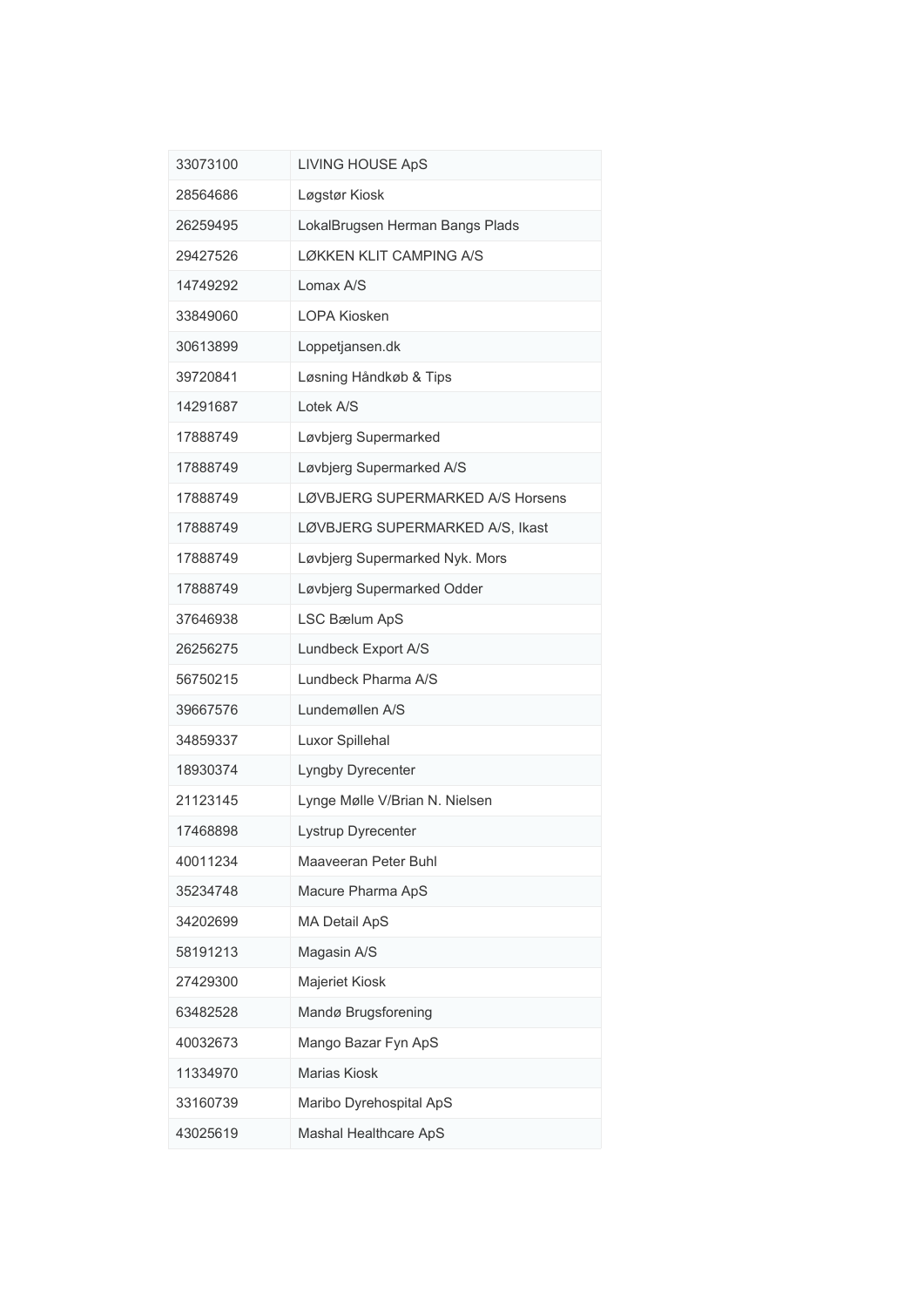| | |
|---|---|
| 33073100 | LIVING HOUSE ApS |
| 28564686 | Løgstør Kiosk |
| 26259495 | LokalBrugsen Herman Bangs Plads |
| 29427526 | LØKKEN KLIT CAMPING A/S |
| 14749292 | Lomax A/S |
| 33849060 | LOPA Kiosken |
| 30613899 | Loppetjansen.dk |
| 39720841 | Løsning Håndkøb & Tips |
| 14291687 | Lotek A/S |
| 17888749 | Løvbjerg Supermarked |
| 17888749 | Løvbjerg Supermarked A/S |
| 17888749 | LØVBJERG SUPERMARKED A/S Horsens |
| 17888749 | LØVBJERG SUPERMARKED A/S, Ikast |
| 17888749 | Løvbjerg Supermarked Nyk. Mors |
| 17888749 | Løvbjerg Supermarked Odder |
| 37646938 | LSC Bælum ApS |
| 26256275 | Lundbeck Export A/S |
| 56750215 | Lundbeck Pharma A/S |
| 39667576 | Lundemøllen A/S |
| 34859337 | Luxor Spillehal |
| 18930374 | Lyngby Dyrecenter |
| 21123145 | Lynge Mølle V/Brian N. Nielsen |
| 17468898 | Lystrup Dyrecenter |
| 40011234 | Maaveeran Peter Buhl |
| 35234748 | Macure Pharma ApS |
| 34202699 | MA Detail ApS |
| 58191213 | Magasin A/S |
| 27429300 | Majeriet Kiosk |
| 63482528 | Mandø Brugsforening |
| 40032673 | Mango Bazar Fyn ApS |
| 11334970 | Marias Kiosk |
| 33160739 | Maribo Dyrehospital ApS |
| 43025619 | Mashal Healthcare ApS |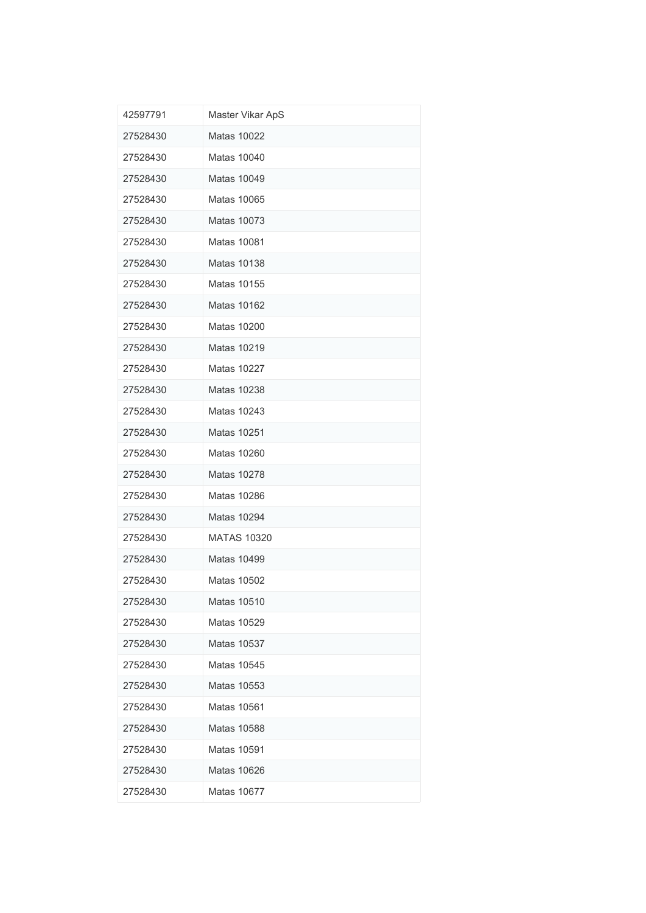| | |
|---|---|
| 42597791 | Master Vikar ApS |
| 27528430 | Matas 10022 |
| 27528430 | Matas 10040 |
| 27528430 | Matas 10049 |
| 27528430 | Matas 10065 |
| 27528430 | Matas 10073 |
| 27528430 | Matas 10081 |
| 27528430 | Matas 10138 |
| 27528430 | Matas 10155 |
| 27528430 | Matas 10162 |
| 27528430 | Matas 10200 |
| 27528430 | Matas 10219 |
| 27528430 | Matas 10227 |
| 27528430 | Matas 10238 |
| 27528430 | Matas 10243 |
| 27528430 | Matas 10251 |
| 27528430 | Matas 10260 |
| 27528430 | Matas 10278 |
| 27528430 | Matas 10286 |
| 27528430 | Matas 10294 |
| 27528430 | MATAS 10320 |
| 27528430 | Matas 10499 |
| 27528430 | Matas 10502 |
| 27528430 | Matas 10510 |
| 27528430 | Matas 10529 |
| 27528430 | Matas 10537 |
| 27528430 | Matas 10545 |
| 27528430 | Matas 10553 |
| 27528430 | Matas 10561 |
| 27528430 | Matas 10588 |
| 27528430 | Matas 10591 |
| 27528430 | Matas 10626 |
| 27528430 | Matas 10677 |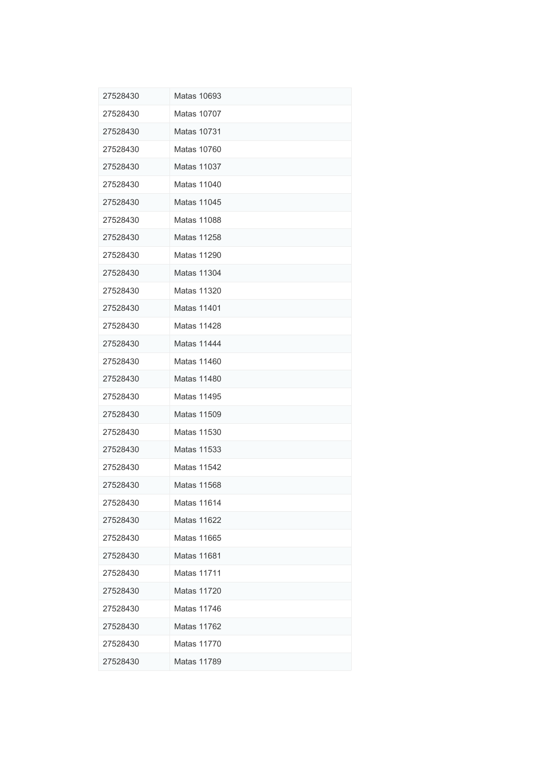| | |
|---|---|
| 27528430 | Matas 10693 |
| 27528430 | Matas 10707 |
| 27528430 | Matas 10731 |
| 27528430 | Matas 10760 |
| 27528430 | Matas 11037 |
| 27528430 | Matas 11040 |
| 27528430 | Matas 11045 |
| 27528430 | Matas 11088 |
| 27528430 | Matas 11258 |
| 27528430 | Matas 11290 |
| 27528430 | Matas 11304 |
| 27528430 | Matas 11320 |
| 27528430 | Matas 11401 |
| 27528430 | Matas 11428 |
| 27528430 | Matas 11444 |
| 27528430 | Matas 11460 |
| 27528430 | Matas 11480 |
| 27528430 | Matas 11495 |
| 27528430 | Matas 11509 |
| 27528430 | Matas 11530 |
| 27528430 | Matas 11533 |
| 27528430 | Matas 11542 |
| 27528430 | Matas 11568 |
| 27528430 | Matas 11614 |
| 27528430 | Matas 11622 |
| 27528430 | Matas 11665 |
| 27528430 | Matas 11681 |
| 27528430 | Matas 11711 |
| 27528430 | Matas 11720 |
| 27528430 | Matas 11746 |
| 27528430 | Matas 11762 |
| 27528430 | Matas 11770 |
| 27528430 | Matas 11789 |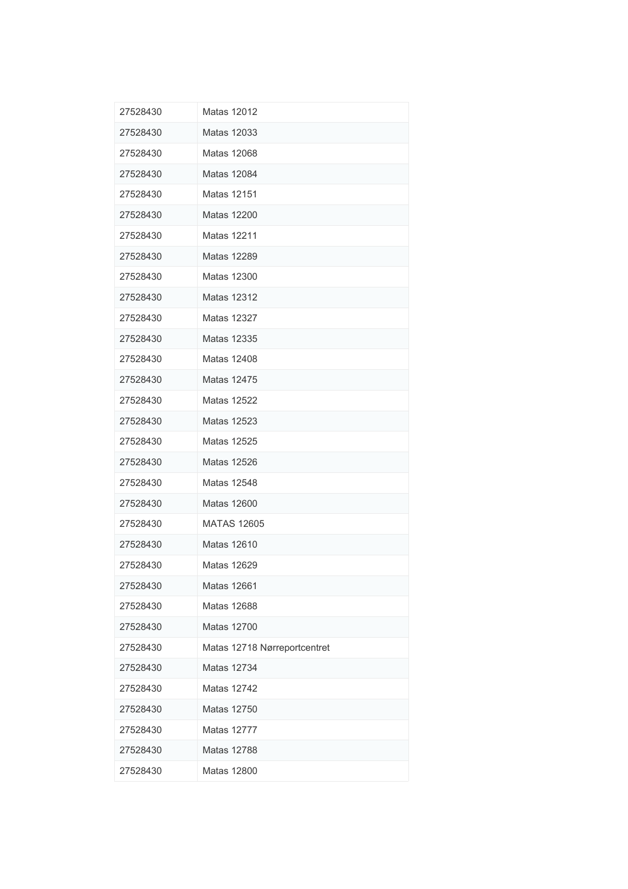| | |
|---|---|
| 27528430 | Matas 12012 |
| 27528430 | Matas 12033 |
| 27528430 | Matas 12068 |
| 27528430 | Matas 12084 |
| 27528430 | Matas 12151 |
| 27528430 | Matas 12200 |
| 27528430 | Matas 12211 |
| 27528430 | Matas 12289 |
| 27528430 | Matas 12300 |
| 27528430 | Matas 12312 |
| 27528430 | Matas 12327 |
| 27528430 | Matas 12335 |
| 27528430 | Matas 12408 |
| 27528430 | Matas 12475 |
| 27528430 | Matas 12522 |
| 27528430 | Matas 12523 |
| 27528430 | Matas 12525 |
| 27528430 | Matas 12526 |
| 27528430 | Matas 12548 |
| 27528430 | Matas 12600 |
| 27528430 | MATAS 12605 |
| 27528430 | Matas 12610 |
| 27528430 | Matas 12629 |
| 27528430 | Matas 12661 |
| 27528430 | Matas 12688 |
| 27528430 | Matas 12700 |
| 27528430 | Matas 12718 Nørreportcentret |
| 27528430 | Matas 12734 |
| 27528430 | Matas 12742 |
| 27528430 | Matas 12750 |
| 27528430 | Matas 12777 |
| 27528430 | Matas 12788 |
| 27528430 | Matas 12800 |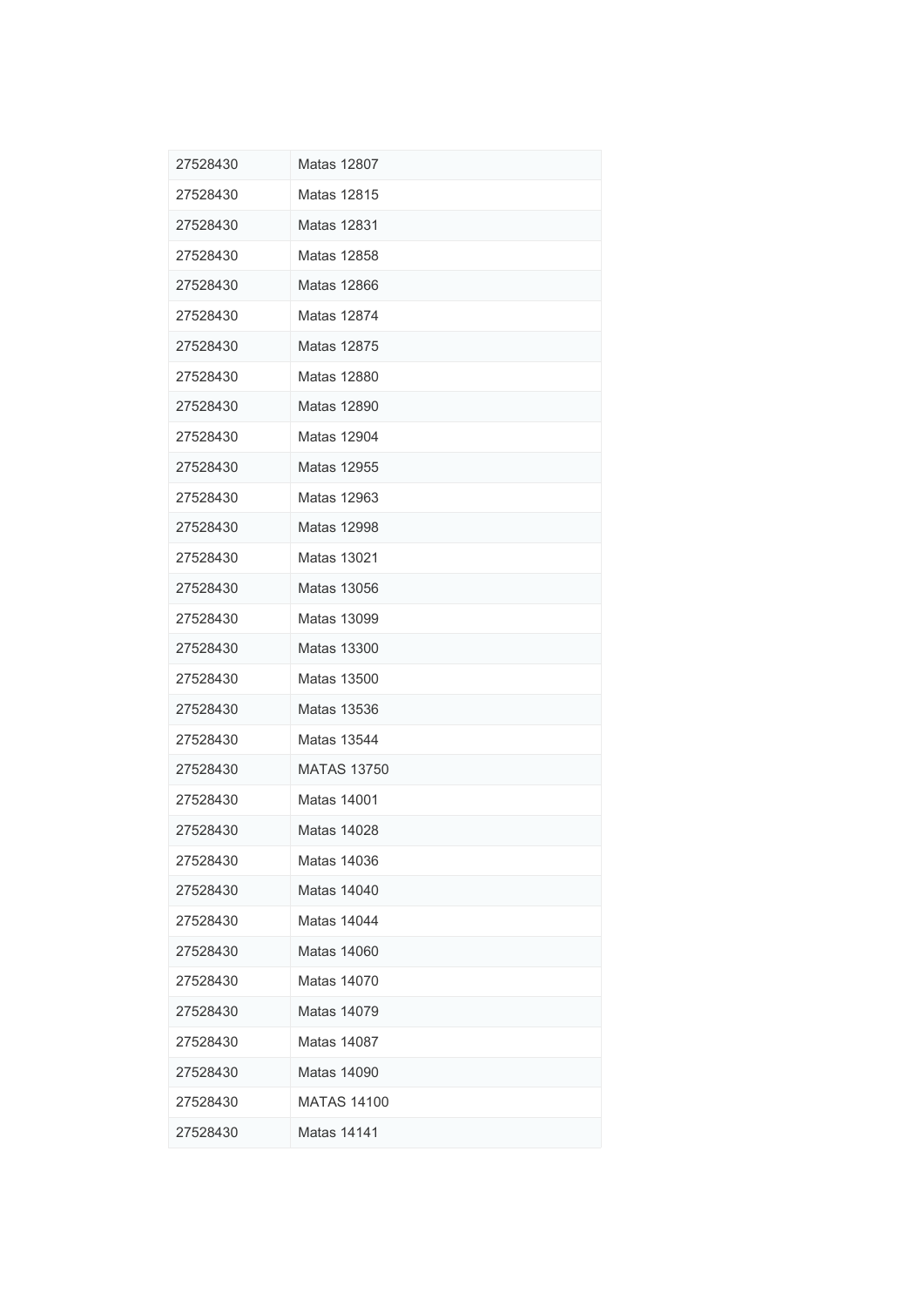| | |
|---|---|
| 27528430 | Matas 12807 |
| 27528430 | Matas 12815 |
| 27528430 | Matas 12831 |
| 27528430 | Matas 12858 |
| 27528430 | Matas 12866 |
| 27528430 | Matas 12874 |
| 27528430 | Matas 12875 |
| 27528430 | Matas 12880 |
| 27528430 | Matas 12890 |
| 27528430 | Matas 12904 |
| 27528430 | Matas 12955 |
| 27528430 | Matas 12963 |
| 27528430 | Matas 12998 |
| 27528430 | Matas 13021 |
| 27528430 | Matas 13056 |
| 27528430 | Matas 13099 |
| 27528430 | Matas 13300 |
| 27528430 | Matas 13500 |
| 27528430 | Matas 13536 |
| 27528430 | Matas 13544 |
| 27528430 | MATAS 13750 |
| 27528430 | Matas 14001 |
| 27528430 | Matas 14028 |
| 27528430 | Matas 14036 |
| 27528430 | Matas 14040 |
| 27528430 | Matas 14044 |
| 27528430 | Matas 14060 |
| 27528430 | Matas 14070 |
| 27528430 | Matas 14079 |
| 27528430 | Matas 14087 |
| 27528430 | Matas 14090 |
| 27528430 | MATAS 14100 |
| 27528430 | Matas 14141 |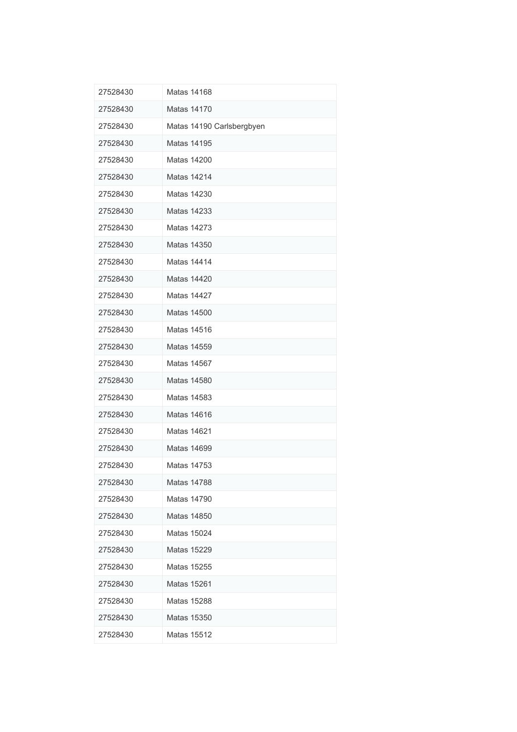| | |
|---|---|
| 27528430 | Matas 14168 |
| 27528430 | Matas 14170 |
| 27528430 | Matas 14190 Carlsbergbyen |
| 27528430 | Matas 14195 |
| 27528430 | Matas 14200 |
| 27528430 | Matas 14214 |
| 27528430 | Matas 14230 |
| 27528430 | Matas 14233 |
| 27528430 | Matas 14273 |
| 27528430 | Matas 14350 |
| 27528430 | Matas 14414 |
| 27528430 | Matas 14420 |
| 27528430 | Matas 14427 |
| 27528430 | Matas 14500 |
| 27528430 | Matas 14516 |
| 27528430 | Matas 14559 |
| 27528430 | Matas 14567 |
| 27528430 | Matas 14580 |
| 27528430 | Matas 14583 |
| 27528430 | Matas 14616 |
| 27528430 | Matas 14621 |
| 27528430 | Matas 14699 |
| 27528430 | Matas 14753 |
| 27528430 | Matas 14788 |
| 27528430 | Matas 14790 |
| 27528430 | Matas 14850 |
| 27528430 | Matas 15024 |
| 27528430 | Matas 15229 |
| 27528430 | Matas 15255 |
| 27528430 | Matas 15261 |
| 27528430 | Matas 15288 |
| 27528430 | Matas 15350 |
| 27528430 | Matas 15512 |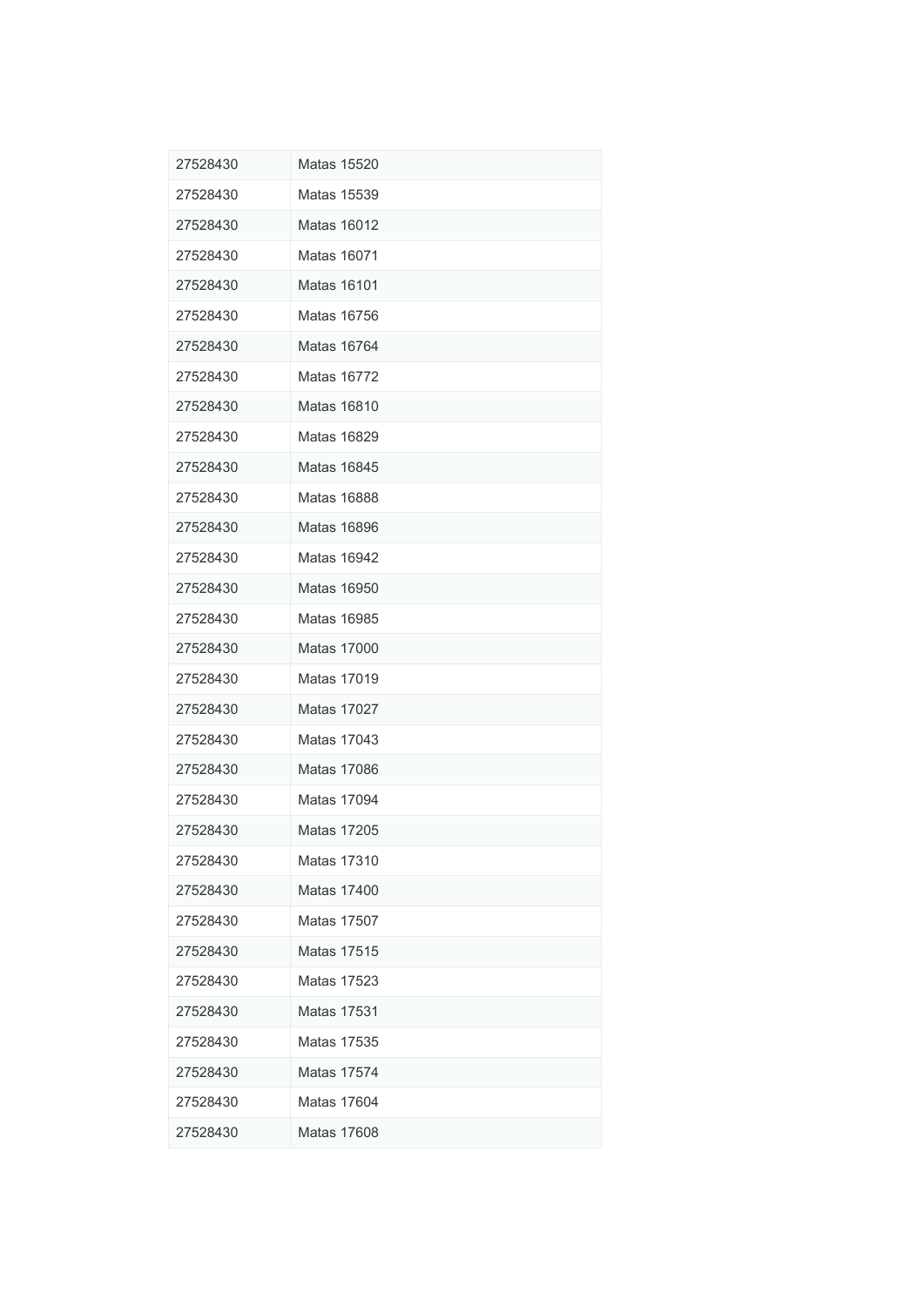| | |
|---|---|
| 27528430 | Matas 15520 |
| 27528430 | Matas 15539 |
| 27528430 | Matas 16012 |
| 27528430 | Matas 16071 |
| 27528430 | Matas 16101 |
| 27528430 | Matas 16756 |
| 27528430 | Matas 16764 |
| 27528430 | Matas 16772 |
| 27528430 | Matas 16810 |
| 27528430 | Matas 16829 |
| 27528430 | Matas 16845 |
| 27528430 | Matas 16888 |
| 27528430 | Matas 16896 |
| 27528430 | Matas 16942 |
| 27528430 | Matas 16950 |
| 27528430 | Matas 16985 |
| 27528430 | Matas 17000 |
| 27528430 | Matas 17019 |
| 27528430 | Matas 17027 |
| 27528430 | Matas 17043 |
| 27528430 | Matas 17086 |
| 27528430 | Matas 17094 |
| 27528430 | Matas 17205 |
| 27528430 | Matas 17310 |
| 27528430 | Matas 17400 |
| 27528430 | Matas 17507 |
| 27528430 | Matas 17515 |
| 27528430 | Matas 17523 |
| 27528430 | Matas 17531 |
| 27528430 | Matas 17535 |
| 27528430 | Matas 17574 |
| 27528430 | Matas 17604 |
| 27528430 | Matas 17608 |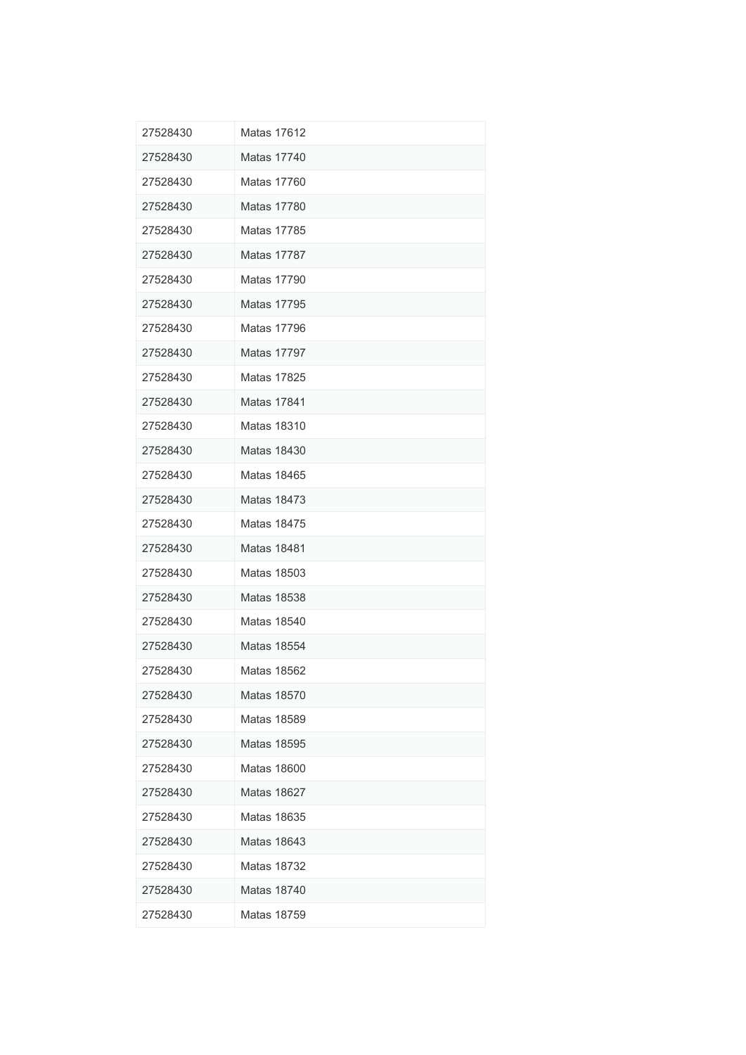| | |
|---|---|
| 27528430 | Matas 17612 |
| 27528430 | Matas 17740 |
| 27528430 | Matas 17760 |
| 27528430 | Matas 17780 |
| 27528430 | Matas 17785 |
| 27528430 | Matas 17787 |
| 27528430 | Matas 17790 |
| 27528430 | Matas 17795 |
| 27528430 | Matas 17796 |
| 27528430 | Matas 17797 |
| 27528430 | Matas 17825 |
| 27528430 | Matas 17841 |
| 27528430 | Matas 18310 |
| 27528430 | Matas 18430 |
| 27528430 | Matas 18465 |
| 27528430 | Matas 18473 |
| 27528430 | Matas 18475 |
| 27528430 | Matas 18481 |
| 27528430 | Matas 18503 |
| 27528430 | Matas 18538 |
| 27528430 | Matas 18540 |
| 27528430 | Matas 18554 |
| 27528430 | Matas 18562 |
| 27528430 | Matas 18570 |
| 27528430 | Matas 18589 |
| 27528430 | Matas 18595 |
| 27528430 | Matas 18600 |
| 27528430 | Matas 18627 |
| 27528430 | Matas 18635 |
| 27528430 | Matas 18643 |
| 27528430 | Matas 18732 |
| 27528430 | Matas 18740 |
| 27528430 | Matas 18759 |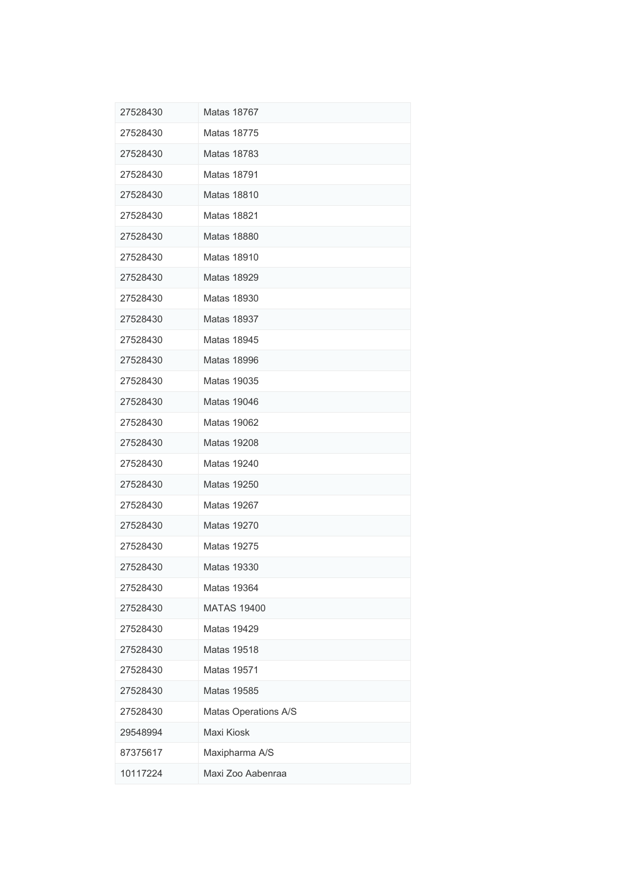| | |
|---|---|
| 27528430 | Matas 18767 |
| 27528430 | Matas 18775 |
| 27528430 | Matas 18783 |
| 27528430 | Matas 18791 |
| 27528430 | Matas 18810 |
| 27528430 | Matas 18821 |
| 27528430 | Matas 18880 |
| 27528430 | Matas 18910 |
| 27528430 | Matas 18929 |
| 27528430 | Matas 18930 |
| 27528430 | Matas 18937 |
| 27528430 | Matas 18945 |
| 27528430 | Matas 18996 |
| 27528430 | Matas 19035 |
| 27528430 | Matas 19046 |
| 27528430 | Matas 19062 |
| 27528430 | Matas 19208 |
| 27528430 | Matas 19240 |
| 27528430 | Matas 19250 |
| 27528430 | Matas 19267 |
| 27528430 | Matas 19270 |
| 27528430 | Matas 19275 |
| 27528430 | Matas 19330 |
| 27528430 | Matas 19364 |
| 27528430 | MATAS 19400 |
| 27528430 | Matas 19429 |
| 27528430 | Matas 19518 |
| 27528430 | Matas 19571 |
| 27528430 | Matas 19585 |
| 27528430 | Matas Operations A/S |
| 29548994 | Maxi Kiosk |
| 87375617 | Maxipharma A/S |
| 10117224 | Maxi Zoo Aabenraa |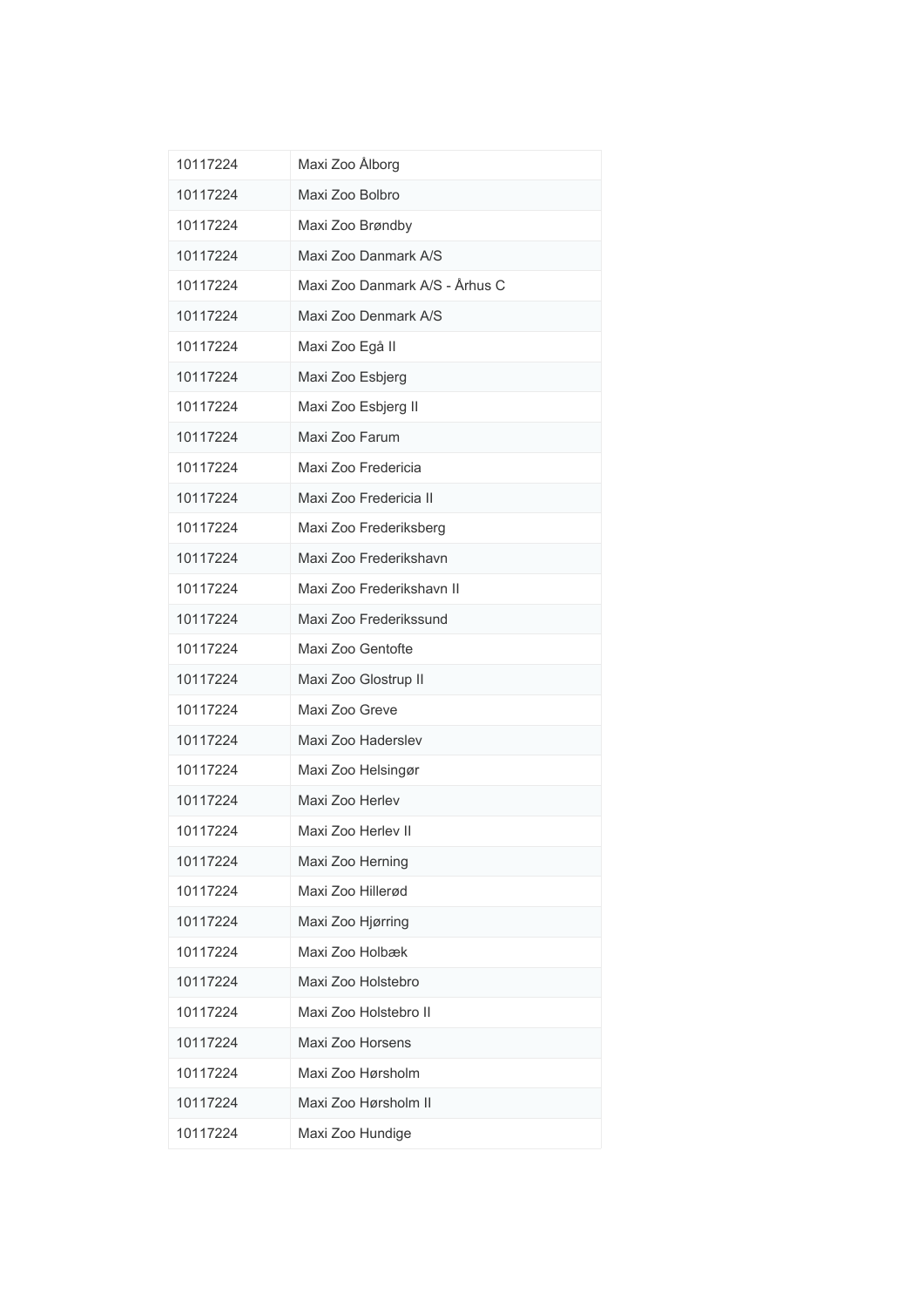| | |
|---|---|
| 10117224 | Maxi Zoo Ålborg |
| 10117224 | Maxi Zoo Bolbro |
| 10117224 | Maxi Zoo Brøndby |
| 10117224 | Maxi Zoo Danmark A/S |
| 10117224 | Maxi Zoo Danmark A/S - Århus C |
| 10117224 | Maxi Zoo Denmark A/S |
| 10117224 | Maxi Zoo Egå II |
| 10117224 | Maxi Zoo Esbjerg |
| 10117224 | Maxi Zoo Esbjerg II |
| 10117224 | Maxi Zoo Farum |
| 10117224 | Maxi Zoo Fredericia |
| 10117224 | Maxi Zoo Fredericia II |
| 10117224 | Maxi Zoo Frederiksberg |
| 10117224 | Maxi Zoo Frederikshavn |
| 10117224 | Maxi Zoo Frederikshavn II |
| 10117224 | Maxi Zoo Frederikssund |
| 10117224 | Maxi Zoo Gentofte |
| 10117224 | Maxi Zoo Glostrup II |
| 10117224 | Maxi Zoo Greve |
| 10117224 | Maxi Zoo Haderslev |
| 10117224 | Maxi Zoo Helsingør |
| 10117224 | Maxi Zoo Herlev |
| 10117224 | Maxi Zoo Herlev II |
| 10117224 | Maxi Zoo Herning |
| 10117224 | Maxi Zoo Hillerød |
| 10117224 | Maxi Zoo Hjørring |
| 10117224 | Maxi Zoo Holbæk |
| 10117224 | Maxi Zoo Holstebro |
| 10117224 | Maxi Zoo Holstebro II |
| 10117224 | Maxi Zoo Horsens |
| 10117224 | Maxi Zoo Hørsholm |
| 10117224 | Maxi Zoo Hørsholm II |
| 10117224 | Maxi Zoo Hundige |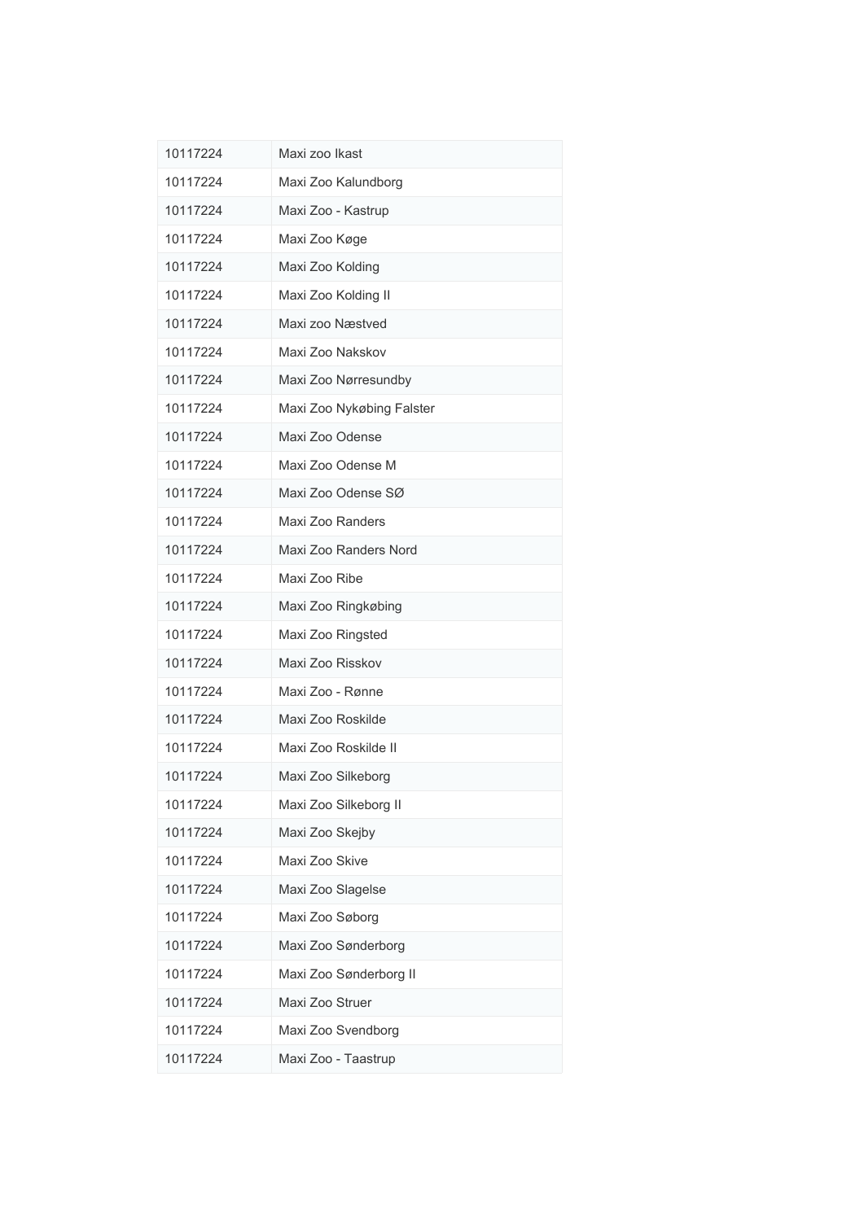| | |
|---|---|
| 10117224 | Maxi zoo Ikast |
| 10117224 | Maxi Zoo Kalundborg |
| 10117224 | Maxi Zoo - Kastrup |
| 10117224 | Maxi Zoo Køge |
| 10117224 | Maxi Zoo Kolding |
| 10117224 | Maxi Zoo Kolding II |
| 10117224 | Maxi zoo Næstved |
| 10117224 | Maxi Zoo Nakskov |
| 10117224 | Maxi Zoo Nørresundby |
| 10117224 | Maxi Zoo Nykøbing Falster |
| 10117224 | Maxi Zoo Odense |
| 10117224 | Maxi Zoo Odense M |
| 10117224 | Maxi Zoo Odense SØ |
| 10117224 | Maxi Zoo Randers |
| 10117224 | Maxi Zoo Randers Nord |
| 10117224 | Maxi Zoo Ribe |
| 10117224 | Maxi Zoo Ringkøbing |
| 10117224 | Maxi Zoo Ringsted |
| 10117224 | Maxi Zoo Risskov |
| 10117224 | Maxi Zoo - Rønne |
| 10117224 | Maxi Zoo Roskilde |
| 10117224 | Maxi Zoo Roskilde II |
| 10117224 | Maxi Zoo Silkeborg |
| 10117224 | Maxi Zoo Silkeborg II |
| 10117224 | Maxi Zoo Skejby |
| 10117224 | Maxi Zoo Skive |
| 10117224 | Maxi Zoo Slagelse |
| 10117224 | Maxi Zoo Søborg |
| 10117224 | Maxi Zoo Sønderborg |
| 10117224 | Maxi Zoo Sønderborg II |
| 10117224 | Maxi Zoo Struer |
| 10117224 | Maxi Zoo Svendborg |
| 10117224 | Maxi Zoo - Taastrup |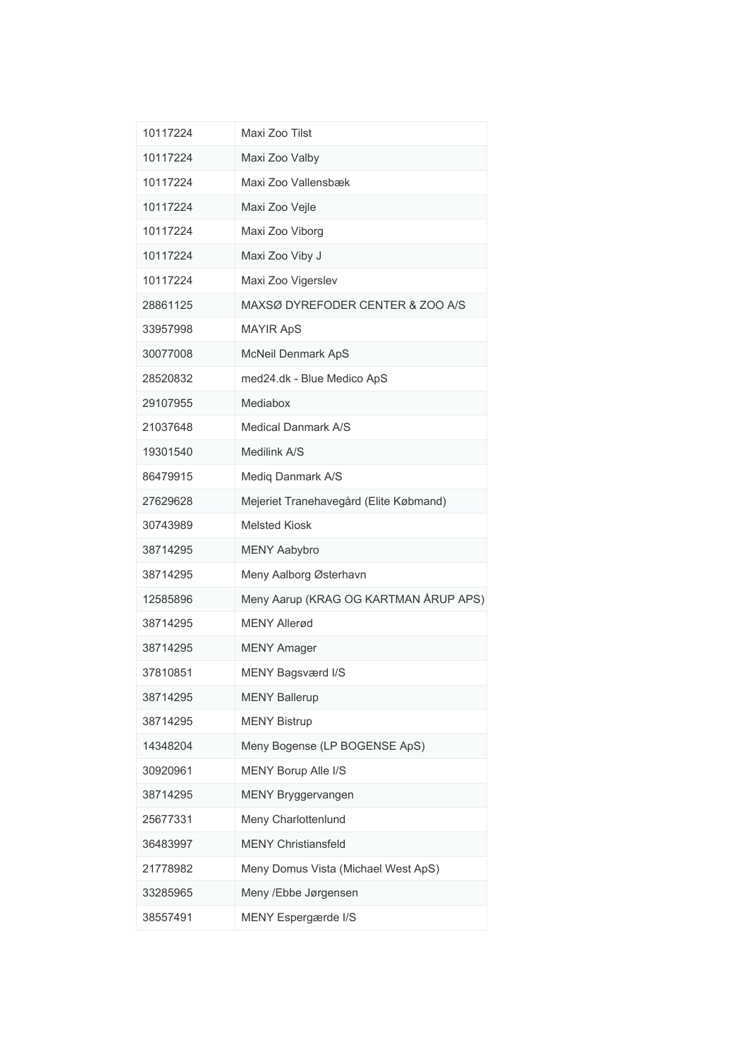| | |
|---|---|
| 10117224 | Maxi Zoo Tilst |
| 10117224 | Maxi Zoo Valby |
| 10117224 | Maxi Zoo Vallensbæk |
| 10117224 | Maxi Zoo Vejle |
| 10117224 | Maxi Zoo Viborg |
| 10117224 | Maxi Zoo Viby J |
| 10117224 | Maxi Zoo Vigerslev |
| 28861125 | MAXSØ DYREFODER CENTER & ZOO A/S |
| 33957998 | MAYIR ApS |
| 30077008 | McNeil Denmark ApS |
| 28520832 | med24.dk - Blue Medico ApS |
| 29107955 | Mediabox |
| 21037648 | Medical Danmark A/S |
| 19301540 | Medilink A/S |
| 86479915 | Mediq Danmark A/S |
| 27629628 | Mejeriet Tranehavegård (Elite Købmand) |
| 30743989 | Melsted Kiosk |
| 38714295 | MENY Aabybro |
| 38714295 | Meny Aalborg Østerhavn |
| 12585896 | Meny Aarup (KRAG OG KARTMAN ÅRUP APS) |
| 38714295 | MENY Allerød |
| 38714295 | MENY Amager |
| 37810851 | MENY Bagsværd I/S |
| 38714295 | MENY Ballerup |
| 38714295 | MENY Bistrup |
| 14348204 | Meny Bogense (LP BOGENSE ApS) |
| 30920961 | MENY Borup Alle I/S |
| 38714295 | MENY Bryggervangen |
| 25677331 | Meny Charlottenlund |
| 36483997 | MENY Christiansfeld |
| 21778982 | Meny Domus Vista (Michael West ApS) |
| 33285965 | Meny /Ebbe Jørgensen |
| 38557491 | MENY Espergærde I/S |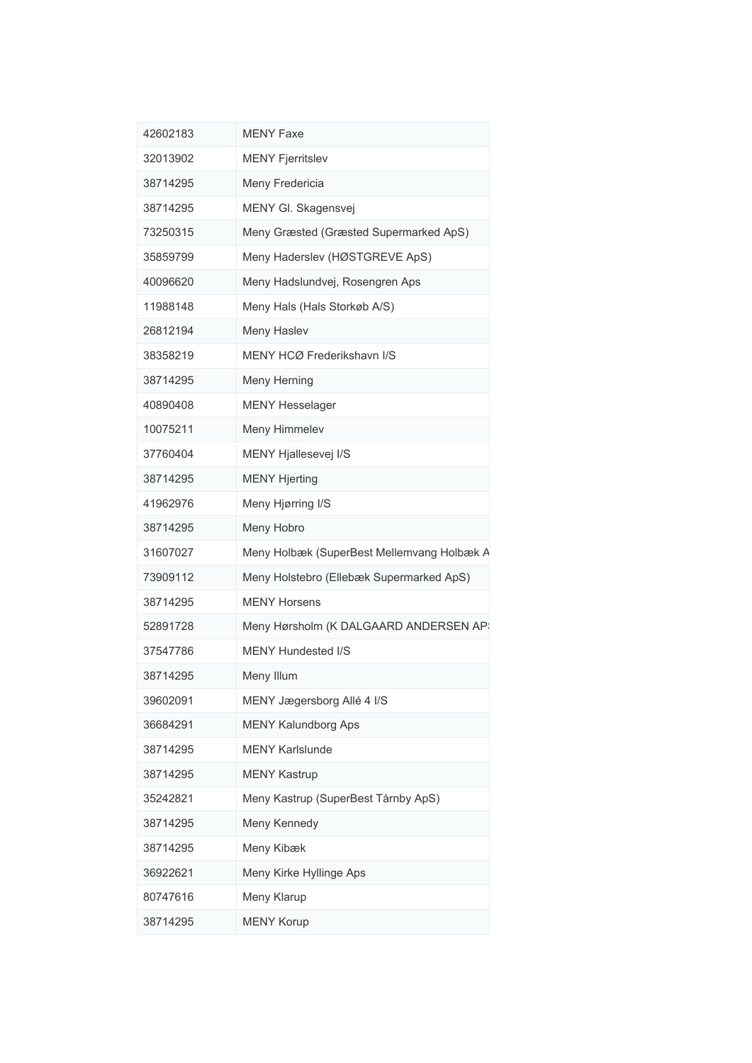| | |
|---|---|
| 42602183 | MENY Faxe |
| 32013902 | MENY Fjerritslev |
| 38714295 | Meny Fredericia |
| 38714295 | MENY Gl. Skagensvej |
| 73250315 | Meny Græsted (Græsted Supermarked ApS) |
| 35859799 | Meny Haderslev (HØSTGREVE ApS) |
| 40096620 | Meny Hadslundvej, Rosengren Aps |
| 11988148 | Meny Hals (Hals Storkøb A/S) |
| 26812194 | Meny Haslev |
| 38358219 | MENY HCØ Frederikshavn I/S |
| 38714295 | Meny Herning |
| 40890408 | MENY Hesselager |
| 10075211 | Meny Himmelev |
| 37760404 | MENY Hjallesevej I/S |
| 38714295 | MENY Hjerting |
| 41962976 | Meny Hjørring I/S |
| 38714295 | Meny Hobro |
| 31607027 | Meny Holbæk (SuperBest Mellemvang Holbæk A |
| 73909112 | Meny Holstebro (Ellebæk Supermarked ApS) |
| 38714295 | MENY Horsens |
| 52891728 | Meny Hørsholm (K DALGAARD ANDERSEN AP |
| 37547786 | MENY Hundested I/S |
| 38714295 | Meny Illum |
| 39602091 | MENY Jægersborg Allé 4 I/S |
| 36684291 | MENY Kalundborg Aps |
| 38714295 | MENY Karlslunde |
| 38714295 | MENY Kastrup |
| 35242821 | Meny Kastrup (SuperBest Tårnby ApS) |
| 38714295 | Meny Kennedy |
| 38714295 | Meny Kibæk |
| 36922621 | Meny Kirke Hyllinge Aps |
| 80747616 | Meny Klarup |
| 38714295 | MENY Korup |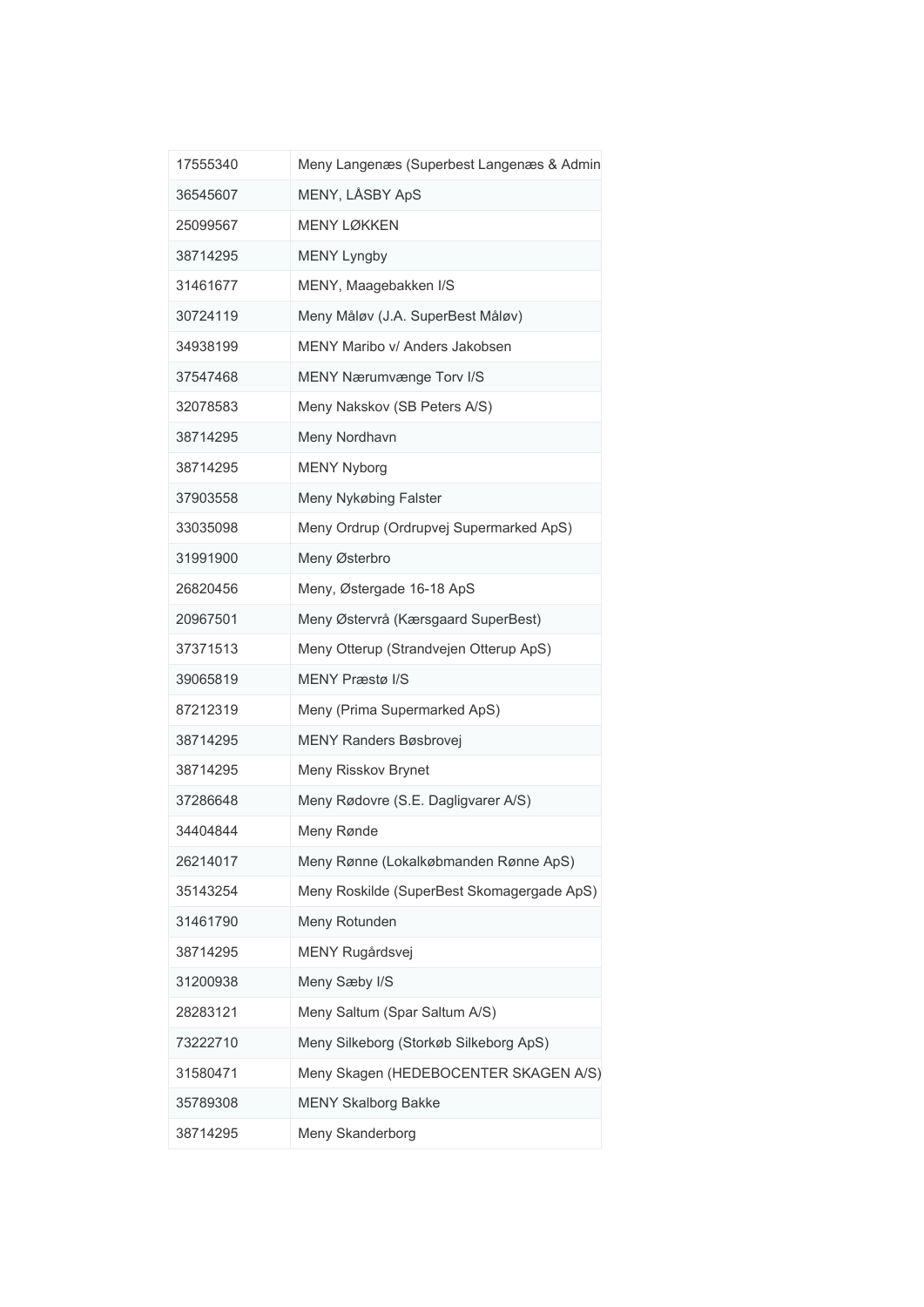| | |
|---|---|
| 17555340 | Meny Langenæs (Superbest Langenæs & Admin |
| 36545607 | MENY, LÅSBY ApS |
| 25099567 | MENY LØKKEN |
| 38714295 | MENY Lyngby |
| 31461677 | MENY, Maagebakken I/S |
| 30724119 | Meny Måløv (J.A. SuperBest Måløv) |
| 34938199 | MENY Maribo v/ Anders Jakobsen |
| 37547468 | MENY Nærumvænge Torv I/S |
| 32078583 | Meny Nakskov (SB Peters A/S) |
| 38714295 | Meny Nordhavn |
| 38714295 | MENY Nyborg |
| 37903558 | Meny Nykøbing Falster |
| 33035098 | Meny Ordrup (Ordrupvej Supermarked ApS) |
| 31991900 | Meny Østerbro |
| 26820456 | Meny, Østergade 16-18 ApS |
| 20967501 | Meny Østervrå (Kærsgaard SuperBest) |
| 37371513 | Meny Otterup (Strandvejen Otterup ApS) |
| 39065819 | MENY Præstø I/S |
| 87212319 | Meny (Prima Supermarked ApS) |
| 38714295 | MENY Randers Bøsbrovej |
| 38714295 | Meny Risskov Brynet |
| 37286648 | Meny Rødovre (S.E. Dagligvarer A/S) |
| 34404844 | Meny Rønde |
| 26214017 | Meny Rønne (Lokalkøbmanden Rønne ApS) |
| 35143254 | Meny Roskilde (SuperBest Skomagergade ApS) |
| 31461790 | Meny Rotunden |
| 38714295 | MENY Rugårdsvej |
| 31200938 | Meny Sæby I/S |
| 28283121 | Meny Saltum (Spar Saltum A/S) |
| 73222710 | Meny Silkeborg (Storkøb Silkeborg ApS) |
| 31580471 | Meny Skagen (HEDEBOCENTER SKAGEN A/S) |
| 35789308 | MENY Skalborg Bakke |
| 38714295 | Meny Skanderborg |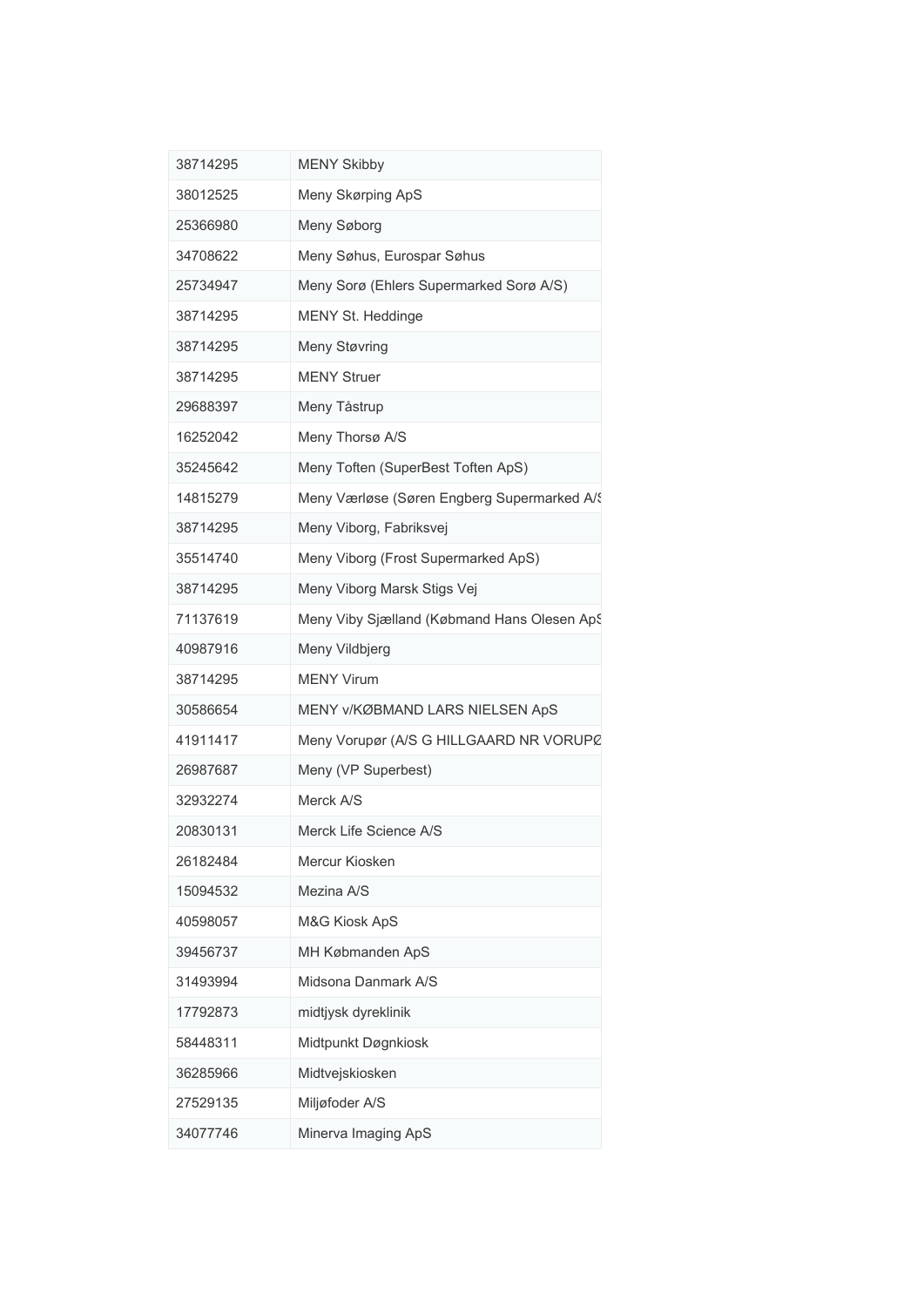| | |
|---|---|
| 38714295 | MENY Skibby |
| 38012525 | Meny Skørping ApS |
| 25366980 | Meny Søborg |
| 34708622 | Meny Søhus, Eurospar Søhus |
| 25734947 | Meny Sorø (Ehlers Supermarked Sorø A/S) |
| 38714295 | MENY St. Heddinge |
| 38714295 | Meny Støvring |
| 38714295 | MENY Struer |
| 29688397 | Meny Tåstrup |
| 16252042 | Meny Thorsø A/S |
| 35245642 | Meny Toften (SuperBest Toften ApS) |
| 14815279 | Meny Værløse (Søren Engberg Supermarked A/S |
| 38714295 | Meny Viborg, Fabriksvej |
| 35514740 | Meny Viborg (Frost Supermarked ApS) |
| 38714295 | Meny Viborg Marsk Stigs Vej |
| 71137619 | Meny Viby Sjælland (Købmand Hans Olesen ApS |
| 40987916 | Meny Vildbjerg |
| 38714295 | MENY Virum |
| 30586654 | MENY v/KØBMAND LARS NIELSEN ApS |
| 41911417 | Meny Vorupør (A/S G HILLGAARD NR VORUPØ |
| 26987687 | Meny (VP Superbest) |
| 32932274 | Merck A/S |
| 20830131 | Merck Life Science A/S |
| 26182484 | Mercur Kiosken |
| 15094532 | Mezina A/S |
| 40598057 | M&G Kiosk ApS |
| 39456737 | MH Købmanden ApS |
| 31493994 | Midsona Danmark A/S |
| 17792873 | midtjysk dyreklinik |
| 58448311 | Midtpunkt Døgnkiosk |
| 36285966 | Midtvejskiosken |
| 27529135 | Miljøfoder A/S |
| 34077746 | Minerva Imaging ApS |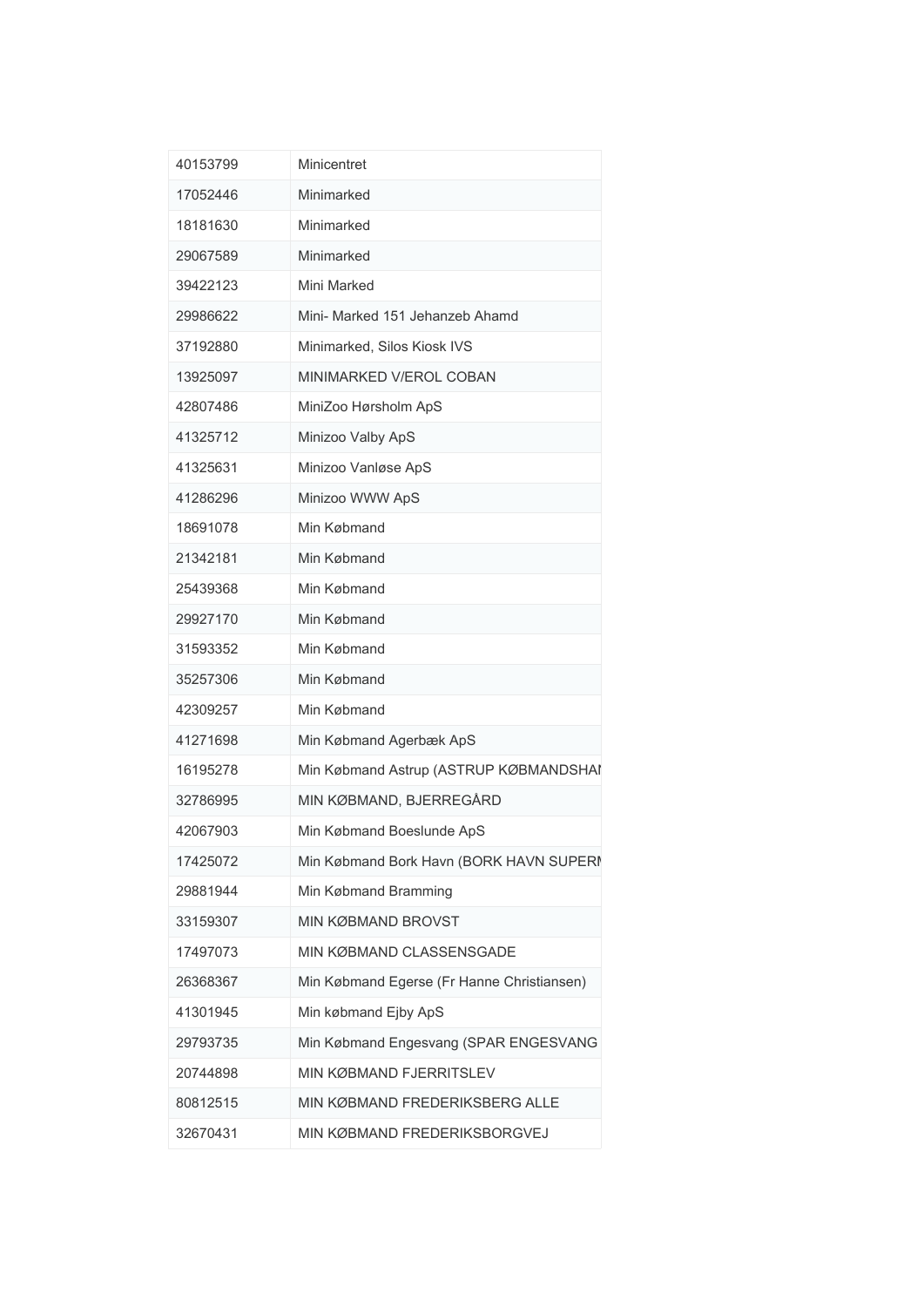| | |
|---|---|
| 40153799 | Minicentret |
| 17052446 | Minimarked |
| 18181630 | Minimarked |
| 29067589 | Minimarked |
| 39422123 | Mini Marked |
| 29986622 | Mini- Marked 151 Jehanzeb Ahamd |
| 37192880 | Minimarked, Silos Kiosk IVS |
| 13925097 | MINIMARKED V/EROL COBAN |
| 42807486 | MiniZoo Hørsholm ApS |
| 41325712 | Minizoo Valby ApS |
| 41325631 | Minizoo Vanløse ApS |
| 41286296 | Minizoo WWW ApS |
| 18691078 | Min Købmand |
| 21342181 | Min Købmand |
| 25439368 | Min Købmand |
| 29927170 | Min Købmand |
| 31593352 | Min Købmand |
| 35257306 | Min Købmand |
| 42309257 | Min Købmand |
| 41271698 | Min Købmand Agerbæk ApS |
| 16195278 | Min Købmand Astrup (ASTRUP KØBMANDSHAI |
| 32786995 | MIN KØBMAND, BJERREGÅRD |
| 42067903 | Min Købmand Boeslunde ApS |
| 17425072 | Min Købmand Bork Havn (BORK HAVN SUPERI |
| 29881944 | Min Købmand Bramming |
| 33159307 | MIN KØBMAND BROVST |
| 17497073 | MIN KØBMAND CLASSENSGADE |
| 26368367 | Min Købmand Egerse (Fr Hanne Christiansen) |
| 41301945 | Min købmand Ejby ApS |
| 29793735 | Min Købmand Engesvang (SPAR ENGESVANG |
| 20744898 | MIN KØBMAND FJERRITSLEV |
| 80812515 | MIN KØBMAND FREDERIKSBERG ALLE |
| 32670431 | MIN KØBMAND FREDERIKSBORGVEJ |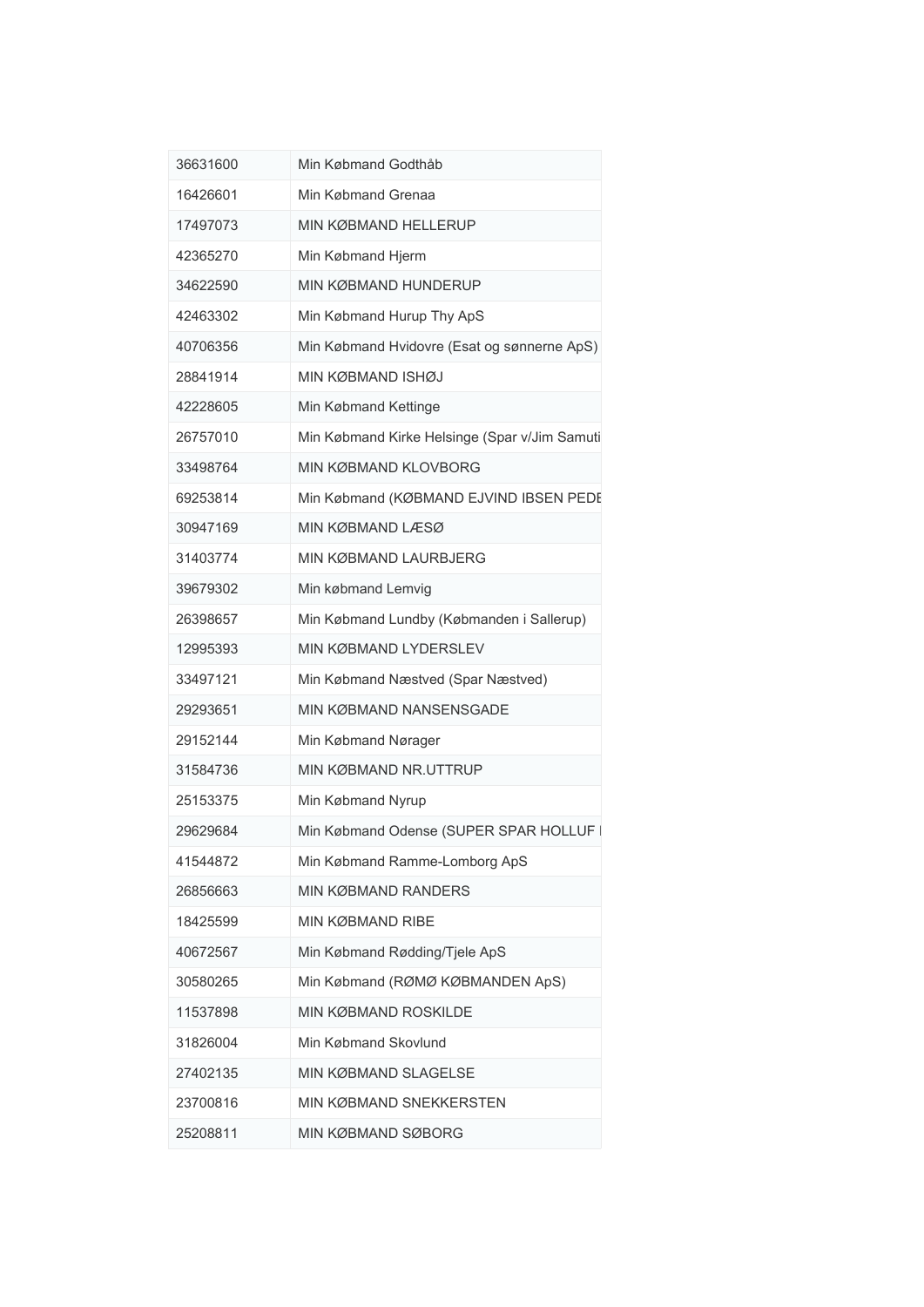| | |
|---|---|
| 36631600 | Min Købmand Godthåb |
| 16426601 | Min Købmand Grenaa |
| 17497073 | MIN KØBMAND HELLERUP |
| 42365270 | Min Købmand Hjerm |
| 34622590 | MIN KØBMAND HUNDERUP |
| 42463302 | Min Købmand Hurup Thy ApS |
| 40706356 | Min Købmand Hvidovre (Esat og sønnerne ApS) |
| 28841914 | MIN KØBMAND ISHØJ |
| 42228605 | Min Købmand Kettinge |
| 26757010 | Min Købmand Kirke Helsinge (Spar v/Jim Samuti |
| 33498764 | MIN KØBMAND KLOVBORG |
| 69253814 | Min Købmand (KØBMAND EJVIND IBSEN PEDE |
| 30947169 | MIN KØBMAND LÆSØ |
| 31403774 | MIN KØBMAND LAURBJERG |
| 39679302 | Min købmand Lemvig |
| 26398657 | Min Købmand Lundby (Købmanden i Sallerup) |
| 12995393 | MIN KØBMAND LYDERSLEV |
| 33497121 | Min Købmand Næstved (Spar Næstved) |
| 29293651 | MIN KØBMAND NANSENSGADE |
| 29152144 | Min Købmand Nørager |
| 31584736 | MIN KØBMAND NR.UTTRUP |
| 25153375 | Min Købmand Nyrup |
| 29629684 | Min Købmand Odense (SUPER SPAR HOLLUF |
| 41544872 | Min Købmand Ramme-Lomborg ApS |
| 26856663 | MIN KØBMAND RANDERS |
| 18425599 | MIN KØBMAND RIBE |
| 40672567 | Min Købmand Rødding/Tjele ApS |
| 30580265 | Min Købmand (RØMØ KØBMANDEN ApS) |
| 11537898 | MIN KØBMAND ROSKILDE |
| 31826004 | Min Købmand Skovlund |
| 27402135 | MIN KØBMAND SLAGELSE |
| 23700816 | MIN KØBMAND SNEKKERSTEN |
| 25208811 | MIN KØBMAND SØBORG |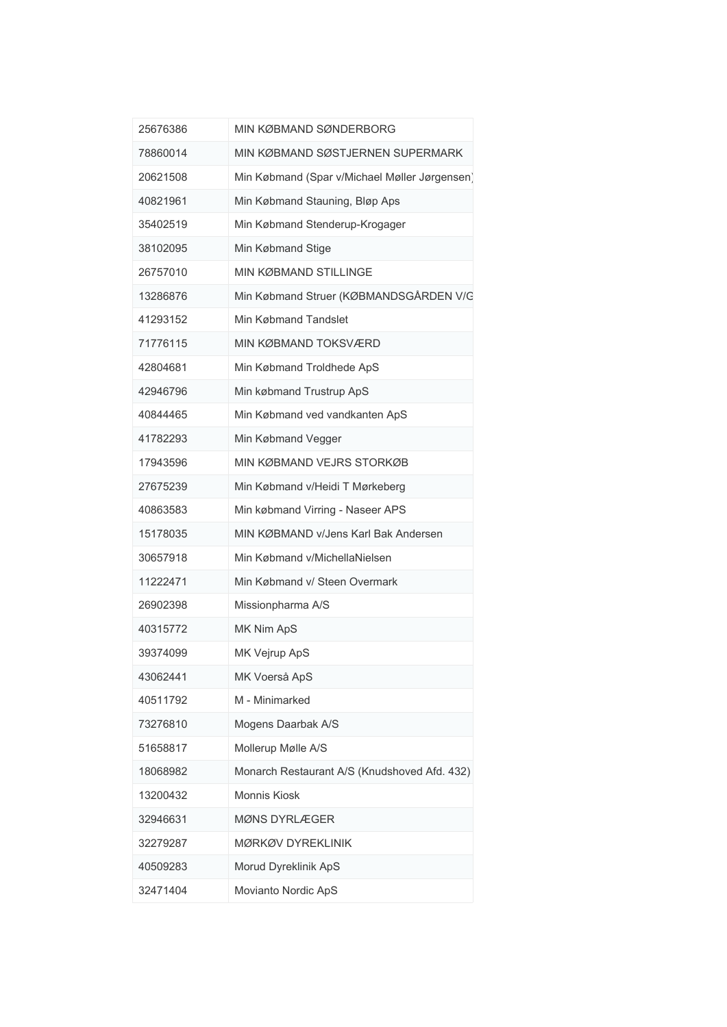| | |
|---|---|
| 25676386 | MIN KØBMAND SØNDERBORG |
| 78860014 | MIN KØBMAND SØSTJERNEN SUPERMARK |
| 20621508 | Min Købmand (Spar v/Michael Møller Jørgensen) |
| 40821961 | Min Købmand Stauning, Bløp Aps |
| 35402519 | Min Købmand Stenderup-Krogager |
| 38102095 | Min Købmand Stige |
| 26757010 | MIN KØBMAND STILLINGE |
| 13286876 | Min Købmand Struer (KØBMANDSGÅRDEN V/G |
| 41293152 | Min Købmand Tandslet |
| 71776115 | MIN KØBMAND TOKSVÆRD |
| 42804681 | Min Købmand Troldhede ApS |
| 42946796 | Min købmand Trustrup ApS |
| 40844465 | Min Købmand ved vandkanten ApS |
| 41782293 | Min Købmand Vegger |
| 17943596 | MIN KØBMAND VEJRS STORKØB |
| 27675239 | Min Købmand v/Heidi T Mørkeberg |
| 40863583 | Min købmand Virring - Naseer APS |
| 15178035 | MIN KØBMAND v/Jens Karl Bak Andersen |
| 30657918 | Min Købmand v/MichellaNielsen |
| 11222471 | Min Købmand v/ Steen Overmark |
| 26902398 | Missionpharma A/S |
| 40315772 | MK Nim ApS |
| 39374099 | MK Vejrup ApS |
| 43062441 | MK Voerså ApS |
| 40511792 | M - Minimarked |
| 73276810 | Mogens Daarbak A/S |
| 51658817 | Mollerup Mølle A/S |
| 18068982 | Monarch Restaurant A/S (Knudshoved Afd. 432) |
| 13200432 | Monnis Kiosk |
| 32946631 | MØNS DYRLÆGER |
| 32279287 | MØRKØV DYREKLINIK |
| 40509283 | Morud Dyreklinik ApS |
| 32471404 | Movianto Nordic ApS |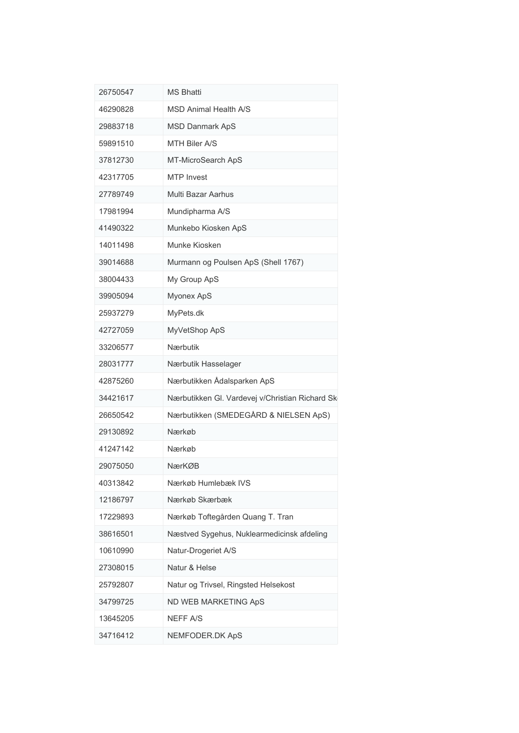| | |
|---|---|
| 26750547 | MS Bhatti |
| 46290828 | MSD Animal Health A/S |
| 29883718 | MSD Danmark ApS |
| 59891510 | MTH Biler A/S |
| 37812730 | MT-MicroSearch ApS |
| 42317705 | MTP Invest |
| 27789749 | Multi Bazar Aarhus |
| 17981994 | Mundipharma A/S |
| 41490322 | Munkebo Kiosken ApS |
| 14011498 | Munke Kiosken |
| 39014688 | Murmann og Poulsen ApS (Shell 1767) |
| 38004433 | My Group ApS |
| 39905094 | Myonex ApS |
| 25937279 | MyPets.dk |
| 42727059 | MyVetShop ApS |
| 33206577 | Nærbutik |
| 28031777 | Nærbutik Hasselager |
| 42875260 | Nærbutikken Ådalsparken ApS |
| 34421617 | Nærbutikken Gl. Vardevej v/Christian Richard Sk |
| 26650542 | Nærbutikken (SMEDEGÅRD & NIELSEN ApS) |
| 29130892 | Nærkøb |
| 41247142 | Nærkøb |
| 29075050 | NærKØB |
| 40313842 | Nærkøb Humlebæk IVS |
| 12186797 | Nærkøb Skærbæk |
| 17229893 | Nærkøb Toftegården Quang T. Tran |
| 38616501 | Næstved Sygehus, Nuklearmedicinsk afdeling |
| 10610990 | Natur-Drogeriet A/S |
| 27308015 | Natur & Helse |
| 25792807 | Natur og Trivsel, Ringsted Helsekost |
| 34799725 | ND WEB MARKETING ApS |
| 13645205 | NEFF A/S |
| 34716412 | NEMFODER.DK ApS |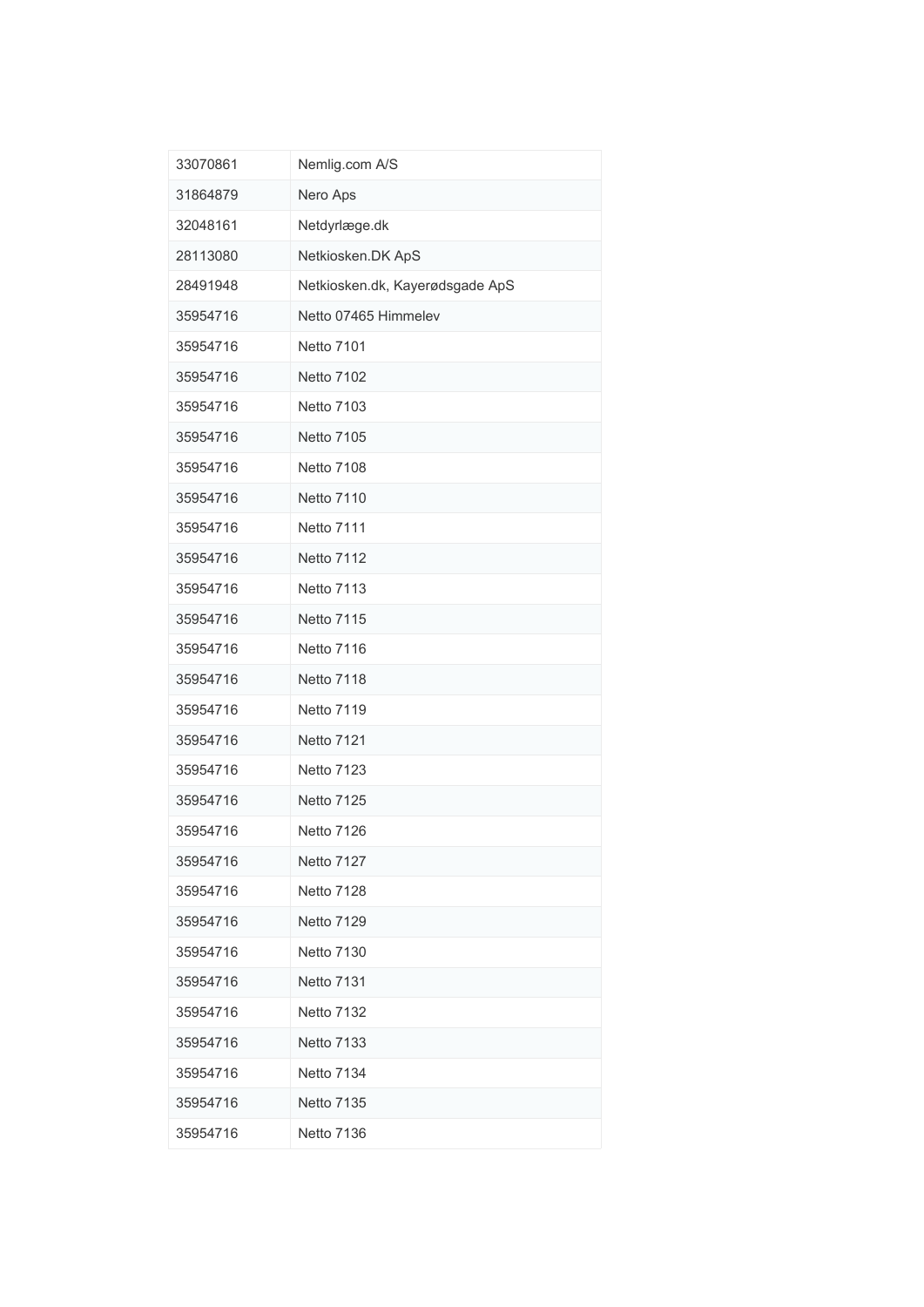| | |
|---|---|
| 33070861 | Nemlig.com A/S |
| 31864879 | Nero Aps |
| 32048161 | Netdyrlæge.dk |
| 28113080 | Netkiosken.DK ApS |
| 28491948 | Netkiosken.dk, Kayerødsgade ApS |
| 35954716 | Netto 07465 Himmelev |
| 35954716 | Netto 7101 |
| 35954716 | Netto 7102 |
| 35954716 | Netto 7103 |
| 35954716 | Netto 7105 |
| 35954716 | Netto 7108 |
| 35954716 | Netto 7110 |
| 35954716 | Netto 7111 |
| 35954716 | Netto 7112 |
| 35954716 | Netto 7113 |
| 35954716 | Netto 7115 |
| 35954716 | Netto 7116 |
| 35954716 | Netto 7118 |
| 35954716 | Netto 7119 |
| 35954716 | Netto 7121 |
| 35954716 | Netto 7123 |
| 35954716 | Netto 7125 |
| 35954716 | Netto 7126 |
| 35954716 | Netto 7127 |
| 35954716 | Netto 7128 |
| 35954716 | Netto 7129 |
| 35954716 | Netto 7130 |
| 35954716 | Netto 7131 |
| 35954716 | Netto 7132 |
| 35954716 | Netto 7133 |
| 35954716 | Netto 7134 |
| 35954716 | Netto 7135 |
| 35954716 | Netto 7136 |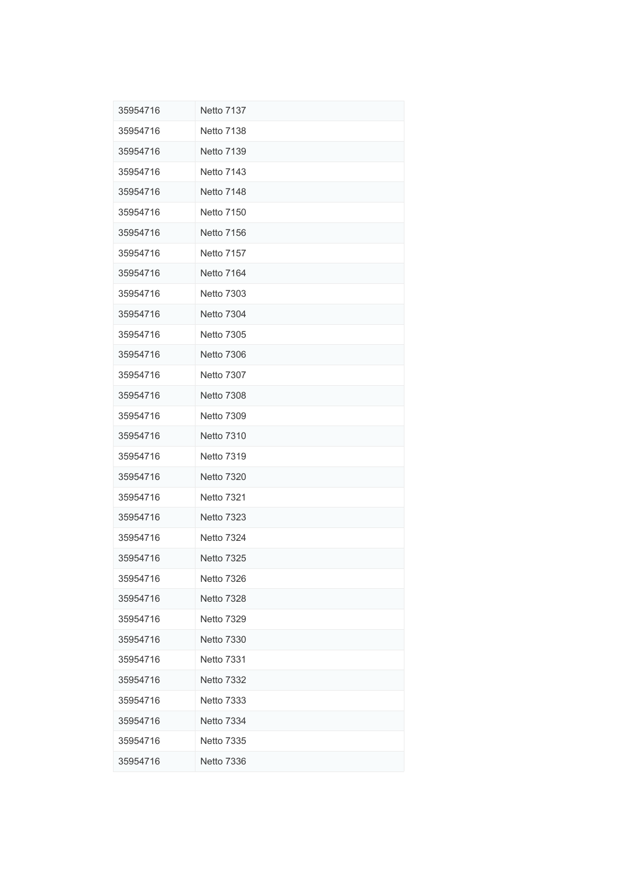| | |
|---|---|
| 35954716 | Netto 7137 |
| 35954716 | Netto 7138 |
| 35954716 | Netto 7139 |
| 35954716 | Netto 7143 |
| 35954716 | Netto 7148 |
| 35954716 | Netto 7150 |
| 35954716 | Netto 7156 |
| 35954716 | Netto 7157 |
| 35954716 | Netto 7164 |
| 35954716 | Netto 7303 |
| 35954716 | Netto 7304 |
| 35954716 | Netto 7305 |
| 35954716 | Netto 7306 |
| 35954716 | Netto 7307 |
| 35954716 | Netto 7308 |
| 35954716 | Netto 7309 |
| 35954716 | Netto 7310 |
| 35954716 | Netto 7319 |
| 35954716 | Netto 7320 |
| 35954716 | Netto 7321 |
| 35954716 | Netto 7323 |
| 35954716 | Netto 7324 |
| 35954716 | Netto 7325 |
| 35954716 | Netto 7326 |
| 35954716 | Netto 7328 |
| 35954716 | Netto 7329 |
| 35954716 | Netto 7330 |
| 35954716 | Netto 7331 |
| 35954716 | Netto 7332 |
| 35954716 | Netto 7333 |
| 35954716 | Netto 7334 |
| 35954716 | Netto 7335 |
| 35954716 | Netto 7336 |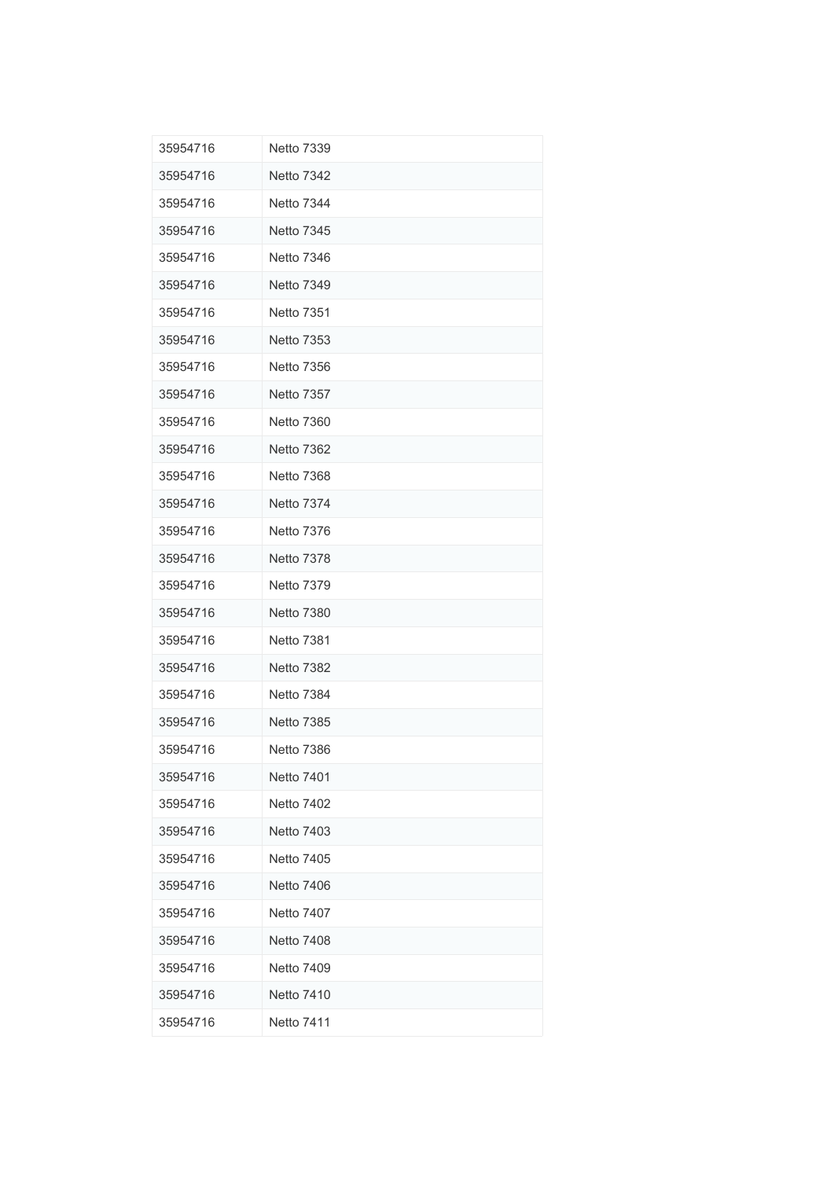| | |
|---|---|
| 35954716 | Netto 7339 |
| 35954716 | Netto 7342 |
| 35954716 | Netto 7344 |
| 35954716 | Netto 7345 |
| 35954716 | Netto 7346 |
| 35954716 | Netto 7349 |
| 35954716 | Netto 7351 |
| 35954716 | Netto 7353 |
| 35954716 | Netto 7356 |
| 35954716 | Netto 7357 |
| 35954716 | Netto 7360 |
| 35954716 | Netto 7362 |
| 35954716 | Netto 7368 |
| 35954716 | Netto 7374 |
| 35954716 | Netto 7376 |
| 35954716 | Netto 7378 |
| 35954716 | Netto 7379 |
| 35954716 | Netto 7380 |
| 35954716 | Netto 7381 |
| 35954716 | Netto 7382 |
| 35954716 | Netto 7384 |
| 35954716 | Netto 7385 |
| 35954716 | Netto 7386 |
| 35954716 | Netto 7401 |
| 35954716 | Netto 7402 |
| 35954716 | Netto 7403 |
| 35954716 | Netto 7405 |
| 35954716 | Netto 7406 |
| 35954716 | Netto 7407 |
| 35954716 | Netto 7408 |
| 35954716 | Netto 7409 |
| 35954716 | Netto 7410 |
| 35954716 | Netto 7411 |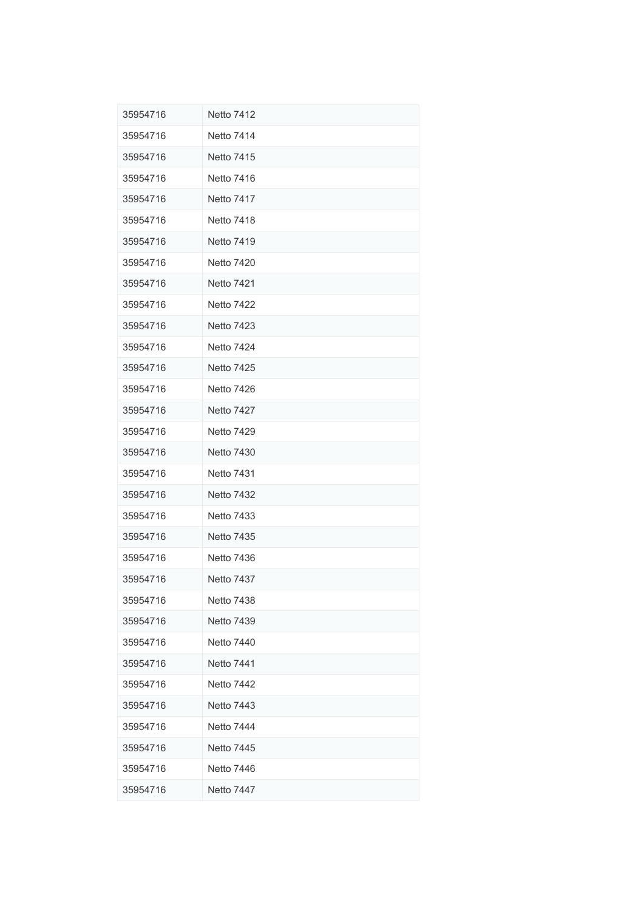| | |
|---|---|
| 35954716 | Netto 7412 |
| 35954716 | Netto 7414 |
| 35954716 | Netto 7415 |
| 35954716 | Netto 7416 |
| 35954716 | Netto 7417 |
| 35954716 | Netto 7418 |
| 35954716 | Netto 7419 |
| 35954716 | Netto 7420 |
| 35954716 | Netto 7421 |
| 35954716 | Netto 7422 |
| 35954716 | Netto 7423 |
| 35954716 | Netto 7424 |
| 35954716 | Netto 7425 |
| 35954716 | Netto 7426 |
| 35954716 | Netto 7427 |
| 35954716 | Netto 7429 |
| 35954716 | Netto 7430 |
| 35954716 | Netto 7431 |
| 35954716 | Netto 7432 |
| 35954716 | Netto 7433 |
| 35954716 | Netto 7435 |
| 35954716 | Netto 7436 |
| 35954716 | Netto 7437 |
| 35954716 | Netto 7438 |
| 35954716 | Netto 7439 |
| 35954716 | Netto 7440 |
| 35954716 | Netto 7441 |
| 35954716 | Netto 7442 |
| 35954716 | Netto 7443 |
| 35954716 | Netto 7444 |
| 35954716 | Netto 7445 |
| 35954716 | Netto 7446 |
| 35954716 | Netto 7447 |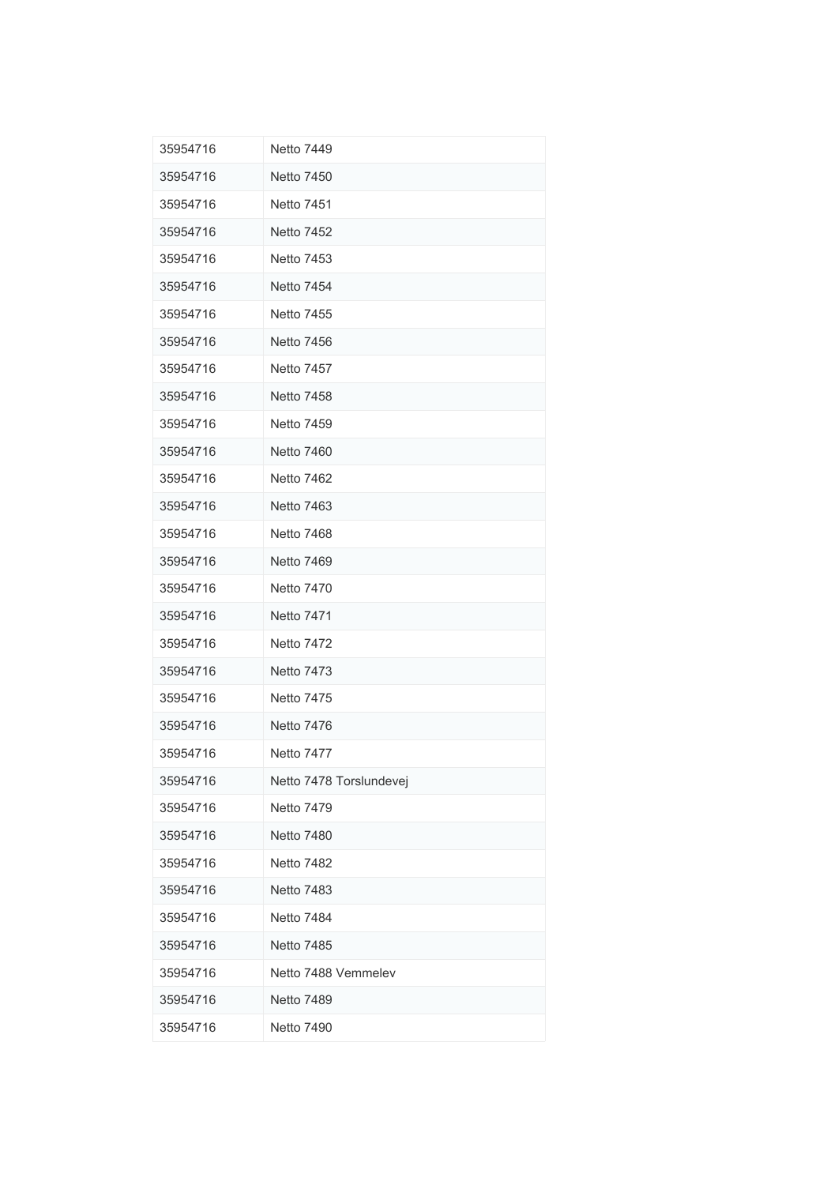| | |
|---|---|
| 35954716 | Netto 7449 |
| 35954716 | Netto 7450 |
| 35954716 | Netto 7451 |
| 35954716 | Netto 7452 |
| 35954716 | Netto 7453 |
| 35954716 | Netto 7454 |
| 35954716 | Netto 7455 |
| 35954716 | Netto 7456 |
| 35954716 | Netto 7457 |
| 35954716 | Netto 7458 |
| 35954716 | Netto 7459 |
| 35954716 | Netto 7460 |
| 35954716 | Netto 7462 |
| 35954716 | Netto 7463 |
| 35954716 | Netto 7468 |
| 35954716 | Netto 7469 |
| 35954716 | Netto 7470 |
| 35954716 | Netto 7471 |
| 35954716 | Netto 7472 |
| 35954716 | Netto 7473 |
| 35954716 | Netto 7475 |
| 35954716 | Netto 7476 |
| 35954716 | Netto 7477 |
| 35954716 | Netto 7478 Torslundevej |
| 35954716 | Netto 7479 |
| 35954716 | Netto 7480 |
| 35954716 | Netto 7482 |
| 35954716 | Netto 7483 |
| 35954716 | Netto 7484 |
| 35954716 | Netto 7485 |
| 35954716 | Netto 7488 Vemmelev |
| 35954716 | Netto 7489 |
| 35954716 | Netto 7490 |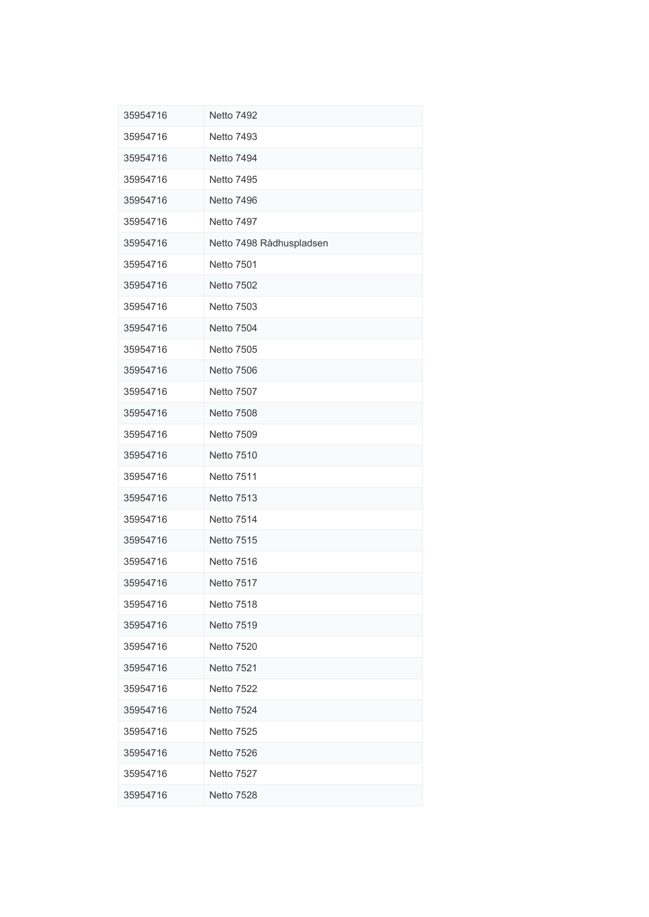| | |
|---|---|
| 35954716 | Netto 7492 |
| 35954716 | Netto 7493 |
| 35954716 | Netto 7494 |
| 35954716 | Netto 7495 |
| 35954716 | Netto 7496 |
| 35954716 | Netto 7497 |
| 35954716 | Netto 7498 Rådhuspladsen |
| 35954716 | Netto 7501 |
| 35954716 | Netto 7502 |
| 35954716 | Netto 7503 |
| 35954716 | Netto 7504 |
| 35954716 | Netto 7505 |
| 35954716 | Netto 7506 |
| 35954716 | Netto 7507 |
| 35954716 | Netto 7508 |
| 35954716 | Netto 7509 |
| 35954716 | Netto 7510 |
| 35954716 | Netto 7511 |
| 35954716 | Netto 7513 |
| 35954716 | Netto 7514 |
| 35954716 | Netto 7515 |
| 35954716 | Netto 7516 |
| 35954716 | Netto 7517 |
| 35954716 | Netto 7518 |
| 35954716 | Netto 7519 |
| 35954716 | Netto 7520 |
| 35954716 | Netto 7521 |
| 35954716 | Netto 7522 |
| 35954716 | Netto 7524 |
| 35954716 | Netto 7525 |
| 35954716 | Netto 7526 |
| 35954716 | Netto 7527 |
| 35954716 | Netto 7528 |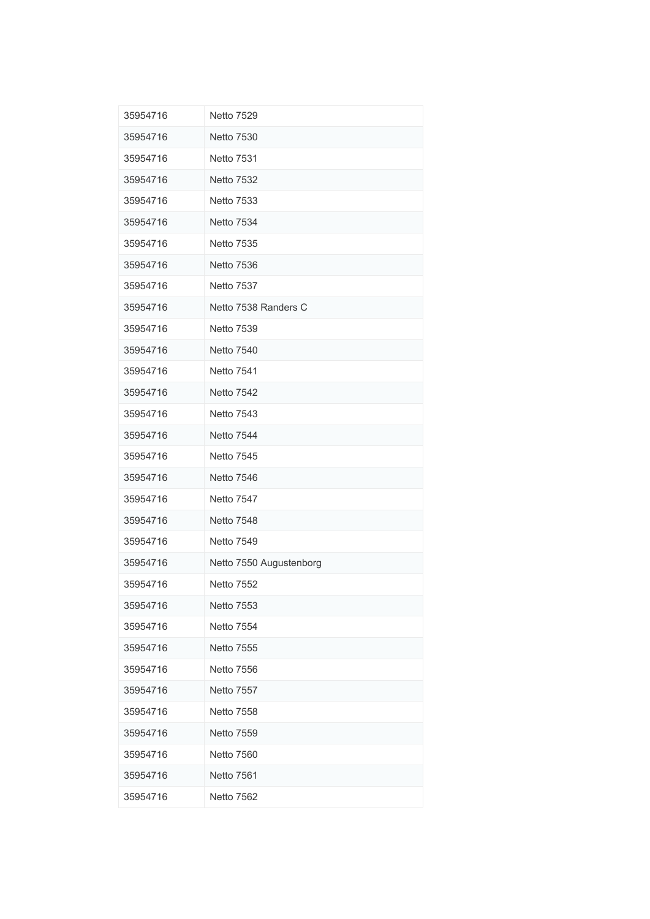| | |
|---|---|
| 35954716 | Netto 7529 |
| 35954716 | Netto 7530 |
| 35954716 | Netto 7531 |
| 35954716 | Netto 7532 |
| 35954716 | Netto 7533 |
| 35954716 | Netto 7534 |
| 35954716 | Netto 7535 |
| 35954716 | Netto 7536 |
| 35954716 | Netto 7537 |
| 35954716 | Netto 7538 Randers C |
| 35954716 | Netto 7539 |
| 35954716 | Netto 7540 |
| 35954716 | Netto 7541 |
| 35954716 | Netto 7542 |
| 35954716 | Netto 7543 |
| 35954716 | Netto 7544 |
| 35954716 | Netto 7545 |
| 35954716 | Netto 7546 |
| 35954716 | Netto 7547 |
| 35954716 | Netto 7548 |
| 35954716 | Netto 7549 |
| 35954716 | Netto 7550 Augustenborg |
| 35954716 | Netto 7552 |
| 35954716 | Netto 7553 |
| 35954716 | Netto 7554 |
| 35954716 | Netto 7555 |
| 35954716 | Netto 7556 |
| 35954716 | Netto 7557 |
| 35954716 | Netto 7558 |
| 35954716 | Netto 7559 |
| 35954716 | Netto 7560 |
| 35954716 | Netto 7561 |
| 35954716 | Netto 7562 |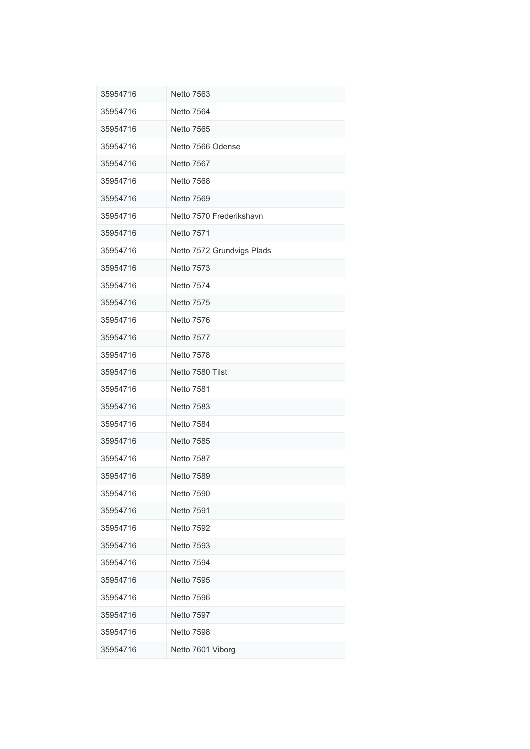| | |
|---|---|
| 35954716 | Netto 7563 |
| 35954716 | Netto 7564 |
| 35954716 | Netto 7565 |
| 35954716 | Netto 7566 Odense |
| 35954716 | Netto 7567 |
| 35954716 | Netto 7568 |
| 35954716 | Netto 7569 |
| 35954716 | Netto 7570 Frederikshavn |
| 35954716 | Netto 7571 |
| 35954716 | Netto 7572 Grundvigs Plads |
| 35954716 | Netto 7573 |
| 35954716 | Netto 7574 |
| 35954716 | Netto 7575 |
| 35954716 | Netto 7576 |
| 35954716 | Netto 7577 |
| 35954716 | Netto 7578 |
| 35954716 | Netto 7580 Tilst |
| 35954716 | Netto 7581 |
| 35954716 | Netto 7583 |
| 35954716 | Netto 7584 |
| 35954716 | Netto 7585 |
| 35954716 | Netto 7587 |
| 35954716 | Netto 7589 |
| 35954716 | Netto 7590 |
| 35954716 | Netto 7591 |
| 35954716 | Netto 7592 |
| 35954716 | Netto 7593 |
| 35954716 | Netto 7594 |
| 35954716 | Netto 7595 |
| 35954716 | Netto 7596 |
| 35954716 | Netto 7597 |
| 35954716 | Netto 7598 |
| 35954716 | Netto 7601 Viborg |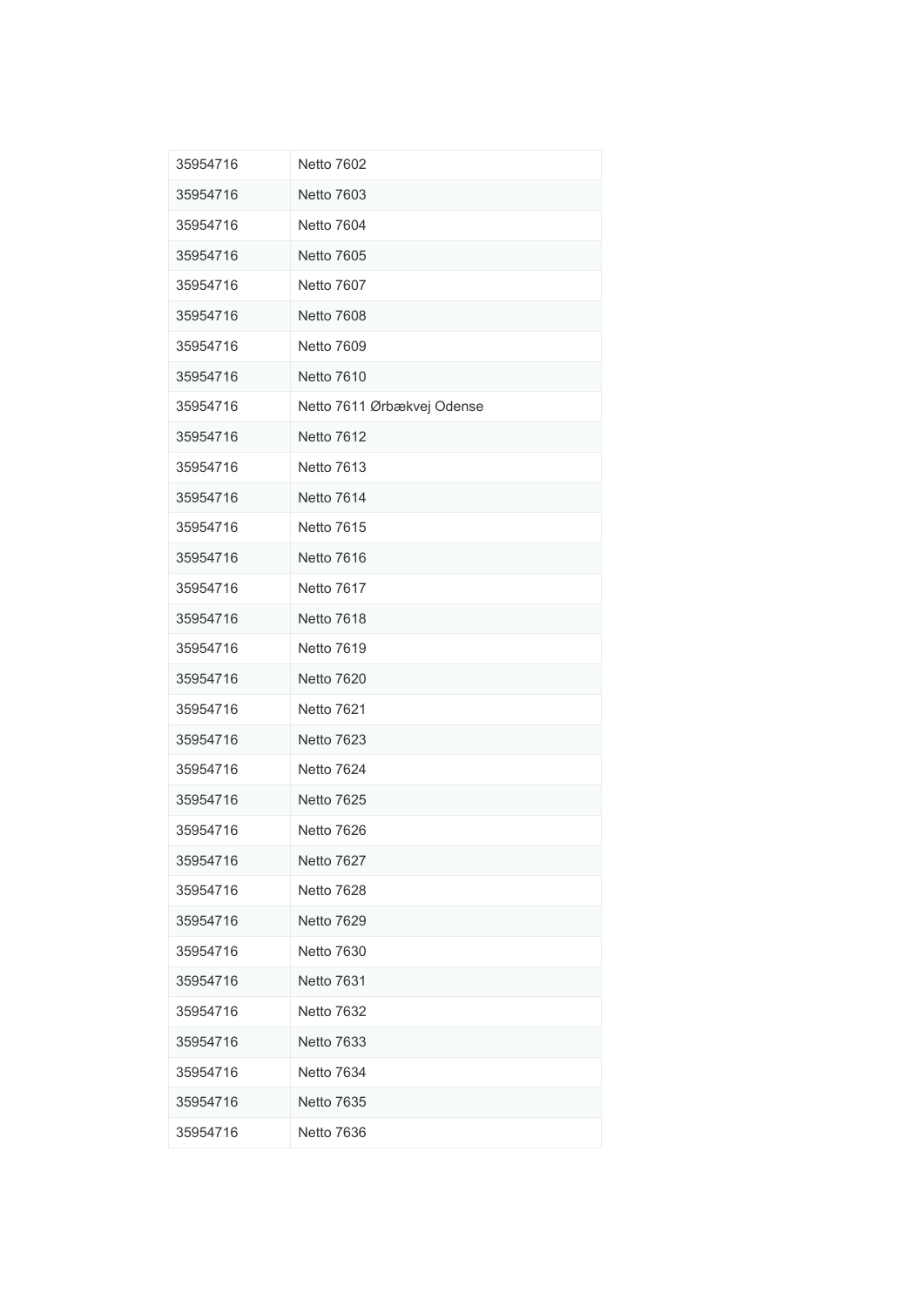| | |
|---|---|
| 35954716 | Netto 7602 |
| 35954716 | Netto 7603 |
| 35954716 | Netto 7604 |
| 35954716 | Netto 7605 |
| 35954716 | Netto 7607 |
| 35954716 | Netto 7608 |
| 35954716 | Netto 7609 |
| 35954716 | Netto 7610 |
| 35954716 | Netto 7611 Ørbækvej Odense |
| 35954716 | Netto 7612 |
| 35954716 | Netto 7613 |
| 35954716 | Netto 7614 |
| 35954716 | Netto 7615 |
| 35954716 | Netto 7616 |
| 35954716 | Netto 7617 |
| 35954716 | Netto 7618 |
| 35954716 | Netto 7619 |
| 35954716 | Netto 7620 |
| 35954716 | Netto 7621 |
| 35954716 | Netto 7623 |
| 35954716 | Netto 7624 |
| 35954716 | Netto 7625 |
| 35954716 | Netto 7626 |
| 35954716 | Netto 7627 |
| 35954716 | Netto 7628 |
| 35954716 | Netto 7629 |
| 35954716 | Netto 7630 |
| 35954716 | Netto 7631 |
| 35954716 | Netto 7632 |
| 35954716 | Netto 7633 |
| 35954716 | Netto 7634 |
| 35954716 | Netto 7635 |
| 35954716 | Netto 7636 |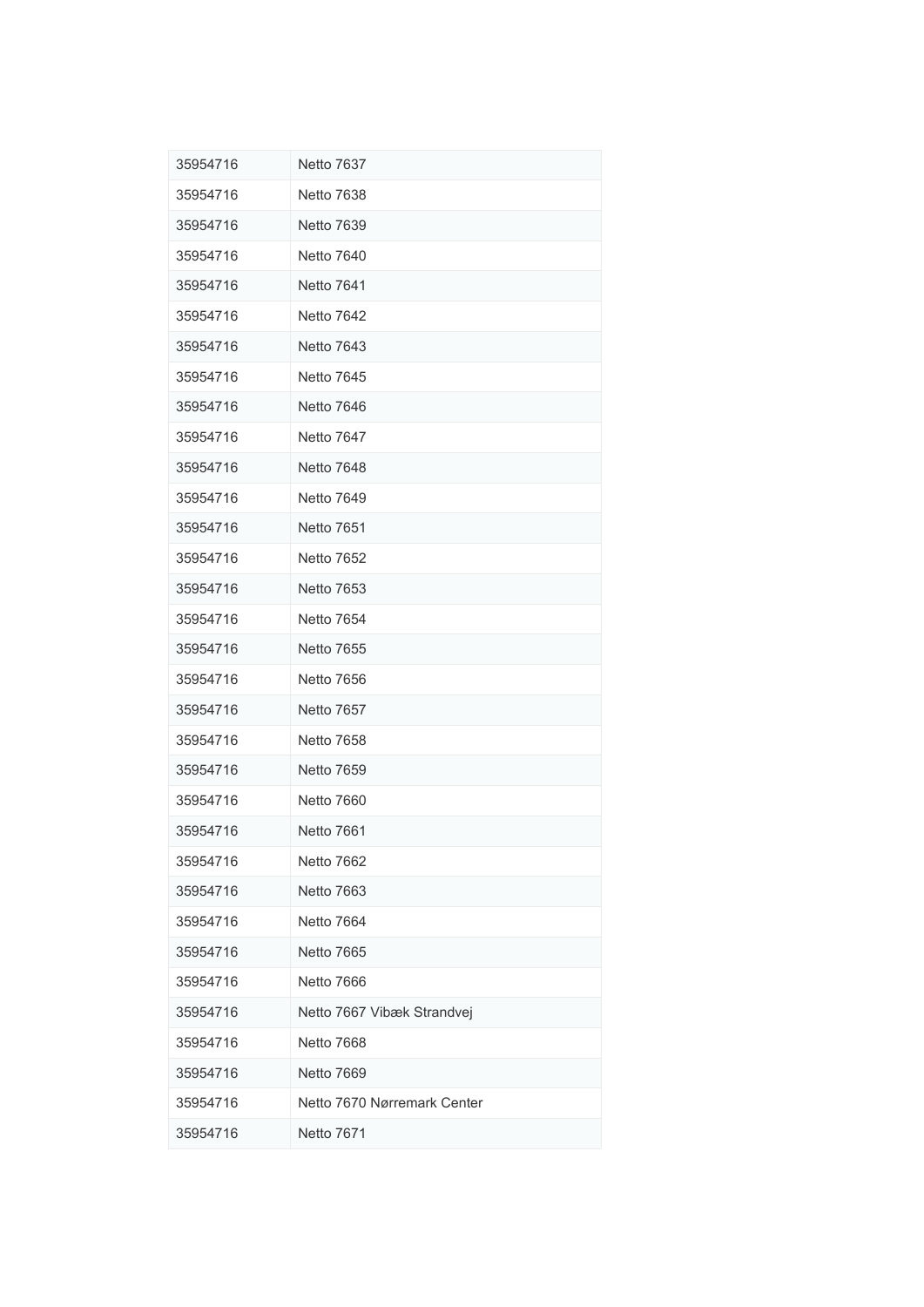| | |
|---|---|
| 35954716 | Netto 7637 |
| 35954716 | Netto 7638 |
| 35954716 | Netto 7639 |
| 35954716 | Netto 7640 |
| 35954716 | Netto 7641 |
| 35954716 | Netto 7642 |
| 35954716 | Netto 7643 |
| 35954716 | Netto 7645 |
| 35954716 | Netto 7646 |
| 35954716 | Netto 7647 |
| 35954716 | Netto 7648 |
| 35954716 | Netto 7649 |
| 35954716 | Netto 7651 |
| 35954716 | Netto 7652 |
| 35954716 | Netto 7653 |
| 35954716 | Netto 7654 |
| 35954716 | Netto 7655 |
| 35954716 | Netto 7656 |
| 35954716 | Netto 7657 |
| 35954716 | Netto 7658 |
| 35954716 | Netto 7659 |
| 35954716 | Netto 7660 |
| 35954716 | Netto 7661 |
| 35954716 | Netto 7662 |
| 35954716 | Netto 7663 |
| 35954716 | Netto 7664 |
| 35954716 | Netto 7665 |
| 35954716 | Netto 7666 |
| 35954716 | Netto 7667 Vibæk Strandvej |
| 35954716 | Netto 7668 |
| 35954716 | Netto 7669 |
| 35954716 | Netto 7670 Nørremark Center |
| 35954716 | Netto 7671 |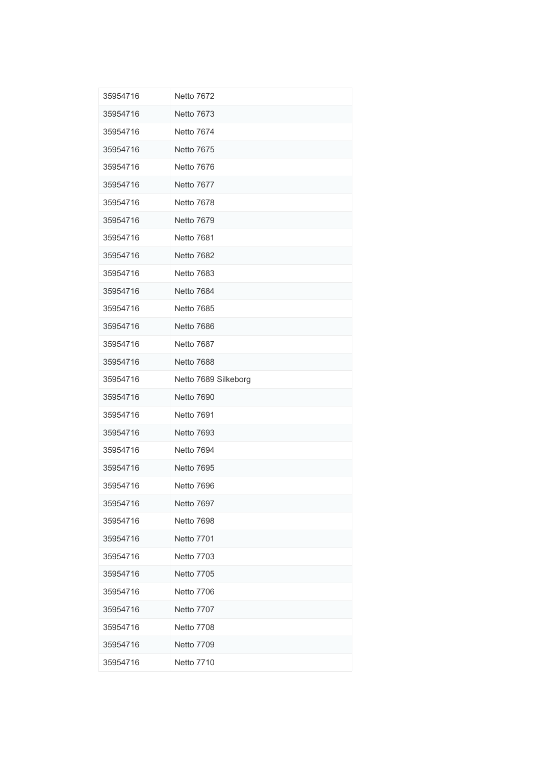| | |
|---|---|
| 35954716 | Netto 7672 |
| 35954716 | Netto 7673 |
| 35954716 | Netto 7674 |
| 35954716 | Netto 7675 |
| 35954716 | Netto 7676 |
| 35954716 | Netto 7677 |
| 35954716 | Netto 7678 |
| 35954716 | Netto 7679 |
| 35954716 | Netto 7681 |
| 35954716 | Netto 7682 |
| 35954716 | Netto 7683 |
| 35954716 | Netto 7684 |
| 35954716 | Netto 7685 |
| 35954716 | Netto 7686 |
| 35954716 | Netto 7687 |
| 35954716 | Netto 7688 |
| 35954716 | Netto 7689 Silkeborg |
| 35954716 | Netto 7690 |
| 35954716 | Netto 7691 |
| 35954716 | Netto 7693 |
| 35954716 | Netto 7694 |
| 35954716 | Netto 7695 |
| 35954716 | Netto 7696 |
| 35954716 | Netto 7697 |
| 35954716 | Netto 7698 |
| 35954716 | Netto 7701 |
| 35954716 | Netto 7703 |
| 35954716 | Netto 7705 |
| 35954716 | Netto 7706 |
| 35954716 | Netto 7707 |
| 35954716 | Netto 7708 |
| 35954716 | Netto 7709 |
| 35954716 | Netto 7710 |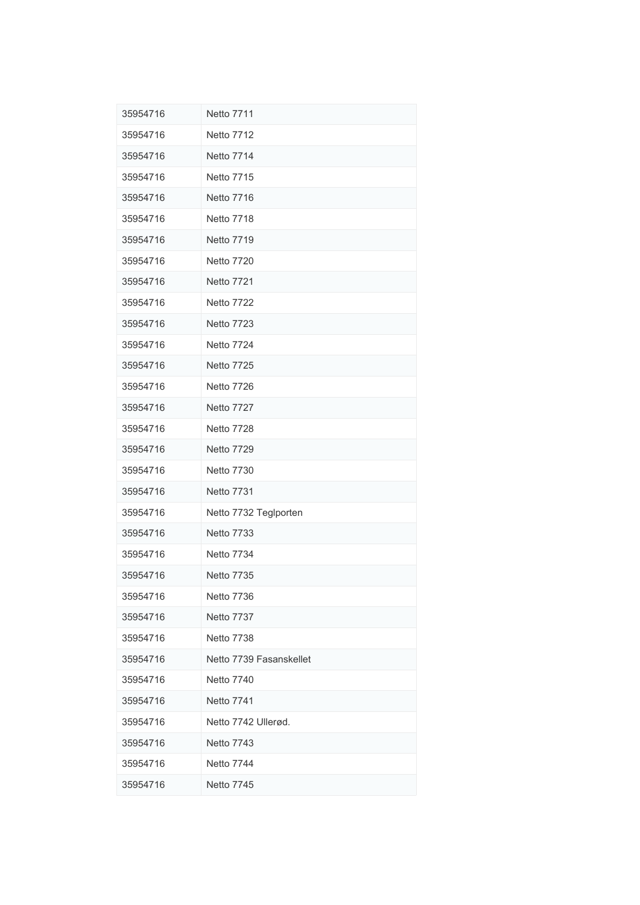| | |
|---|---|
| 35954716 | Netto 7711 |
| 35954716 | Netto 7712 |
| 35954716 | Netto 7714 |
| 35954716 | Netto 7715 |
| 35954716 | Netto 7716 |
| 35954716 | Netto 7718 |
| 35954716 | Netto 7719 |
| 35954716 | Netto 7720 |
| 35954716 | Netto 7721 |
| 35954716 | Netto 7722 |
| 35954716 | Netto 7723 |
| 35954716 | Netto 7724 |
| 35954716 | Netto 7725 |
| 35954716 | Netto 7726 |
| 35954716 | Netto 7727 |
| 35954716 | Netto 7728 |
| 35954716 | Netto 7729 |
| 35954716 | Netto 7730 |
| 35954716 | Netto 7731 |
| 35954716 | Netto 7732 Teglporten |
| 35954716 | Netto 7733 |
| 35954716 | Netto 7734 |
| 35954716 | Netto 7735 |
| 35954716 | Netto 7736 |
| 35954716 | Netto 7737 |
| 35954716 | Netto 7738 |
| 35954716 | Netto 7739 Fasanskellet |
| 35954716 | Netto 7740 |
| 35954716 | Netto 7741 |
| 35954716 | Netto 7742 Ullerød. |
| 35954716 | Netto 7743 |
| 35954716 | Netto 7744 |
| 35954716 | Netto 7745 |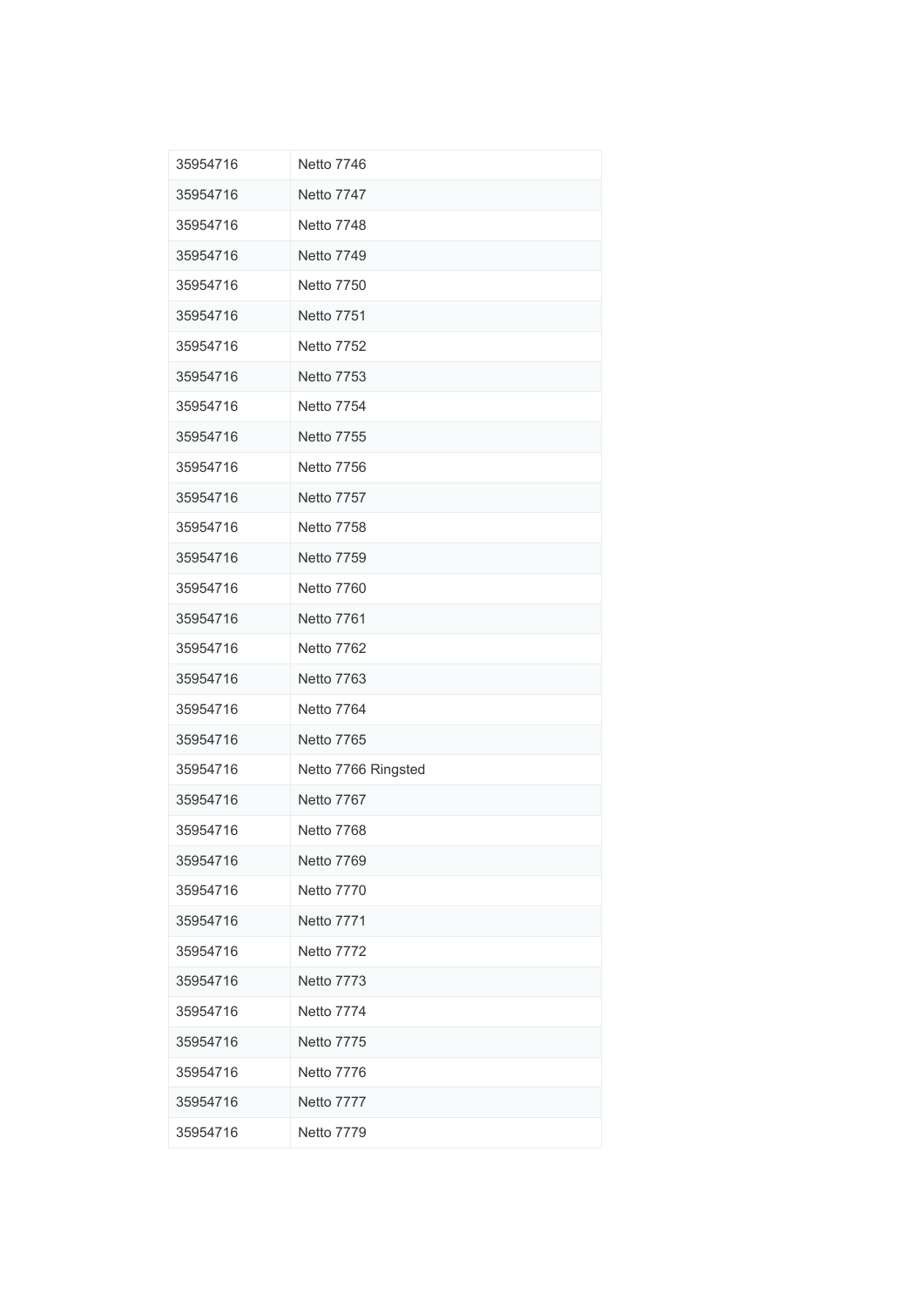| | |
|---|---|
| 35954716 | Netto 7746 |
| 35954716 | Netto 7747 |
| 35954716 | Netto 7748 |
| 35954716 | Netto 7749 |
| 35954716 | Netto 7750 |
| 35954716 | Netto 7751 |
| 35954716 | Netto 7752 |
| 35954716 | Netto 7753 |
| 35954716 | Netto 7754 |
| 35954716 | Netto 7755 |
| 35954716 | Netto 7756 |
| 35954716 | Netto 7757 |
| 35954716 | Netto 7758 |
| 35954716 | Netto 7759 |
| 35954716 | Netto 7760 |
| 35954716 | Netto 7761 |
| 35954716 | Netto 7762 |
| 35954716 | Netto 7763 |
| 35954716 | Netto 7764 |
| 35954716 | Netto 7765 |
| 35954716 | Netto 7766 Ringsted |
| 35954716 | Netto 7767 |
| 35954716 | Netto 7768 |
| 35954716 | Netto 7769 |
| 35954716 | Netto 7770 |
| 35954716 | Netto 7771 |
| 35954716 | Netto 7772 |
| 35954716 | Netto 7773 |
| 35954716 | Netto 7774 |
| 35954716 | Netto 7775 |
| 35954716 | Netto 7776 |
| 35954716 | Netto 7777 |
| 35954716 | Netto 7779 |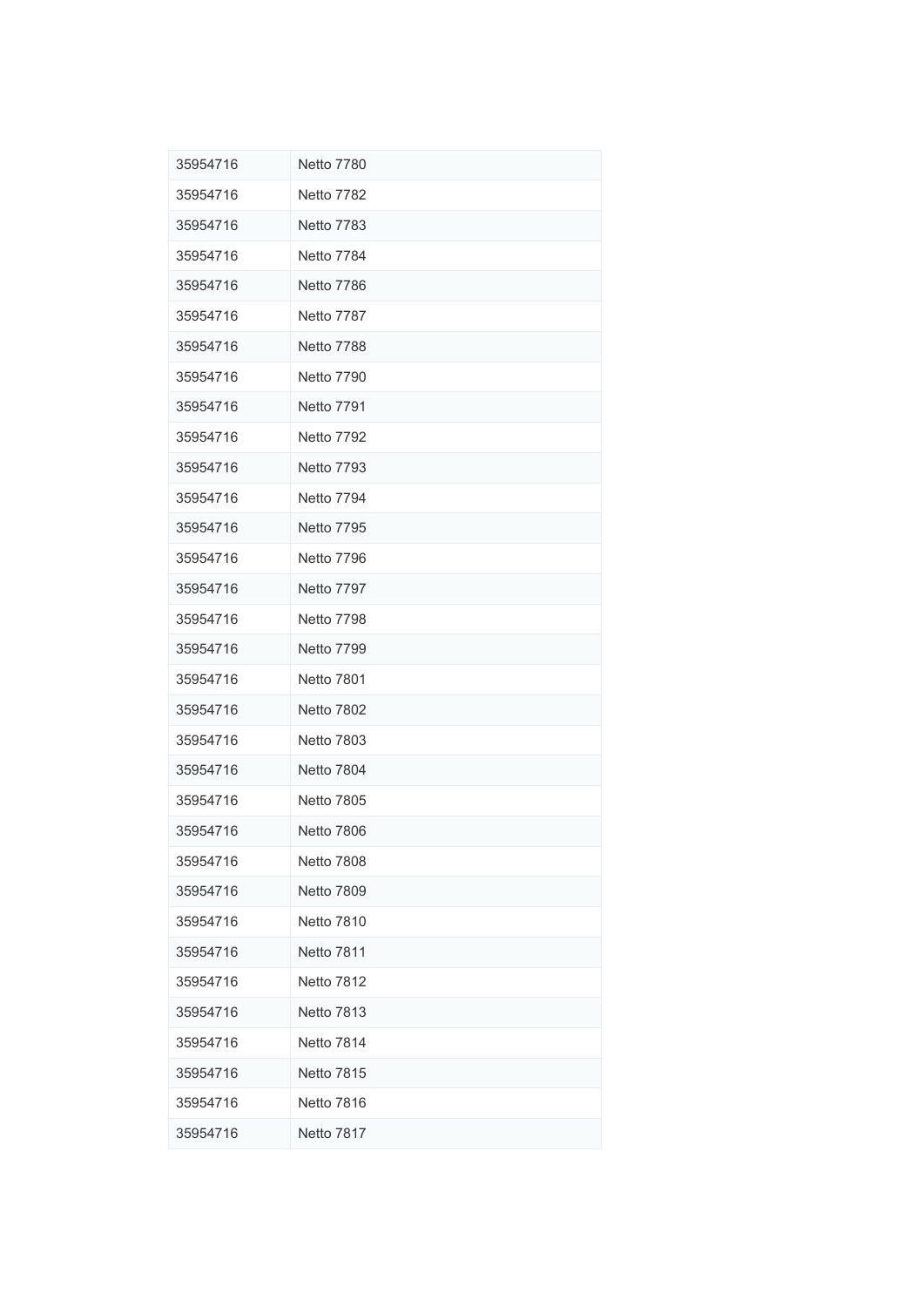| | |
|---|---|
| 35954716 | Netto 7780 |
| 35954716 | Netto 7782 |
| 35954716 | Netto 7783 |
| 35954716 | Netto 7784 |
| 35954716 | Netto 7786 |
| 35954716 | Netto 7787 |
| 35954716 | Netto 7788 |
| 35954716 | Netto 7790 |
| 35954716 | Netto 7791 |
| 35954716 | Netto 7792 |
| 35954716 | Netto 7793 |
| 35954716 | Netto 7794 |
| 35954716 | Netto 7795 |
| 35954716 | Netto 7796 |
| 35954716 | Netto 7797 |
| 35954716 | Netto 7798 |
| 35954716 | Netto 7799 |
| 35954716 | Netto 7801 |
| 35954716 | Netto 7802 |
| 35954716 | Netto 7803 |
| 35954716 | Netto 7804 |
| 35954716 | Netto 7805 |
| 35954716 | Netto 7806 |
| 35954716 | Netto 7808 |
| 35954716 | Netto 7809 |
| 35954716 | Netto 7810 |
| 35954716 | Netto 7811 |
| 35954716 | Netto 7812 |
| 35954716 | Netto 7813 |
| 35954716 | Netto 7814 |
| 35954716 | Netto 7815 |
| 35954716 | Netto 7816 |
| 35954716 | Netto 7817 |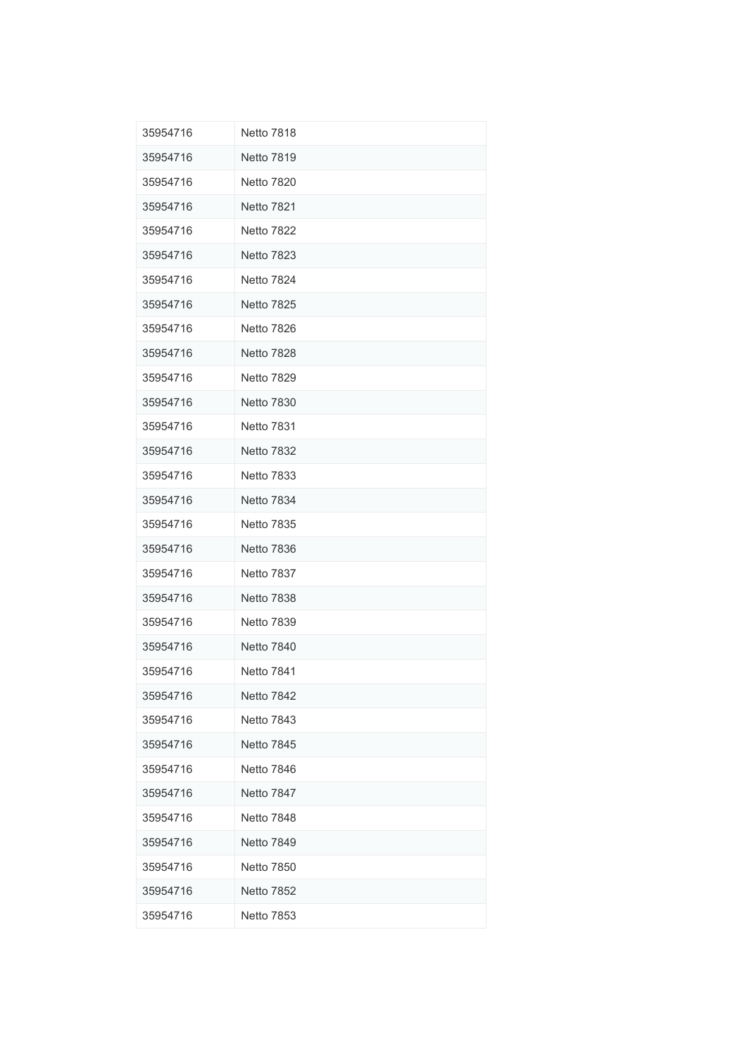| | |
|---|---|
| 35954716 | Netto 7818 |
| 35954716 | Netto 7819 |
| 35954716 | Netto 7820 |
| 35954716 | Netto 7821 |
| 35954716 | Netto 7822 |
| 35954716 | Netto 7823 |
| 35954716 | Netto 7824 |
| 35954716 | Netto 7825 |
| 35954716 | Netto 7826 |
| 35954716 | Netto 7828 |
| 35954716 | Netto 7829 |
| 35954716 | Netto 7830 |
| 35954716 | Netto 7831 |
| 35954716 | Netto 7832 |
| 35954716 | Netto 7833 |
| 35954716 | Netto 7834 |
| 35954716 | Netto 7835 |
| 35954716 | Netto 7836 |
| 35954716 | Netto 7837 |
| 35954716 | Netto 7838 |
| 35954716 | Netto 7839 |
| 35954716 | Netto 7840 |
| 35954716 | Netto 7841 |
| 35954716 | Netto 7842 |
| 35954716 | Netto 7843 |
| 35954716 | Netto 7845 |
| 35954716 | Netto 7846 |
| 35954716 | Netto 7847 |
| 35954716 | Netto 7848 |
| 35954716 | Netto 7849 |
| 35954716 | Netto 7850 |
| 35954716 | Netto 7852 |
| 35954716 | Netto 7853 |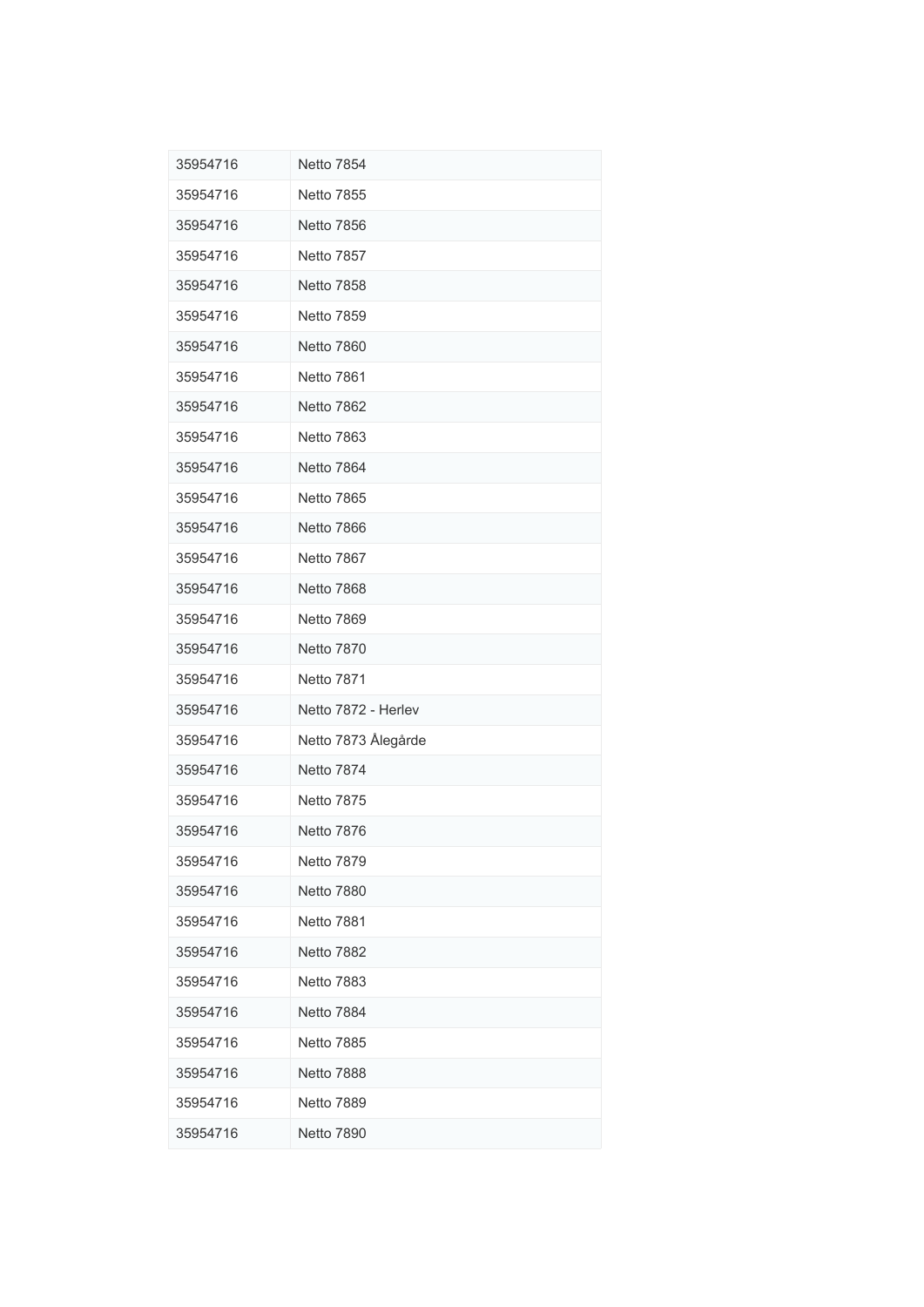| | |
|---|---|
| 35954716 | Netto 7854 |
| 35954716 | Netto 7855 |
| 35954716 | Netto 7856 |
| 35954716 | Netto 7857 |
| 35954716 | Netto 7858 |
| 35954716 | Netto 7859 |
| 35954716 | Netto 7860 |
| 35954716 | Netto 7861 |
| 35954716 | Netto 7862 |
| 35954716 | Netto 7863 |
| 35954716 | Netto 7864 |
| 35954716 | Netto 7865 |
| 35954716 | Netto 7866 |
| 35954716 | Netto 7867 |
| 35954716 | Netto 7868 |
| 35954716 | Netto 7869 |
| 35954716 | Netto 7870 |
| 35954716 | Netto 7871 |
| 35954716 | Netto 7872 - Herlev |
| 35954716 | Netto 7873 Ålegårde |
| 35954716 | Netto 7874 |
| 35954716 | Netto 7875 |
| 35954716 | Netto 7876 |
| 35954716 | Netto 7879 |
| 35954716 | Netto 7880 |
| 35954716 | Netto 7881 |
| 35954716 | Netto 7882 |
| 35954716 | Netto 7883 |
| 35954716 | Netto 7884 |
| 35954716 | Netto 7885 |
| 35954716 | Netto 7888 |
| 35954716 | Netto 7889 |
| 35954716 | Netto 7890 |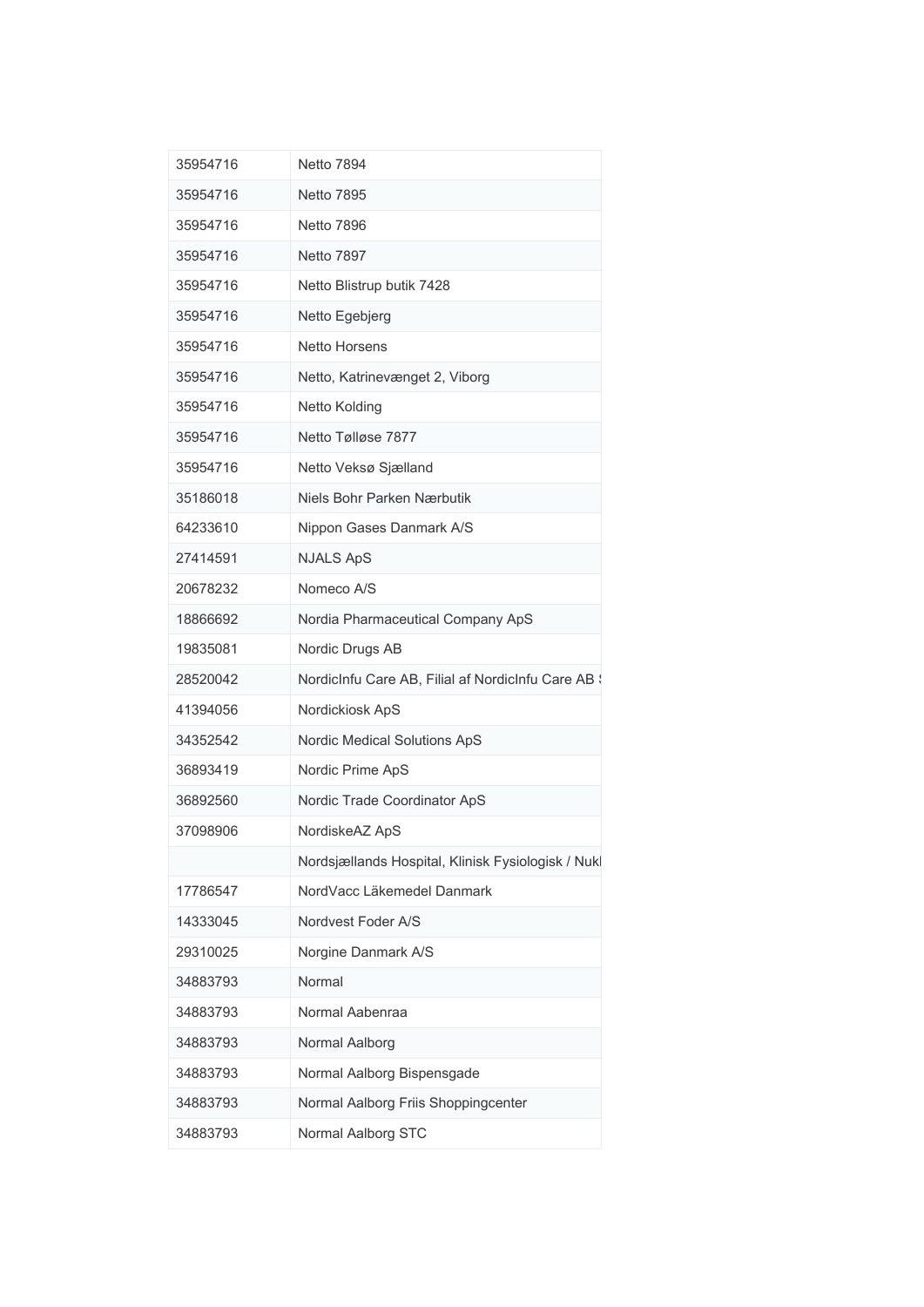| | |
|---|---|
| 35954716 | Netto 7894 |
| 35954716 | Netto 7895 |
| 35954716 | Netto 7896 |
| 35954716 | Netto 7897 |
| 35954716 | Netto Blistrup butik 7428 |
| 35954716 | Netto Egebjerg |
| 35954716 | Netto Horsens |
| 35954716 | Netto, Katrinevænget 2, Viborg |
| 35954716 | Netto Kolding |
| 35954716 | Netto Tølløse 7877 |
| 35954716 | Netto Veksø Sjælland |
| 35186018 | Niels Bohr Parken Nærbutik |
| 64233610 | Nippon Gases Danmark A/S |
| 27414591 | NJALS ApS |
| 20678232 | Nomeco A/S |
| 18866692 | Nordia Pharmaceutical Company ApS |
| 19835081 | Nordic Drugs AB |
| 28520042 | NordicInfu Care AB, Filial af NordicInfu Care AB S |
| 41394056 | Nordickiosk ApS |
| 34352542 | Nordic Medical Solutions ApS |
| 36893419 | Nordic Prime ApS |
| 36892560 | Nordic Trade Coordinator ApS |
| 37098906 | NordiskeAZ ApS |
| | Nordsjællands Hospital, Klinisk Fysiologisk / Nukl |
| 17786547 | NordVacc Läkemedel Danmark |
| 14333045 | Nordvest Foder A/S |
| 29310025 | Norgine Danmark A/S |
| 34883793 | Normal |
| 34883793 | Normal Aabenraa |
| 34883793 | Normal Aalborg |
| 34883793 | Normal Aalborg Bispensgade |
| 34883793 | Normal Aalborg Friis Shoppingcenter |
| 34883793 | Normal Aalborg STC |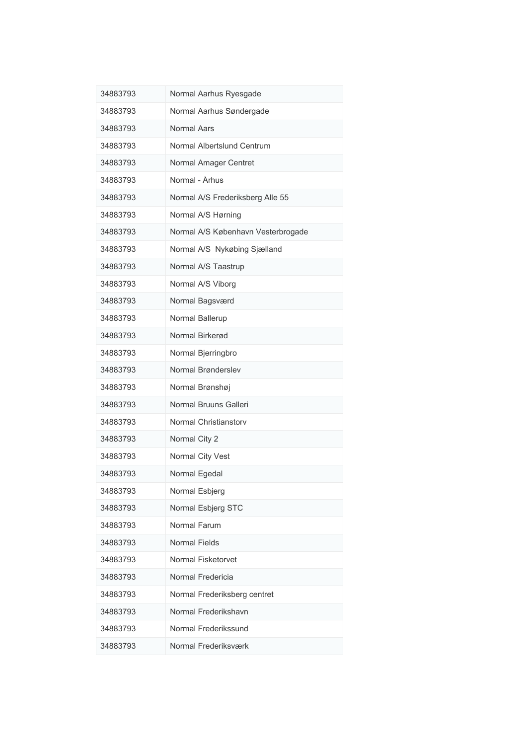| | |
|---|---|
| 34883793 | Normal Aarhus Ryesgade |
| 34883793 | Normal Aarhus Søndergade |
| 34883793 | Normal Aars |
| 34883793 | Normal Albertslund Centrum |
| 34883793 | Normal Amager Centret |
| 34883793 | Normal - Århus |
| 34883793 | Normal A/S Frederiksberg Alle 55 |
| 34883793 | Normal A/S Hørning |
| 34883793 | Normal A/S København Vesterbrogade |
| 34883793 | Normal A/S  Nykøbing Sjælland |
| 34883793 | Normal A/S Taastrup |
| 34883793 | Normal A/S Viborg |
| 34883793 | Normal Bagsværd |
| 34883793 | Normal Ballerup |
| 34883793 | Normal Birkerød |
| 34883793 | Normal Bjerringbro |
| 34883793 | Normal Brønderslev |
| 34883793 | Normal Brønshøj |
| 34883793 | Normal Bruuns Galleri |
| 34883793 | Normal Christianstorv |
| 34883793 | Normal City 2 |
| 34883793 | Normal City Vest |
| 34883793 | Normal Egedal |
| 34883793 | Normal Esbjerg |
| 34883793 | Normal Esbjerg STC |
| 34883793 | Normal Farum |
| 34883793 | Normal Fields |
| 34883793 | Normal Fisketorvet |
| 34883793 | Normal Fredericia |
| 34883793 | Normal Frederiksberg centret |
| 34883793 | Normal Frederikshavn |
| 34883793 | Normal Frederikssund |
| 34883793 | Normal Frederiksværk |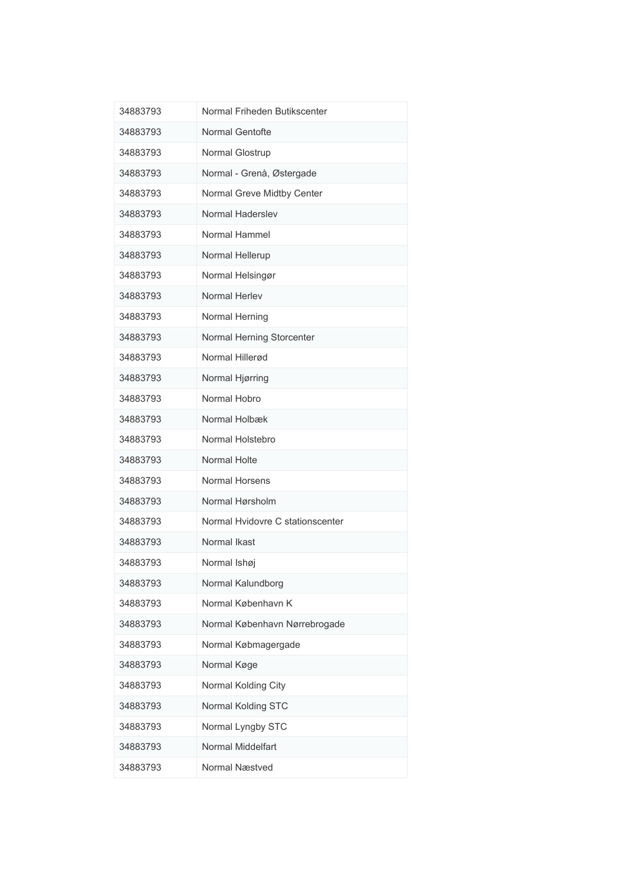| | |
|---|---|
| 34883793 | Normal Friheden Butikscenter |
| 34883793 | Normal Gentofte |
| 34883793 | Normal Glostrup |
| 34883793 | Normal - Grenå, Østergade |
| 34883793 | Normal Greve Midtby Center |
| 34883793 | Normal Haderslev |
| 34883793 | Normal Hammel |
| 34883793 | Normal Hellerup |
| 34883793 | Normal Helsingør |
| 34883793 | Normal Herlev |
| 34883793 | Normal Herning |
| 34883793 | Normal Herning Storcenter |
| 34883793 | Normal Hillerød |
| 34883793 | Normal Hjørring |
| 34883793 | Normal Hobro |
| 34883793 | Normal Holbæk |
| 34883793 | Normal Holstebro |
| 34883793 | Normal Holte |
| 34883793 | Normal Horsens |
| 34883793 | Normal Hørsholm |
| 34883793 | Normal Hvidovre C stationscenter |
| 34883793 | Normal Ikast |
| 34883793 | Normal Ishøj |
| 34883793 | Normal Kalundborg |
| 34883793 | Normal København K |
| 34883793 | Normal København Nørrebrogade |
| 34883793 | Normal Købmagergade |
| 34883793 | Normal Køge |
| 34883793 | Normal Kolding City |
| 34883793 | Normal Kolding STC |
| 34883793 | Normal Lyngby STC |
| 34883793 | Normal Middelfart |
| 34883793 | Normal Næstved |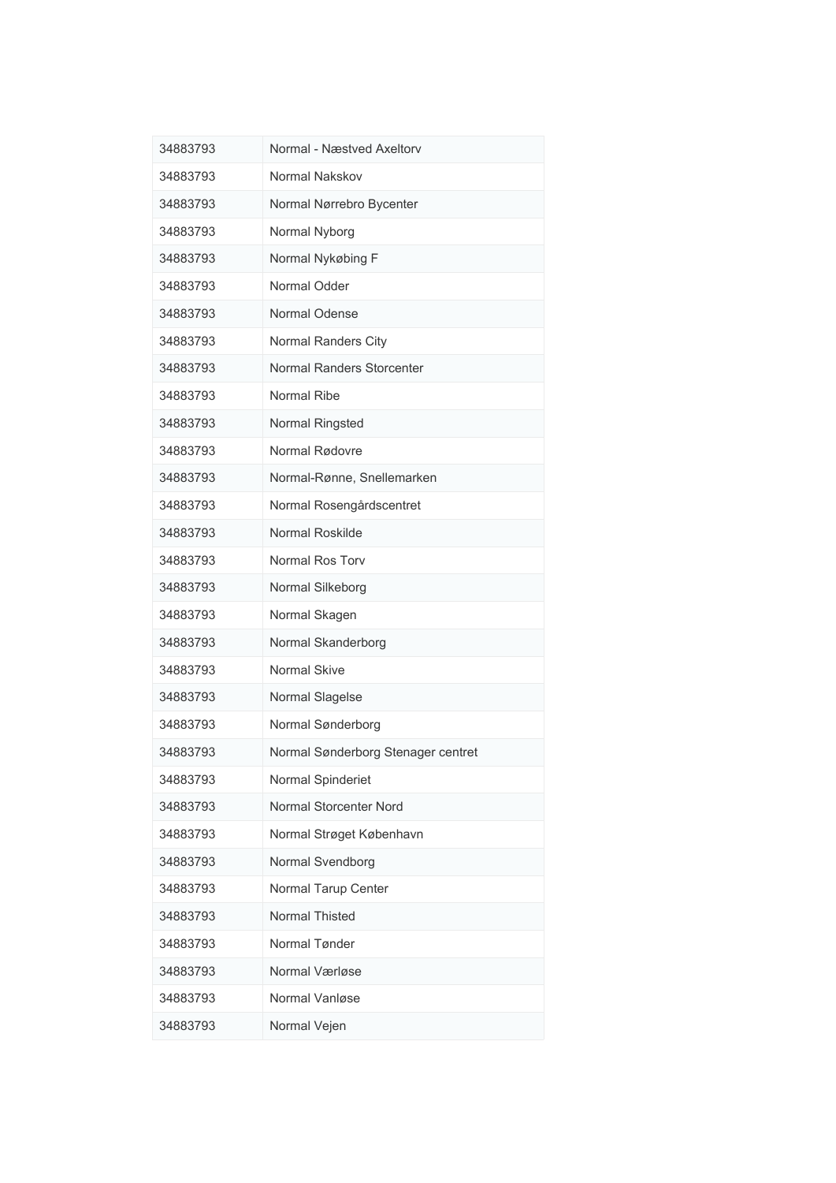| 34883793 | Normal - Næstved Axeltorv |
|---|---|
| 34883793 | Normal Nakskov |
| 34883793 | Normal Nørrebro Bycenter |
| 34883793 | Normal Nyborg |
| 34883793 | Normal Nykøbing F |
| 34883793 | Normal Odder |
| 34883793 | Normal Odense |
| 34883793 | Normal Randers City |
| 34883793 | Normal Randers Storcenter |
| 34883793 | Normal Ribe |
| 34883793 | Normal Ringsted |
| 34883793 | Normal Rødovre |
| 34883793 | Normal-Rønne, Snellemarken |
| 34883793 | Normal Rosengårdscentret |
| 34883793 | Normal Roskilde |
| 34883793 | Normal Ros Torv |
| 34883793 | Normal Silkeborg |
| 34883793 | Normal Skagen |
| 34883793 | Normal Skanderborg |
| 34883793 | Normal Skive |
| 34883793 | Normal Slagelse |
| 34883793 | Normal Sønderborg |
| 34883793 | Normal Sønderborg Stenager centret |
| 34883793 | Normal Spinderiet |
| 34883793 | Normal Storcenter Nord |
| 34883793 | Normal Strøget København |
| 34883793 | Normal Svendborg |
| 34883793 | Normal Tarup Center |
| 34883793 | Normal Thisted |
| 34883793 | Normal Tønder |
| 34883793 | Normal Værløse |
| 34883793 | Normal Vanløse |
| 34883793 | Normal Vejen |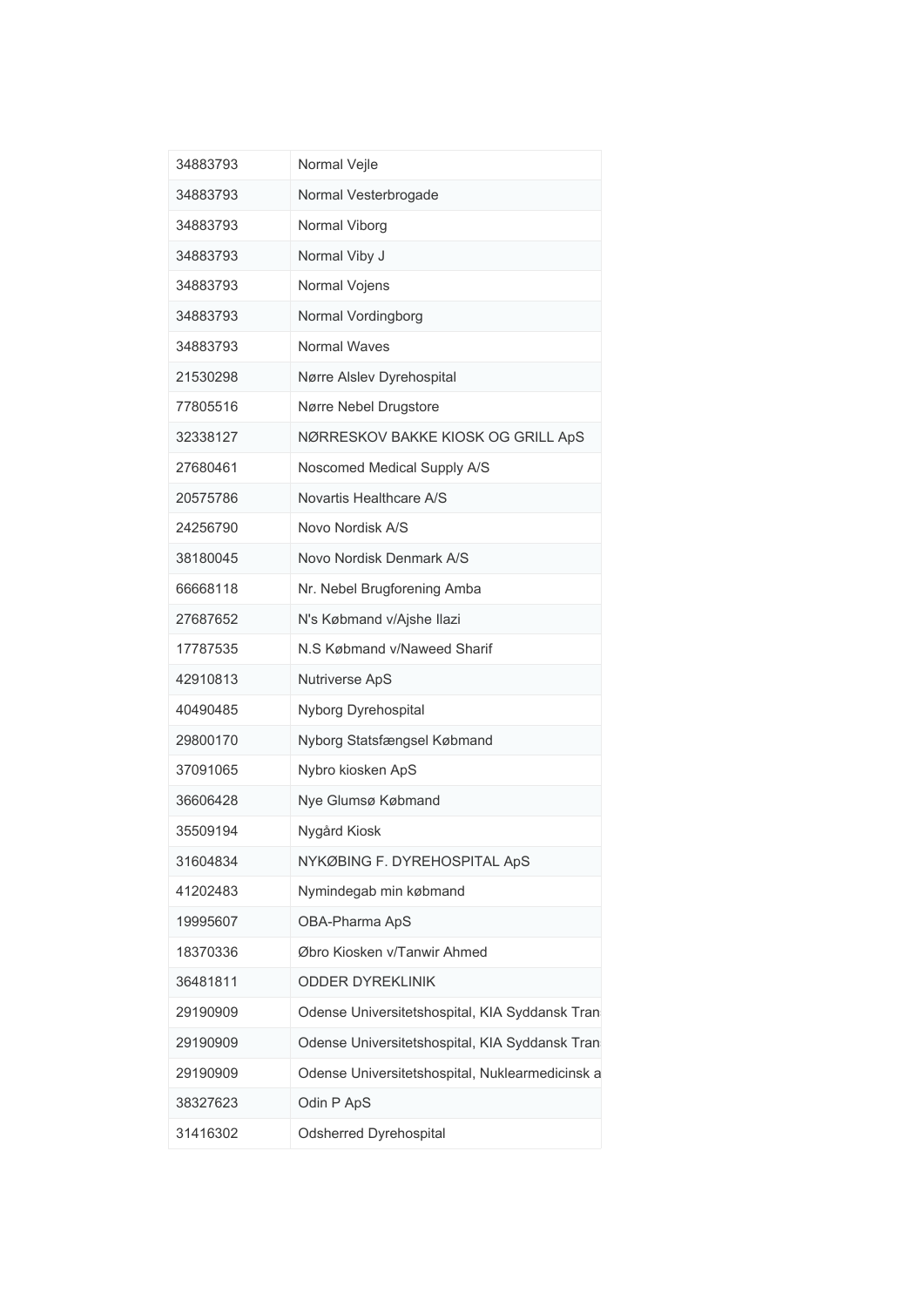| | |
|---|---|
| 34883793 | Normal Vejle |
| 34883793 | Normal Vesterbrogade |
| 34883793 | Normal Viborg |
| 34883793 | Normal Viby J |
| 34883793 | Normal Vojens |
| 34883793 | Normal Vordingborg |
| 34883793 | Normal Waves |
| 21530298 | Nørre Alslev Dyrehospital |
| 77805516 | Nørre Nebel Drugstore |
| 32338127 | NØRRESKOV BAKKE KIOSK OG GRILL ApS |
| 27680461 | Noscomed Medical Supply A/S |
| 20575786 | Novartis Healthcare A/S |
| 24256790 | Novo Nordisk A/S |
| 38180045 | Novo Nordisk Denmark A/S |
| 66668118 | Nr. Nebel Brugforening Amba |
| 27687652 | N's Købmand v/Ajshe Ilazi |
| 17787535 | N.S Købmand v/Naweed Sharif |
| 42910813 | Nutriverse ApS |
| 40490485 | Nyborg Dyrehospital |
| 29800170 | Nyborg Statsfængsel Købmand |
| 37091065 | Nybro kiosken ApS |
| 36606428 | Nye Glumsø Købmand |
| 35509194 | Nygård Kiosk |
| 31604834 | NYKØBING F. DYREHOSPITAL ApS |
| 41202483 | Nymindegab min købmand |
| 19995607 | OBA-Pharma ApS |
| 18370336 | Øbro Kiosken v/Tanwir Ahmed |
| 36481811 | ODDER DYREKLINIK |
| 29190909 | Odense Universitetshospital, KIA Syddansk Tran |
| 29190909 | Odense Universitetshospital, KIA Syddansk Tran |
| 29190909 | Odense Universitetshospital, Nuklearmedicinsk a |
| 38327623 | Odin P ApS |
| 31416302 | Odsherred Dyrehospital |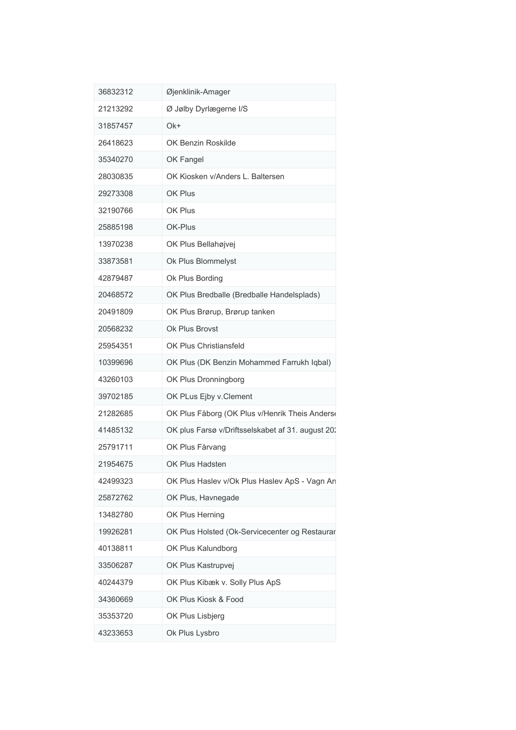| | |
|---|---|
| 36832312 | Øjenklinik-Amager |
| 21213292 | Ø Jølby Dyrlægerne I/S |
| 31857457 | Ok+ |
| 26418623 | OK Benzin Roskilde |
| 35340270 | OK Fangel |
| 28030835 | OK Kiosken v/Anders L. Baltersen |
| 29273308 | OK Plus |
| 32190766 | OK Plus |
| 25885198 | OK-Plus |
| 13970238 | OK Plus Bellahøjvej |
| 33873581 | Ok Plus Blommelyst |
| 42879487 | Ok Plus Bording |
| 20468572 | OK Plus Bredballe (Bredballe Handelsplads) |
| 20491809 | OK Plus Brørup, Brørup tanken |
| 20568232 | Ok Plus Brovst |
| 25954351 | OK Plus Christiansfeld |
| 10399696 | OK Plus (DK Benzin Mohammed Farrukh Iqbal) |
| 43260103 | OK Plus Dronningborg |
| 39702185 | OK PLus Ejby v.Clement |
| 21282685 | OK Plus Fåborg (OK Plus v/Henrik Theis Anders |
| 41485132 | OK plus Farsø v/Driftsselskabet af 31. august 20 |
| 25791711 | OK Plus Fårvang |
| 21954675 | OK Plus Hadsten |
| 42499323 | OK Plus Haslev v/Ok Plus Haslev ApS - Vagn An |
| 25872762 | OK Plus, Havnegade |
| 13482780 | OK Plus Herning |
| 19926281 | OK Plus Holsted (Ok-Servicecenter og Restaurar |
| 40138811 | OK Plus Kalundborg |
| 33506287 | OK Plus Kastrupvej |
| 40244379 | OK Plus Kibæk v. Solly Plus ApS |
| 34360669 | OK Plus Kiosk & Food |
| 35353720 | OK Plus Lisbjerg |
| 43233653 | Ok Plus Lysbro |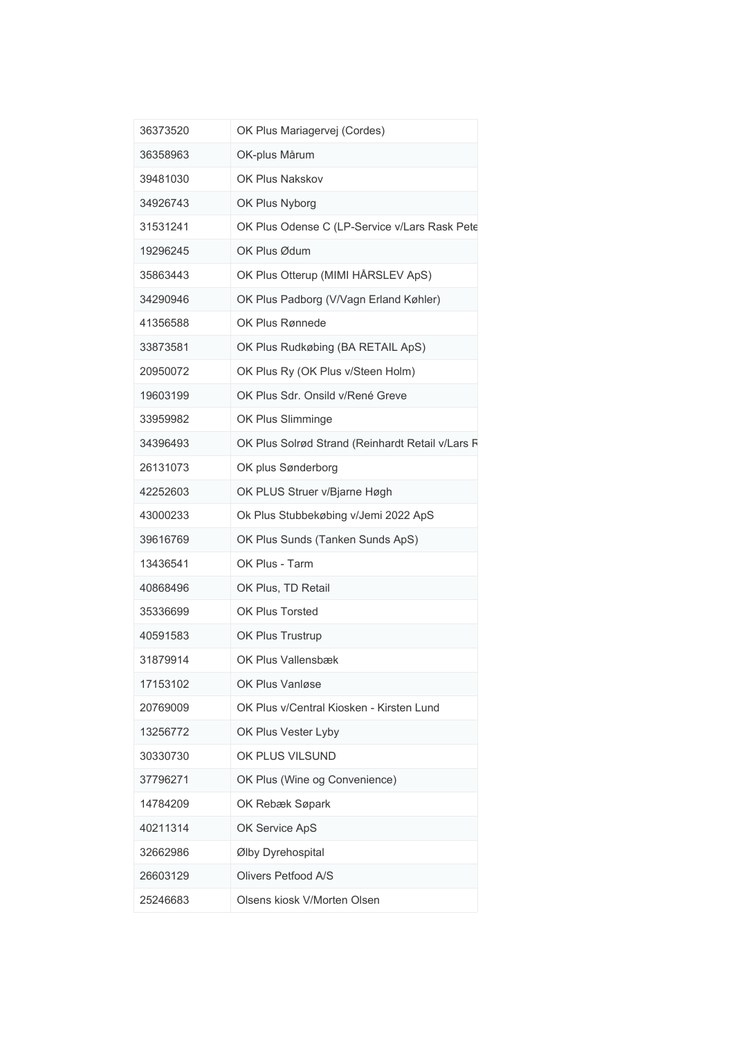| 36373520 | OK Plus Mariagervej (Cordes) |
|---|---|
| 36358963 | OK-plus Mårum |
| 39481030 | OK Plus Nakskov |
| 34926743 | OK Plus Nyborg |
| 31531241 | OK Plus Odense C (LP-Service v/Lars Rask Pete |
| 19296245 | OK Plus Ødum |
| 35863443 | OK Plus Otterup (MIMI HÅRSLEV ApS) |
| 34290946 | OK Plus Padborg (V/Vagn Erland Køhler) |
| 41356588 | OK Plus Rønnede |
| 33873581 | OK Plus Rudkøbing (BA RETAIL ApS) |
| 20950072 | OK Plus Ry (OK Plus v/Steen Holm) |
| 19603199 | OK Plus Sdr. Onsild v/René Greve |
| 33959982 | OK Plus Slimminge |
| 34396493 | OK Plus Solrød Strand (Reinhardt Retail v/Lars R |
| 26131073 | OK plus Sønderborg |
| 42252603 | OK PLUS Struer v/Bjarne Høgh |
| 43000233 | Ok Plus Stubbekøbing v/Jemi 2022 ApS |
| 39616769 | OK Plus Sunds (Tanken Sunds ApS) |
| 13436541 | OK Plus - Tarm |
| 40868496 | OK Plus, TD Retail |
| 35336699 | OK Plus Torsted |
| 40591583 | OK Plus Trustrup |
| 31879914 | OK Plus Vallensbæk |
| 17153102 | OK Plus Vanløse |
| 20769009 | OK Plus v/Central Kiosken - Kirsten Lund |
| 13256772 | OK Plus Vester Lyby |
| 30330730 | OK PLUS VILSUND |
| 37796271 | OK Plus (Wine og Convenience) |
| 14784209 | OK Rebæk Søpark |
| 40211314 | OK Service ApS |
| 32662986 | Ølby Dyrehospital |
| 26603129 | Olivers Petfood A/S |
| 25246683 | Olsens kiosk V/Morten Olsen |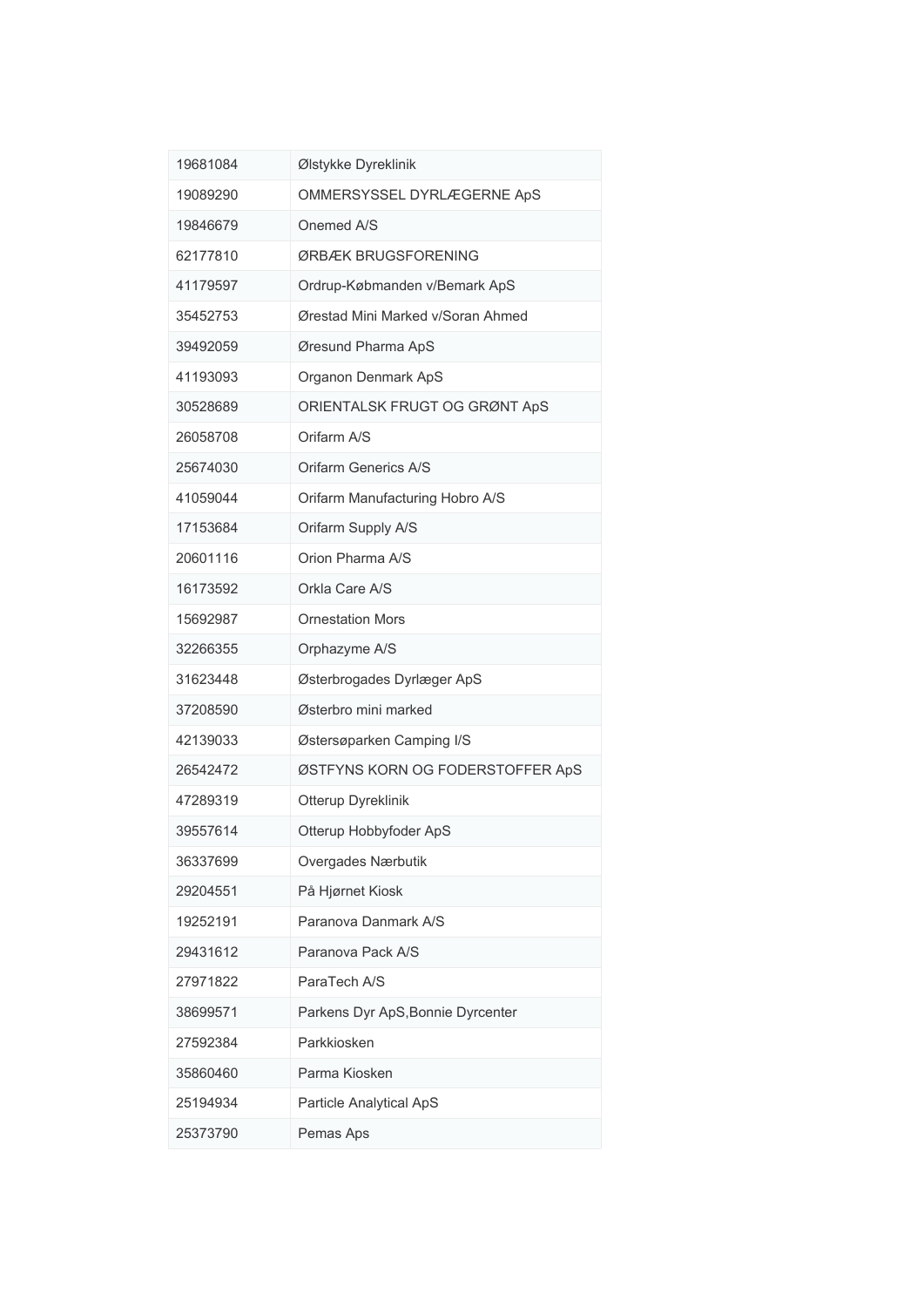| | |
|---|---|
| 19681084 | Ølstykke Dyreklinik |
| 19089290 | OMMERSYSSEL DYRLÆGERNE ApS |
| 19846679 | Onemed A/S |
| 62177810 | ØRBÆK BRUGSFORENING |
| 41179597 | Ordrup-Købmanden v/Bemark ApS |
| 35452753 | Ørestad Mini Marked v/Soran Ahmed |
| 39492059 | Øresund Pharma ApS |
| 41193093 | Organon Denmark ApS |
| 30528689 | ORIENTALSK FRUGT OG GRØNT ApS |
| 26058708 | Orifarm A/S |
| 25674030 | Orifarm Generics A/S |
| 41059044 | Orifarm Manufacturing Hobro A/S |
| 17153684 | Orifarm Supply A/S |
| 20601116 | Orion Pharma A/S |
| 16173592 | Orkla Care A/S |
| 15692987 | Ornestation Mors |
| 32266355 | Orphazyme A/S |
| 31623448 | Østerbrogades Dyrlæger ApS |
| 37208590 | Østerbro mini marked |
| 42139033 | Østersøparken Camping I/S |
| 26542472 | ØSTFYNS KORN OG FODERSTOFFER ApS |
| 47289319 | Otterup Dyreklinik |
| 39557614 | Otterup Hobbyfoder ApS |
| 36337699 | Overgades Nærbutik |
| 29204551 | På Hjørnet Kiosk |
| 19252191 | Paranova Danmark A/S |
| 29431612 | Paranova Pack A/S |
| 27971822 | ParaTech A/S |
| 38699571 | Parkens Dyr ApS,Bonnie Dyrcenter |
| 27592384 | Parkkiosken |
| 35860460 | Parma Kiosken |
| 25194934 | Particle Analytical ApS |
| 25373790 | Pemas Aps |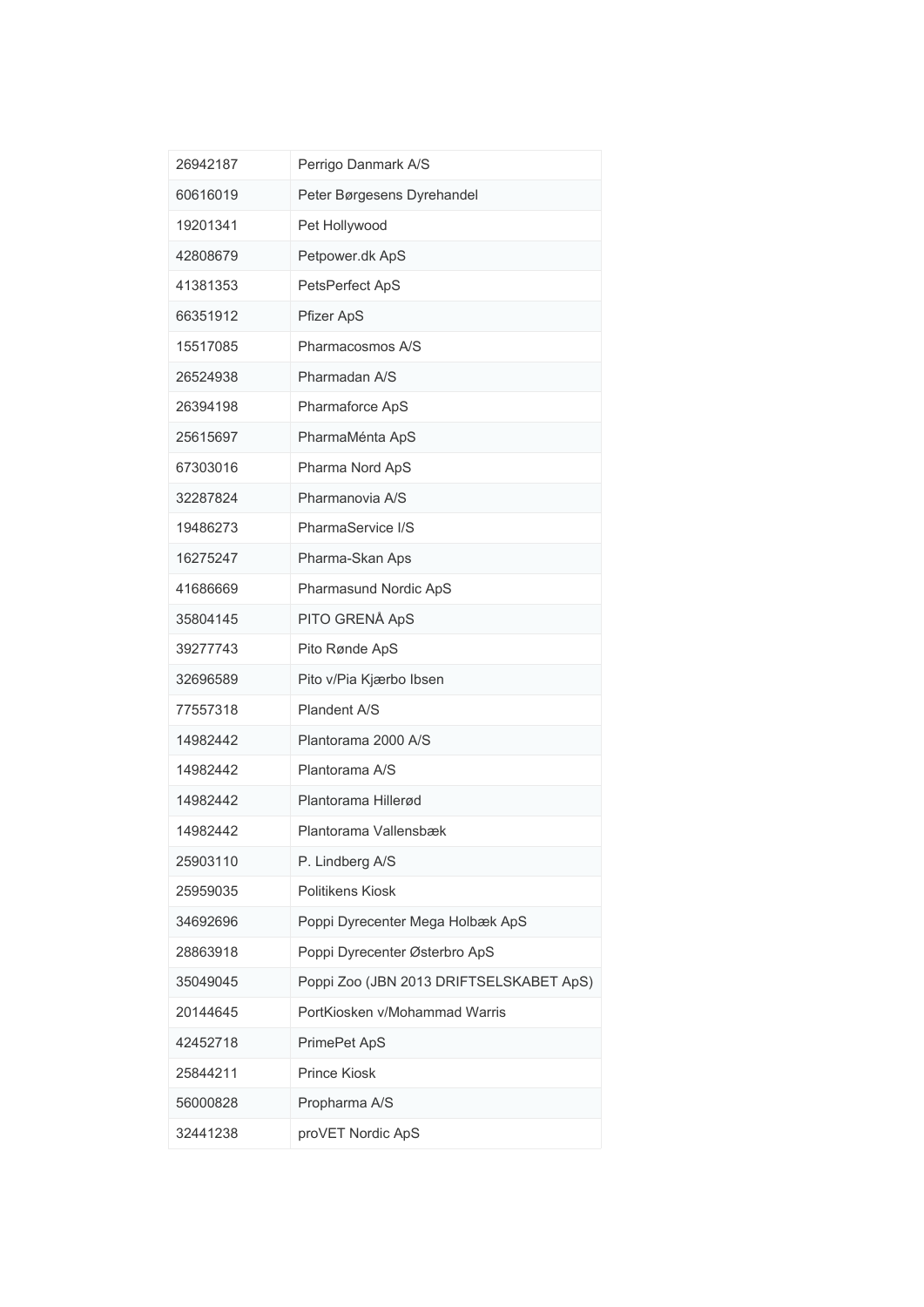| | |
|---|---|
| 26942187 | Perrigo Danmark A/S |
| 60616019 | Peter Børgesens Dyrehandel |
| 19201341 | Pet Hollywood |
| 42808679 | Petpower.dk ApS |
| 41381353 | PetsPerfect ApS |
| 66351912 | Pfizer ApS |
| 15517085 | Pharmacosmos A/S |
| 26524938 | Pharmadan A/S |
| 26394198 | Pharmaforce ApS |
| 25615697 | PharmaMénta ApS |
| 67303016 | Pharma Nord ApS |
| 32287824 | Pharmanovia A/S |
| 19486273 | PharmaService I/S |
| 16275247 | Pharma-Skan Aps |
| 41686669 | Pharmasund Nordic ApS |
| 35804145 | PITO GRENÅ ApS |
| 39277743 | Pito Rønde ApS |
| 32696589 | Pito v/Pia Kjærbo Ibsen |
| 77557318 | Plandent A/S |
| 14982442 | Plantorama 2000 A/S |
| 14982442 | Plantorama A/S |
| 14982442 | Plantorama Hillerød |
| 14982442 | Plantorama Vallensbæk |
| 25903110 | P. Lindberg A/S |
| 25959035 | Politikens Kiosk |
| 34692696 | Poppi Dyrecenter Mega Holbæk ApS |
| 28863918 | Poppi Dyrecenter Østerbro ApS |
| 35049045 | Poppi Zoo (JBN 2013 DRIFTSELSKABET ApS) |
| 20144645 | PortKiosken v/Mohammad Warris |
| 42452718 | PrimePet ApS |
| 25844211 | Prince Kiosk |
| 56000828 | Propharma A/S |
| 32441238 | proVET Nordic ApS |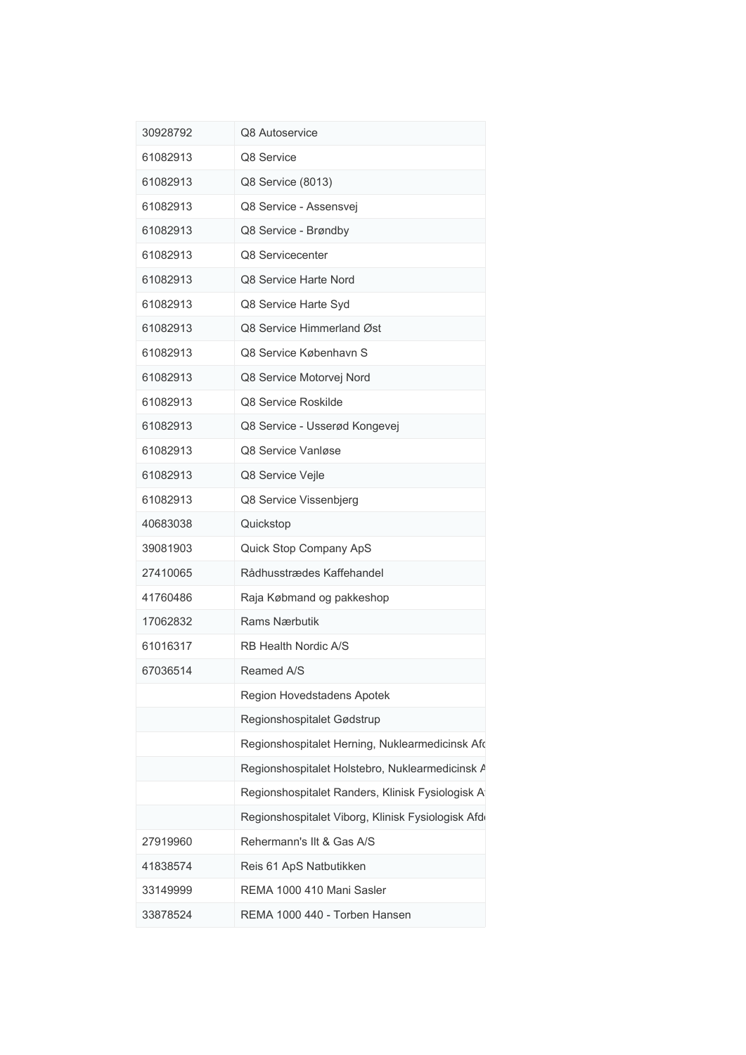| | |
|---|---|
| 30928792 | Q8 Autoservice |
| 61082913 | Q8 Service |
| 61082913 | Q8 Service (8013) |
| 61082913 | Q8 Service - Assensvej |
| 61082913 | Q8 Service - Brøndby |
| 61082913 | Q8 Servicecenter |
| 61082913 | Q8 Service Harte Nord |
| 61082913 | Q8 Service Harte Syd |
| 61082913 | Q8 Service Himmerland Øst |
| 61082913 | Q8 Service København S |
| 61082913 | Q8 Service Motorvej Nord |
| 61082913 | Q8 Service Roskilde |
| 61082913 | Q8 Service - Usserød Kongevej |
| 61082913 | Q8 Service Vanløse |
| 61082913 | Q8 Service Vejle |
| 61082913 | Q8 Service Vissenbjerg |
| 40683038 | Quickstop |
| 39081903 | Quick Stop Company ApS |
| 27410065 | Rådhusstrædes Kaffehandel |
| 41760486 | Raja Købmand og pakkeshop |
| 17062832 | Rams Nærbutik |
| 61016317 | RB Health Nordic A/S |
| 67036514 | Reamed A/S |
| | Region Hovedstadens Apotek |
| | Regionshospitalet Gødstrup |
| | Regionshospitalet Herning, Nuklearmedicinsk Afd |
| | Regionshospitalet Holstebro, Nuklearmedicinsk A |
| | Regionshospitalet Randers, Klinisk Fysiologisk A |
| | Regionshospitalet Viborg, Klinisk Fysiologisk Afd |
| 27919960 | Rehermann's Ilt & Gas A/S |
| 41838574 | Reis 61 ApS Natbutikken |
| 33149999 | REMA 1000 410 Mani Sasler |
| 33878524 | REMA 1000 440 - Torben Hansen |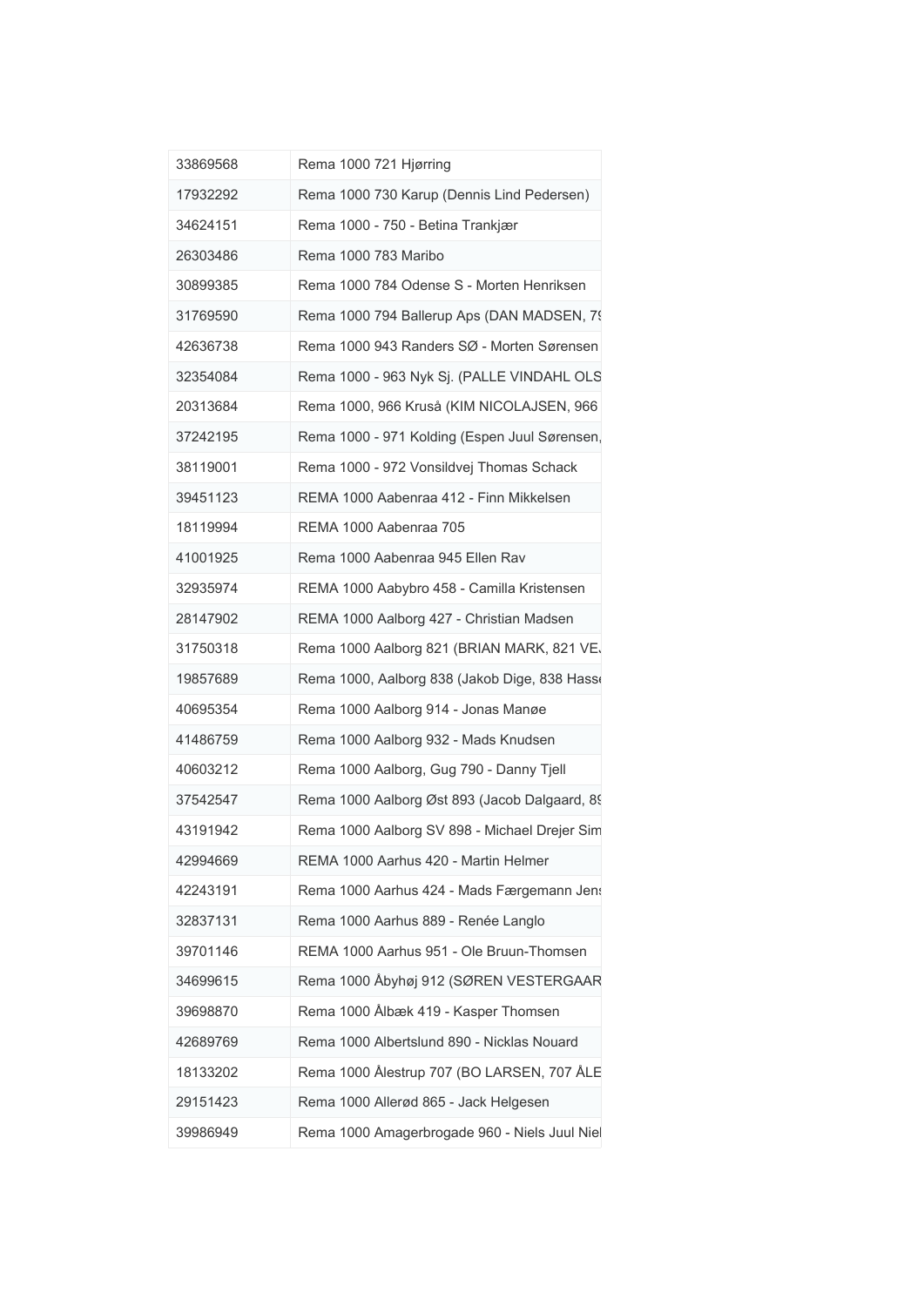| | |
|---|---|
| 33869568 | Rema 1000 721 Hjørring |
| 17932292 | Rema 1000 730 Karup (Dennis Lind Pedersen) |
| 34624151 | Rema 1000 - 750 - Betina Trankjær |
| 26303486 | Rema 1000 783 Maribo |
| 30899385 | Rema 1000 784 Odense S - Morten Henriksen |
| 31769590 | Rema 1000 794 Ballerup Aps (DAN MADSEN, 79 |
| 42636738 | Rema 1000 943 Randers SØ - Morten Sørensen |
| 32354084 | Rema 1000 - 963 Nyk Sj. (PALLE VINDAHL OLS |
| 20313684 | Rema 1000, 966 Kruså (KIM NICOLAJSEN, 966 |
| 37242195 | Rema 1000 - 971 Kolding (Espen Juul Sørensen, |
| 38119001 | Rema 1000 - 972 Vonsildvej Thomas Schack |
| 39451123 | REMA 1000 Aabenraa 412 - Finn Mikkelsen |
| 18119994 | REMA 1000 Aabenraa 705 |
| 41001925 | Rema 1000 Aabenraa 945 Ellen Rav |
| 32935974 | REMA 1000 Aabybro 458 - Camilla Kristensen |
| 28147902 | REMA 1000 Aalborg 427 - Christian Madsen |
| 31750318 | Rema 1000 Aalborg 821 (BRIAN MARK, 821 VE. |
| 19857689 | Rema 1000, Aalborg 838 (Jakob Dige, 838 Hass |
| 40695354 | Rema 1000 Aalborg 914 - Jonas Manøe |
| 41486759 | Rema 1000 Aalborg 932 - Mads Knudsen |
| 40603212 | Rema 1000 Aalborg, Gug 790 - Danny Tjell |
| 37542547 | Rema 1000 Aalborg Øst 893 (Jacob Dalgaard, 89 |
| 43191942 | Rema 1000 Aalborg SV 898 - Michael Drejer Sim |
| 42994669 | REMA 1000 Aarhus 420 - Martin Helmer |
| 42243191 | Rema 1000 Aarhus 424 - Mads Færgemann Jens |
| 32837131 | Rema 1000 Aarhus 889 - Renée Langlo |
| 39701146 | REMA 1000 Aarhus 951 - Ole Bruun-Thomsen |
| 34699615 | Rema 1000 Åbyhøj 912 (SØREN VESTERGAAR |
| 39698870 | Rema 1000 Ålbæk 419 - Kasper Thomsen |
| 42689769 | Rema 1000 Albertslund 890 - Nicklas Nouard |
| 18133202 | Rema 1000 Ålestrup 707 (BO LARSEN, 707 ÅLE |
| 29151423 | Rema 1000 Allerød 865 - Jack Helgesen |
| 39986949 | Rema 1000 Amagerbrogade 960 - Niels Juul Niel |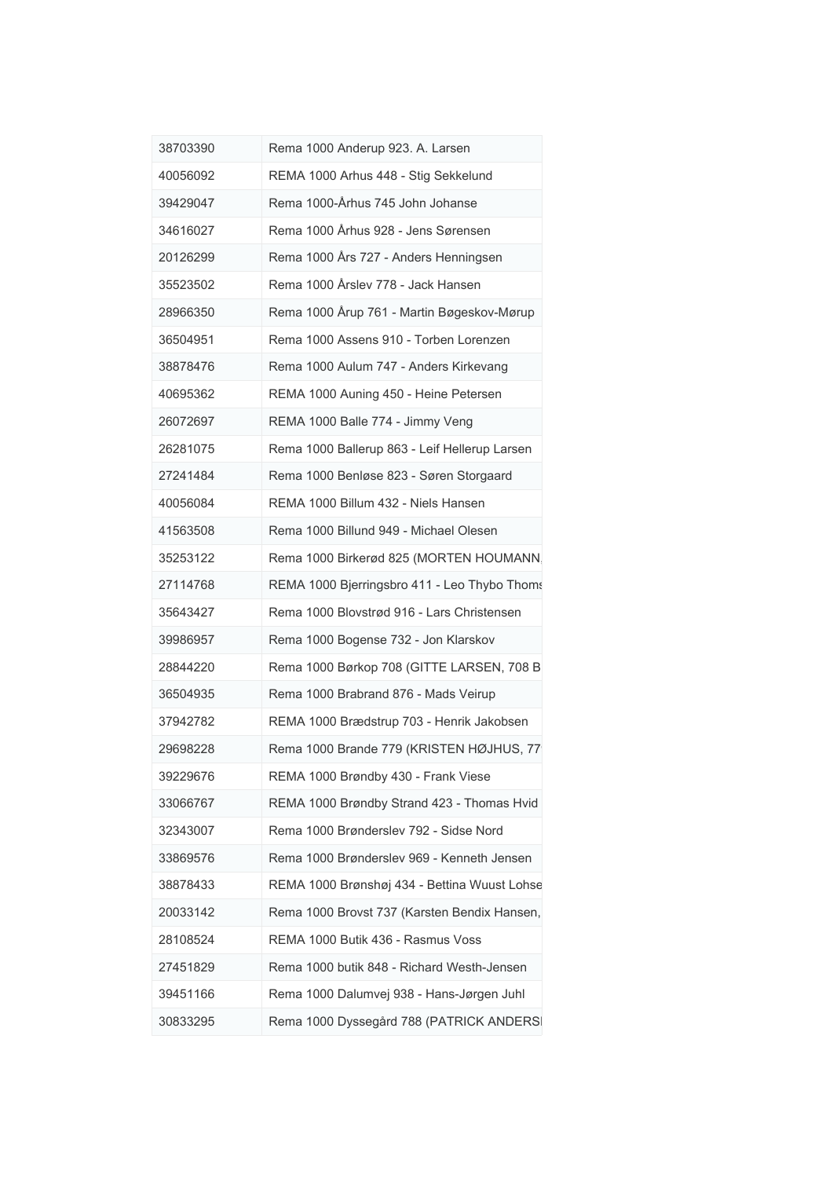| | |
|---|---|
| 38703390 | Rema 1000 Anderup 923. A. Larsen |
| 40056092 | REMA 1000 Arhus 448 - Stig Sekkelund |
| 39429047 | Rema 1000-Århus 745 John Johanse |
| 34616027 | Rema 1000 Århus 928 - Jens Sørensen |
| 20126299 | Rema 1000 Års 727 - Anders Henningsen |
| 35523502 | Rema 1000 Årslev 778 - Jack Hansen |
| 28966350 | Rema 1000 Årup 761 - Martin Bøgeskov-Mørup |
| 36504951 | Rema 1000 Assens 910 - Torben Lorenzen |
| 38878476 | Rema 1000 Aulum 747 - Anders Kirkevang |
| 40695362 | REMA 1000 Auning 450 - Heine Petersen |
| 26072697 | REMA 1000 Balle 774 - Jimmy Veng |
| 26281075 | Rema 1000 Ballerup 863 - Leif Hellerup Larsen |
| 27241484 | Rema 1000 Benløse 823 - Søren Storgaard |
| 40056084 | REMA 1000 Billum 432 - Niels Hansen |
| 41563508 | Rema 1000 Billund 949 - Michael Olesen |
| 35253122 | Rema 1000 Birkerød 825 (MORTEN HOUMANN, |
| 27114768 | REMA 1000 Bjerringsbro 411 - Leo Thybo Thoms |
| 35643427 | Rema 1000 Blovstrød 916 - Lars Christensen |
| 39986957 | Rema 1000 Bogense 732 - Jon Klarskov |
| 28844220 | Rema 1000 Børkop 708 (GITTE LARSEN, 708 B |
| 36504935 | Rema 1000 Brabrand 876 - Mads Veirup |
| 37942782 | REMA 1000 Brædstrup 703 - Henrik Jakobsen |
| 29698228 | Rema 1000 Brande 779 (KRISTEN HØJHUS, 77 |
| 39229676 | REMA 1000 Brøndby 430 - Frank Viese |
| 33066767 | REMA 1000 Brøndby Strand 423 - Thomas Hvid |
| 32343007 | Rema 1000 Brønderslev 792 - Sidse Nord |
| 33869576 | Rema 1000 Brønderslev 969 - Kenneth Jensen |
| 38878433 | REMA 1000 Brønshøj 434 - Bettina Wuust Lohse |
| 20033142 | Rema 1000 Brovst 737 (Karsten Bendix Hansen, |
| 28108524 | REMA 1000 Butik 436 - Rasmus Voss |
| 27451829 | Rema 1000 butik 848 - Richard Westh-Jensen |
| 39451166 | Rema 1000 Dalumvej 938 - Hans-Jørgen Juhl |
| 30833295 | Rema 1000 Dyssegård 788 (PATRICK ANDERSI |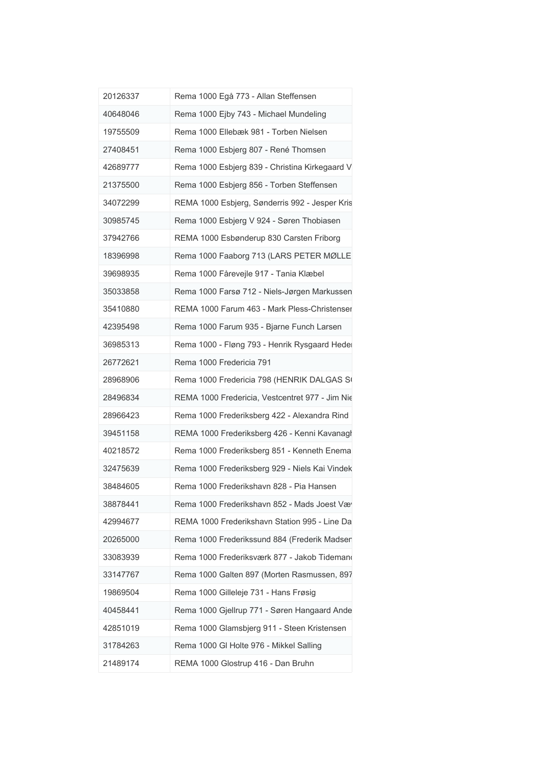| | |
|---|---|
| 20126337 | Rema 1000 Egå 773 - Allan Steffensen |
| 40648046 | Rema 1000 Ejby 743 - Michael Mundeling |
| 19755509 | Rema 1000 Ellebæk 981 - Torben Nielsen |
| 27408451 | Rema 1000 Esbjerg 807 - René Thomsen |
| 42689777 | Rema 1000 Esbjerg 839 - Christina Kirkegaard V |
| 21375500 | Rema 1000 Esbjerg 856 - Torben Steffensen |
| 34072299 | REMA 1000 Esbjerg, Sønderris 992 - Jesper Kris |
| 30985745 | Rema 1000 Esbjerg V 924 - Søren Thobiasen |
| 37942766 | REMA 1000 Esbønderup 830 Carsten Friborg |
| 18396998 | Rema 1000 Faaborg 713 (LARS PETER MØLLE |
| 39698935 | Rema 1000 Fårevejle 917 - Tania Klæbel |
| 35033858 | Rema 1000 Farsø 712 - Niels-Jørgen Markussen |
| 35410880 | REMA 1000 Farum 463 - Mark Pless-Christenser |
| 42395498 | Rema 1000 Farum 935 - Bjarne Funch Larsen |
| 36985313 | Rema 1000 - Fløng 793 - Henrik Rysgaard Heder |
| 26772621 | Rema 1000 Fredericia 791 |
| 28968906 | Rema 1000 Fredericia 798 (HENRIK DALGAS S( |
| 28496834 | REMA 1000 Fredericia, Vestcentret 977 - Jim Nie |
| 28966423 | Rema 1000 Frederiksberg 422 - Alexandra Rind |
| 39451158 | REMA 1000 Frederiksberg 426 - Kenni Kavanagh |
| 40218572 | Rema 1000 Frederiksberg 851 - Kenneth Enema |
| 32475639 | Rema 1000 Frederiksberg 929 - Niels Kai Vindek |
| 38484605 | Rema 1000 Frederikshavn 828 - Pia Hansen |
| 38878441 | Rema 1000 Frederikshavn 852 - Mads Joest Væ |
| 42994677 | REMA 1000 Frederikshavn Station 995 - Line Da |
| 20265000 | Rema 1000 Frederikssund 884 (Frederik Madsen |
| 33083939 | Rema 1000 Frederiksværk 877 - Jakob Tidemand |
| 33147767 | Rema 1000 Galten 897 (Morten Rasmussen, 897 |
| 19869504 | Rema 1000 Gilleleje 731 - Hans Frøsig |
| 40458441 | Rema 1000 Gjellrup 771 - Søren Hangaard Ande |
| 42851019 | Rema 1000 Glamsbjerg 911 - Steen Kristensen |
| 31784263 | Rema 1000 Gl Holte 976 - Mikkel Salling |
| 21489174 | REMA 1000 Glostrup 416 - Dan Bruhn |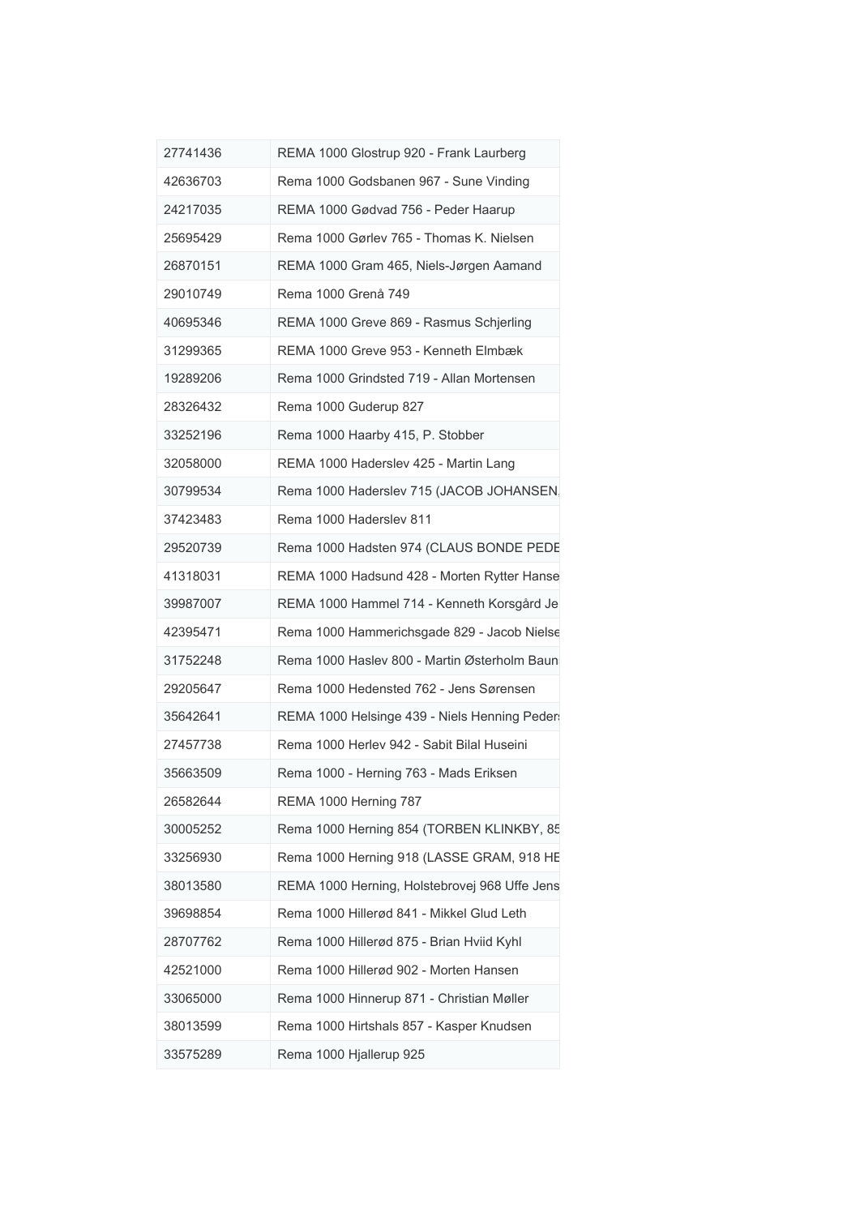| | |
|---|---|
| 27741436 | REMA 1000 Glostrup 920 - Frank Laurberg |
| 42636703 | Rema 1000 Godsbanen 967 - Sune Vinding |
| 24217035 | REMA 1000 Gødvad 756 - Peder Haarup |
| 25695429 | Rema 1000 Gørlev 765 - Thomas K. Nielsen |
| 26870151 | REMA 1000 Gram 465, Niels-Jørgen Aamand |
| 29010749 | Rema 1000 Grenå 749 |
| 40695346 | REMA 1000 Greve 869 - Rasmus Schjerling |
| 31299365 | REMA 1000 Greve 953 - Kenneth Elmbæk |
| 19289206 | Rema 1000 Grindsted 719 - Allan Mortensen |
| 28326432 | Rema 1000 Guderup 827 |
| 33252196 | Rema 1000 Haarby 415, P. Stobber |
| 32058000 | REMA 1000 Haderslev 425 - Martin Lang |
| 30799534 | Rema 1000 Haderslev 715 (JACOB JOHANSEN, |
| 37423483 | Rema 1000 Haderslev 811 |
| 29520739 | Rema 1000 Hadsten 974 (CLAUS BONDE PEDE |
| 41318031 | REMA 1000 Hadsund 428 - Morten Rytter Hanse |
| 39987007 | REMA 1000 Hammel 714 - Kenneth Korsgård Je |
| 42395471 | Rema 1000 Hammerichsgade 829 - Jacob Nielse |
| 31752248 | Rema 1000 Haslev 800 - Martin Østerholm Baun |
| 29205647 | Rema 1000 Hedensted 762 - Jens Sørensen |
| 35642641 | REMA 1000 Helsinge 439 - Niels Henning Peders |
| 27457738 | Rema 1000 Herlev 942 - Sabit Bilal Huseini |
| 35663509 | Rema 1000 - Herning 763 - Mads Eriksen |
| 26582644 | REMA 1000 Herning 787 |
| 30005252 | Rema 1000 Herning 854 (TORBEN KLINKBY, 85 |
| 33256930 | Rema 1000 Herning 918 (LASSE GRAM, 918 HE |
| 38013580 | REMA 1000 Herning, Holstebrovej 968 Uffe Jens |
| 39698854 | Rema 1000 Hillerød 841 - Mikkel Glud Leth |
| 28707762 | Rema 1000 Hillerød 875 - Brian Hviid Kyhl |
| 42521000 | Rema 1000 Hillerød 902 - Morten Hansen |
| 33065000 | Rema 1000 Hinnerup 871 - Christian Møller |
| 38013599 | Rema 1000 Hirtshals 857 - Kasper Knudsen |
| 33575289 | Rema 1000 Hjallerup 925 |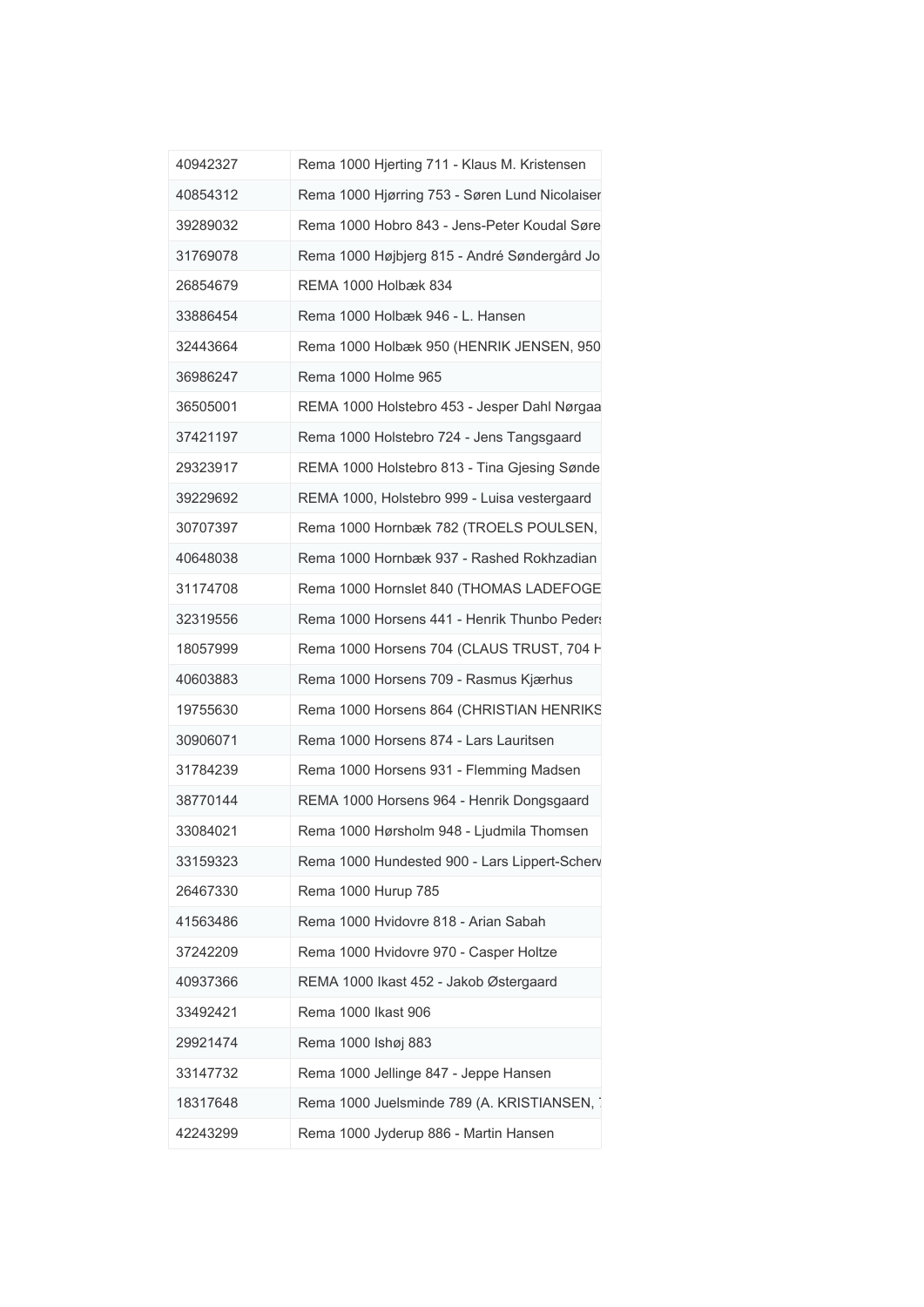| | |
|---|---|
| 40942327 | Rema 1000 Hjerting 711 - Klaus M. Kristensen |
| 40854312 | Rema 1000 Hjørring 753 - Søren Lund Nicolaiser |
| 39289032 | Rema 1000 Hobro 843 - Jens-Peter Koudal Søre |
| 31769078 | Rema 1000 Højbjerg 815 - André Søndergård Jo |
| 26854679 | REMA 1000 Holbæk 834 |
| 33886454 | Rema 1000 Holbæk 946 - L. Hansen |
| 32443664 | Rema 1000 Holbæk 950 (HENRIK JENSEN, 950 |
| 36986247 | Rema 1000 Holme 965 |
| 36505001 | REMA 1000 Holstebro 453 - Jesper Dahl Nørgaa |
| 37421197 | Rema 1000 Holstebro 724 - Jens Tangsgaard |
| 29323917 | REMA 1000 Holstebro 813 - Tina Gjesing Sønde |
| 39229692 | REMA 1000, Holstebro 999 - Luisa vestergaard |
| 30707397 | Rema 1000 Hornbæk 782 (TROELS POULSEN, |
| 40648038 | Rema 1000 Hornbæk 937 - Rashed Rokhzadian |
| 31174708 | Rema 1000 Hornslet 840 (THOMAS LADEFOGE |
| 32319556 | Rema 1000 Horsens 441 - Henrik Thunbo Peders |
| 18057999 | Rema 1000 Horsens 704 (CLAUS TRUST, 704 H |
| 40603883 | Rema 1000 Horsens 709 - Rasmus Kjærhus |
| 19755630 | Rema 1000 Horsens 864 (CHRISTIAN HENRIKS |
| 30906071 | Rema 1000 Horsens 874 - Lars Lauritsen |
| 31784239 | Rema 1000 Horsens 931 - Flemming Madsen |
| 38770144 | REMA 1000 Horsens 964 - Henrik Dongsgaard |
| 33084021 | Rema 1000 Hørsholm 948 - Ljudmila Thomsen |
| 33159323 | Rema 1000 Hundested 900 - Lars Lippert-Scherv |
| 26467330 | Rema 1000 Hurup 785 |
| 41563486 | Rema 1000 Hvidovre 818 - Arian Sabah |
| 37242209 | Rema 1000 Hvidovre 970 - Casper Holtze |
| 40937366 | REMA 1000 Ikast 452 - Jakob Østergaard |
| 33492421 | Rema 1000 Ikast 906 |
| 29921474 | Rema 1000 Ishøj 883 |
| 33147732 | Rema 1000 Jellinge 847 - Jeppe Hansen |
| 18317648 | Rema 1000 Juelsminde 789 (A. KRISTIANSEN, 7 |
| 42243299 | Rema 1000 Jyderup 886 - Martin Hansen |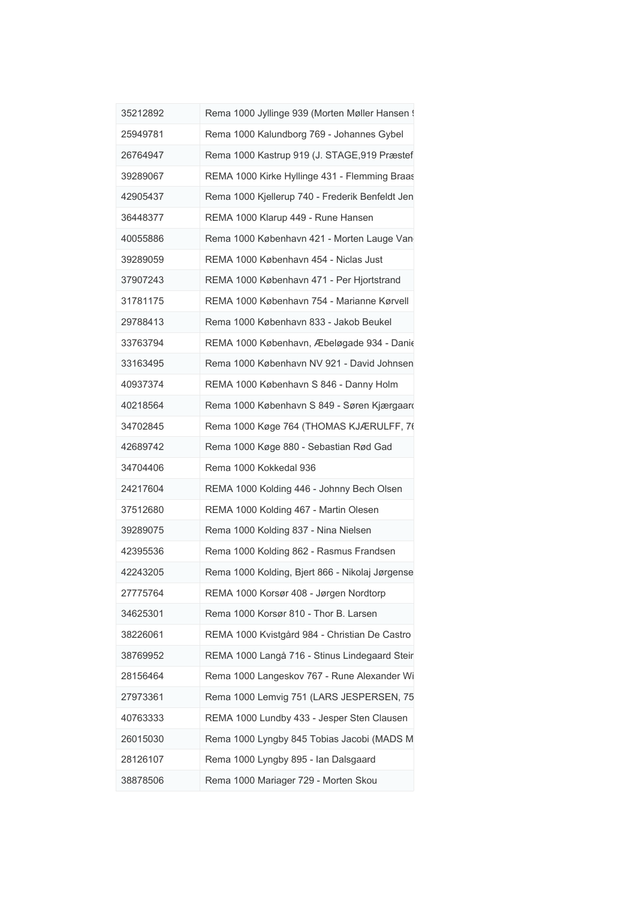| | |
|---|---|
| 35212892 | Rema 1000 Jyllinge 939 (Morten Møller Hansen 9 |
| 25949781 | Rema 1000 Kalundborg 769 - Johannes Gybel |
| 26764947 | Rema 1000 Kastrup 919 (J. STAGE,919 Præstef |
| 39289067 | REMA 1000 Kirke Hyllinge 431 - Flemming Braas |
| 42905437 | Rema 1000 Kjellerup 740 - Frederik Benfeldt Jen |
| 36448377 | REMA 1000 Klarup 449 - Rune Hansen |
| 40055886 | Rema 1000 København 421 - Morten Lauge Van |
| 39289059 | REMA 1000 København 454 - Niclas Just |
| 37907243 | REMA 1000 København 471 - Per Hjortstrand |
| 31781175 | REMA 1000 København 754 - Marianne Kørvell |
| 29788413 | Rema 1000 København 833 - Jakob Beukel |
| 33763794 | REMA 1000 København, Æbeløgade 934 - Danie |
| 33163495 | Rema 1000 København NV 921 - David Johnsen |
| 40937374 | REMA 1000 København S 846 - Danny Holm |
| 40218564 | Rema 1000 København S 849 - Søren Kjærgaard |
| 34702845 | Rema 1000 Køge 764 (THOMAS KJÆRULFF, 76 |
| 42689742 | Rema 1000 Køge 880 - Sebastian Rød Gad |
| 34704406 | Rema 1000 Kokkedal 936 |
| 24217604 | REMA 1000 Kolding 446 - Johnny Bech Olsen |
| 37512680 | REMA 1000 Kolding 467 - Martin Olesen |
| 39289075 | Rema 1000 Kolding 837 - Nina Nielsen |
| 42395536 | Rema 1000 Kolding 862 - Rasmus Frandsen |
| 42243205 | Rema 1000 Kolding, Bjert 866 - Nikolaj Jørgense |
| 27775764 | REMA 1000 Korsør 408 - Jørgen Nordtorp |
| 34625301 | Rema 1000 Korsør 810 - Thor B. Larsen |
| 38226061 | REMA 1000 Kvistgård 984 - Christian De Castro |
| 38769952 | REMA 1000 Langå 716 - Stinus Lindegaard Stein |
| 28156464 | Rema 1000 Langeskov 767 - Rune Alexander Wi |
| 27973361 | Rema 1000 Lemvig 751 (LARS JESPERSEN, 75 |
| 40763333 | REMA 1000 Lundby 433 - Jesper Sten Clausen |
| 26015030 | Rema 1000 Lyngby 845 Tobias Jacobi (MADS M |
| 28126107 | Rema 1000 Lyngby 895 - Ian Dalsgaard |
| 38878506 | Rema 1000 Mariager 729 - Morten Skou |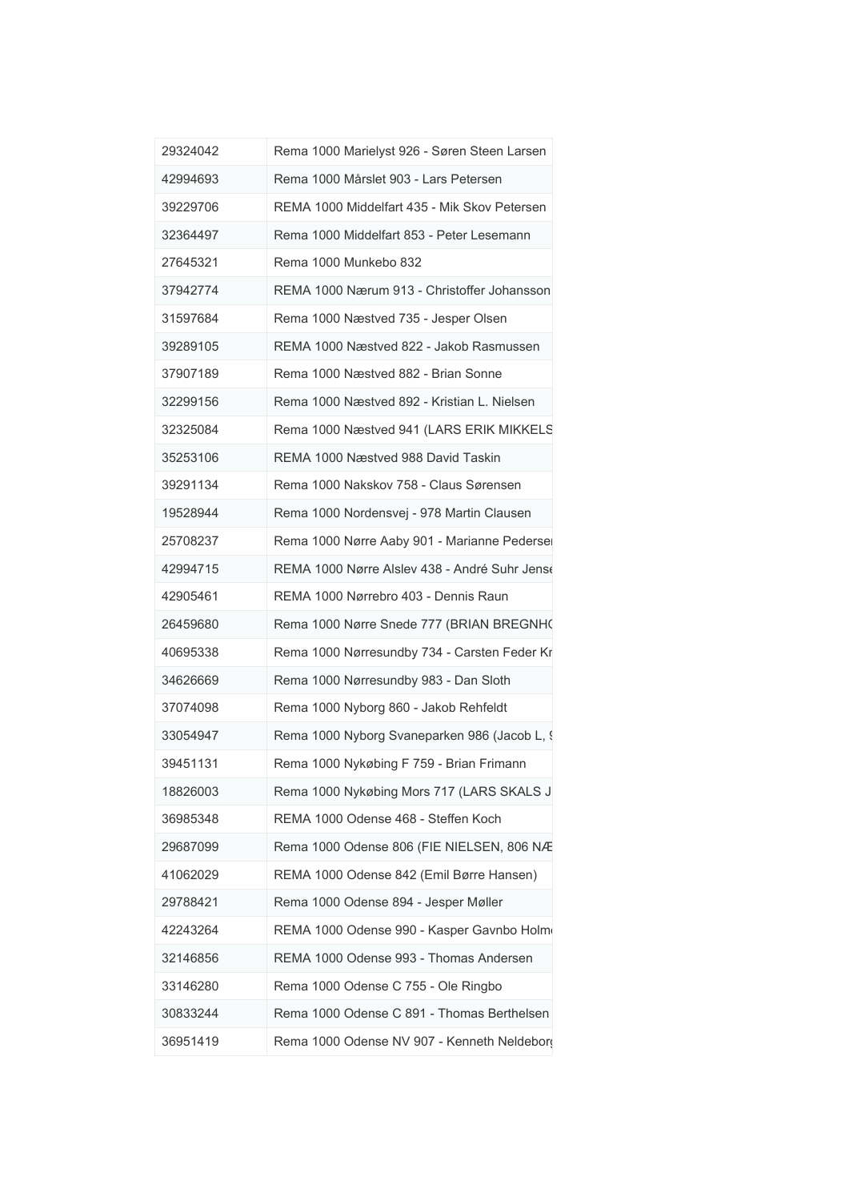| | |
|---|---|
| 29324042 | Rema 1000 Marielyst 926 - Søren Steen Larsen |
| 42994693 | Rema 1000 Mårslet 903 - Lars Petersen |
| 39229706 | REMA 1000 Middelfart 435 - Mik Skov Petersen |
| 32364497 | Rema 1000 Middelfart 853 - Peter Lesemann |
| 27645321 | Rema 1000 Munkebo 832 |
| 37942774 | REMA 1000 Nærum 913 - Christoffer Johansson |
| 31597684 | Rema 1000 Næstved 735 - Jesper Olsen |
| 39289105 | REMA 1000 Næstved 822 - Jakob Rasmussen |
| 37907189 | Rema 1000 Næstved 882 - Brian Sonne |
| 32299156 | Rema 1000 Næstved 892 - Kristian L. Nielsen |
| 32325084 | Rema 1000 Næstved 941 (LARS ERIK MIKKELS |
| 35253106 | REMA 1000 Næstved 988 David Taskin |
| 39291134 | Rema 1000 Nakskov 758 - Claus Sørensen |
| 19528944 | Rema 1000 Nordensvej - 978 Martin Clausen |
| 25708237 | Rema 1000 Nørre Aaby 901 - Marianne Pederse |
| 42994715 | REMA 1000 Nørre Alslev 438 - André Suhr Jense |
| 42905461 | REMA 1000 Nørrebro 403 - Dennis Raun |
| 26459680 | Rema 1000 Nørre Snede 777 (BRIAN BREGNH |
| 40695338 | Rema 1000 Nørresundby 734 - Carsten Feder Kr |
| 34626669 | Rema 1000 Nørresundby 983 - Dan Sloth |
| 37074098 | Rema 1000 Nyborg 860 - Jakob Rehfeldt |
| 33054947 | Rema 1000 Nyborg Svaneparken 986 (Jacob L, |
| 39451131 | Rema 1000 Nykøbing F 759 - Brian Frimann |
| 18826003 | Rema 1000 Nykøbing Mors 717 (LARS SKALS J |
| 36985348 | REMA 1000 Odense 468 - Steffen Koch |
| 29687099 | Rema 1000 Odense 806 (FIE NIELSEN, 806 NÆ |
| 41062029 | REMA 1000 Odense 842 (Emil Børre Hansen) |
| 29788421 | Rema 1000 Odense 894 - Jesper Møller |
| 42243264 | REMA 1000 Odense 990 - Kasper Gavnbo Holm |
| 32146856 | REMA 1000 Odense 993 - Thomas Andersen |
| 33146280 | Rema 1000 Odense C 755 - Ole Ringbo |
| 30833244 | Rema 1000 Odense C 891 - Thomas Berthelsen |
| 36951419 | Rema 1000 Odense NV 907 - Kenneth Neldebor |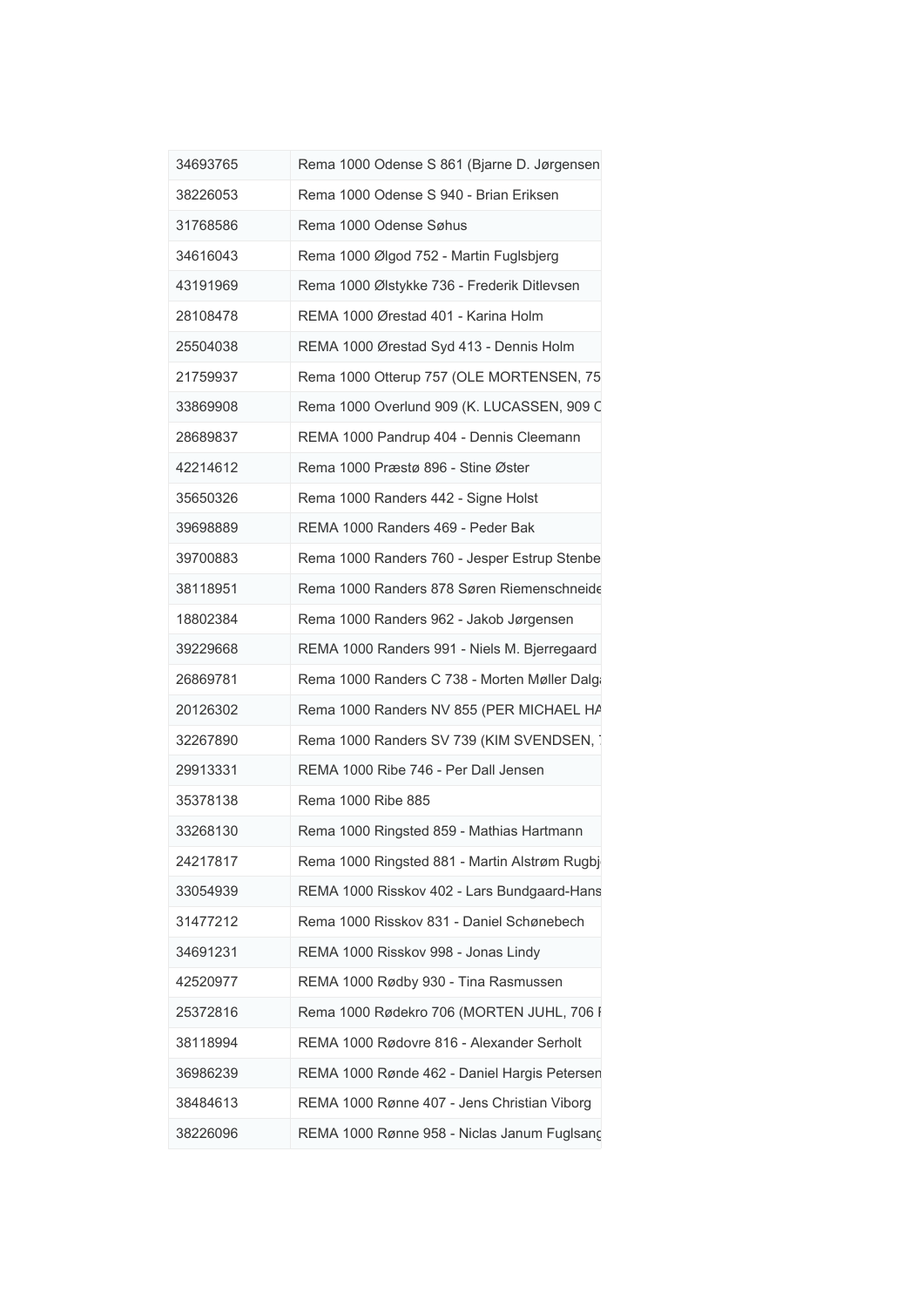| | |
|---|---|
| 34693765 | Rema 1000 Odense S 861 (Bjarne D. Jørgensen |
| 38226053 | Rema 1000 Odense S 940 - Brian Eriksen |
| 31768586 | Rema 1000 Odense Søhus |
| 34616043 | Rema 1000 Ølgod 752 - Martin Fuglsbjerg |
| 43191969 | Rema 1000 Ølstykke 736 - Frederik Ditlevsen |
| 28108478 | REMA 1000 Ørestad 401 - Karina Holm |
| 25504038 | REMA 1000 Ørestad Syd 413 - Dennis Holm |
| 21759937 | Rema 1000 Otterup 757 (OLE MORTENSEN, 75 |
| 33869908 | Rema 1000 Overlund 909 (K. LUCASSEN, 909 C |
| 28689837 | REMA 1000 Pandrup 404 - Dennis Cleemann |
| 42214612 | Rema 1000 Præstø 896 - Stine Øster |
| 35650326 | Rema 1000 Randers 442 - Signe Holst |
| 39698889 | REMA 1000 Randers 469 - Peder Bak |
| 39700883 | Rema 1000 Randers 760 - Jesper Estrup Stenbe |
| 38118951 | Rema 1000 Randers 878 Søren Riemenschneide |
| 18802384 | Rema 1000 Randers 962 - Jakob Jørgensen |
| 39229668 | REMA 1000 Randers 991 - Niels M. Bjerregaard |
| 26869781 | Rema 1000 Randers C 738 - Morten Møller Dalg |
| 20126302 | Rema 1000 Randers NV 855 (PER MICHAEL HA |
| 32267890 | Rema 1000 Randers SV 739 (KIM SVENDSEN, 7 |
| 29913331 | REMA 1000 Ribe 746 - Per Dall Jensen |
| 35378138 | Rema 1000 Ribe 885 |
| 33268130 | Rema 1000 Ringsted 859 - Mathias Hartmann |
| 24217817 | Rema 1000 Ringsted 881 - Martin Alstrøm Rugbj |
| 33054939 | REMA 1000 Risskov 402 - Lars Bundgaard-Hans |
| 31477212 | Rema 1000 Risskov 831 - Daniel Schønebech |
| 34691231 | REMA 1000 Risskov 998 - Jonas Lindy |
| 42520977 | REMA 1000 Rødby 930 - Tina Rasmussen |
| 25372816 | Rema 1000 Rødekro 706 (MORTEN JUHL, 706 F |
| 38118994 | REMA 1000 Rødovre 816 - Alexander Serholt |
| 36986239 | REMA 1000 Rønde 462 - Daniel Hargis Petersen |
| 38484613 | REMA 1000 Rønne 407 - Jens Christian Viborg |
| 38226096 | REMA 1000 Rønne 958 - Niclas Janum Fuglsang |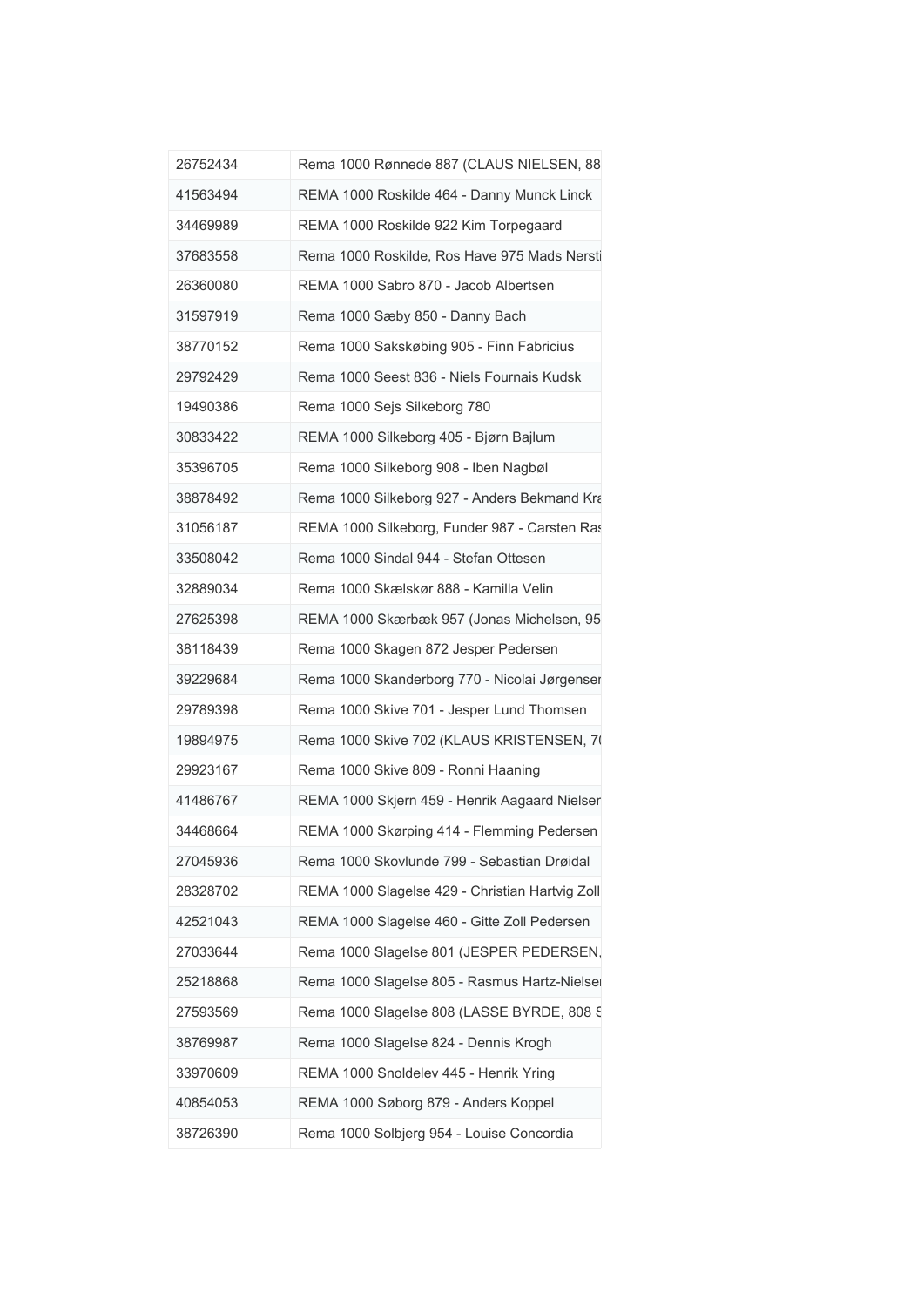| | |
|---|---|
| 26752434 | Rema 1000 Rønnede 887 (CLAUS NIELSEN, 88 |
| 41563494 | REMA 1000 Roskilde 464 - Danny Munck Linck |
| 34469989 | REMA 1000 Roskilde 922 Kim Torpegaard |
| 37683558 | Rema 1000 Roskilde, Ros Have 975 Mads Nersti |
| 26360080 | REMA 1000 Sabro 870 - Jacob Albertsen |
| 31597919 | Rema 1000 Sæby 850 - Danny Bach |
| 38770152 | Rema 1000 Sakskøbing 905 - Finn Fabricius |
| 29792429 | Rema 1000 Seest 836 - Niels Fournais Kudsk |
| 19490386 | Rema 1000 Sejs Silkeborg 780 |
| 30833422 | REMA 1000 Silkeborg 405 - Bjørn Bajlum |
| 35396705 | Rema 1000 Silkeborg 908 - Iben Nagbøl |
| 38878492 | Rema 1000 Silkeborg 927 - Anders Bekmand Kra |
| 31056187 | REMA 1000 Silkeborg, Funder 987 - Carsten Ras |
| 33508042 | Rema 1000 Sindal 944 - Stefan Ottesen |
| 32889034 | Rema 1000 Skælskør 888 - Kamilla Velin |
| 27625398 | REMA 1000 Skærbæk 957 (Jonas Michelsen, 95 |
| 38118439 | Rema 1000 Skagen 872 Jesper Pedersen |
| 39229684 | Rema 1000 Skanderborg 770 - Nicolai Jørgensen |
| 29789398 | Rema 1000 Skive 701 - Jesper Lund Thomsen |
| 19894975 | Rema 1000 Skive 702 (KLAUS KRISTENSEN, 70 |
| 29923167 | Rema 1000 Skive 809 - Ronni Haaning |
| 41486767 | REMA 1000 Skjern 459 - Henrik Aagaard Nielsen |
| 34468664 | REMA 1000 Skørping 414 - Flemming Pedersen |
| 27045936 | Rema 1000 Skovlunde 799 - Sebastian Drøidal |
| 28328702 | REMA 1000 Slagelse 429 - Christian Hartvig Zoll |
| 42521043 | REMA 1000 Slagelse 460 - Gitte Zoll Pedersen |
| 27033644 | Rema 1000 Slagelse 801 (JESPER PEDERSEN, |
| 25218868 | Rema 1000 Slagelse 805 - Rasmus Hartz-Nielsen |
| 27593569 | Rema 1000 Slagelse 808 (LASSE BYRDE, 808 S |
| 38769987 | Rema 1000 Slagelse 824 - Dennis Krogh |
| 33970609 | REMA 1000 Snoldelev 445 - Henrik Yring |
| 40854053 | REMA 1000 Søborg 879 - Anders Koppel |
| 38726390 | Rema 1000 Solbjerg 954 - Louise Concordia |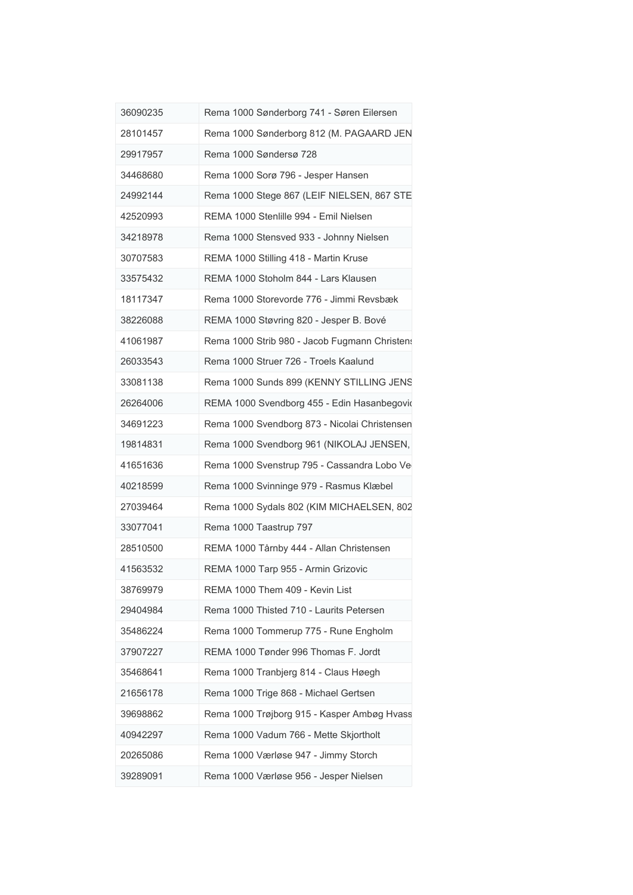| | |
|---|---|
| 36090235 | Rema 1000 Sønderborg 741 - Søren Eilersen |
| 28101457 | Rema 1000 Sønderborg 812 (M. PAGAARD JEN |
| 29917957 | Rema 1000 Søndersø 728 |
| 34468680 | Rema 1000 Sorø 796 - Jesper Hansen |
| 24992144 | Rema 1000 Stege 867 (LEIF NIELSEN, 867 STE |
| 42520993 | REMA 1000 Stenlille 994 - Emil Nielsen |
| 34218978 | Rema 1000 Stensved 933 - Johnny Nielsen |
| 30707583 | REMA 1000 Stilling 418 - Martin Kruse |
| 33575432 | REMA 1000 Stoholm 844 - Lars Klausen |
| 18117347 | Rema 1000 Storevorde 776 - Jimmi Revsbæk |
| 38226088 | REMA 1000 Støvring 820 - Jesper B. Bové |
| 41061987 | Rema 1000 Strib 980 - Jacob Fugmann Christens |
| 26033543 | Rema 1000 Struer 726 - Troels Kaalund |
| 33081138 | Rema 1000 Sunds 899 (KENNY STILLING JENS |
| 26264006 | REMA 1000 Svendborg 455 - Edin Hasanbegovi |
| 34691223 | Rema 1000 Svendborg 873 - Nicolai Christensen |
| 19814831 | Rema 1000 Svendborg 961 (NIKOLAJ JENSEN, |
| 41651636 | Rema 1000 Svenstrup 795 - Cassandra Lobo Ve |
| 40218599 | Rema 1000 Svinninge 979 - Rasmus Klæbel |
| 27039464 | Rema 1000 Sydals 802 (KIM MICHAELSEN, 802 |
| 33077041 | Rema 1000 Taastrup 797 |
| 28510500 | REMA 1000 Tårnby 444 - Allan Christensen |
| 41563532 | REMA 1000 Tarp 955 - Armin Grizovic |
| 38769979 | REMA 1000 Them 409 - Kevin List |
| 29404984 | Rema 1000 Thisted 710 - Laurits Petersen |
| 35486224 | Rema 1000 Tommerup 775 - Rune Engholm |
| 37907227 | REMA 1000 Tønder 996 Thomas F. Jordt |
| 35468641 | Rema 1000 Tranbjerg 814 - Claus Høegh |
| 21656178 | Rema 1000 Trige 868 - Michael Gertsen |
| 39698862 | Rema 1000 Trøjborg 915 - Kasper Ambøg Hvass |
| 40942297 | Rema 1000 Vadum 766 - Mette Skjortholt |
| 20265086 | Rema 1000 Værløse 947 - Jimmy Storch |
| 39289091 | Rema 1000 Værløse 956 - Jesper Nielsen |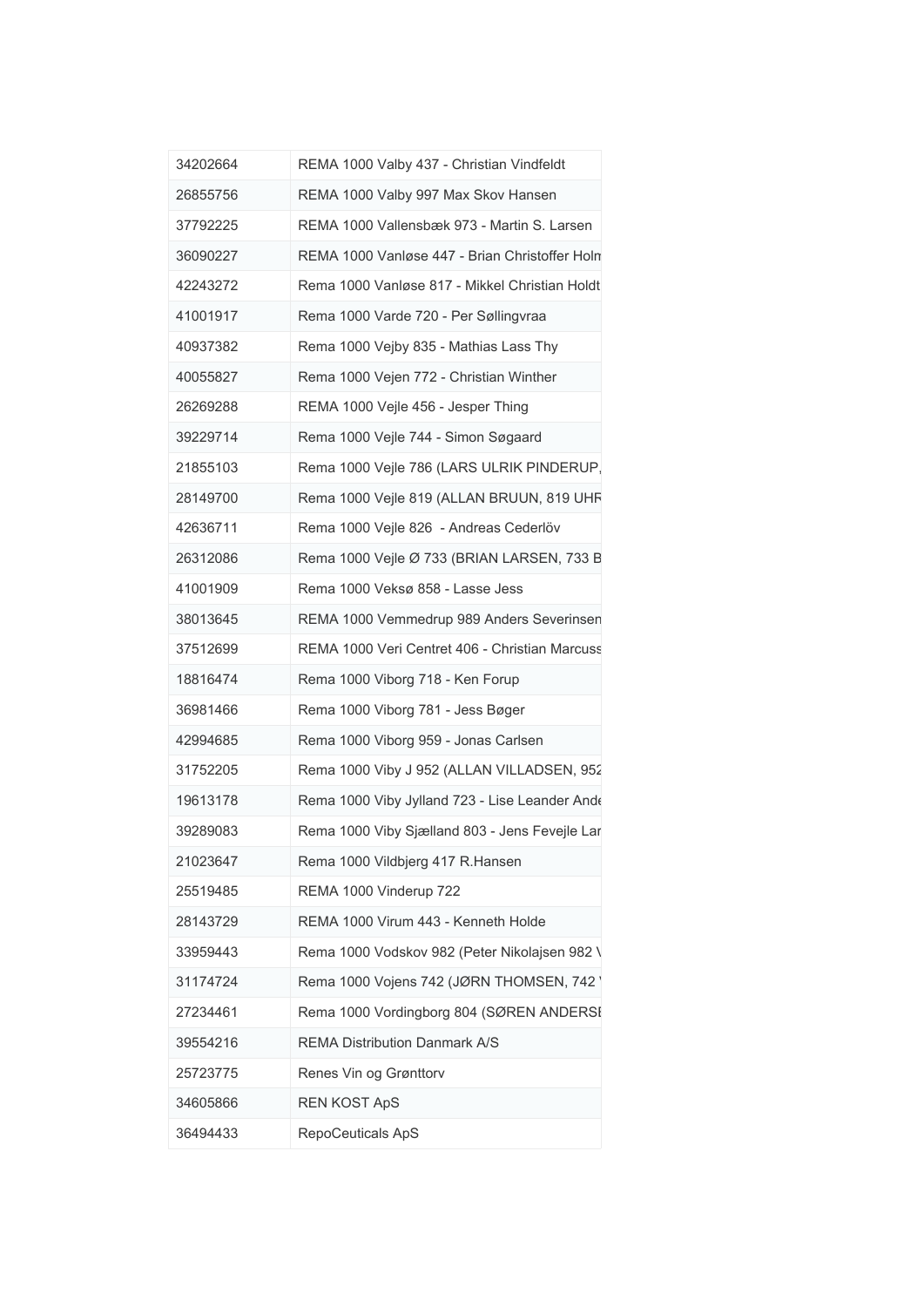| | |
|---|---|
| 34202664 | REMA 1000 Valby 437 - Christian Vindfeldt |
| 26855756 | REMA 1000 Valby 997 Max Skov Hansen |
| 37792225 | REMA 1000 Vallensbæk 973 - Martin S. Larsen |
| 36090227 | REMA 1000 Vanløse 447 - Brian Christoffer Holm |
| 42243272 | Rema 1000 Vanløse 817 - Mikkel Christian Holdt |
| 41001917 | Rema 1000 Varde 720 - Per Søllingvraa |
| 40937382 | Rema 1000 Vejby 835 - Mathias Lass Thy |
| 40055827 | Rema 1000 Vejen 772 - Christian Winther |
| 26269288 | REMA 1000 Vejle 456 - Jesper Thing |
| 39229714 | Rema 1000 Vejle 744 - Simon Søgaard |
| 21855103 | Rema 1000 Vejle 786 (LARS ULRIK PINDERUP, |
| 28149700 | Rema 1000 Vejle 819 (ALLAN BRUUN, 819 UHR |
| 42636711 | Rema 1000 Vejle 826 - Andreas Cederlöv |
| 26312086 | Rema 1000 Vejle Ø 733 (BRIAN LARSEN, 733 B |
| 41001909 | Rema 1000 Veksø 858 - Lasse Jess |
| 38013645 | REMA 1000 Vemmedrup 989 Anders Severinsen |
| 37512699 | REMA 1000 Veri Centret 406 - Christian Marcuss |
| 18816474 | Rema 1000 Viborg 718 - Ken Forup |
| 36981466 | Rema 1000 Viborg 781 - Jess Bøger |
| 42994685 | Rema 1000 Viborg 959 - Jonas Carlsen |
| 31752205 | Rema 1000 Viby J 952 (ALLAN VILLADSEN, 952 |
| 19613178 | Rema 1000 Viby Jylland 723 - Lise Leander Ande |
| 39289083 | Rema 1000 Viby Sjælland 803 - Jens Fevejle Lar |
| 21023647 | Rema 1000 Vildbjerg 417 R.Hansen |
| 25519485 | REMA 1000 Vinderup 722 |
| 28143729 | REMA 1000 Virum 443 - Kenneth Holde |
| 33959443 | Rema 1000 Vodskov 982 (Peter Nikolajsen 982 V |
| 31174724 | Rema 1000 Vojens 742 (JØRN THOMSEN, 742 V |
| 27234461 | Rema 1000 Vordingborg 804 (SØREN ANDERSE |
| 39554216 | REMA Distribution Danmark A/S |
| 25723775 | Renes Vin og Grønttorv |
| 34605866 | REN KOST ApS |
| 36494433 | RepoCeuticals ApS |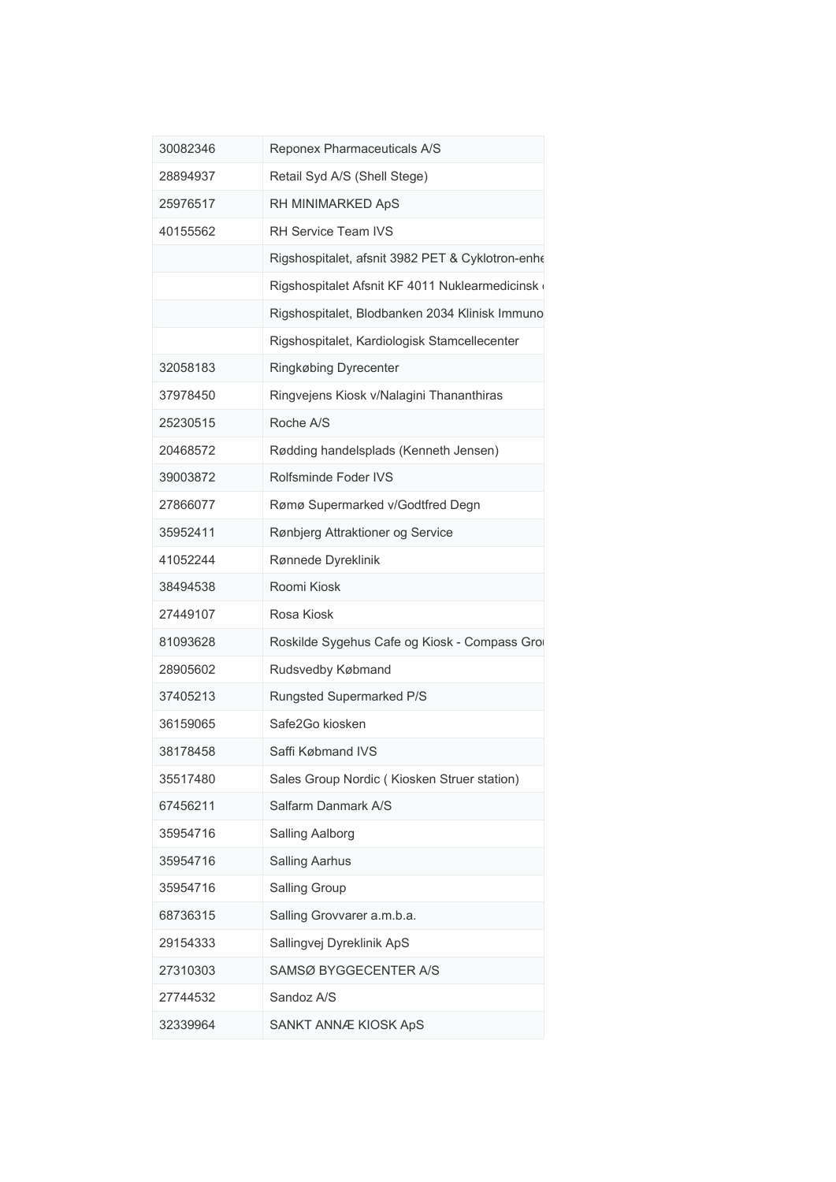| | |
|---|---|
| 30082346 | Reponex Pharmaceuticals A/S |
| 28894937 | Retail Syd A/S (Shell Stege) |
| 25976517 | RH MINIMARKED ApS |
| 40155562 | RH Service Team IVS |
| | Rigshospitalet, afsnit 3982 PET & Cyklotron-enhe |
| | Rigshospitalet Afsnit KF 4011 Nuklearmedicinsk |
| | Rigshospitalet, Blodbanken 2034 Klinisk Immuno |
| | Rigshospitalet, Kardiologisk Stamcellecenter |
| 32058183 | Ringkøbing Dyrecenter |
| 37978450 | Ringvejens Kiosk v/Nalagini Thananthiras |
| 25230515 | Roche A/S |
| 20468572 | Rødding handelsplads (Kenneth Jensen) |
| 39003872 | Rolfsminde Foder IVS |
| 27866077 | Rømø Supermarked v/Godtfred Degn |
| 35952411 | Rønbjerg Attraktioner og Service |
| 41052244 | Rønnede Dyreklinik |
| 38494538 | Roomi Kiosk |
| 27449107 | Rosa Kiosk |
| 81093628 | Roskilde Sygehus Cafe og Kiosk - Compass Grou |
| 28905602 | Rudsvedby Købmand |
| 37405213 | Rungsted Supermarked P/S |
| 36159065 | Safe2Go kiosken |
| 38178458 | Saffi Købmand IVS |
| 35517480 | Sales Group Nordic ( Kiosken Struer station) |
| 67456211 | Salfarm Danmark A/S |
| 35954716 | Salling Aalborg |
| 35954716 | Salling Aarhus |
| 35954716 | Salling Group |
| 68736315 | Salling Grovvarer a.m.b.a. |
| 29154333 | Sallingvej Dyreklinik ApS |
| 27310303 | SAMSØ BYGGECENTER A/S |
| 27744532 | Sandoz A/S |
| 32339964 | SANKT ANNÆ KIOSK ApS |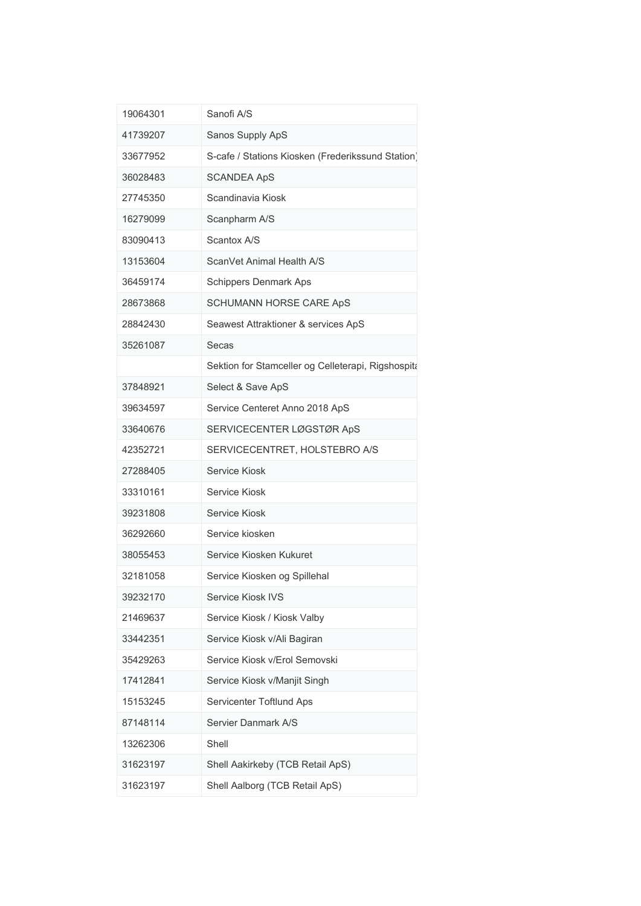| | |
|---|---|
| 19064301 | Sanofi A/S |
| 41739207 | Sanos Supply ApS |
| 33677952 | S-cafe / Stations Kiosken (Frederikssund Station) |
| 36028483 | SCANDEA ApS |
| 27745350 | Scandinavia Kiosk |
| 16279099 | Scanpharm A/S |
| 83090413 | Scantox A/S |
| 13153604 | ScanVet Animal Health A/S |
| 36459174 | Schippers Denmark Aps |
| 28673868 | SCHUMANN HORSE CARE ApS |
| 28842430 | Seawest Attraktioner & services ApS |
| 35261087 | Secas |
| | Sektion for Stamceller og Celleterapi, Rigshospita |
| 37848921 | Select & Save ApS |
| 39634597 | Service Centeret Anno 2018 ApS |
| 33640676 | SERVICECENTER LØGSTØR ApS |
| 42352721 | SERVICECENTRET, HOLSTEBRO A/S |
| 27288405 | Service Kiosk |
| 33310161 | Service Kiosk |
| 39231808 | Service Kiosk |
| 36292660 | Service kiosken |
| 38055453 | Service Kiosken Kukuret |
| 32181058 | Service Kiosken og Spillehal |
| 39232170 | Service Kiosk IVS |
| 21469637 | Service Kiosk / Kiosk Valby |
| 33442351 | Service Kiosk v/Ali Bagiran |
| 35429263 | Service Kiosk v/Erol Semovski |
| 17412841 | Service Kiosk v/Manjit Singh |
| 15153245 | Servicenter Toftlund Aps |
| 87148114 | Servier Danmark A/S |
| 13262306 | Shell |
| 31623197 | Shell Aakirkeby (TCB Retail ApS) |
| 31623197 | Shell Aalborg (TCB Retail ApS) |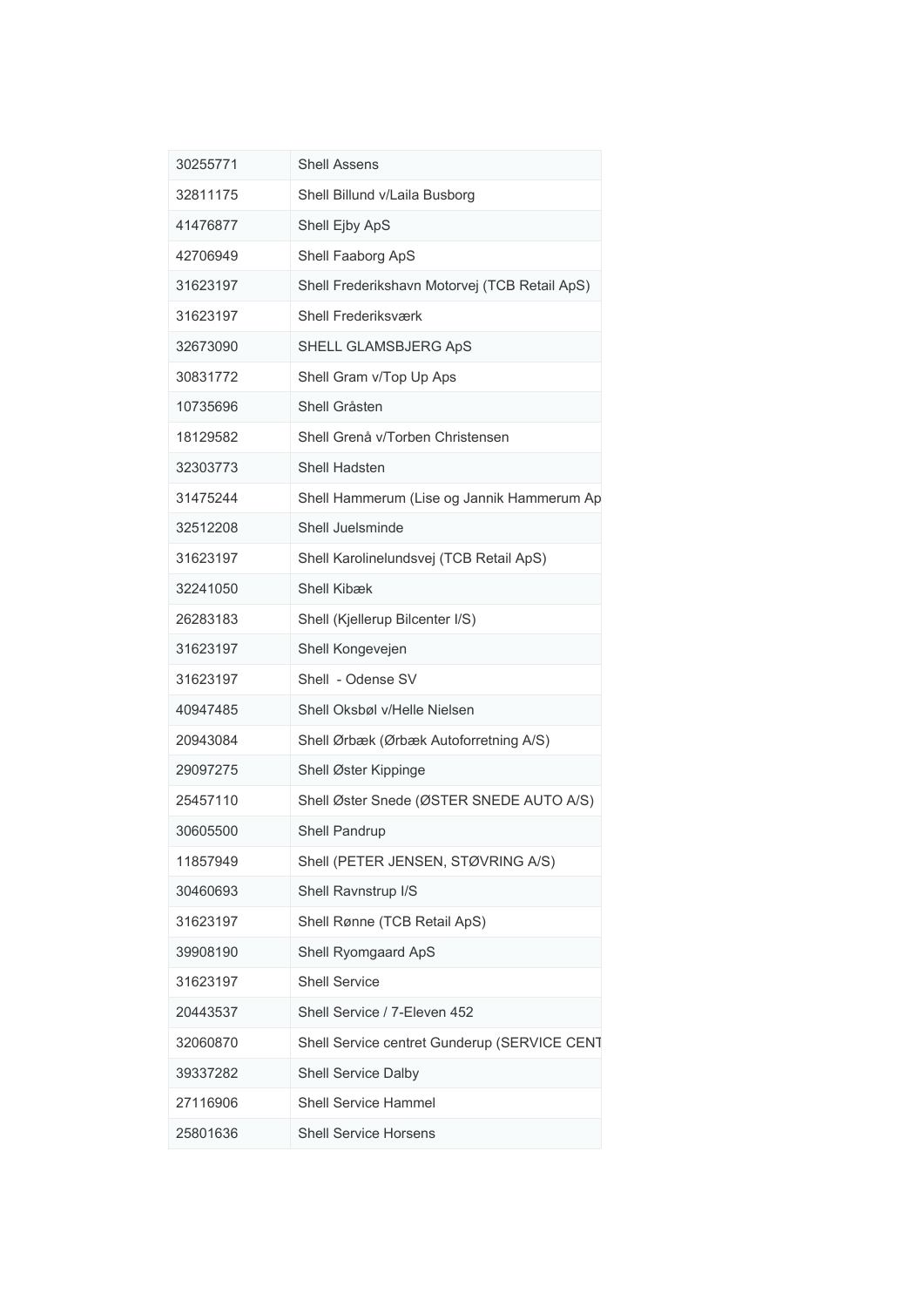| | |
|---|---|
| 30255771 | Shell Assens |
| 32811175 | Shell Billund v/Laila Busborg |
| 41476877 | Shell Ejby ApS |
| 42706949 | Shell Faaborg ApS |
| 31623197 | Shell Frederikshavn Motorvej (TCB Retail ApS) |
| 31623197 | Shell Frederiksværk |
| 32673090 | SHELL GLAMSBJERG ApS |
| 30831772 | Shell Gram v/Top Up Aps |
| 10735696 | Shell Gråsten |
| 18129582 | Shell Grenå v/Torben Christensen |
| 32303773 | Shell Hadsten |
| 31475244 | Shell Hammerum (Lise og Jannik Hammerum Ap |
| 32512208 | Shell Juelsminde |
| 31623197 | Shell Karolinelundsvej (TCB Retail ApS) |
| 32241050 | Shell Kibæk |
| 26283183 | Shell (Kjellerup Bilcenter I/S) |
| 31623197 | Shell Kongevejen |
| 31623197 | Shell - Odense SV |
| 40947485 | Shell Oksbøl v/Helle Nielsen |
| 20943084 | Shell Ørbæk (Ørbæk Autoforretning A/S) |
| 29097275 | Shell Øster Kippinge |
| 25457110 | Shell Øster Snede (ØSTER SNEDE AUTO A/S) |
| 30605500 | Shell Pandrup |
| 11857949 | Shell (PETER JENSEN, STØVRING A/S) |
| 30460693 | Shell Ravnstrup I/S |
| 31623197 | Shell Rønne (TCB Retail ApS) |
| 39908190 | Shell Ryomgaard ApS |
| 31623197 | Shell Service |
| 20443537 | Shell Service / 7-Eleven 452 |
| 32060870 | Shell Service centret Gunderup (SERVICE CENT |
| 39337282 | Shell Service Dalby |
| 27116906 | Shell Service Hammel |
| 25801636 | Shell Service Horsens |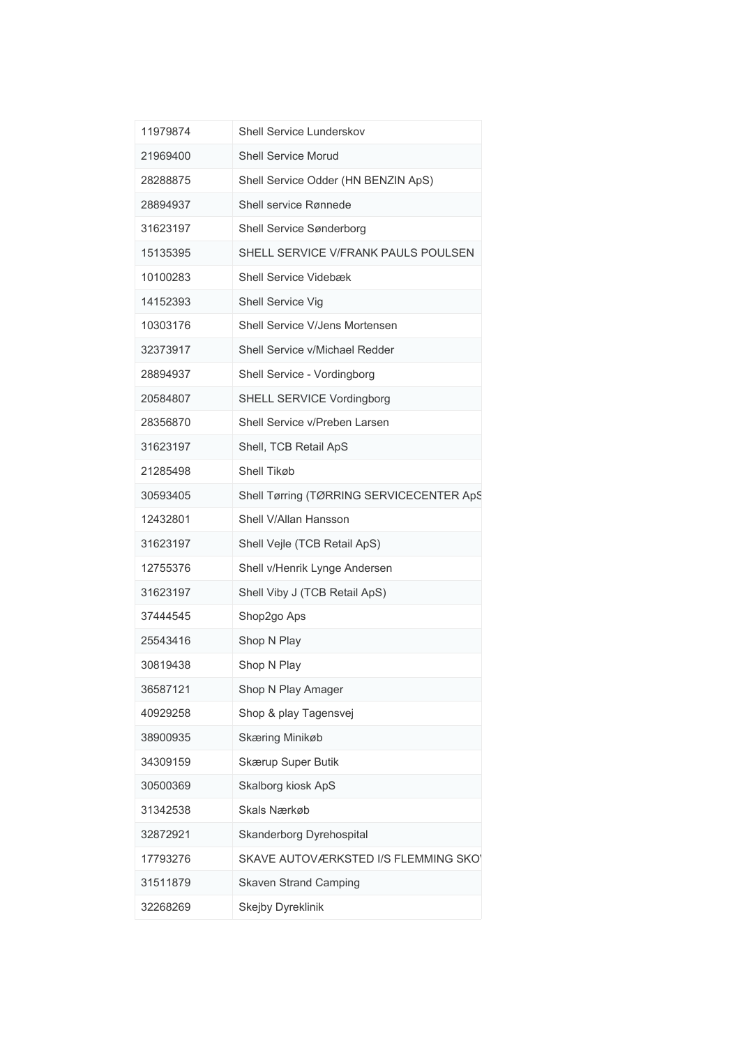| | |
|---|---|
| 11979874 | Shell Service Lunderskov |
| 21969400 | Shell Service Morud |
| 28288875 | Shell Service Odder (HN BENZIN ApS) |
| 28894937 | Shell service Rønnede |
| 31623197 | Shell Service Sønderborg |
| 15135395 | SHELL SERVICE V/FRANK PAULS POULSEN |
| 10100283 | Shell Service Videbæk |
| 14152393 | Shell Service Vig |
| 10303176 | Shell Service V/Jens Mortensen |
| 32373917 | Shell Service v/Michael Redder |
| 28894937 | Shell Service - Vordingborg |
| 20584807 | SHELL SERVICE Vordingborg |
| 28356870 | Shell Service v/Preben Larsen |
| 31623197 | Shell, TCB Retail ApS |
| 21285498 | Shell Tikøb |
| 30593405 | Shell Tørring (TØRRING SERVICECENTER ApS |
| 12432801 | Shell V/Allan Hansson |
| 31623197 | Shell Vejle (TCB Retail ApS) |
| 12755376 | Shell v/Henrik Lynge Andersen |
| 31623197 | Shell Viby J (TCB Retail ApS) |
| 37444545 | Shop2go Aps |
| 25543416 | Shop N Play |
| 30819438 | Shop N Play |
| 36587121 | Shop N Play Amager |
| 40929258 | Shop & play Tagensvej |
| 38900935 | Skæring Minikøb |
| 34309159 | Skærup Super Butik |
| 30500369 | Skalborg kiosk ApS |
| 31342538 | Skals Nærkøb |
| 32872921 | Skanderborg Dyrehospital |
| 17793276 | SKAVE AUTOVÆRKSTED I/S FLEMMING SKOV |
| 31511879 | Skaven Strand Camping |
| 32268269 | Skejby Dyreklinik |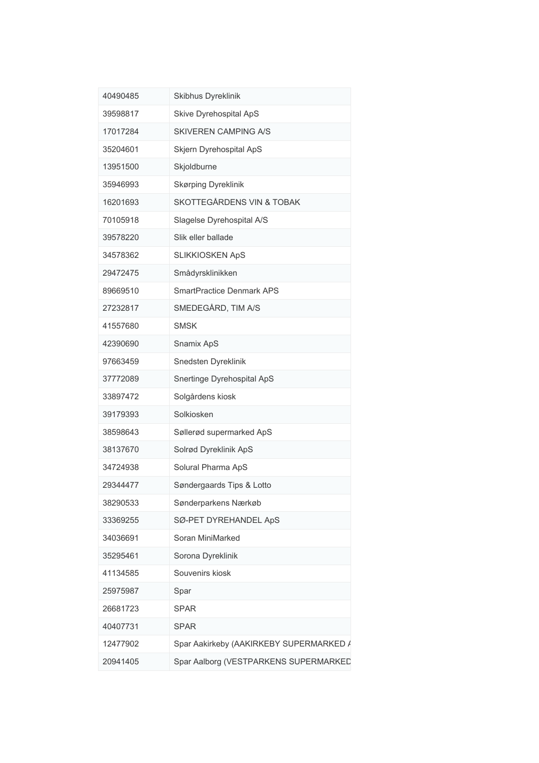| | |
|---|---|
| 40490485 | Skibhus Dyreklinik |
| 39598817 | Skive Dyrehospital ApS |
| 17017284 | SKIVEREN CAMPING A/S |
| 35204601 | Skjern Dyrehospital ApS |
| 13951500 | Skjoldburne |
| 35946993 | Skørping Dyreklinik |
| 16201693 | SKOTTEGÅRDENS VIN & TOBAK |
| 70105918 | Slagelse Dyrehospital A/S |
| 39578220 | Slik eller ballade |
| 34578362 | SLIKKIOSKEN ApS |
| 29472475 | Smådyrsklinikken |
| 89669510 | SmartPractice Denmark APS |
| 27232817 | SMEDEGÅRD, TIM A/S |
| 41557680 | SMSK |
| 42390690 | Snamix ApS |
| 97663459 | Snedsten Dyreklinik |
| 37772089 | Snertinge Dyrehospital ApS |
| 33897472 | Solgårdens kiosk |
| 39179393 | Solkiosken |
| 38598643 | Søllerød supermarked ApS |
| 38137670 | Solrød Dyreklinik ApS |
| 34724938 | Solural Pharma ApS |
| 29344477 | Søndergaards Tips & Lotto |
| 38290533 | Sønderparkens Nærkøb |
| 33369255 | SØ-PET DYREHANDEL ApS |
| 34036691 | Soran MiniMarked |
| 35295461 | Sorona Dyreklinik |
| 41134585 | Souvenirs kiosk |
| 25975987 | Spar |
| 26681723 | SPAR |
| 40407731 | SPAR |
| 12477902 | Spar Aakirkeby (AAKIRKEBY SUPERMARKED A |
| 20941405 | Spar Aalborg (VESTPARKENS SUPERMARKED |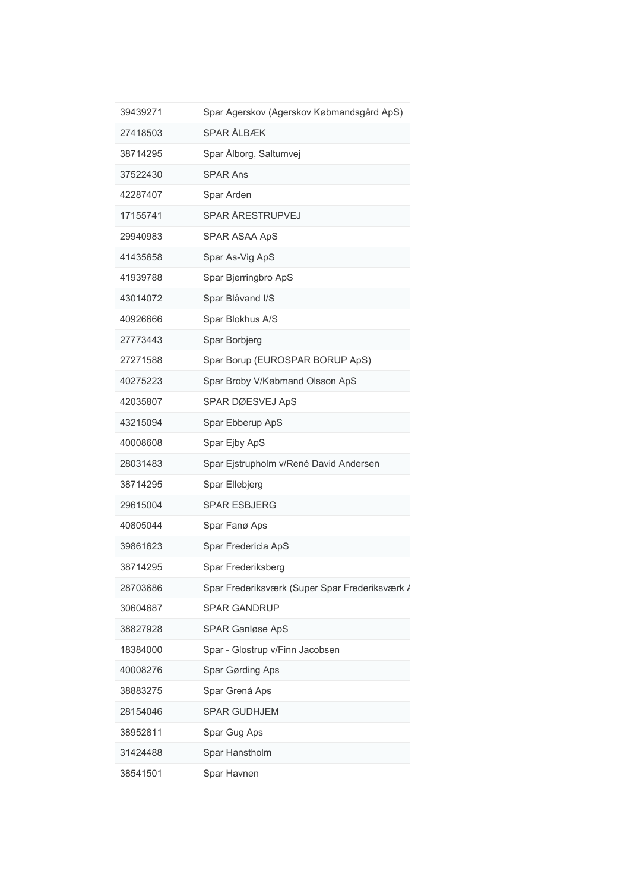| | |
|---|---|
| 39439271 | Spar Agerskov (Agerskov Købmandsgård ApS) |
| 27418503 | SPAR ÅLBÆK |
| 38714295 | Spar Ålborg, Saltumvej |
| 37522430 | SPAR Ans |
| 42287407 | Spar Arden |
| 17155741 | SPAR ÅRESTRUPVEJ |
| 29940983 | SPAR ASAA ApS |
| 41435658 | Spar As-Vig ApS |
| 41939788 | Spar Bjerringbro ApS |
| 43014072 | Spar Blåvand I/S |
| 40926666 | Spar Blokhus A/S |
| 27773443 | Spar Borbjerg |
| 27271588 | Spar Borup (EUROSPAR BORUP ApS) |
| 40275223 | Spar Broby V/Købmand Olsson ApS |
| 42035807 | SPAR DØESVEJ ApS |
| 43215094 | Spar Ebberup ApS |
| 40008608 | Spar Ejby ApS |
| 28031483 | Spar Ejstrupholm v/René David Andersen |
| 38714295 | Spar Ellebjerg |
| 29615004 | SPAR ESBJERG |
| 40805044 | Spar Fanø Aps |
| 39861623 | Spar Fredericia ApS |
| 38714295 | Spar Frederiksberg |
| 28703686 | Spar Frederiksværk (Super Spar Frederiksværk A |
| 30604687 | SPAR GANDRUP |
| 38827928 | SPAR Ganløse ApS |
| 18384000 | Spar - Glostrup v/Finn Jacobsen |
| 40008276 | Spar Gørding Aps |
| 38883275 | Spar Grenå Aps |
| 28154046 | SPAR GUDHJEM |
| 38952811 | Spar Gug Aps |
| 31424488 | Spar Hanstholm |
| 38541501 | Spar Havnen |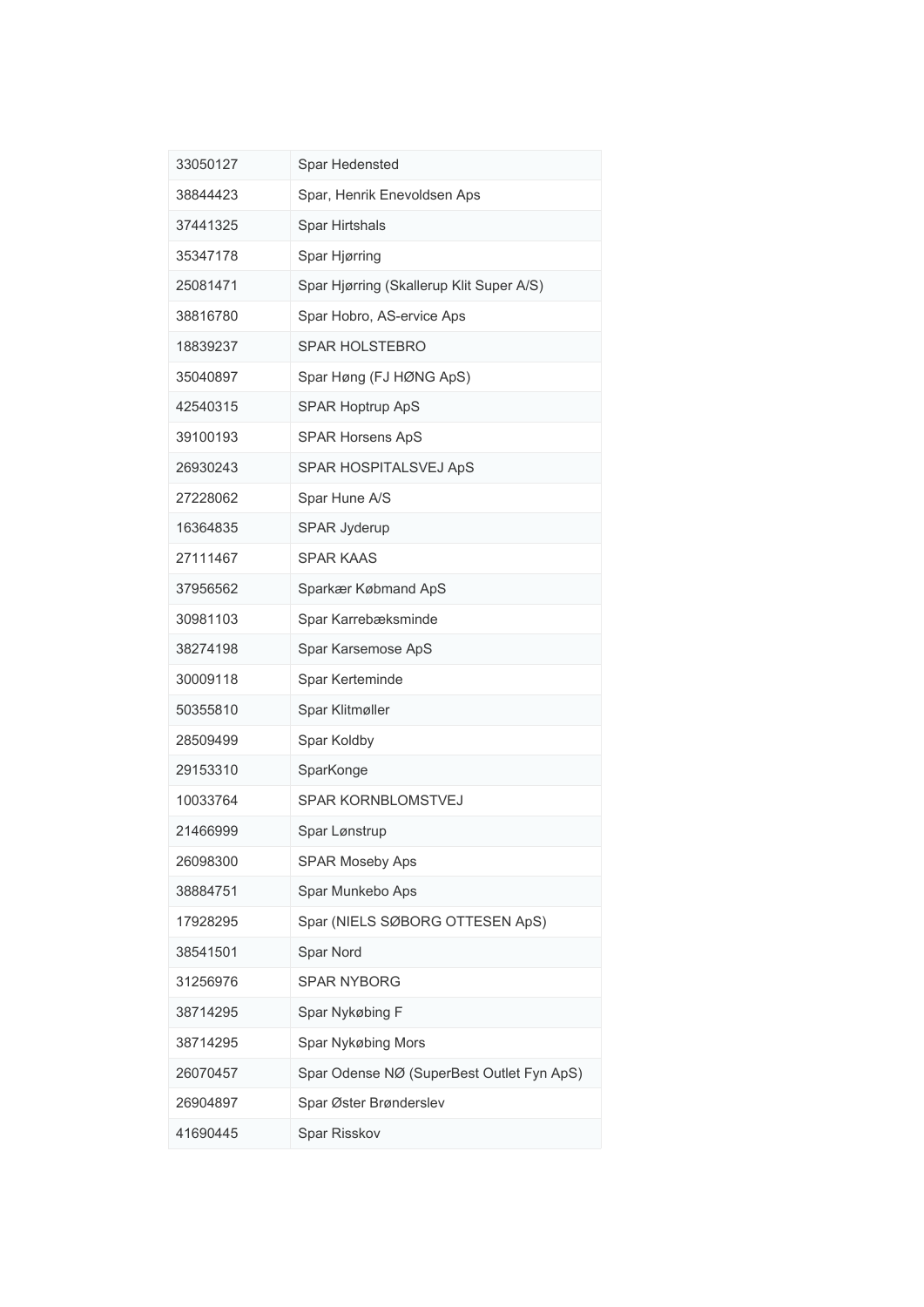| | |
|---|---|
| 33050127 | Spar Hedensted |
| 38844423 | Spar, Henrik Enevoldsen Aps |
| 37441325 | Spar Hirtshals |
| 35347178 | Spar Hjørring |
| 25081471 | Spar Hjørring (Skallerup Klit Super A/S) |
| 38816780 | Spar Hobro, AS-ervice Aps |
| 18839237 | SPAR HOLSTEBRO |
| 35040897 | Spar Høng (FJ HØNG ApS) |
| 42540315 | SPAR Hoptrup ApS |
| 39100193 | SPAR Horsens ApS |
| 26930243 | SPAR HOSPITALSVEJ ApS |
| 27228062 | Spar Hune A/S |
| 16364835 | SPAR Jyderup |
| 27111467 | SPAR KAAS |
| 37956562 | Sparkær Købmand ApS |
| 30981103 | Spar Karrebæksminde |
| 38274198 | Spar Karsemose ApS |
| 30009118 | Spar Kerteminde |
| 50355810 | Spar Klitmøller |
| 28509499 | Spar Koldby |
| 29153310 | SparKonge |
| 10033764 | SPAR KORNBLOMSTVEJ |
| 21466999 | Spar Lønstrup |
| 26098300 | SPAR Moseby Aps |
| 38884751 | Spar Munkebo Aps |
| 17928295 | Spar (NIELS SØBORG OTTESEN ApS) |
| 38541501 | Spar Nord |
| 31256976 | SPAR NYBORG |
| 38714295 | Spar Nykøbing F |
| 38714295 | Spar Nykøbing Mors |
| 26070457 | Spar Odense NØ (SuperBest Outlet Fyn ApS) |
| 26904897 | Spar Øster Brønderslev |
| 41690445 | Spar Risskov |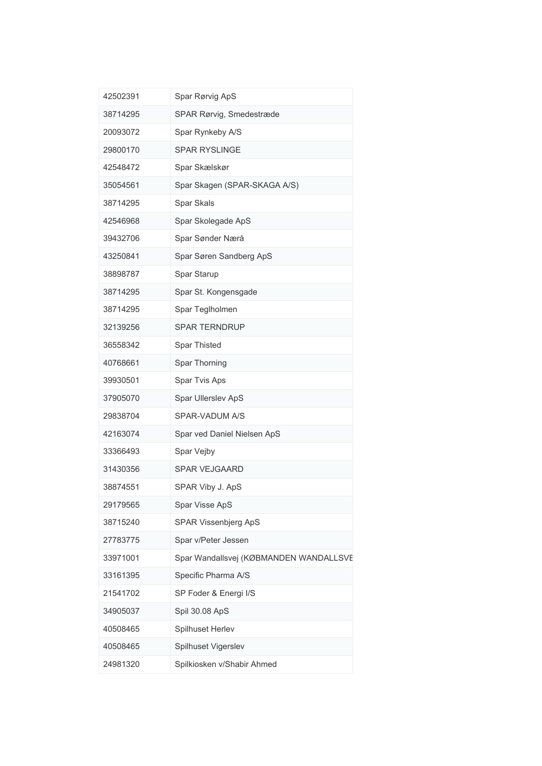| | |
|---|---|
| 42502391 | Spar Rørvig ApS |
| 38714295 | SPAR Rørvig, Smedestræde |
| 20093072 | Spar Rynkeby A/S |
| 29800170 | SPAR RYSLINGE |
| 42548472 | Spar Skælskør |
| 35054561 | Spar Skagen (SPAR-SKAGA A/S) |
| 38714295 | Spar Skals |
| 42546968 | Spar Skolegade ApS |
| 39432706 | Spar Sønder Nærå |
| 43250841 | Spar Søren Sandberg ApS |
| 38898787 | Spar Starup |
| 38714295 | Spar St. Kongensgade |
| 38714295 | Spar Teglholmen |
| 32139256 | SPAR TERNDRUP |
| 36558342 | Spar Thisted |
| 40768661 | Spar Thorning |
| 39930501 | Spar Tvis Aps |
| 37905070 | Spar Ullerslev ApS |
| 29838704 | SPAR-VADUM A/S |
| 42163074 | Spar ved Daniel Nielsen ApS |
| 33366493 | Spar Vejby |
| 31430356 | SPAR VEJGAARD |
| 38874551 | SPAR Viby J. ApS |
| 29179565 | Spar Visse ApS |
| 38715240 | SPAR Vissenbjerg ApS |
| 27783775 | Spar v/Peter Jessen |
| 33971001 | Spar Wandallsvej (KØBMANDEN WANDALLSVE |
| 33161395 | Specific Pharma A/S |
| 21541702 | SP Foder & Energi I/S |
| 34905037 | Spil 30.08 ApS |
| 40508465 | Spilhuset Herlev |
| 40508465 | Spilhuset Vigerslev |
| 24981320 | Spilkiosken v/Shabir Ahmed |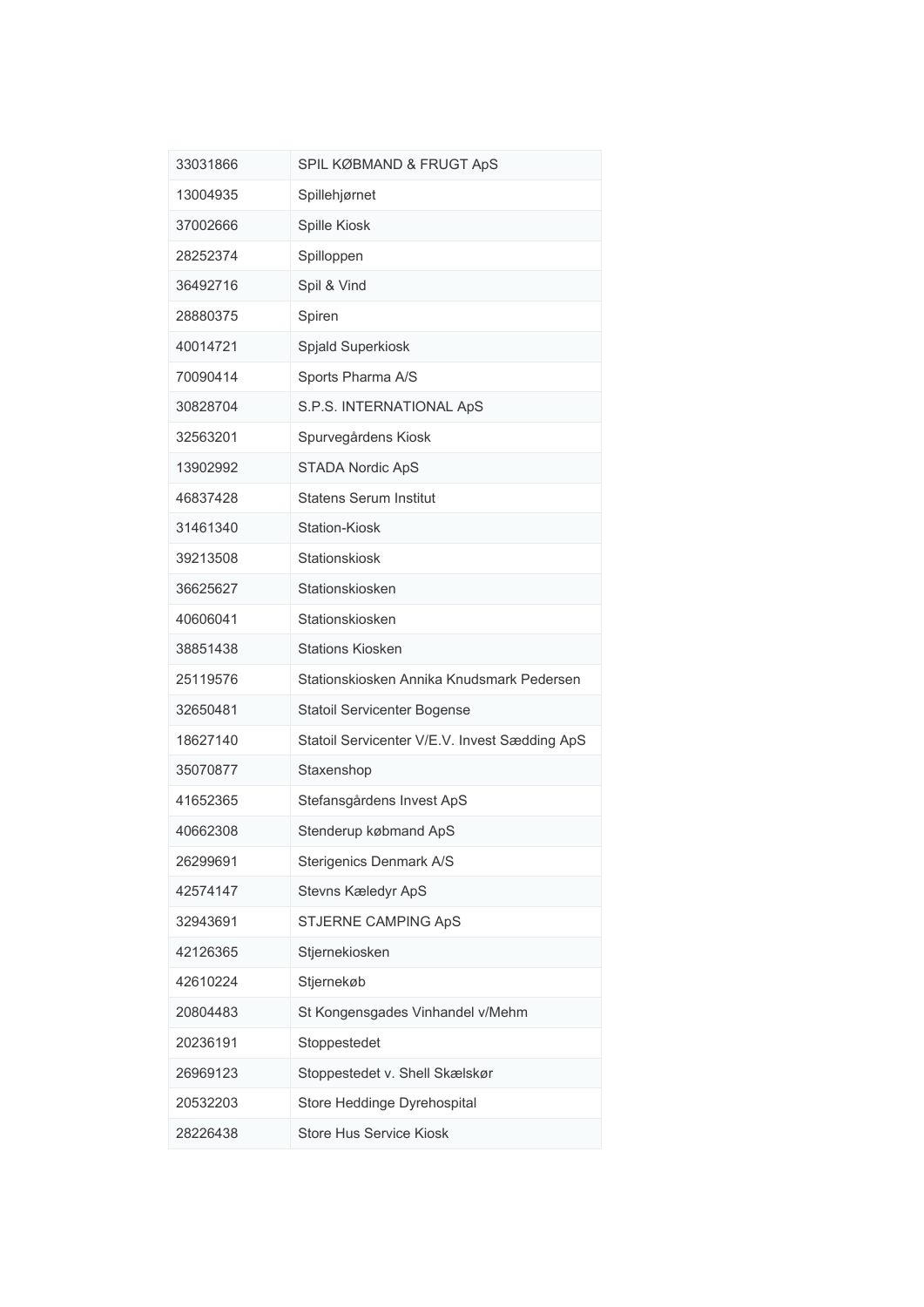| | |
|---|---|
| 33031866 | SPIL KØBMAND & FRUGT ApS |
| 13004935 | Spillehjørnet |
| 37002666 | Spille Kiosk |
| 28252374 | Spilloppen |
| 36492716 | Spil & Vind |
| 28880375 | Spiren |
| 40014721 | Spjald Superkiosk |
| 70090414 | Sports Pharma A/S |
| 30828704 | S.P.S. INTERNATIONAL ApS |
| 32563201 | Spurvegårdens Kiosk |
| 13902992 | STADA Nordic ApS |
| 46837428 | Statens Serum Institut |
| 31461340 | Station-Kiosk |
| 39213508 | Stationskiosk |
| 36625627 | Stationskiosken |
| 40606041 | Stationskiosken |
| 38851438 | Stations Kiosken |
| 25119576 | Stationskiosken Annika Knudsmark Pedersen |
| 32650481 | Statoil Servicenter Bogense |
| 18627140 | Statoil Servicenter V/E.V. Invest Sædding ApS |
| 35070877 | Staxenshop |
| 41652365 | Stefansgårdens Invest ApS |
| 40662308 | Stenderup købmand ApS |
| 26299691 | Sterigenics Denmark A/S |
| 42574147 | Stevns Kæledyr ApS |
| 32943691 | STJERNE CAMPING ApS |
| 42126365 | Stjernekiosken |
| 42610224 | Stjernekøb |
| 20804483 | St Kongensgades Vinhandel v/Mehm |
| 20236191 | Stoppestedet |
| 26969123 | Stoppestedet v. Shell Skælskør |
| 20532203 | Store Heddinge Dyrehospital |
| 28226438 | Store Hus Service Kiosk |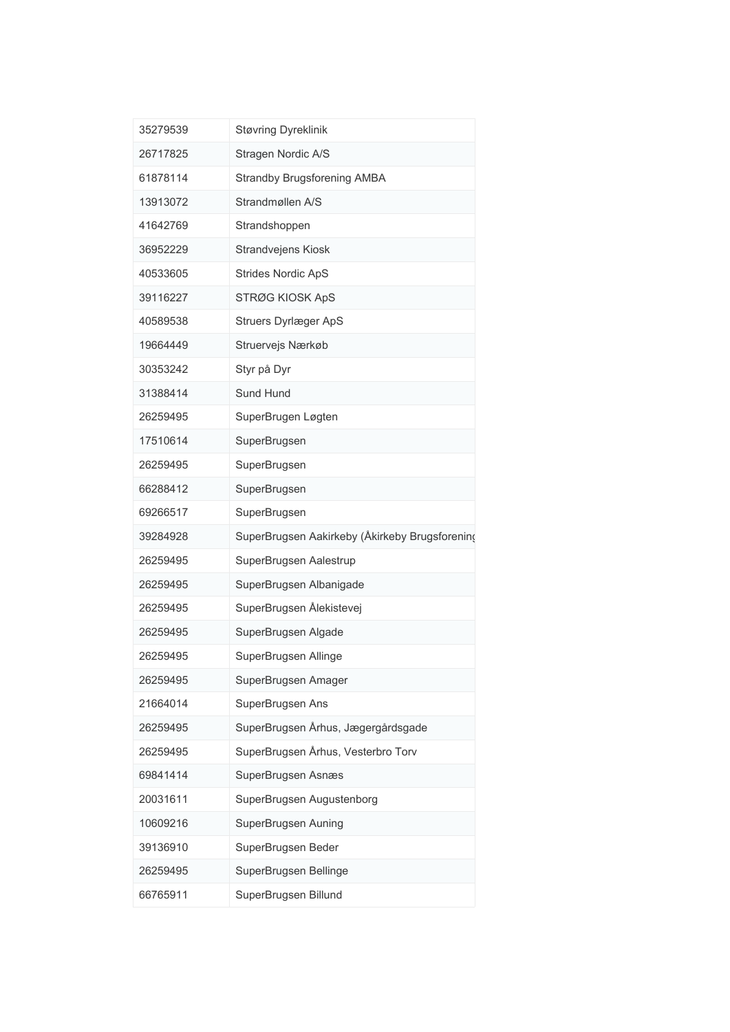| | |
|---|---|
| 35279539 | Støvring Dyreklinik |
| 26717825 | Stragen Nordic A/S |
| 61878114 | Strandby Brugsforening AMBA |
| 13913072 | Strandmøllen A/S |
| 41642769 | Strandshoppen |
| 36952229 | Strandvejens Kiosk |
| 40533605 | Strides Nordic ApS |
| 39116227 | STRØG KIOSK ApS |
| 40589538 | Struers Dyrlæger ApS |
| 19664449 | Struervejs Nærkøb |
| 30353242 | Styr på Dyr |
| 31388414 | Sund Hund |
| 26259495 | SuperBrugen Løgten |
| 17510614 | SuperBrugsen |
| 26259495 | SuperBrugsen |
| 66288412 | SuperBrugsen |
| 69266517 | SuperBrugsen |
| 39284928 | SuperBrugsen Aakirkeby (Åkirkeby Brugsforening |
| 26259495 | SuperBrugsen Aalestrup |
| 26259495 | SuperBrugsen Albanigade |
| 26259495 | SuperBrugsen Ålekistevej |
| 26259495 | SuperBrugsen Algade |
| 26259495 | SuperBrugsen Allinge |
| 26259495 | SuperBrugsen Amager |
| 21664014 | SuperBrugsen Ans |
| 26259495 | SuperBrugsen Århus, Jægergårdsgade |
| 26259495 | SuperBrugsen Århus, Vesterbro Torv |
| 69841414 | SuperBrugsen Asnæs |
| 20031611 | SuperBrugsen Augustenborg |
| 10609216 | SuperBrugsen Auning |
| 39136910 | SuperBrugsen Beder |
| 26259495 | SuperBrugsen Bellinge |
| 66765911 | SuperBrugsen Billund |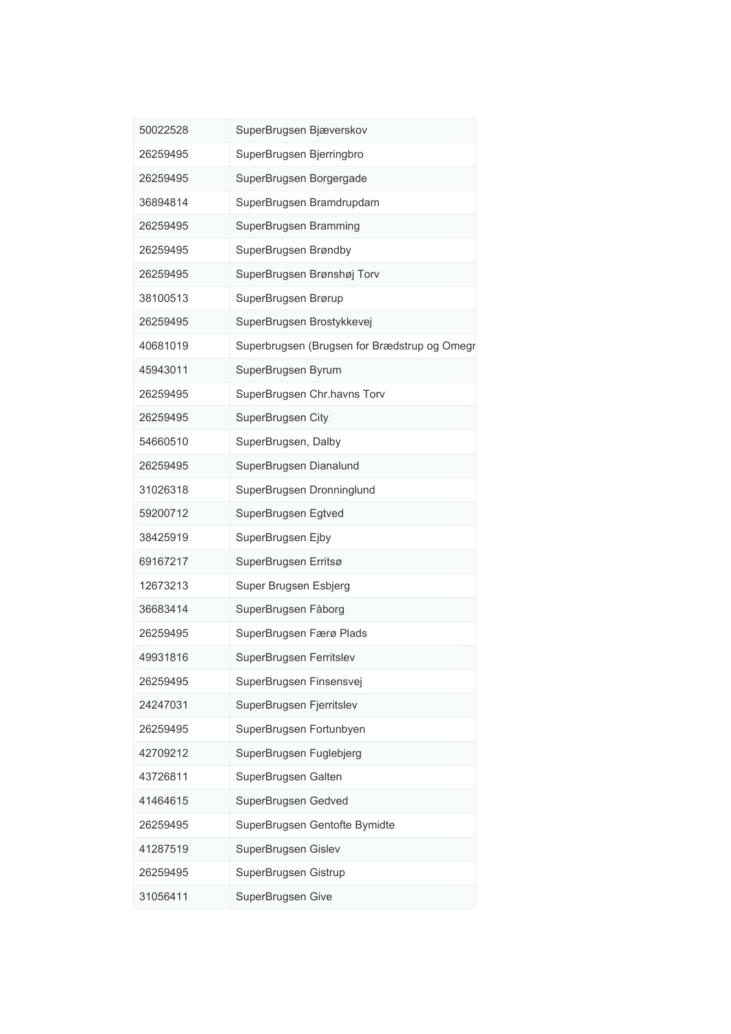| | |
|---|---|
| 50022528 | SuperBrugsen Bjæverskov |
| 26259495 | SuperBrugsen Bjerringbro |
| 26259495 | SuperBrugsen Borgergade |
| 36894814 | SuperBrugsen Bramdrupdam |
| 26259495 | SuperBrugsen Bramming |
| 26259495 | SuperBrugsen Brøndby |
| 26259495 | SuperBrugsen Brønshøj Torv |
| 38100513 | SuperBrugsen Brørup |
| 26259495 | SuperBrugsen Brostykkevej |
| 40681019 | Superbrugsen (Brugsen for Brædstrup og Omegr |
| 45943011 | SuperBrugsen Byrum |
| 26259495 | SuperBrugsen Chr.havns Torv |
| 26259495 | SuperBrugsen City |
| 54660510 | SuperBrugsen, Dalby |
| 26259495 | SuperBrugsen Dianalund |
| 31026318 | SuperBrugsen Dronninglund |
| 59200712 | SuperBrugsen Egtved |
| 38425919 | SuperBrugsen Ejby |
| 69167217 | SuperBrugsen Erritsø |
| 12673213 | Super Brugsen Esbjerg |
| 36683414 | SuperBrugsen Fåborg |
| 26259495 | SuperBrugsen Færø Plads |
| 49931816 | SuperBrugsen Ferritslev |
| 26259495 | SuperBrugsen Finsensvej |
| 24247031 | SuperBrugsen Fjerritslev |
| 26259495 | SuperBrugsen Fortunbyen |
| 42709212 | SuperBrugsen Fuglebjerg |
| 43726811 | SuperBrugsen Galten |
| 41464615 | SuperBrugsen Gedved |
| 26259495 | SuperBrugsen Gentofte Bymidte |
| 41287519 | SuperBrugsen Gislev |
| 26259495 | SuperBrugsen Gistrup |
| 31056411 | SuperBrugsen Give |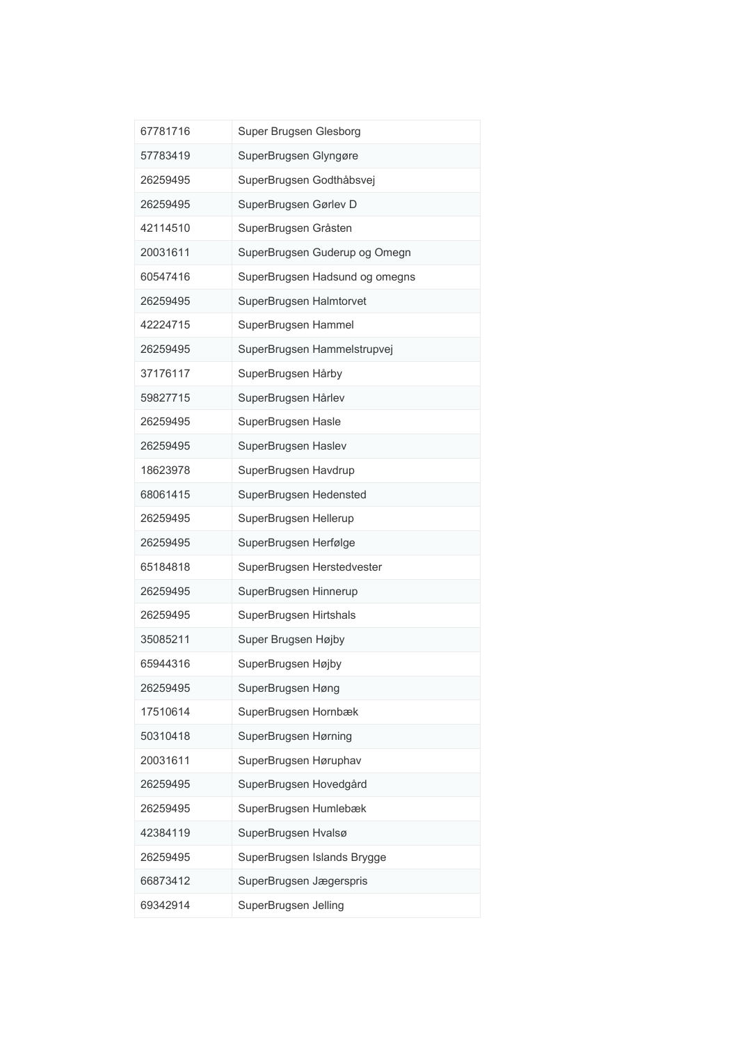| | |
|---|---|
| 67781716 | Super Brugsen Glesborg |
| 57783419 | SuperBrugsen Glyngøre |
| 26259495 | SuperBrugsen Godthåbsvej |
| 26259495 | SuperBrugsen Gørlev D |
| 42114510 | SuperBrugsen Gråsten |
| 20031611 | SuperBrugsen Guderup og Omegn |
| 60547416 | SuperBrugsen Hadsund og omegns |
| 26259495 | SuperBrugsen Halmtorvet |
| 42224715 | SuperBrugsen Hammel |
| 26259495 | SuperBrugsen Hammelstrupvej |
| 37176117 | SuperBrugsen Hårby |
| 59827715 | SuperBrugsen Hårlev |
| 26259495 | SuperBrugsen Hasle |
| 26259495 | SuperBrugsen Haslev |
| 18623978 | SuperBrugsen Havdrup |
| 68061415 | SuperBrugsen Hedensted |
| 26259495 | SuperBrugsen Hellerup |
| 26259495 | SuperBrugsen Herfølge |
| 65184818 | SuperBrugsen Herstedvester |
| 26259495 | SuperBrugsen Hinnerup |
| 26259495 | SuperBrugsen Hirtshals |
| 35085211 | Super Brugsen Højby |
| 65944316 | SuperBrugsen Højby |
| 26259495 | SuperBrugsen Høng |
| 17510614 | SuperBrugsen Hornbæk |
| 50310418 | SuperBrugsen Hørning |
| 20031611 | SuperBrugsen Høruphav |
| 26259495 | SuperBrugsen Hovedgård |
| 26259495 | SuperBrugsen Humlebæk |
| 42384119 | SuperBrugsen Hvalsø |
| 26259495 | SuperBrugsen Islands Brygge |
| 66873412 | SuperBrugsen Jægerspris |
| 69342914 | SuperBrugsen Jelling |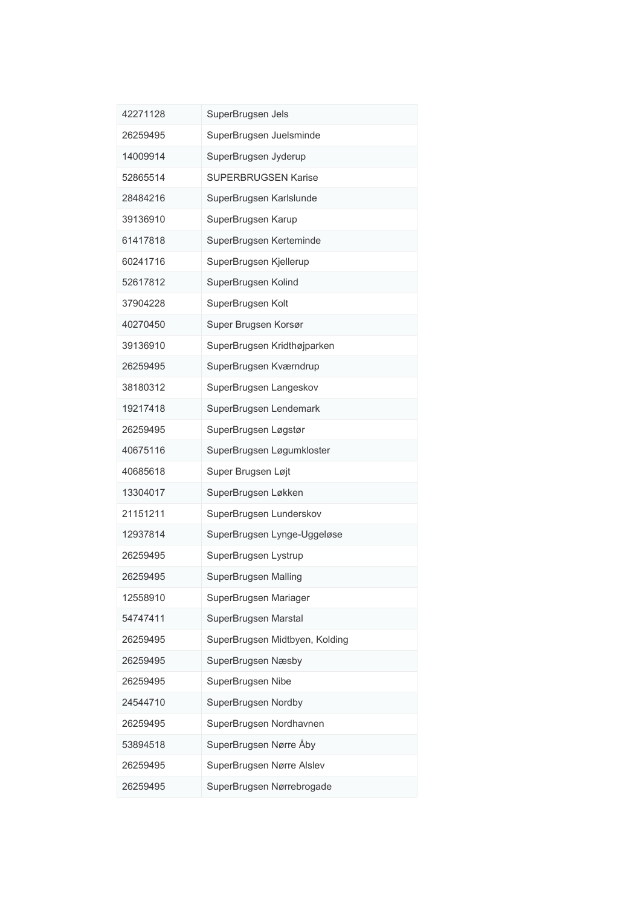| | |
|---|---|
| 42271128 | SuperBrugsen Jels |
| 26259495 | SuperBrugsen Juelsminde |
| 14009914 | SuperBrugsen Jyderup |
| 52865514 | SUPERBRUGSEN Karise |
| 28484216 | SuperBrugsen Karlslunde |
| 39136910 | SuperBrugsen Karup |
| 61417818 | SuperBrugsen Kerteminde |
| 60241716 | SuperBrugsen Kjellerup |
| 52617812 | SuperBrugsen Kolind |
| 37904228 | SuperBrugsen Kolt |
| 40270450 | Super Brugsen Korsør |
| 39136910 | SuperBrugsen Kridthøjparken |
| 26259495 | SuperBrugsen Kværndrup |
| 38180312 | SuperBrugsen Langeskov |
| 19217418 | SuperBrugsen Lendemark |
| 26259495 | SuperBrugsen Løgstør |
| 40675116 | SuperBrugsen Løgumkloster |
| 40685618 | Super Brugsen Løjt |
| 13304017 | SuperBrugsen Løkken |
| 21151211 | SuperBrugsen Lunderskov |
| 12937814 | SuperBrugsen Lynge-Uggeløse |
| 26259495 | SuperBrugsen Lystrup |
| 26259495 | SuperBrugsen Malling |
| 12558910 | SuperBrugsen Mariager |
| 54747411 | SuperBrugsen Marstal |
| 26259495 | SuperBrugsen Midtbyen, Kolding |
| 26259495 | SuperBrugsen Næsby |
| 26259495 | SuperBrugsen Nibe |
| 24544710 | SuperBrugsen Nordby |
| 26259495 | SuperBrugsen Nordhavnen |
| 53894518 | SuperBrugsen Nørre Åby |
| 26259495 | SuperBrugsen Nørre Alslev |
| 26259495 | SuperBrugsen Nørrebrogade |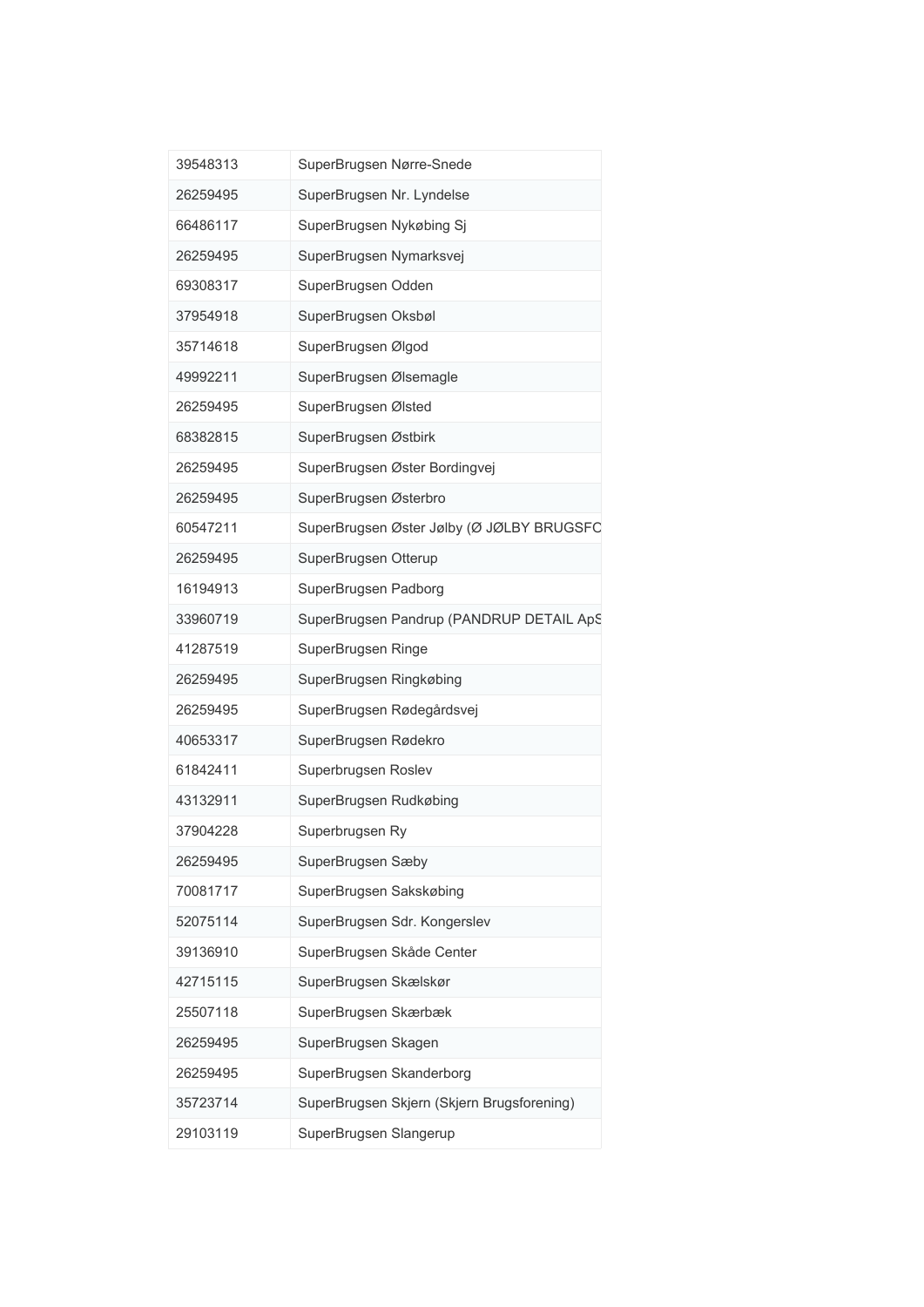| | |
|---|---|
| 39548313 | SuperBrugsen Nørre-Snede |
| 26259495 | SuperBrugsen Nr. Lyndelse |
| 66486117 | SuperBrugsen Nykøbing Sj |
| 26259495 | SuperBrugsen Nymarksvej |
| 69308317 | SuperBrugsen Odden |
| 37954918 | SuperBrugsen Oksbøl |
| 35714618 | SuperBrugsen Ølgod |
| 49992211 | SuperBrugsen Ølsemagle |
| 26259495 | SuperBrugsen Ølsted |
| 68382815 | SuperBrugsen Østbirk |
| 26259495 | SuperBrugsen Øster Bordingvej |
| 26259495 | SuperBrugsen Østerbro |
| 60547211 | SuperBrugsen Øster Jølby (Ø JØLBY BRUGSFO |
| 26259495 | SuperBrugsen Otterup |
| 16194913 | SuperBrugsen Padborg |
| 33960719 | SuperBrugsen Pandrup (PANDRUP DETAIL ApS |
| 41287519 | SuperBrugsen Ringe |
| 26259495 | SuperBrugsen Ringkøbing |
| 26259495 | SuperBrugsen Rødegårdsvej |
| 40653317 | SuperBrugsen Rødekro |
| 61842411 | Superbrugsen Roslev |
| 43132911 | SuperBrugsen Rudkøbing |
| 37904228 | Superbrugsen Ry |
| 26259495 | SuperBrugsen Sæby |
| 70081717 | SuperBrugsen Sakskøbing |
| 52075114 | SuperBrugsen Sdr. Kongerslev |
| 39136910 | SuperBrugsen Skåde Center |
| 42715115 | SuperBrugsen Skælskør |
| 25507118 | SuperBrugsen Skærbæk |
| 26259495 | SuperBrugsen Skagen |
| 26259495 | SuperBrugsen Skanderborg |
| 35723714 | SuperBrugsen Skjern (Skjern Brugsforening) |
| 29103119 | SuperBrugsen Slangerup |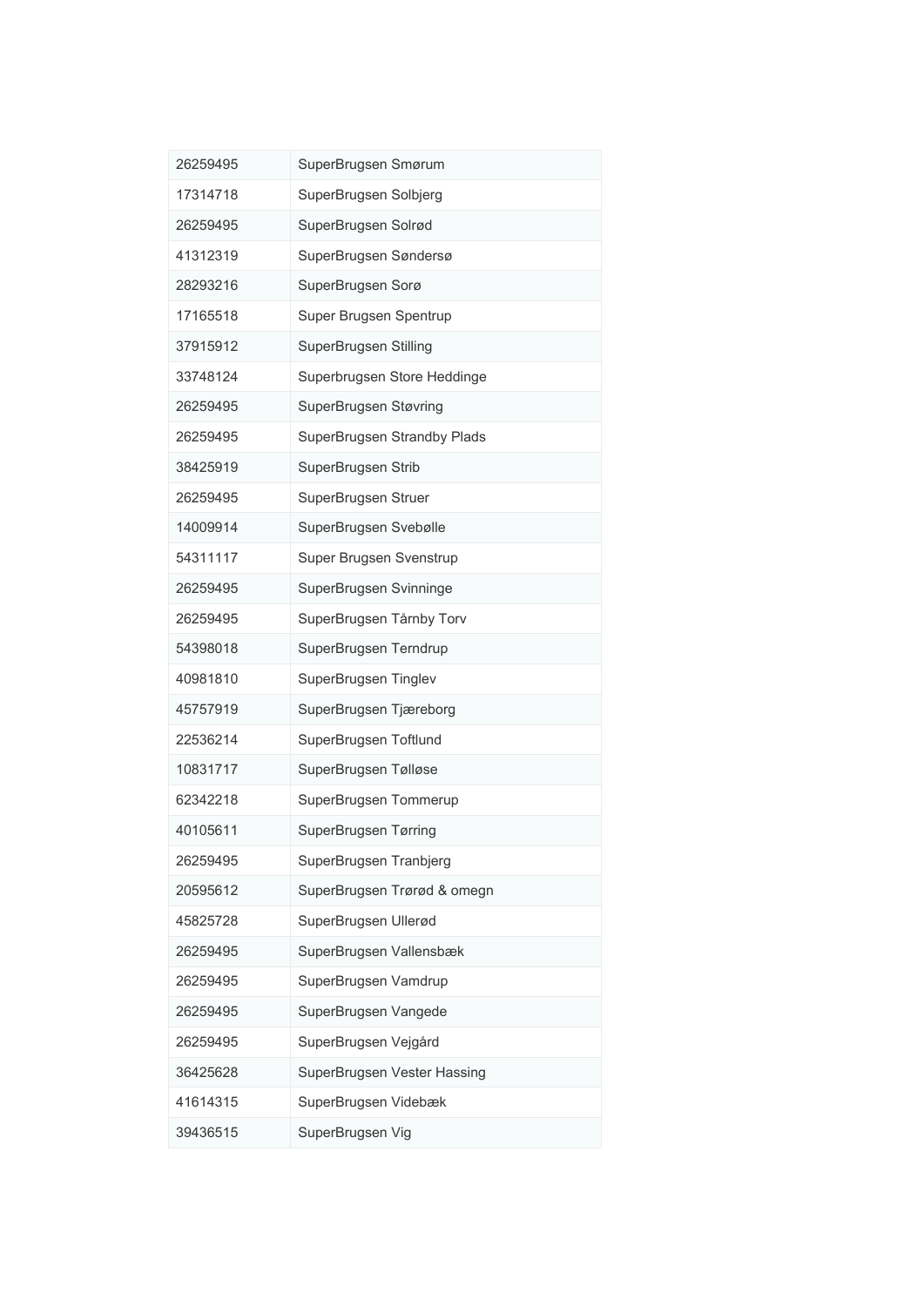| | |
|---|---|
| 26259495 | SuperBrugsen Smørum |
| 17314718 | SuperBrugsen Solbjerg |
| 26259495 | SuperBrugsen Solrød |
| 41312319 | SuperBrugsen Søndersø |
| 28293216 | SuperBrugsen Sorø |
| 17165518 | Super Brugsen Spentrup |
| 37915912 | SuperBrugsen Stilling |
| 33748124 | Superbrugsen Store Heddinge |
| 26259495 | SuperBrugsen Støvring |
| 26259495 | SuperBrugsen Strandby Plads |
| 38425919 | SuperBrugsen Strib |
| 26259495 | SuperBrugsen Struer |
| 14009914 | SuperBrugsen Svebølle |
| 54311117 | Super Brugsen Svenstrup |
| 26259495 | SuperBrugsen Svinninge |
| 26259495 | SuperBrugsen Tårnby Torv |
| 54398018 | SuperBrugsen Terndrup |
| 40981810 | SuperBrugsen Tinglev |
| 45757919 | SuperBrugsen Tjæreborg |
| 22536214 | SuperBrugsen Toftlund |
| 10831717 | SuperBrugsen Tølløse |
| 62342218 | SuperBrugsen Tommerup |
| 40105611 | SuperBrugsen Tørring |
| 26259495 | SuperBrugsen Tranbjerg |
| 20595612 | SuperBrugsen Trørød & omegn |
| 45825728 | SuperBrugsen Ullerød |
| 26259495 | SuperBrugsen Vallensbæk |
| 26259495 | SuperBrugsen Vamdrup |
| 26259495 | SuperBrugsen Vangede |
| 26259495 | SuperBrugsen Vejgård |
| 36425628 | SuperBrugsen Vester Hassing |
| 41614315 | SuperBrugsen Videbæk |
| 39436515 | SuperBrugsen Vig |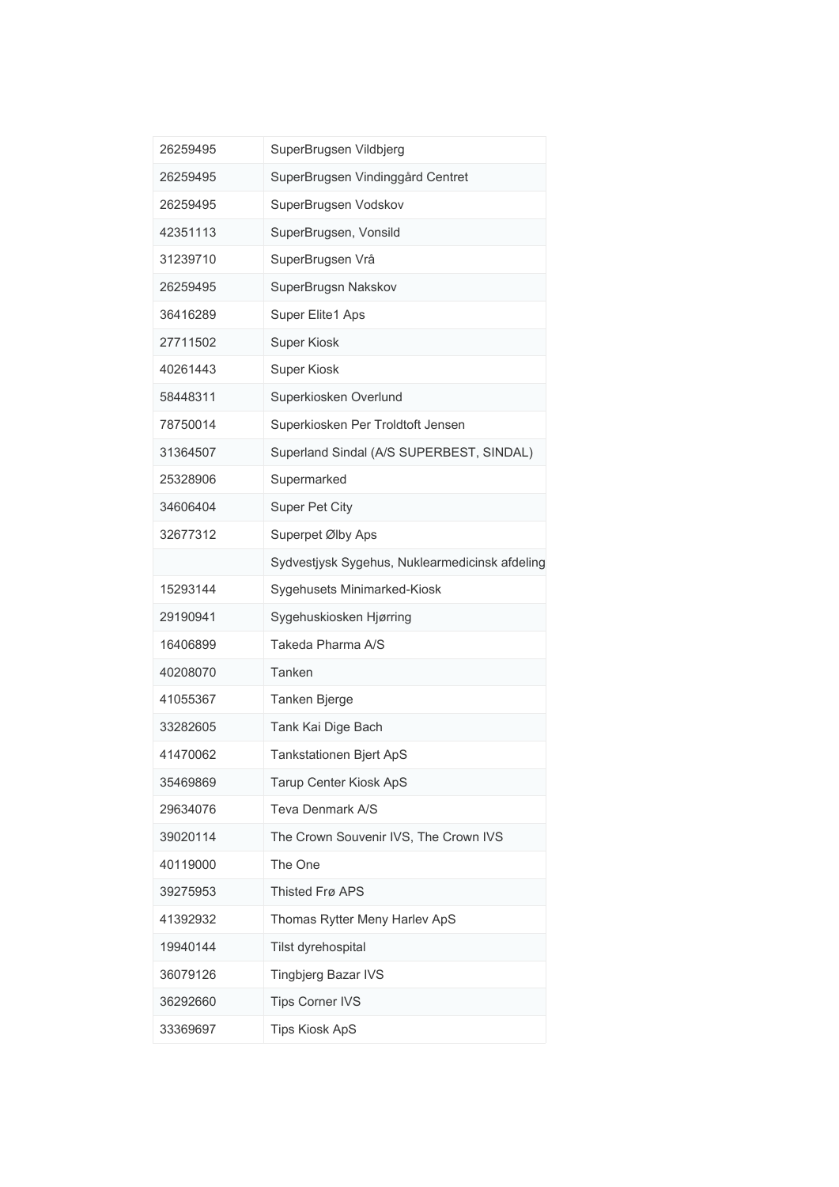| | |
|---|---|
| 26259495 | SuperBrugsen Vildbjerg |
| 26259495 | SuperBrugsen Vindinggård Centret |
| 26259495 | SuperBrugsen Vodskov |
| 42351113 | SuperBrugsen, Vonsild |
| 31239710 | SuperBrugsen Vrå |
| 26259495 | SuperBrugsn Nakskov |
| 36416289 | Super Elite1 Aps |
| 27711502 | Super Kiosk |
| 40261443 | Super Kiosk |
| 58448311 | Superkiosken Overlund |
| 78750014 | Superkiosken Per Troldtoft Jensen |
| 31364507 | Superland Sindal (A/S SUPERBEST, SINDAL) |
| 25328906 | Supermarked |
| 34606404 | Super Pet City |
| 32677312 | Superpet Ølby Aps |
| | Sydvestjysk Sygehus, Nuklearmedicinsk afdeling |
| 15293144 | Sygehusets Minimarked-Kiosk |
| 29190941 | Sygehuskiosken Hjørring |
| 16406899 | Takeda Pharma A/S |
| 40208070 | Tanken |
| 41055367 | Tanken Bjerge |
| 33282605 | Tank Kai Dige Bach |
| 41470062 | Tankstationen Bjert ApS |
| 35469869 | Tarup Center Kiosk ApS |
| 29634076 | Teva Denmark A/S |
| 39020114 | The Crown Souvenir IVS, The Crown IVS |
| 40119000 | The One |
| 39275953 | Thisted Frø APS |
| 41392932 | Thomas Rytter Meny Harlev ApS |
| 19940144 | Tilst dyrehospital |
| 36079126 | Tingbjerg Bazar IVS |
| 36292660 | Tips Corner IVS |
| 33369697 | Tips Kiosk ApS |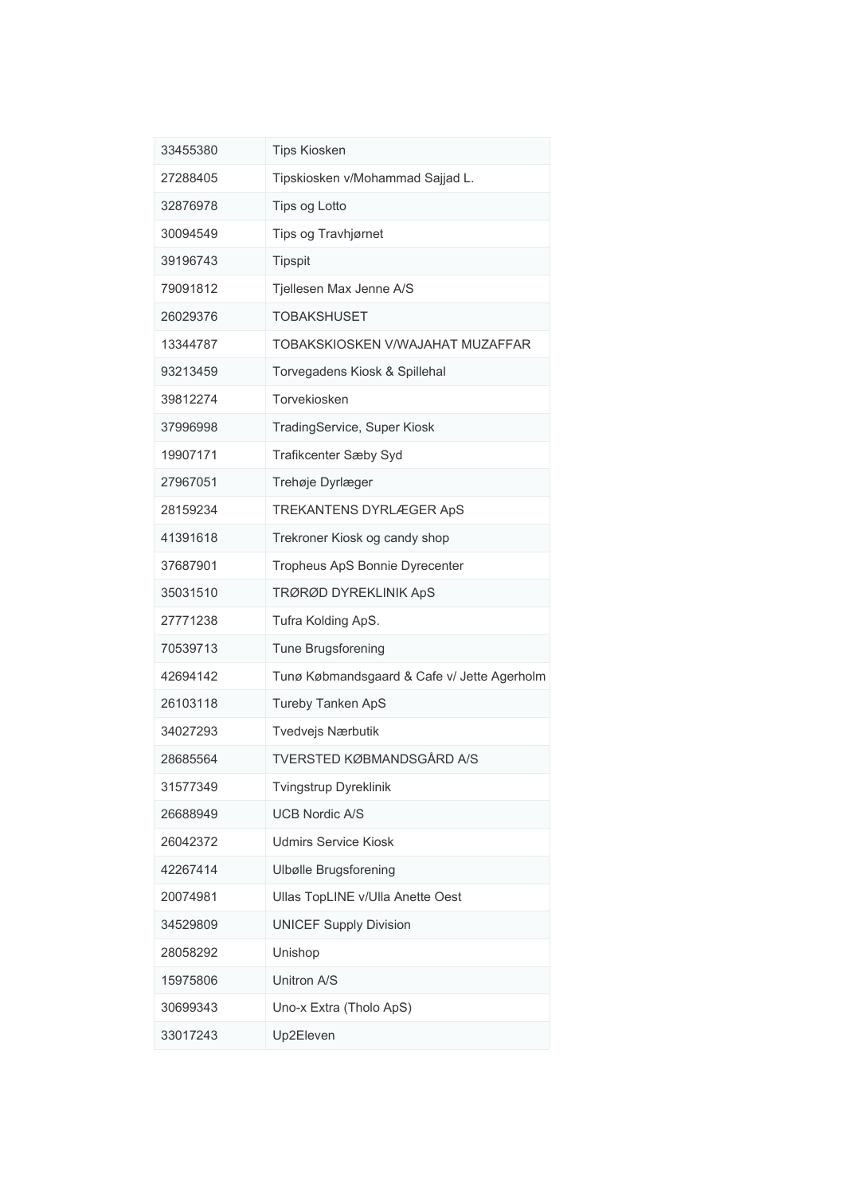| | |
|---|---|
| 33455380 | Tips Kiosken |
| 27288405 | Tipskiosken v/Mohammad Sajjad L. |
| 32876978 | Tips og Lotto |
| 30094549 | Tips og Travhjørnet |
| 39196743 | Tipspit |
| 79091812 | Tjellesen Max Jenne A/S |
| 26029376 | TOBAKSHUSET |
| 13344787 | TOBAKSKIOSKEN V/WAJAHAT MUZAFFAR |
| 93213459 | Torvegadens Kiosk & Spillehal |
| 39812274 | Torvekiosken |
| 37996998 | TradingService, Super Kiosk |
| 19907171 | Trafikcenter Sæby Syd |
| 27967051 | Trehøje Dyrlæger |
| 28159234 | TREKANTENS DYRLÆGER ApS |
| 41391618 | Trekroner Kiosk og candy shop |
| 37687901 | Tropheus ApS Bonnie Dyrecenter |
| 35031510 | TRØRØD DYREKLINIK ApS |
| 27771238 | Tufra Kolding ApS. |
| 70539713 | Tune Brugsforening |
| 42694142 | Tunø Købmandsgaard & Cafe v/ Jette Agerholm |
| 26103118 | Tureby Tanken ApS |
| 34027293 | Tvedvejs Nærbutik |
| 28685564 | TVERSTED KØBMANDSGÅRD A/S |
| 31577349 | Tvingstrup Dyreklinik |
| 26688949 | UCB Nordic A/S |
| 26042372 | Udmirs Service Kiosk |
| 42267414 | Ulbølle Brugsforening |
| 20074981 | Ullas TopLINE v/Ulla Anette Oest |
| 34529809 | UNICEF Supply Division |
| 28058292 | Unishop |
| 15975806 | Unitron A/S |
| 30699343 | Uno-x Extra (Tholo ApS) |
| 33017243 | Up2Eleven |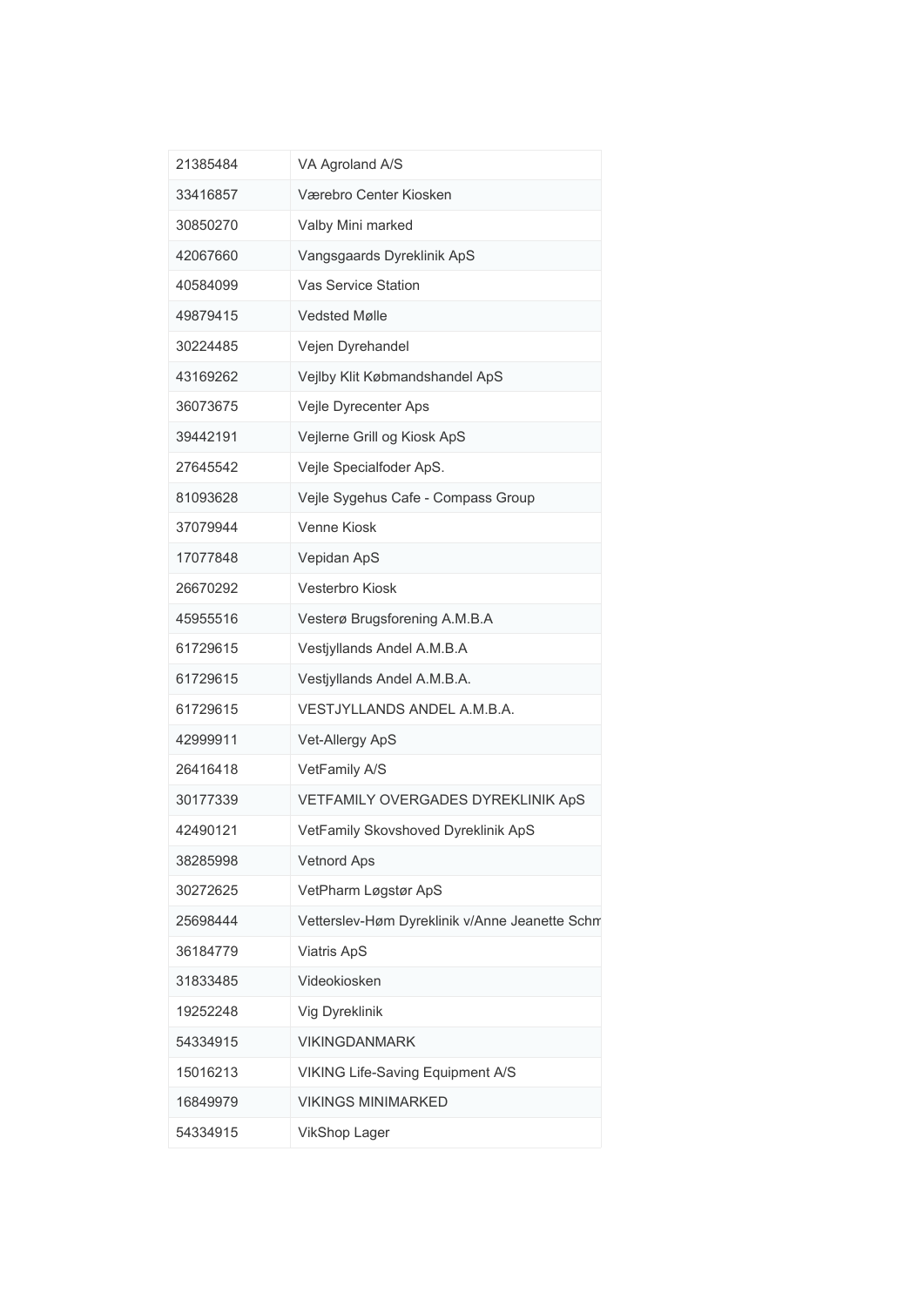| | |
|---|---|
| 21385484 | VA Agroland A/S |
| 33416857 | Værebro Center Kiosken |
| 30850270 | Valby Mini marked |
| 42067660 | Vangsgaards Dyreklinik ApS |
| 40584099 | Vas Service Station |
| 49879415 | Vedsted Mølle |
| 30224485 | Vejen Dyrehandel |
| 43169262 | Vejlby Klit Købmandshandel ApS |
| 36073675 | Vejle Dyrecenter Aps |
| 39442191 | Vejlerne Grill og Kiosk ApS |
| 27645542 | Vejle Specialfoder ApS. |
| 81093628 | Vejle Sygehus Cafe - Compass Group |
| 37079944 | Venne Kiosk |
| 17077848 | Vepidan ApS |
| 26670292 | Vesterbro Kiosk |
| 45955516 | Vesterø Brugsforening A.M.B.A |
| 61729615 | Vestjyllands Andel A.M.B.A |
| 61729615 | Vestjyllands Andel A.M.B.A. |
| 61729615 | VESTJYLLANDS ANDEL A.M.B.A. |
| 42999911 | Vet-Allergy ApS |
| 26416418 | VetFamily A/S |
| 30177339 | VETFAMILY OVERGADES DYREKLINIK ApS |
| 42490121 | VetFamily Skovshoved Dyreklinik ApS |
| 38285998 | Vetnord Aps |
| 30272625 | VetPharm Løgstør ApS |
| 25698444 | Vetterslev-Høm Dyreklinik v/Anne Jeanette Schm |
| 36184779 | Viatris ApS |
| 31833485 | Videokiosken |
| 19252248 | Vig Dyreklinik |
| 54334915 | VIKINGDANMARK |
| 15016213 | VIKING Life-Saving Equipment A/S |
| 16849979 | VIKINGS MINIMARKED |
| 54334915 | VikShop Lager |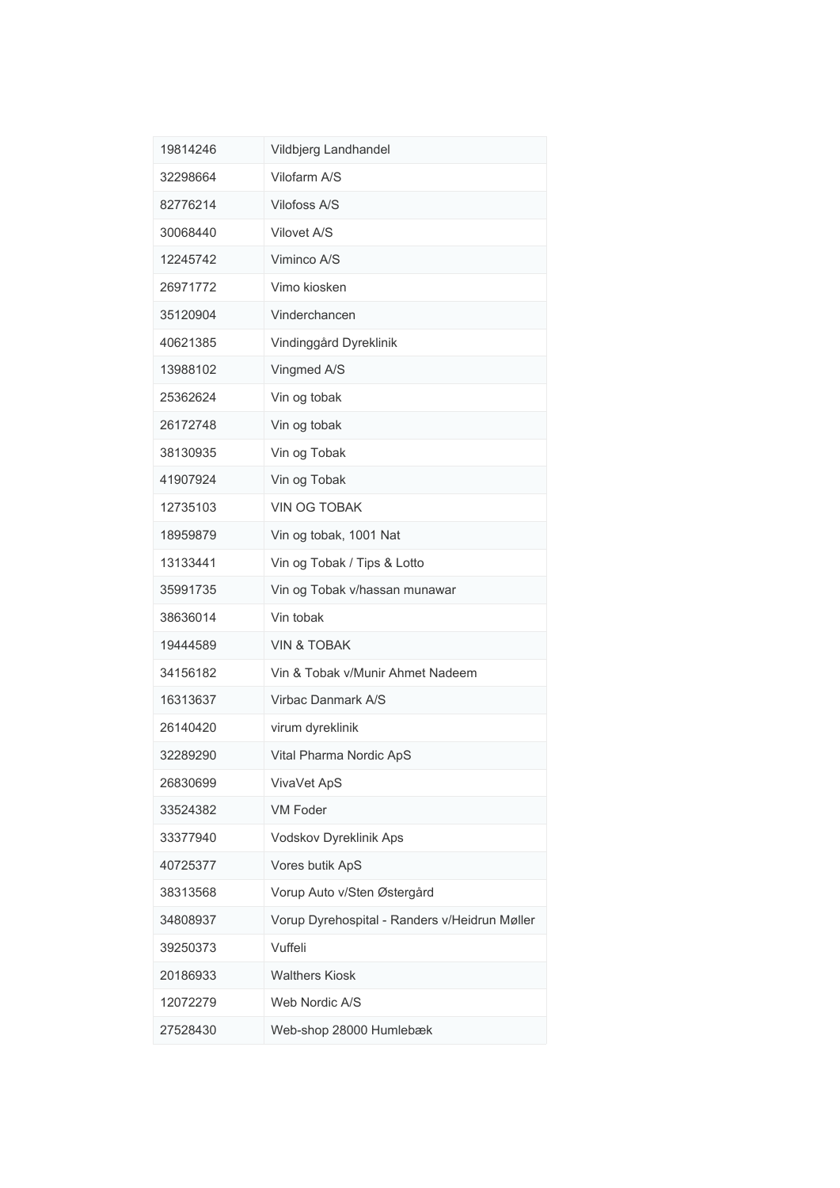| | |
|---|---|
| 19814246 | Vildbjerg Landhandel |
| 32298664 | Vilofarm A/S |
| 82776214 | Vilofoss A/S |
| 30068440 | Vilovet A/S |
| 12245742 | Viminco A/S |
| 26971772 | Vimo kiosken |
| 35120904 | Vinderchancen |
| 40621385 | Vindinggård Dyreklinik |
| 13988102 | Vingmed A/S |
| 25362624 | Vin og tobak |
| 26172748 | Vin og tobak |
| 38130935 | Vin og Tobak |
| 41907924 | Vin og Tobak |
| 12735103 | VIN OG TOBAK |
| 18959879 | Vin og tobak, 1001 Nat |
| 13133441 | Vin og Tobak / Tips & Lotto |
| 35991735 | Vin og Tobak v/hassan munawar |
| 38636014 | Vin tobak |
| 19444589 | VIN & TOBAK |
| 34156182 | Vin & Tobak v/Munir Ahmet Nadeem |
| 16313637 | Virbac Danmark A/S |
| 26140420 | virum dyreklinik |
| 32289290 | Vital Pharma Nordic ApS |
| 26830699 | VivaVet ApS |
| 33524382 | VM Foder |
| 33377940 | Vodskov Dyreklinik Aps |
| 40725377 | Vores butik ApS |
| 38313568 | Vorup Auto v/Sten Østergård |
| 34808937 | Vorup Dyrehospital - Randers v/Heidrun Møller |
| 39250373 | Vuffeli |
| 20186933 | Walthers Kiosk |
| 12072279 | Web Nordic A/S |
| 27528430 | Web-shop 28000 Humlebæk |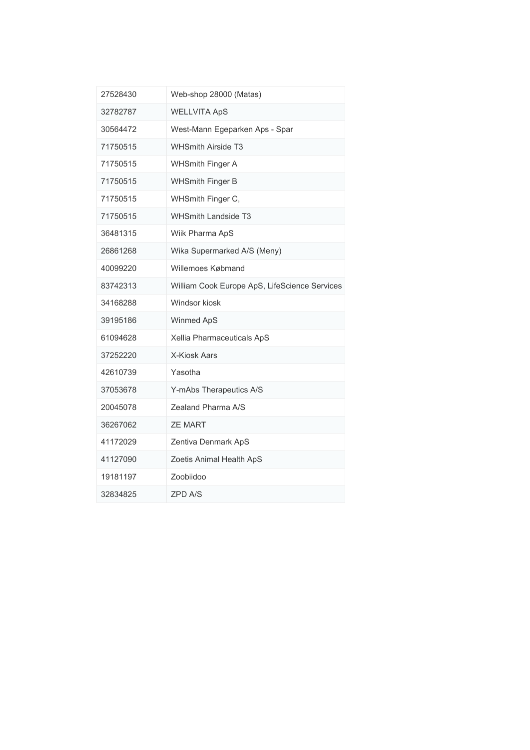| | |
|---|---|
| 27528430 | Web-shop 28000 (Matas) |
| 32782787 | WELLVITA ApS |
| 30564472 | West-Mann Egeparken Aps - Spar |
| 71750515 | WHSmith Airside T3 |
| 71750515 | WHSmith Finger A |
| 71750515 | WHSmith Finger B |
| 71750515 | WHSmith Finger C, |
| 71750515 | WHSmith Landside T3 |
| 36481315 | Wiik Pharma ApS |
| 26861268 | Wika Supermarked A/S (Meny) |
| 40099220 | Willemoes Købmand |
| 83742313 | William Cook Europe ApS, LifeScience Services |
| 34168288 | Windsor kiosk |
| 39195186 | Winmed ApS |
| 61094628 | Xellia Pharmaceuticals ApS |
| 37252220 | X-Kiosk Aars |
| 42610739 | Yasotha |
| 37053678 | Y-mAbs Therapeutics A/S |
| 20045078 | Zealand Pharma A/S |
| 36267062 | ZE MART |
| 41172029 | Zentiva Denmark ApS |
| 41127090 | Zoetis Animal Health ApS |
| 19181197 | Zoobiidoo |
| 32834825 | ZPD A/S |